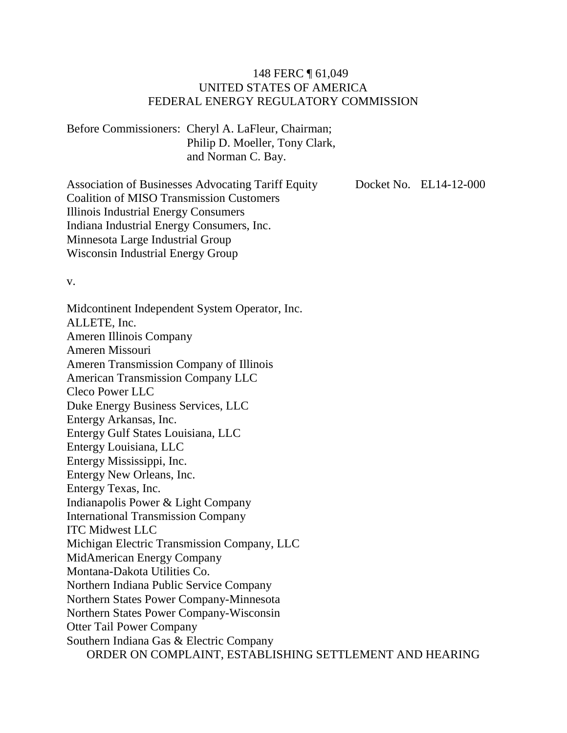148 FERC ¶ 61,049
UNITED STATES OF AMERICA
FEDERAL ENERGY REGULATORY COMMISSION

Before Commissioners: Cheryl A. LaFleur, Chairman;
Philip D. Moeller, Tony Clark,
and Norman C. Bay.

Association of Businesses Advocating Tariff Equity
Coalition of MISO Transmission Customers
Illinois Industrial Energy Consumers
Indiana Industrial Energy Consumers, Inc.
Minnesota Large Industrial Group
Wisconsin Industrial Energy Group

Docket No. EL14-12-000

v.

Midcontinent Independent System Operator, Inc.
ALLETE, Inc.
Ameren Illinois Company
Ameren Missouri
Ameren Transmission Company of Illinois
American Transmission Company LLC
Cleco Power LLC
Duke Energy Business Services, LLC
Entergy Arkansas, Inc.
Entergy Gulf States Louisiana, LLC
Entergy Louisiana, LLC
Entergy Mississippi, Inc.
Entergy New Orleans, Inc.
Entergy Texas, Inc.
Indianapolis Power & Light Company
International Transmission Company
ITC Midwest LLC
Michigan Electric Transmission Company, LLC
MidAmerican Energy Company
Montana-Dakota Utilities Co.
Northern Indiana Public Service Company
Northern States Power Company-Minnesota
Northern States Power Company-Wisconsin
Otter Tail Power Company
Southern Indiana Gas & Electric Company

ORDER ON COMPLAINT, ESTABLISHING SETTLEMENT AND HEARING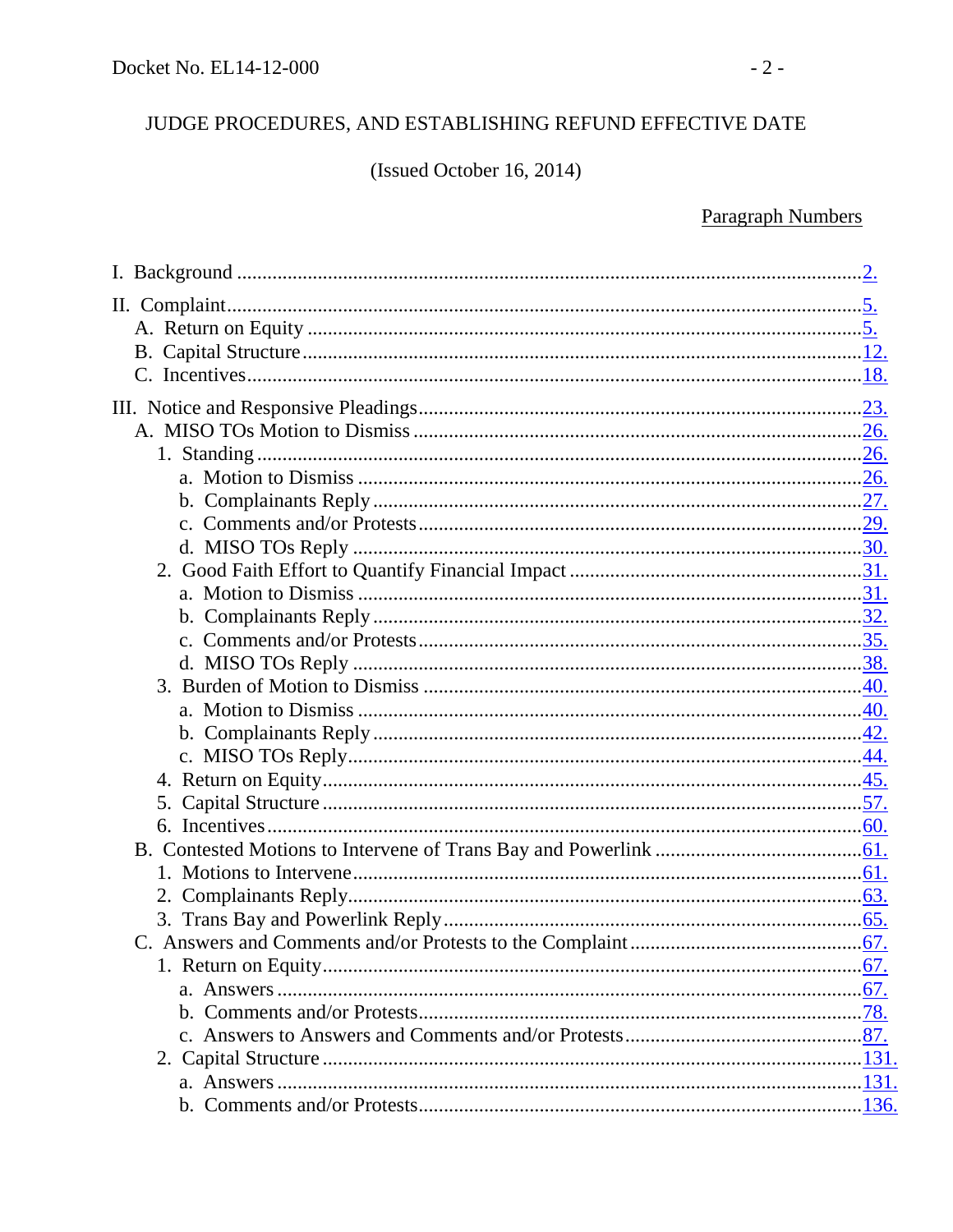JUDGE PROCEDURES, AND ESTABLISHING REFUND EFFECTIVE DATE

(Issued October 16, 2014)

Paragraph Numbers

I. Background .......... 2.

II. Complaint .......... 5.
  A. Return on Equity .......... 5.
  B. Capital Structure .......... 12.
  C. Incentives .......... 18.

III. Notice and Responsive Pleadings .......... 23.
  A. MISO TOs Motion to Dismiss .......... 26.
    1. Standing .......... 26.
      a. Motion to Dismiss .......... 26.
      b. Complainants Reply .......... 27.
      c. Comments and/or Protests .......... 29.
      d. MISO TOs Reply .......... 30.
    2. Good Faith Effort to Quantify Financial Impact .......... 31.
      a. Motion to Dismiss .......... 31.
      b. Complainants Reply .......... 32.
      c. Comments and/or Protests .......... 35.
      d. MISO TOs Reply .......... 38.
    3. Burden of Motion to Dismiss .......... 40.
      a. Motion to Dismiss .......... 40.
      b. Complainants Reply .......... 42.
      c. MISO TOs Reply .......... 44.
    4. Return on Equity .......... 45.
    5. Capital Structure .......... 57.
    6. Incentives .......... 60.
  B. Contested Motions to Intervene of Trans Bay and Powerlink .......... 61.
    1. Motions to Intervene .......... 61.
    2. Complainants Reply .......... 63.
    3. Trans Bay and Powerlink Reply .......... 65.
  C. Answers and Comments and/or Protests to the Complaint .......... 67.
    1. Return on Equity .......... 67.
      a. Answers .......... 67.
      b. Comments and/or Protests .......... 78.
      c. Answers to Answers and Comments and/or Protests .......... 87.
    2. Capital Structure .......... 131.
      a. Answers .......... 131.
      b. Comments and/or Protests .......... 136.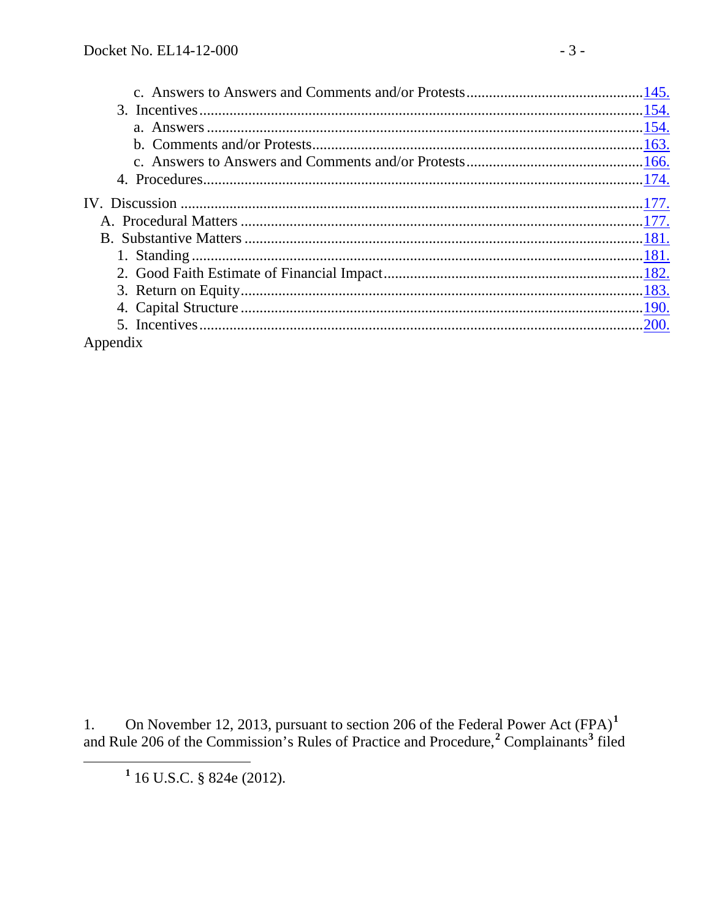c. Answers to Answers and Comments and/or Protests....................................................145.
3. Incentives....................................................................................................................154.
a. Answers....................................................................................................................154.
b. Comments and/or Protests.......................................................................................163.
c. Answers to Answers and Comments and/or Protests....................................................166.
4. Procedures...................................................................................................................174.

IV. Discussion ..................................................................................................................177.
A. Procedural Matters ......................................................................................................177.
B. Substantive Matters .....................................................................................................181.
1. Standing.......................................................................................................................181.
2. Good Faith Estimate of Financial Impact.....................................................................182.
3. Return on Equity..........................................................................................................183.
4. Capital Structure ..........................................................................................................190.
5. Incentives.....................................................................................................................200.

Appendix

1. On November 12, 2013, pursuant to section 206 of the Federal Power Act (FPA)[1] and Rule 206 of the Commission's Rules of Practice and Procedure,[2] Complainants[3] filed

[1] 16 U.S.C. § 824e (2012).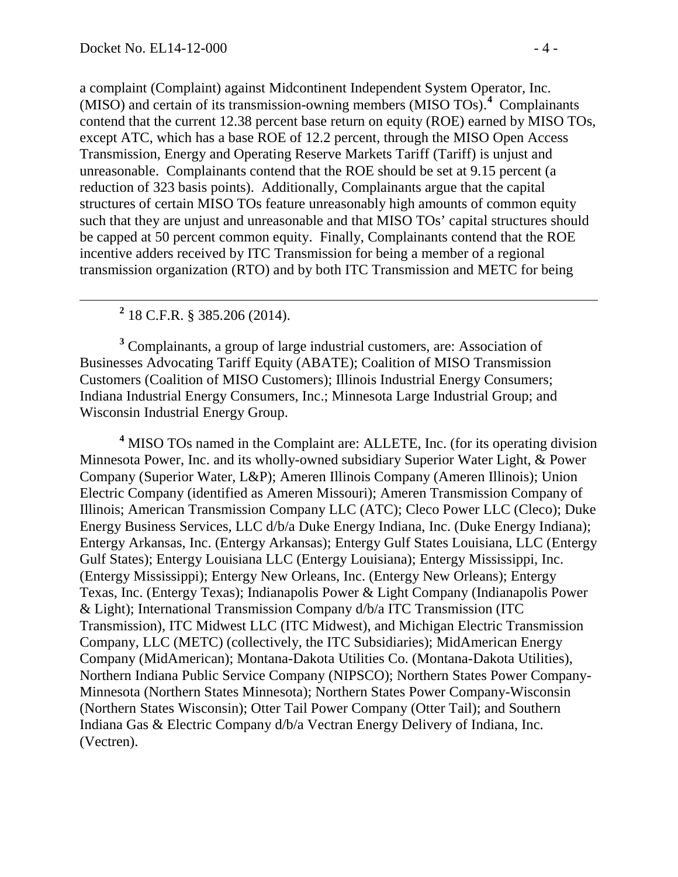a complaint (Complaint) against Midcontinent Independent System Operator, Inc. (MISO) and certain of its transmission-owning members (MISO TOs).[4] Complainants contend that the current 12.38 percent base return on equity (ROE) earned by MISO TOs, except ATC, which has a base ROE of 12.2 percent, through the MISO Open Access Transmission, Energy and Operating Reserve Markets Tariff (Tariff) is unjust and unreasonable. Complainants contend that the ROE should be set at 9.15 percent (a reduction of 323 basis points). Additionally, Complainants argue that the capital structures of certain MISO TOs feature unreasonably high amounts of common equity such that they are unjust and unreasonable and that MISO TOs' capital structures should be capped at 50 percent common equity. Finally, Complainants contend that the ROE incentive adders received by ITC Transmission for being a member of a regional transmission organization (RTO) and by both ITC Transmission and METC for being

---

[2] 18 C.F.R. § 385.206 (2014).

[3] Complainants, a group of large industrial customers, are: Association of Businesses Advocating Tariff Equity (ABATE); Coalition of MISO Transmission Customers (Coalition of MISO Customers); Illinois Industrial Energy Consumers; Indiana Industrial Energy Consumers, Inc.; Minnesota Large Industrial Group; and Wisconsin Industrial Energy Group.

[4] MISO TOs named in the Complaint are: ALLETE, Inc. (for its operating division Minnesota Power, Inc. and its wholly-owned subsidiary Superior Water Light, & Power Company (Superior Water, L&P); Ameren Illinois Company (Ameren Illinois); Union Electric Company (identified as Ameren Missouri); Ameren Transmission Company of Illinois; American Transmission Company LLC (ATC); Cleco Power LLC (Cleco); Duke Energy Business Services, LLC d/b/a Duke Energy Indiana, Inc. (Duke Energy Indiana); Entergy Arkansas, Inc. (Entergy Arkansas); Entergy Gulf States Louisiana, LLC (Entergy Gulf States); Entergy Louisiana LLC (Entergy Louisiana); Entergy Mississippi, Inc. (Entergy Mississippi); Entergy New Orleans, Inc. (Entergy New Orleans); Entergy Texas, Inc. (Entergy Texas); Indianapolis Power & Light Company (Indianapolis Power & Light); International Transmission Company d/b/a ITC Transmission (ITC Transmission), ITC Midwest LLC (ITC Midwest), and Michigan Electric Transmission Company, LLC (METC) (collectively, the ITC Subsidiaries); MidAmerican Energy Company (MidAmerican); Montana-Dakota Utilities Co. (Montana-Dakota Utilities), Northern Indiana Public Service Company (NIPSCO); Northern States Power Company-Minnesota (Northern States Minnesota); Northern States Power Company-Wisconsin (Northern States Wisconsin); Otter Tail Power Company (Otter Tail); and Southern Indiana Gas & Electric Company d/b/a Vectran Energy Delivery of Indiana, Inc. (Vectren).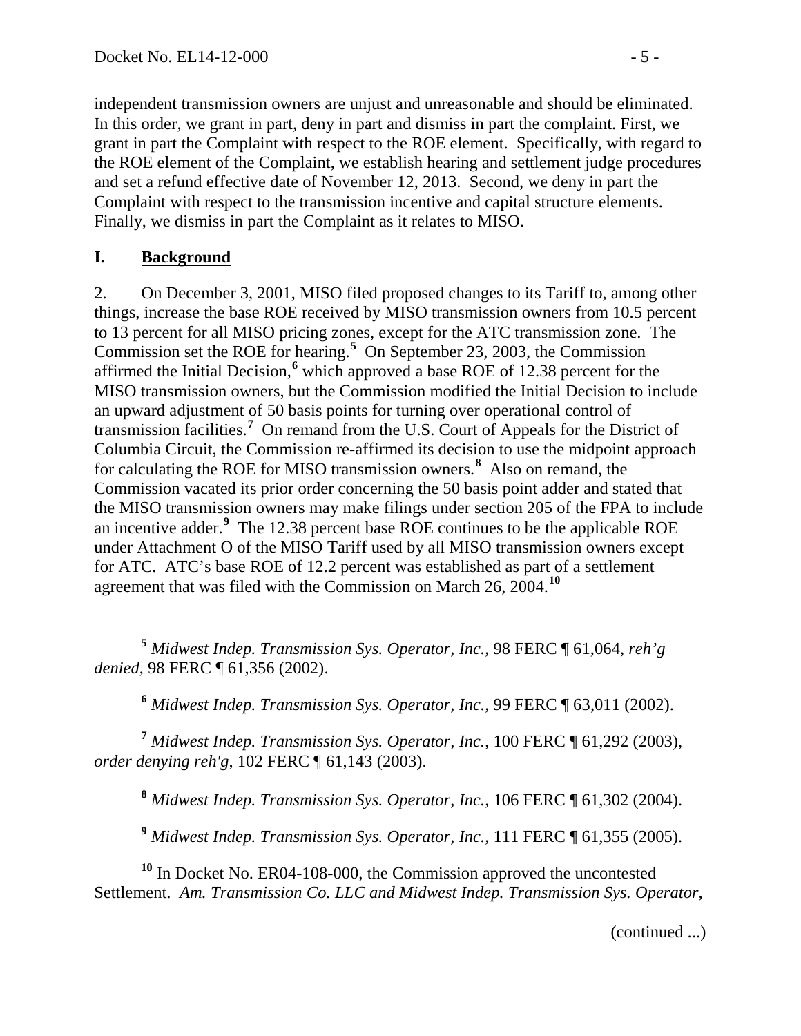independent transmission owners are unjust and unreasonable and should be eliminated. In this order, we grant in part, deny in part and dismiss in part the complaint. First, we grant in part the Complaint with respect to the ROE element. Specifically, with regard to the ROE element of the Complaint, we establish hearing and settlement judge procedures and set a refund effective date of November 12, 2013. Second, we deny in part the Complaint with respect to the transmission incentive and capital structure elements. Finally, we dismiss in part the Complaint as it relates to MISO.

## I. **Background**

2. On December 3, 2001, MISO filed proposed changes to its Tariff to, among other things, increase the base ROE received by MISO transmission owners from 10.5 percent to 13 percent for all MISO pricing zones, except for the ATC transmission zone. The Commission set the ROE for hearing.[5] On September 23, 2003, the Commission affirmed the Initial Decision,[6] which approved a base ROE of 12.38 percent for the MISO transmission owners, but the Commission modified the Initial Decision to include an upward adjustment of 50 basis points for turning over operational control of transmission facilities.[7] On remand from the U.S. Court of Appeals for the District of Columbia Circuit, the Commission re-affirmed its decision to use the midpoint approach for calculating the ROE for MISO transmission owners.[8] Also on remand, the Commission vacated its prior order concerning the 50 basis point adder and stated that the MISO transmission owners may make filings under section 205 of the FPA to include an incentive adder.[9] The 12.38 percent base ROE continues to be the applicable ROE under Attachment O of the MISO Tariff used by all MISO transmission owners except for ATC. ATC's base ROE of 12.2 percent was established as part of a settlement agreement that was filed with the Commission on March 26, 2004.[10]

[5] *Midwest Indep. Transmission Sys. Operator, Inc.*, 98 FERC ¶ 61,064, *reh'g denied*, 98 FERC ¶ 61,356 (2002).

[6] *Midwest Indep. Transmission Sys. Operator, Inc.*, 99 FERC ¶ 63,011 (2002).

[7] *Midwest Indep. Transmission Sys. Operator, Inc.*, 100 FERC ¶ 61,292 (2003), *order denying reh'g*, 102 FERC ¶ 61,143 (2003).

[8] *Midwest Indep. Transmission Sys. Operator, Inc.*, 106 FERC ¶ 61,302 (2004).

[9] *Midwest Indep. Transmission Sys. Operator, Inc.*, 111 FERC ¶ 61,355 (2005).

[10] In Docket No. ER04-108-000, the Commission approved the uncontested Settlement. *Am. Transmission Co. LLC and Midwest Indep. Transmission Sys. Operator,*

(continued ...)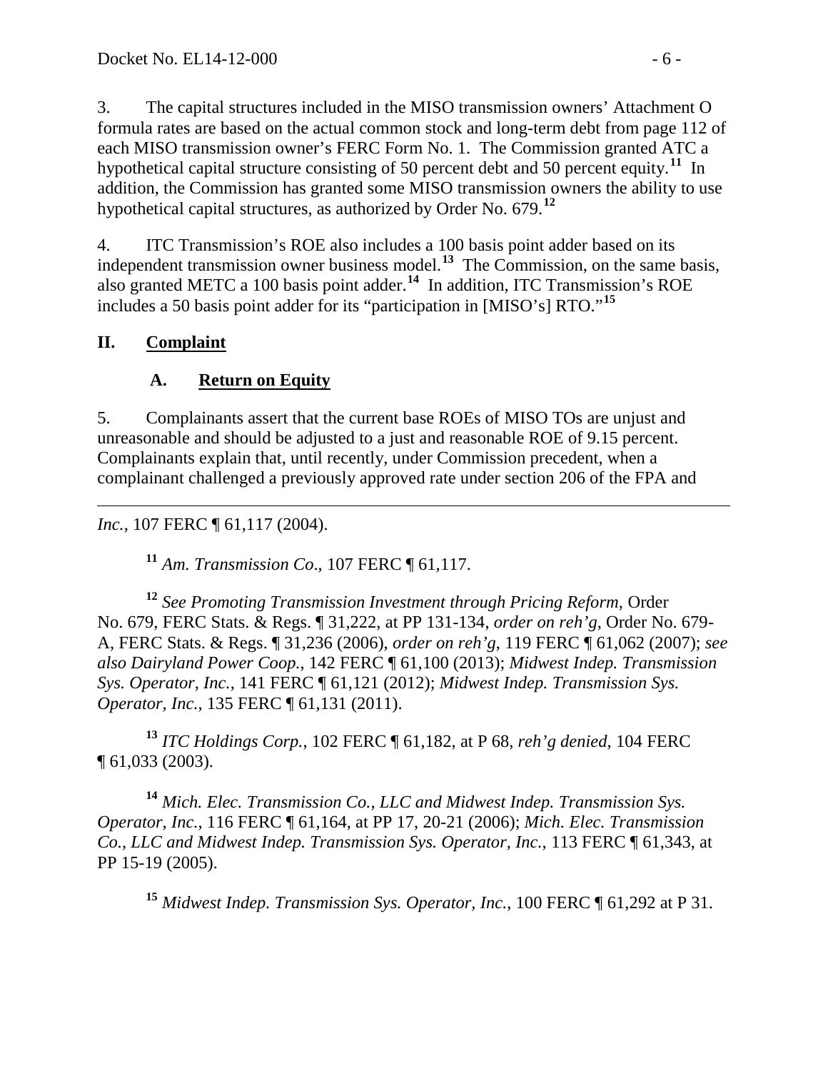3. The capital structures included in the MISO transmission owners' Attachment O formula rates are based on the actual common stock and long-term debt from page 112 of each MISO transmission owner's FERC Form No. 1. The Commission granted ATC a hypothetical capital structure consisting of 50 percent debt and 50 percent equity.[11] In addition, the Commission has granted some MISO transmission owners the ability to use hypothetical capital structures, as authorized by Order No. 679.[12]

4. ITC Transmission's ROE also includes a 100 basis point adder based on its independent transmission owner business model.[13] The Commission, on the same basis, also granted METC a 100 basis point adder.[14] In addition, ITC Transmission's ROE includes a 50 basis point adder for its "participation in [MISO's] RTO."[15]

## II. Complaint

### A. Return on Equity

5. Complainants assert that the current base ROEs of MISO TOs are unjust and unreasonable and should be adjusted to a just and reasonable ROE of 9.15 percent. Complainants explain that, until recently, under Commission precedent, when a complainant challenged a previously approved rate under section 206 of the FPA and

---

*Inc.*, 107 FERC ¶ 61,117 (2004).

[11] *Am. Transmission Co.*, 107 FERC ¶ 61,117.

[12] *See Promoting Transmission Investment through Pricing Reform*, Order No. 679, FERC Stats. & Regs. ¶ 31,222, at PP 131-134, *order on reh'g*, Order No. 679-A, FERC Stats. & Regs. ¶ 31,236 (2006), *order on reh'g*, 119 FERC ¶ 61,062 (2007); *see also Dairyland Power Coop.*, 142 FERC ¶ 61,100 (2013); *Midwest Indep. Transmission Sys. Operator, Inc.*, 141 FERC ¶ 61,121 (2012); *Midwest Indep. Transmission Sys. Operator, Inc.*, 135 FERC ¶ 61,131 (2011).

[13] *ITC Holdings Corp.*, 102 FERC ¶ 61,182, at P 68, *reh'g denied*, 104 FERC ¶ 61,033 (2003).

[14] *Mich. Elec. Transmission Co., LLC and Midwest Indep. Transmission Sys. Operator, Inc.*, 116 FERC ¶ 61,164, at PP 17, 20-21 (2006); *Mich. Elec. Transmission Co., LLC and Midwest Indep. Transmission Sys. Operator, Inc.*, 113 FERC ¶ 61,343, at PP 15-19 (2005).

[15] *Midwest Indep. Transmission Sys. Operator, Inc.*, 100 FERC ¶ 61,292 at P 31.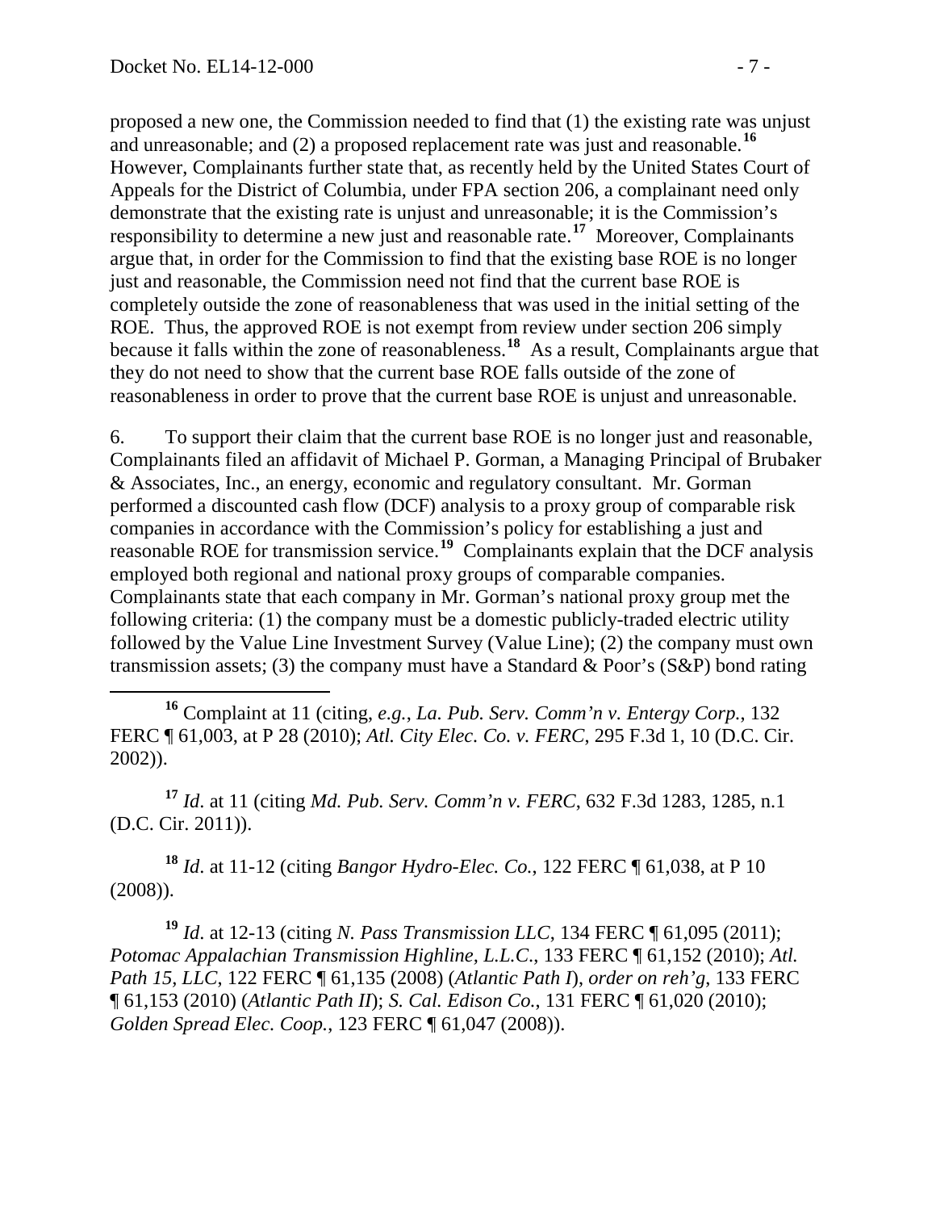proposed a new one, the Commission needed to find that (1) the existing rate was unjust and unreasonable; and (2) a proposed replacement rate was just and reasonable.[16] However, Complainants further state that, as recently held by the United States Court of Appeals for the District of Columbia, under FPA section 206, a complainant need only demonstrate that the existing rate is unjust and unreasonable; it is the Commission's responsibility to determine a new just and reasonable rate.[17] Moreover, Complainants argue that, in order for the Commission to find that the existing base ROE is no longer just and reasonable, the Commission need not find that the current base ROE is completely outside the zone of reasonableness that was used in the initial setting of the ROE. Thus, the approved ROE is not exempt from review under section 206 simply because it falls within the zone of reasonableness.[18] As a result, Complainants argue that they do not need to show that the current base ROE falls outside of the zone of reasonableness in order to prove that the current base ROE is unjust and unreasonable.

6. To support their claim that the current base ROE is no longer just and reasonable, Complainants filed an affidavit of Michael P. Gorman, a Managing Principal of Brubaker & Associates, Inc., an energy, economic and regulatory consultant. Mr. Gorman performed a discounted cash flow (DCF) analysis to a proxy group of comparable risk companies in accordance with the Commission's policy for establishing a just and reasonable ROE for transmission service.[19] Complainants explain that the DCF analysis employed both regional and national proxy groups of comparable companies. Complainants state that each company in Mr. Gorman's national proxy group met the following criteria: (1) the company must be a domestic publicly-traded electric utility followed by the Value Line Investment Survey (Value Line); (2) the company must own transmission assets; (3) the company must have a Standard & Poor's (S&P) bond rating

---

[16] Complaint at 11 (citing, *e.g.*, *La. Pub. Serv. Comm'n v. Entergy Corp.*, 132 FERC ¶ 61,003, at P 28 (2010); *Atl. City Elec. Co. v. FERC*, 295 F.3d 1, 10 (D.C. Cir. 2002)).

[17] *Id*. at 11 (citing *Md. Pub. Serv. Comm'n v. FERC*, 632 F.3d 1283, 1285, n.1 (D.C. Cir. 2011)).

[18] *Id*. at 11-12 (citing *Bangor Hydro-Elec. Co.*, 122 FERC ¶ 61,038, at P 10 (2008)).

[19] *Id*. at 12-13 (citing *N. Pass Transmission LLC*, 134 FERC ¶ 61,095 (2011); *Potomac Appalachian Transmission Highline, L.L.C.*, 133 FERC ¶ 61,152 (2010); *Atl. Path 15, LLC*, 122 FERC ¶ 61,135 (2008) (*Atlantic Path I*), *order on reh'g*, 133 FERC ¶ 61,153 (2010) (*Atlantic Path II*); *S. Cal. Edison Co.*, 131 FERC ¶ 61,020 (2010); *Golden Spread Elec. Coop.*, 123 FERC ¶ 61,047 (2008)).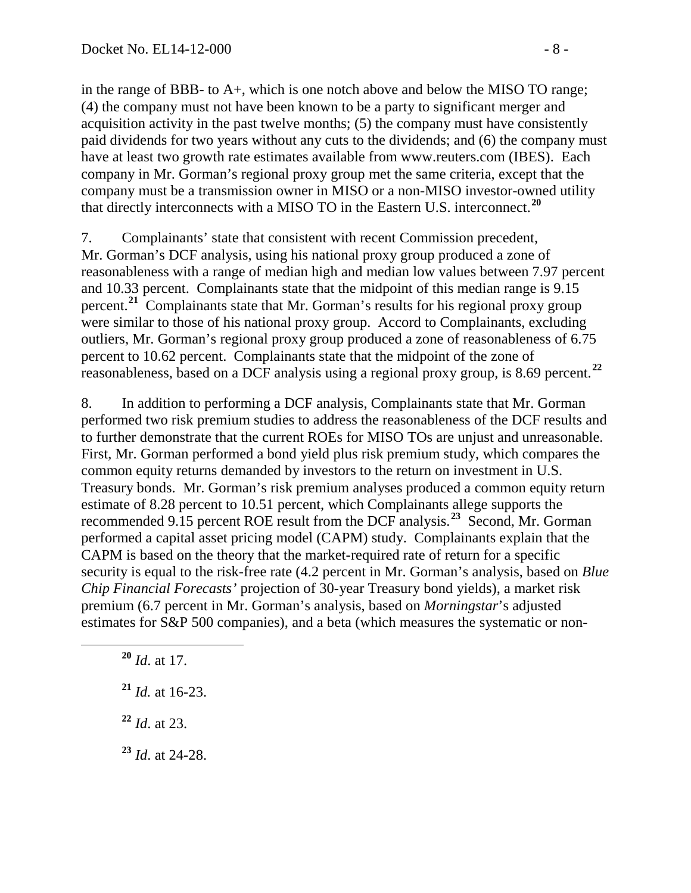in the range of BBB- to A+, which is one notch above and below the MISO TO range; (4) the company must not have been known to be a party to significant merger and acquisition activity in the past twelve months; (5) the company must have consistently paid dividends for two years without any cuts to the dividends; and (6) the company must have at least two growth rate estimates available from www.reuters.com (IBES). Each company in Mr. Gorman's regional proxy group met the same criteria, except that the company must be a transmission owner in MISO or a non-MISO investor-owned utility that directly interconnects with a MISO TO in the Eastern U.S. interconnect.[20]

7. Complainants' state that consistent with recent Commission precedent, Mr. Gorman's DCF analysis, using his national proxy group produced a zone of reasonableness with a range of median high and median low values between 7.97 percent and 10.33 percent. Complainants state that the midpoint of this median range is 9.15 percent.[21] Complainants state that Mr. Gorman's results for his regional proxy group were similar to those of his national proxy group. Accord to Complainants, excluding outliers, Mr. Gorman's regional proxy group produced a zone of reasonableness of 6.75 percent to 10.62 percent. Complainants state that the midpoint of the zone of reasonableness, based on a DCF analysis using a regional proxy group, is 8.69 percent.[22]

8. In addition to performing a DCF analysis, Complainants state that Mr. Gorman performed two risk premium studies to address the reasonableness of the DCF results and to further demonstrate that the current ROEs for MISO TOs are unjust and unreasonable. First, Mr. Gorman performed a bond yield plus risk premium study, which compares the common equity returns demanded by investors to the return on investment in U.S. Treasury bonds. Mr. Gorman's risk premium analyses produced a common equity return estimate of 8.28 percent to 10.51 percent, which Complainants allege supports the recommended 9.15 percent ROE result from the DCF analysis.[23] Second, Mr. Gorman performed a capital asset pricing model (CAPM) study. Complainants explain that the CAPM is based on the theory that the market-required rate of return for a specific security is equal to the risk-free rate (4.2 percent in Mr. Gorman's analysis, based on *Blue Chip Financial Forecasts'* projection of 30-year Treasury bond yields), a market risk premium (6.7 percent in Mr. Gorman's analysis, based on *Morningstar*'s adjusted estimates for S&P 500 companies), and a beta (which measures the systematic or non-

---

[20] *Id*. at 17.

[21] *Id.* at 16-23.

[22] *Id*. at 23.

[23] *Id*. at 24-28.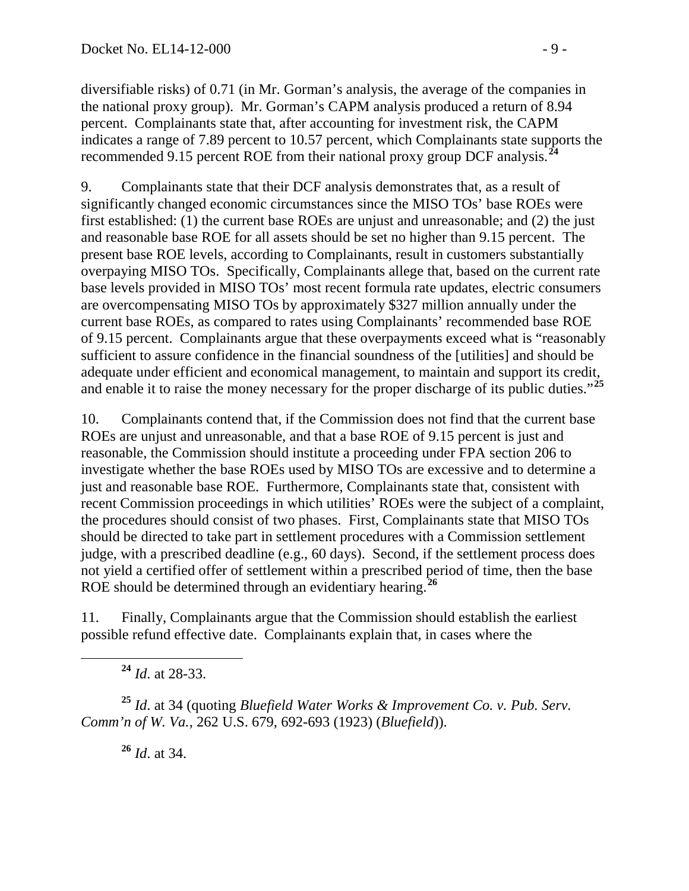diversifiable risks) of 0.71 (in Mr. Gorman's analysis, the average of the companies in the national proxy group). Mr. Gorman's CAPM analysis produced a return of 8.94 percent. Complainants state that, after accounting for investment risk, the CAPM indicates a range of 7.89 percent to 10.57 percent, which Complainants state supports the recommended 9.15 percent ROE from their national proxy group DCF analysis.[24]

9. Complainants state that their DCF analysis demonstrates that, as a result of significantly changed economic circumstances since the MISO TOs' base ROEs were first established: (1) the current base ROEs are unjust and unreasonable; and (2) the just and reasonable base ROE for all assets should be set no higher than 9.15 percent. The present base ROE levels, according to Complainants, result in customers substantially overpaying MISO TOs. Specifically, Complainants allege that, based on the current rate base levels provided in MISO TOs' most recent formula rate updates, electric consumers are overcompensating MISO TOs by approximately $327 million annually under the current base ROEs, as compared to rates using Complainants' recommended base ROE of 9.15 percent. Complainants argue that these overpayments exceed what is "reasonably sufficient to assure confidence in the financial soundness of the [utilities] and should be adequate under efficient and economical management, to maintain and support its credit, and enable it to raise the money necessary for the proper discharge of its public duties."[25]

10. Complainants contend that, if the Commission does not find that the current base ROEs are unjust and unreasonable, and that a base ROE of 9.15 percent is just and reasonable, the Commission should institute a proceeding under FPA section 206 to investigate whether the base ROEs used by MISO TOs are excessive and to determine a just and reasonable base ROE. Furthermore, Complainants state that, consistent with recent Commission proceedings in which utilities' ROEs were the subject of a complaint, the procedures should consist of two phases. First, Complainants state that MISO TOs should be directed to take part in settlement procedures with a Commission settlement judge, with a prescribed deadline (e.g., 60 days). Second, if the settlement process does not yield a certified offer of settlement within a prescribed period of time, then the base ROE should be determined through an evidentiary hearing.[26]

11. Finally, Complainants argue that the Commission should establish the earliest possible refund effective date. Complainants explain that, in cases where the

---

[24] *Id*. at 28-33.

[25] *Id*. at 34 (quoting *Bluefield Water Works & Improvement Co. v. Pub. Serv. Comm'n of W. Va.*, 262 U.S. 679, 692-693 (1923) (*Bluefield*)).

[26] *Id*. at 34.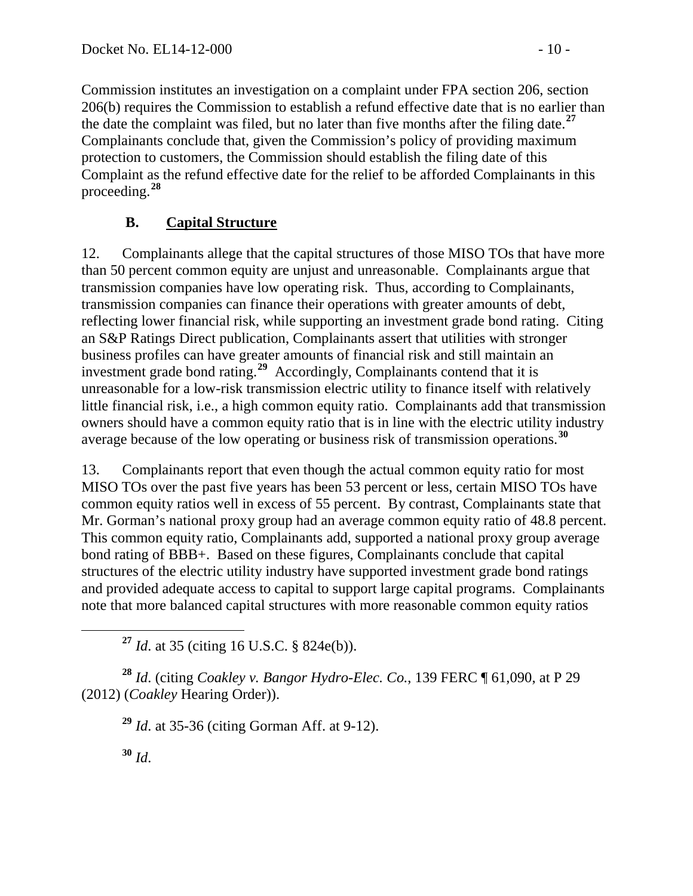Commission institutes an investigation on a complaint under FPA section 206, section 206(b) requires the Commission to establish a refund effective date that is no earlier than the date the complaint was filed, but no later than five months after the filing date.[27] Complainants conclude that, given the Commission's policy of providing maximum protection to customers, the Commission should establish the filing date of this Complaint as the refund effective date for the relief to be afforded Complainants in this proceeding.[28]

## B. Capital Structure

12. Complainants allege that the capital structures of those MISO TOs that have more than 50 percent common equity are unjust and unreasonable. Complainants argue that transmission companies have low operating risk. Thus, according to Complainants, transmission companies can finance their operations with greater amounts of debt, reflecting lower financial risk, while supporting an investment grade bond rating. Citing an S&P Ratings Direct publication, Complainants assert that utilities with stronger business profiles can have greater amounts of financial risk and still maintain an investment grade bond rating.[29] Accordingly, Complainants contend that it is unreasonable for a low-risk transmission electric utility to finance itself with relatively little financial risk, i.e., a high common equity ratio. Complainants add that transmission owners should have a common equity ratio that is in line with the electric utility industry average because of the low operating or business risk of transmission operations.[30]

13. Complainants report that even though the actual common equity ratio for most MISO TOs over the past five years has been 53 percent or less, certain MISO TOs have common equity ratios well in excess of 55 percent. By contrast, Complainants state that Mr. Gorman's national proxy group had an average common equity ratio of 48.8 percent. This common equity ratio, Complainants add, supported a national proxy group average bond rating of BBB+. Based on these figures, Complainants conclude that capital structures of the electric utility industry have supported investment grade bond ratings and provided adequate access to capital to support large capital programs. Complainants note that more balanced capital structures with more reasonable common equity ratios

---

[27] *Id*. at 35 (citing 16 U.S.C. § 824e(b)).

[28] *Id*. (citing *Coakley v. Bangor Hydro-Elec. Co.*, 139 FERC ¶ 61,090, at P 29 (2012) (*Coakley* Hearing Order)).

[29] *Id*. at 35-36 (citing Gorman Aff. at 9-12).

[30] *Id*.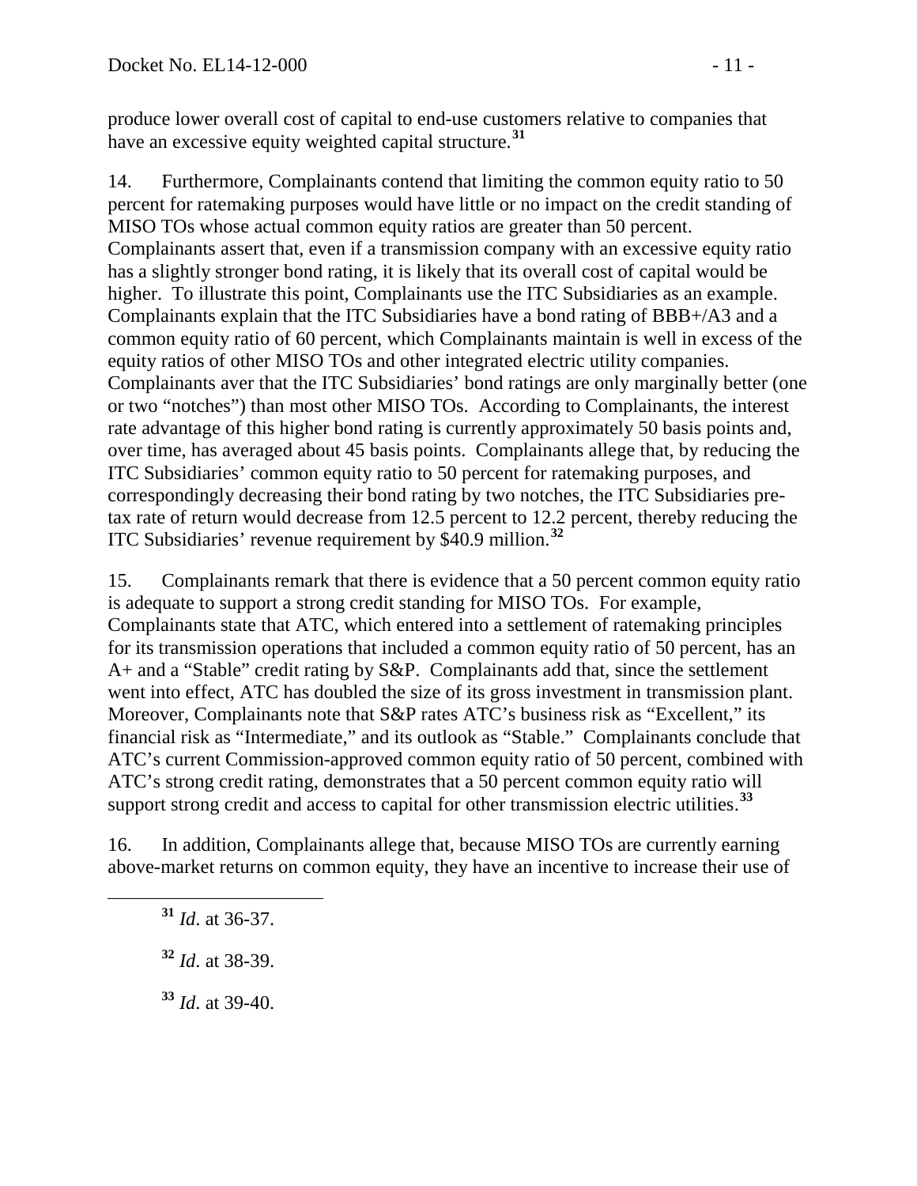produce lower overall cost of capital to end-use customers relative to companies that have an excessive equity weighted capital structure.[31]

14. Furthermore, Complainants contend that limiting the common equity ratio to 50 percent for ratemaking purposes would have little or no impact on the credit standing of MISO TOs whose actual common equity ratios are greater than 50 percent. Complainants assert that, even if a transmission company with an excessive equity ratio has a slightly stronger bond rating, it is likely that its overall cost of capital would be higher. To illustrate this point, Complainants use the ITC Subsidiaries as an example. Complainants explain that the ITC Subsidiaries have a bond rating of BBB+/A3 and a common equity ratio of 60 percent, which Complainants maintain is well in excess of the equity ratios of other MISO TOs and other integrated electric utility companies. Complainants aver that the ITC Subsidiaries' bond ratings are only marginally better (one or two "notches") than most other MISO TOs. According to Complainants, the interest rate advantage of this higher bond rating is currently approximately 50 basis points and, over time, has averaged about 45 basis points. Complainants allege that, by reducing the ITC Subsidiaries' common equity ratio to 50 percent for ratemaking purposes, and correspondingly decreasing their bond rating by two notches, the ITC Subsidiaries pre-tax rate of return would decrease from 12.5 percent to 12.2 percent, thereby reducing the ITC Subsidiaries' revenue requirement by $40.9 million.[32]

15. Complainants remark that there is evidence that a 50 percent common equity ratio is adequate to support a strong credit standing for MISO TOs. For example, Complainants state that ATC, which entered into a settlement of ratemaking principles for its transmission operations that included a common equity ratio of 50 percent, has an A+ and a "Stable" credit rating by S&P. Complainants add that, since the settlement went into effect, ATC has doubled the size of its gross investment in transmission plant. Moreover, Complainants note that S&P rates ATC's business risk as "Excellent," its financial risk as "Intermediate," and its outlook as "Stable." Complainants conclude that ATC's current Commission-approved common equity ratio of 50 percent, combined with ATC's strong credit rating, demonstrates that a 50 percent common equity ratio will support strong credit and access to capital for other transmission electric utilities.[33]

16. In addition, Complainants allege that, because MISO TOs are currently earning above-market returns on common equity, they have an incentive to increase their use of

[31] *Id*. at 36-37.

[32] *Id*. at 38-39.

[33] *Id*. at 39-40.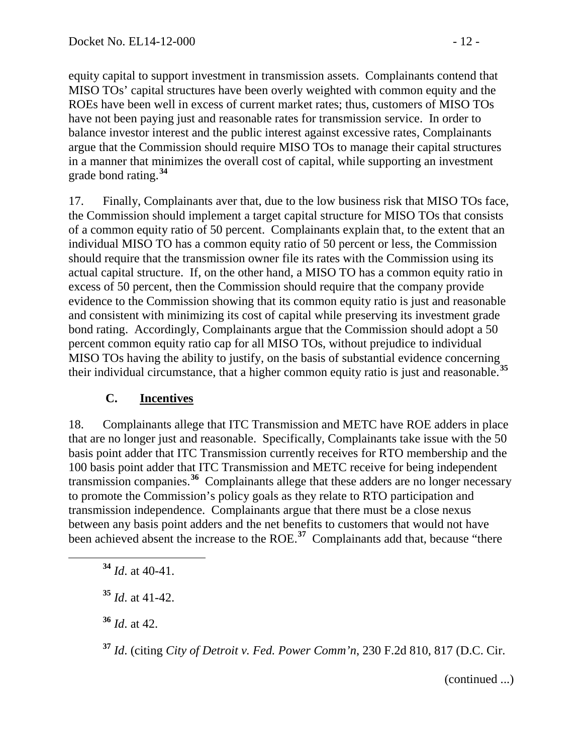equity capital to support investment in transmission assets. Complainants contend that MISO TOs' capital structures have been overly weighted with common equity and the ROEs have been well in excess of current market rates; thus, customers of MISO TOs have not been paying just and reasonable rates for transmission service. In order to balance investor interest and the public interest against excessive rates, Complainants argue that the Commission should require MISO TOs to manage their capital structures in a manner that minimizes the overall cost of capital, while supporting an investment grade bond rating.[34]

17. Finally, Complainants aver that, due to the low business risk that MISO TOs face, the Commission should implement a target capital structure for MISO TOs that consists of a common equity ratio of 50 percent. Complainants explain that, to the extent that an individual MISO TO has a common equity ratio of 50 percent or less, the Commission should require that the transmission owner file its rates with the Commission using its actual capital structure. If, on the other hand, a MISO TO has a common equity ratio in excess of 50 percent, then the Commission should require that the company provide evidence to the Commission showing that its common equity ratio is just and reasonable and consistent with minimizing its cost of capital while preserving its investment grade bond rating. Accordingly, Complainants argue that the Commission should adopt a 50 percent common equity ratio cap for all MISO TOs, without prejudice to individual MISO TOs having the ability to justify, on the basis of substantial evidence concerning their individual circumstance, that a higher common equity ratio is just and reasonable.[35]

### C. <u>Incentives</u>

18. Complainants allege that ITC Transmission and METC have ROE adders in place that are no longer just and reasonable. Specifically, Complainants take issue with the 50 basis point adder that ITC Transmission currently receives for RTO membership and the 100 basis point adder that ITC Transmission and METC receive for being independent transmission companies.[36] Complainants allege that these adders are no longer necessary to promote the Commission's policy goals as they relate to RTO participation and transmission independence. Complainants argue that there must be a close nexus between any basis point adders and the net benefits to customers that would not have been achieved absent the increase to the ROE.[37] Complainants add that, because "there

---

[34] *Id*. at 40-41.

[35] *Id*. at 41-42.

[36] *Id*. at 42.

[37] *Id*. (citing *City of Detroit v. Fed. Power Comm'n*, 230 F.2d 810, 817 (D.C. Cir.

(continued ...)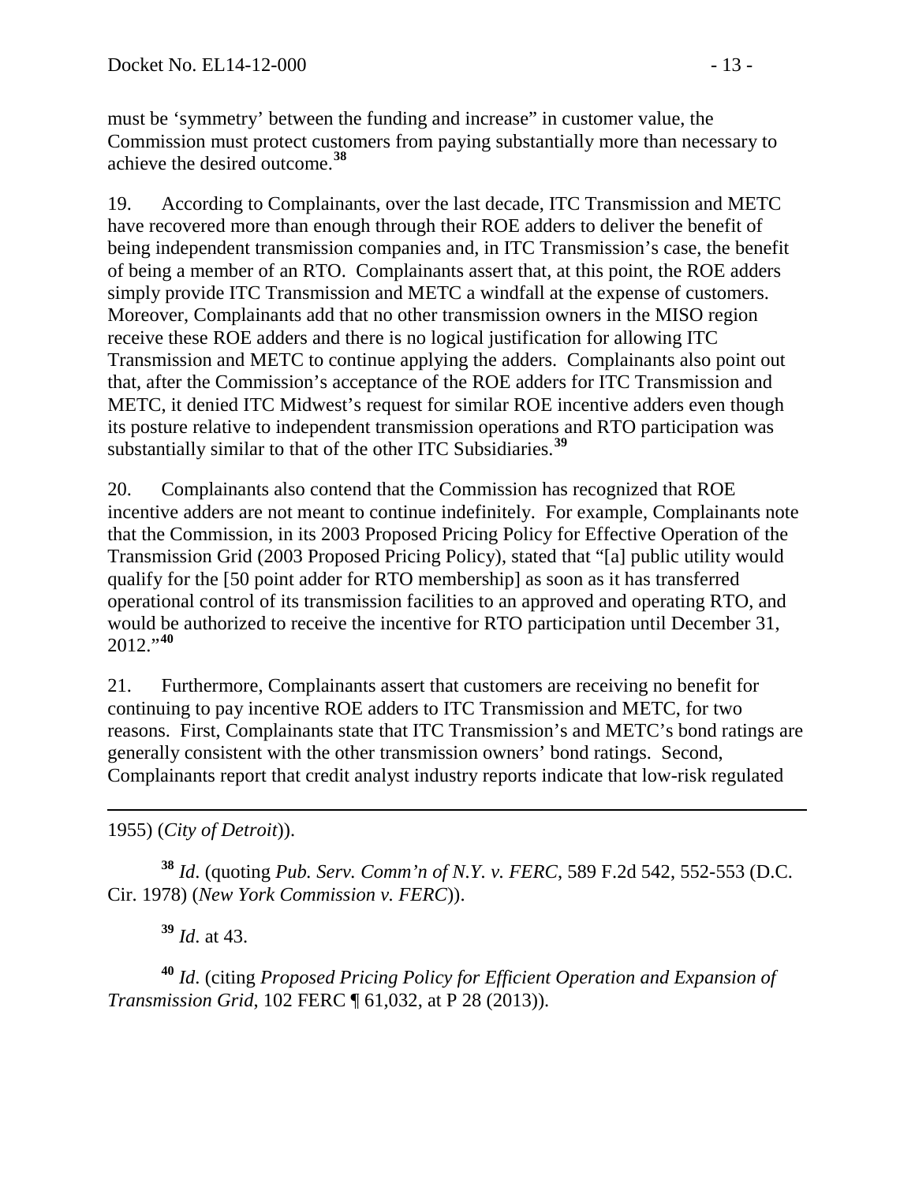must be 'symmetry' between the funding and increase" in customer value, the Commission must protect customers from paying substantially more than necessary to achieve the desired outcome.[38]

19. According to Complainants, over the last decade, ITC Transmission and METC have recovered more than enough through their ROE adders to deliver the benefit of being independent transmission companies and, in ITC Transmission's case, the benefit of being a member of an RTO. Complainants assert that, at this point, the ROE adders simply provide ITC Transmission and METC a windfall at the expense of customers. Moreover, Complainants add that no other transmission owners in the MISO region receive these ROE adders and there is no logical justification for allowing ITC Transmission and METC to continue applying the adders. Complainants also point out that, after the Commission's acceptance of the ROE adders for ITC Transmission and METC, it denied ITC Midwest's request for similar ROE incentive adders even though its posture relative to independent transmission operations and RTO participation was substantially similar to that of the other ITC Subsidiaries.[39]

20. Complainants also contend that the Commission has recognized that ROE incentive adders are not meant to continue indefinitely. For example, Complainants note that the Commission, in its 2003 Proposed Pricing Policy for Effective Operation of the Transmission Grid (2003 Proposed Pricing Policy), stated that "[a] public utility would qualify for the [50 point adder for RTO membership] as soon as it has transferred operational control of its transmission facilities to an approved and operating RTO, and would be authorized to receive the incentive for RTO participation until December 31, 2012."[40]

21. Furthermore, Complainants assert that customers are receiving no benefit for continuing to pay incentive ROE adders to ITC Transmission and METC, for two reasons. First, Complainants state that ITC Transmission's and METC's bond ratings are generally consistent with the other transmission owners' bond ratings. Second, Complainants report that credit analyst industry reports indicate that low-risk regulated

---

1955) (*City of Detroit*)).

[38] *Id*. (quoting *Pub. Serv. Comm'n of N.Y. v. FERC*, 589 F.2d 542, 552-553 (D.C. Cir. 1978) (*New York Commission v. FERC*)).

[39] *Id*. at 43.

[40] *Id*. (citing *Proposed Pricing Policy for Efficient Operation and Expansion of Transmission Grid*, 102 FERC ¶ 61,032, at P 28 (2013)).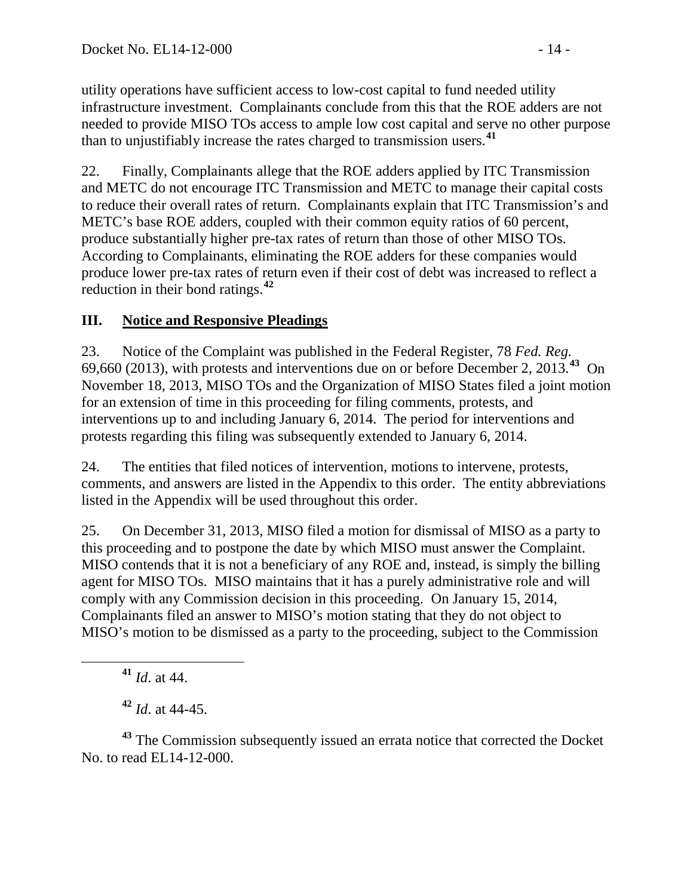utility operations have sufficient access to low-cost capital to fund needed utility infrastructure investment. Complainants conclude from this that the ROE adders are not needed to provide MISO TOs access to ample low cost capital and serve no other purpose than to unjustifiably increase the rates charged to transmission users.[41]

22. Finally, Complainants allege that the ROE adders applied by ITC Transmission and METC do not encourage ITC Transmission and METC to manage their capital costs to reduce their overall rates of return. Complainants explain that ITC Transmission's and METC's base ROE adders, coupled with their common equity ratios of 60 percent, produce substantially higher pre-tax rates of return than those of other MISO TOs. According to Complainants, eliminating the ROE adders for these companies would produce lower pre-tax rates of return even if their cost of debt was increased to reflect a reduction in their bond ratings.[42]

## III. Notice and Responsive Pleadings

23. Notice of the Complaint was published in the Federal Register, 78 *Fed. Reg.* 69,660 (2013), with protests and interventions due on or before December 2, 2013.[43] On November 18, 2013, MISO TOs and the Organization of MISO States filed a joint motion for an extension of time in this proceeding for filing comments, protests, and interventions up to and including January 6, 2014. The period for interventions and protests regarding this filing was subsequently extended to January 6, 2014.

24. The entities that filed notices of intervention, motions to intervene, protests, comments, and answers are listed in the Appendix to this order. The entity abbreviations listed in the Appendix will be used throughout this order.

25. On December 31, 2013, MISO filed a motion for dismissal of MISO as a party to this proceeding and to postpone the date by which MISO must answer the Complaint. MISO contends that it is not a beneficiary of any ROE and, instead, is simply the billing agent for MISO TOs. MISO maintains that it has a purely administrative role and will comply with any Commission decision in this proceeding. On January 15, 2014, Complainants filed an answer to MISO's motion stating that they do not object to MISO's motion to be dismissed as a party to the proceeding, subject to the Commission

---

[41] *Id*. at 44.

[42] *Id*. at 44-45.

[43] The Commission subsequently issued an errata notice that corrected the Docket No. to read EL14-12-000.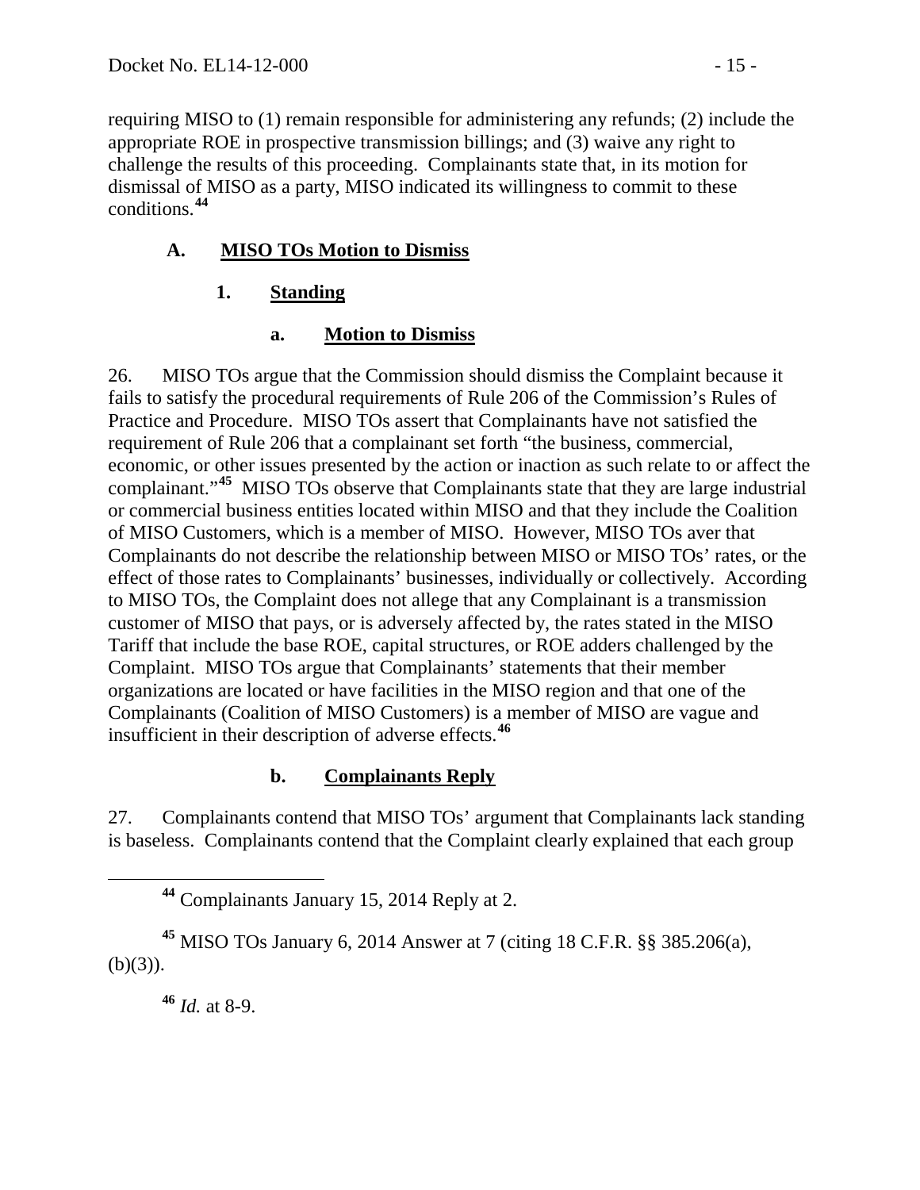requiring MISO to (1) remain responsible for administering any refunds; (2) include the appropriate ROE in prospective transmission billings; and (3) waive any right to challenge the results of this proceeding. Complainants state that, in its motion for dismissal of MISO as a party, MISO indicated its willingness to commit to these conditions.[44]

## A. MISO TOs Motion to Dismiss

### 1. Standing

#### a. Motion to Dismiss

26. MISO TOs argue that the Commission should dismiss the Complaint because it fails to satisfy the procedural requirements of Rule 206 of the Commission's Rules of Practice and Procedure. MISO TOs assert that Complainants have not satisfied the requirement of Rule 206 that a complainant set forth "the business, commercial, economic, or other issues presented by the action or inaction as such relate to or affect the complainant."[45] MISO TOs observe that Complainants state that they are large industrial or commercial business entities located within MISO and that they include the Coalition of MISO Customers, which is a member of MISO. However, MISO TOs aver that Complainants do not describe the relationship between MISO or MISO TOs' rates, or the effect of those rates to Complainants' businesses, individually or collectively. According to MISO TOs, the Complaint does not allege that any Complainant is a transmission customer of MISO that pays, or is adversely affected by, the rates stated in the MISO Tariff that include the base ROE, capital structures, or ROE adders challenged by the Complaint. MISO TOs argue that Complainants' statements that their member organizations are located or have facilities in the MISO region and that one of the Complainants (Coalition of MISO Customers) is a member of MISO are vague and insufficient in their description of adverse effects.[46]

#### b. Complainants Reply

27. Complainants contend that MISO TOs' argument that Complainants lack standing is baseless. Complainants contend that the Complaint clearly explained that each group

---

[44] Complainants January 15, 2014 Reply at 2.

[45] MISO TOs January 6, 2014 Answer at 7 (citing 18 C.F.R. §§ 385.206(a), (b)(3)).

[46] *Id.* at 8-9.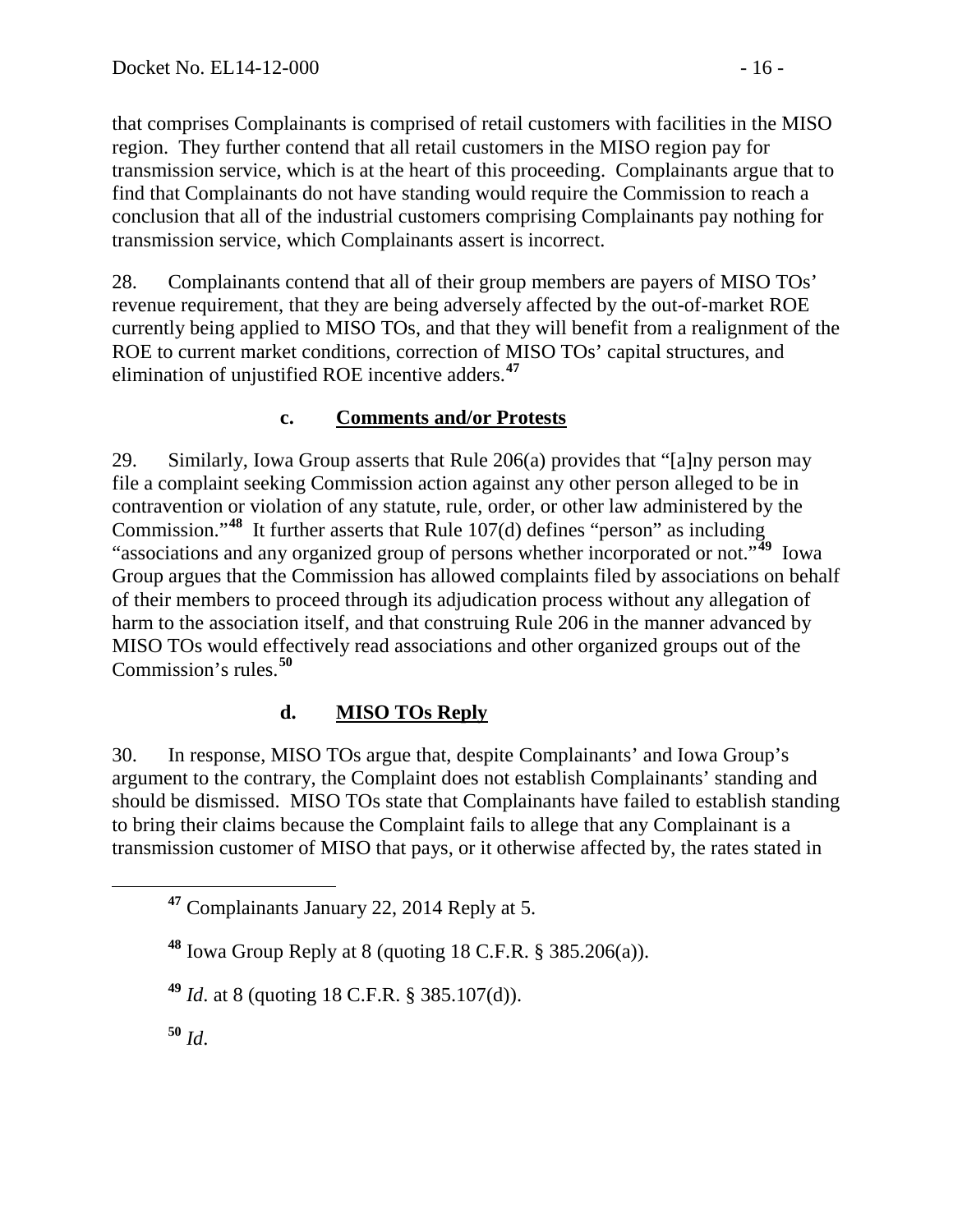that comprises Complainants is comprised of retail customers with facilities in the MISO region. They further contend that all retail customers in the MISO region pay for transmission service, which is at the heart of this proceeding. Complainants argue that to find that Complainants do not have standing would require the Commission to reach a conclusion that all of the industrial customers comprising Complainants pay nothing for transmission service, which Complainants assert is incorrect.

28. Complainants contend that all of their group members are payers of MISO TOs' revenue requirement, that they are being adversely affected by the out-of-market ROE currently being applied to MISO TOs, and that they will benefit from a realignment of the ROE to current market conditions, correction of MISO TOs' capital structures, and elimination of unjustified ROE incentive adders.[47]

### c. Comments and/or Protests

29. Similarly, Iowa Group asserts that Rule 206(a) provides that "[a]ny person may file a complaint seeking Commission action against any other person alleged to be in contravention or violation of any statute, rule, order, or other law administered by the Commission."[48] It further asserts that Rule 107(d) defines "person" as including "associations and any organized group of persons whether incorporated or not."[49] Iowa Group argues that the Commission has allowed complaints filed by associations on behalf of their members to proceed through its adjudication process without any allegation of harm to the association itself, and that construing Rule 206 in the manner advanced by MISO TOs would effectively read associations and other organized groups out of the Commission's rules.[50]

### d. MISO TOs Reply

30. In response, MISO TOs argue that, despite Complainants' and Iowa Group's argument to the contrary, the Complaint does not establish Complainants' standing and should be dismissed. MISO TOs state that Complainants have failed to establish standing to bring their claims because the Complaint fails to allege that any Complainant is a transmission customer of MISO that pays, or it otherwise affected by, the rates stated in

---

[47] Complainants January 22, 2014 Reply at 5.

[48] Iowa Group Reply at 8 (quoting 18 C.F.R. § 385.206(a)).

[49] *Id*. at 8 (quoting 18 C.F.R. § 385.107(d)).

[50] *Id*.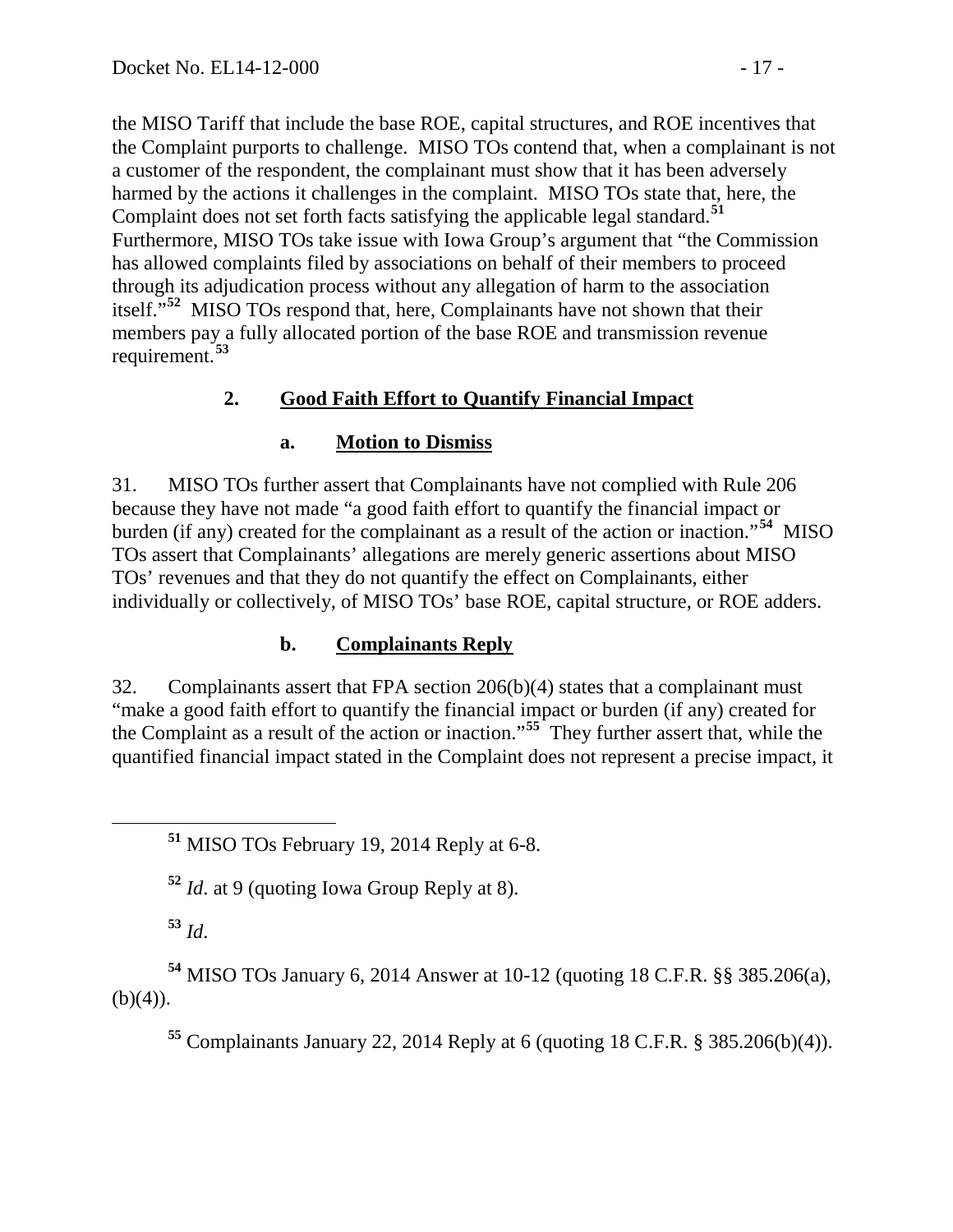the MISO Tariff that include the base ROE, capital structures, and ROE incentives that the Complaint purports to challenge. MISO TOs contend that, when a complainant is not a customer of the respondent, the complainant must show that it has been adversely harmed by the actions it challenges in the complaint. MISO TOs state that, here, the Complaint does not set forth facts satisfying the applicable legal standard.[51] Furthermore, MISO TOs take issue with Iowa Group's argument that "the Commission has allowed complaints filed by associations on behalf of their members to proceed through its adjudication process without any allegation of harm to the association itself."[52] MISO TOs respond that, here, Complainants have not shown that their members pay a fully allocated portion of the base ROE and transmission revenue requirement.[53]

### 2. Good Faith Effort to Quantify Financial Impact

#### a. Motion to Dismiss

31. MISO TOs further assert that Complainants have not complied with Rule 206 because they have not made "a good faith effort to quantify the financial impact or burden (if any) created for the complainant as a result of the action or inaction."[54] MISO TOs assert that Complainants' allegations are merely generic assertions about MISO TOs' revenues and that they do not quantify the effect on Complainants, either individually or collectively, of MISO TOs' base ROE, capital structure, or ROE adders.

#### b. Complainants Reply

32. Complainants assert that FPA section 206(b)(4) states that a complainant must "make a good faith effort to quantify the financial impact or burden (if any) created for the Complaint as a result of the action or inaction."[55] They further assert that, while the quantified financial impact stated in the Complaint does not represent a precise impact, it

---

[51] MISO TOs February 19, 2014 Reply at 6-8.

[52] *Id*. at 9 (quoting Iowa Group Reply at 8).

[53] *Id*.

[54] MISO TOs January 6, 2014 Answer at 10-12 (quoting 18 C.F.R. §§ 385.206(a), (b)(4)).

[55] Complainants January 22, 2014 Reply at 6 (quoting 18 C.F.R. § 385.206(b)(4)).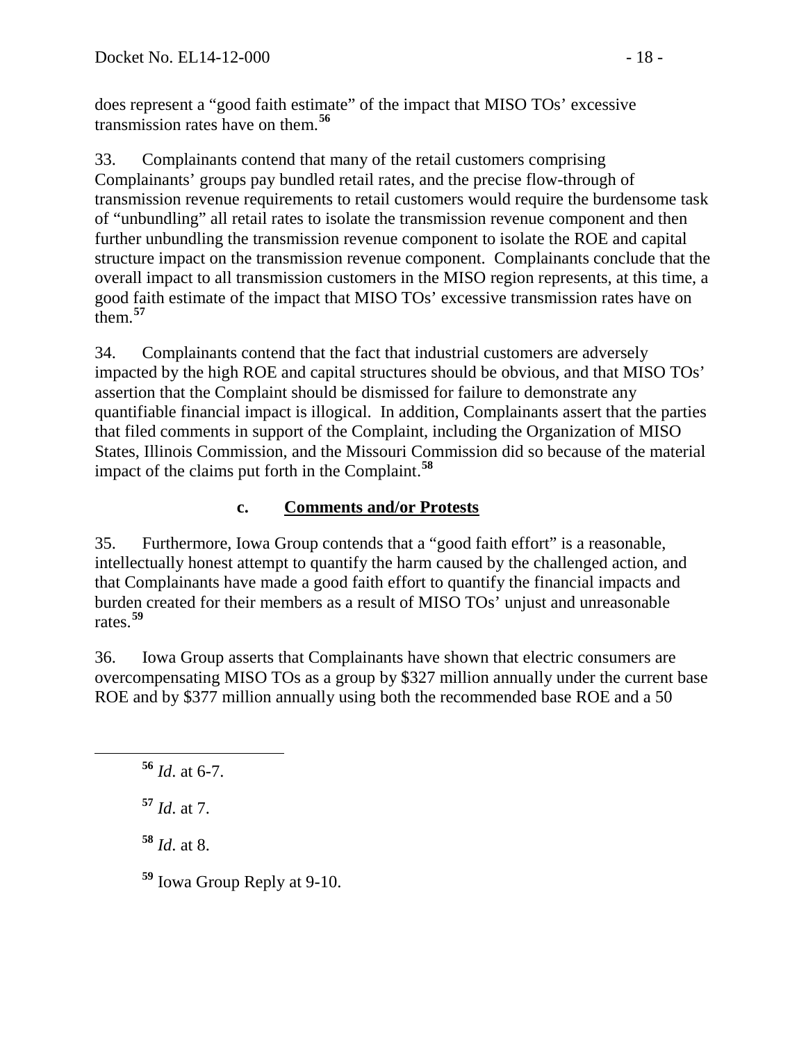does represent a "good faith estimate" of the impact that MISO TOs' excessive transmission rates have on them.[56]

33. Complainants contend that many of the retail customers comprising Complainants' groups pay bundled retail rates, and the precise flow-through of transmission revenue requirements to retail customers would require the burdensome task of "unbundling" all retail rates to isolate the transmission revenue component and then further unbundling the transmission revenue component to isolate the ROE and capital structure impact on the transmission revenue component. Complainants conclude that the overall impact to all transmission customers in the MISO region represents, at this time, a good faith estimate of the impact that MISO TOs' excessive transmission rates have on them.[57]

34. Complainants contend that the fact that industrial customers are adversely impacted by the high ROE and capital structures should be obvious, and that MISO TOs' assertion that the Complaint should be dismissed for failure to demonstrate any quantifiable financial impact is illogical. In addition, Complainants assert that the parties that filed comments in support of the Complaint, including the Organization of MISO States, Illinois Commission, and the Missouri Commission did so because of the material impact of the claims put forth in the Complaint.[58]

#### c. **Comments and/or Protests**

35. Furthermore, Iowa Group contends that a "good faith effort" is a reasonable, intellectually honest attempt to quantify the harm caused by the challenged action, and that Complainants have made a good faith effort to quantify the financial impacts and burden created for their members as a result of MISO TOs' unjust and unreasonable rates.[59]

36. Iowa Group asserts that Complainants have shown that electric consumers are overcompensating MISO TOs as a group by $327 million annually under the current base ROE and by $377 million annually using both the recommended base ROE and a 50

---

[56] *Id*. at 6-7.

[57] *Id*. at 7.

[58] *Id*. at 8.

[59] Iowa Group Reply at 9-10.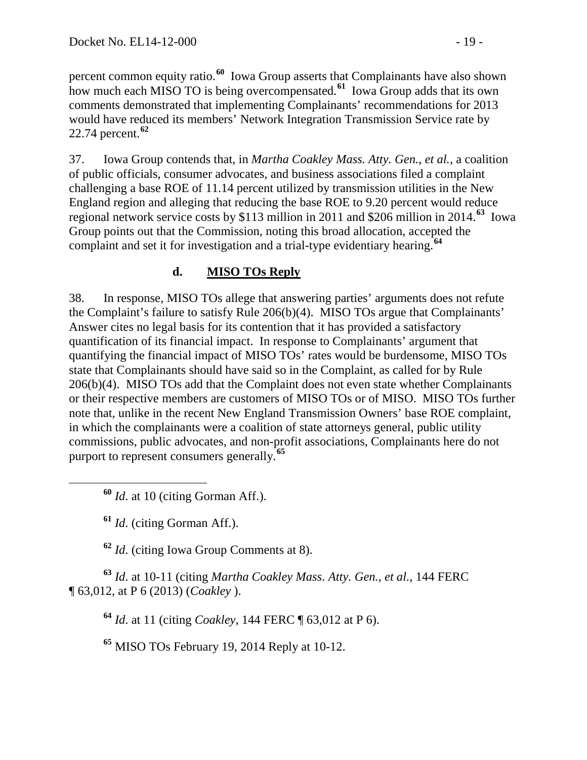percent common equity ratio.[60] Iowa Group asserts that Complainants have also shown how much each MISO TO is being overcompensated.[61] Iowa Group adds that its own comments demonstrated that implementing Complainants' recommendations for 2013 would have reduced its members' Network Integration Transmission Service rate by 22.74 percent.[62]

37. Iowa Group contends that, in *Martha Coakley Mass. Atty. Gen.*, *et al.*, a coalition of public officials, consumer advocates, and business associations filed a complaint challenging a base ROE of 11.14 percent utilized by transmission utilities in the New England region and alleging that reducing the base ROE to 9.20 percent would reduce regional network service costs by $113 million in 2011 and $206 million in 2014.[63] Iowa Group points out that the Commission, noting this broad allocation, accepted the complaint and set it for investigation and a trial-type evidentiary hearing.[64]

### d. MISO TOs Reply

38. In response, MISO TOs allege that answering parties' arguments does not refute the Complaint's failure to satisfy Rule 206(b)(4). MISO TOs argue that Complainants' Answer cites no legal basis for its contention that it has provided a satisfactory quantification of its financial impact. In response to Complainants' argument that quantifying the financial impact of MISO TOs' rates would be burdensome, MISO TOs state that Complainants should have said so in the Complaint, as called for by Rule 206(b)(4). MISO TOs add that the Complaint does not even state whether Complainants or their respective members are customers of MISO TOs or of MISO. MISO TOs further note that, unlike in the recent New England Transmission Owners' base ROE complaint, in which the complainants were a coalition of state attorneys general, public utility commissions, public advocates, and non-profit associations, Complainants here do not purport to represent consumers generally.[65]

---

[60] *Id*. at 10 (citing Gorman Aff.).

[61] *Id*. (citing Gorman Aff.).

[62] *Id*. (citing Iowa Group Comments at 8).

[63] *Id*. at 10-11 (citing *Martha Coakley Mass. Atty. Gen.*, *et al.*, 144 FERC ¶ 63,012, at P 6 (2013) (*Coakley* ).

[64] *Id*. at 11 (citing *Coakley*, 144 FERC ¶ 63,012 at P 6).

[65] MISO TOs February 19, 2014 Reply at 10-12.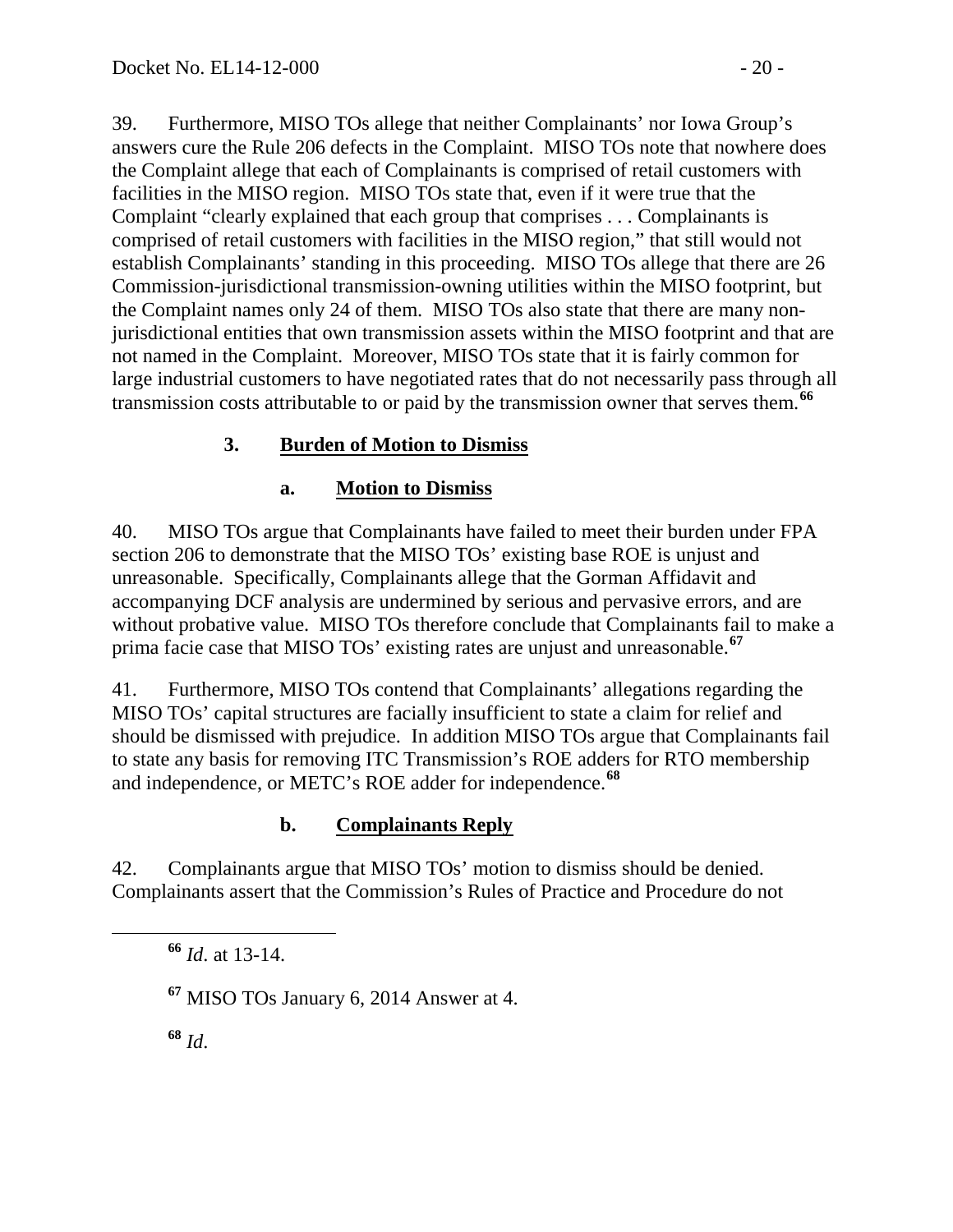39. Furthermore, MISO TOs allege that neither Complainants' nor Iowa Group's answers cure the Rule 206 defects in the Complaint. MISO TOs note that nowhere does the Complaint allege that each of Complainants is comprised of retail customers with facilities in the MISO region. MISO TOs state that, even if it were true that the Complaint "clearly explained that each group that comprises . . . Complainants is comprised of retail customers with facilities in the MISO region," that still would not establish Complainants' standing in this proceeding. MISO TOs allege that there are 26 Commission-jurisdictional transmission-owning utilities within the MISO footprint, but the Complaint names only 24 of them. MISO TOs also state that there are many non-jurisdictional entities that own transmission assets within the MISO footprint and that are not named in the Complaint. Moreover, MISO TOs state that it is fairly common for large industrial customers to have negotiated rates that do not necessarily pass through all transmission costs attributable to or paid by the transmission owner that serves them.[66]

### 3. Burden of Motion to Dismiss

#### a. Motion to Dismiss

40. MISO TOs argue that Complainants have failed to meet their burden under FPA section 206 to demonstrate that the MISO TOs' existing base ROE is unjust and unreasonable. Specifically, Complainants allege that the Gorman Affidavit and accompanying DCF analysis are undermined by serious and pervasive errors, and are without probative value. MISO TOs therefore conclude that Complainants fail to make a prima facie case that MISO TOs' existing rates are unjust and unreasonable.[67]

41. Furthermore, MISO TOs contend that Complainants' allegations regarding the MISO TOs' capital structures are facially insufficient to state a claim for relief and should be dismissed with prejudice. In addition MISO TOs argue that Complainants fail to state any basis for removing ITC Transmission's ROE adders for RTO membership and independence, or METC's ROE adder for independence.[68]

#### b. Complainants Reply

42. Complainants argue that MISO TOs' motion to dismiss should be denied. Complainants assert that the Commission's Rules of Practice and Procedure do not

---

[66] *Id*. at 13-14.

[67] MISO TOs January 6, 2014 Answer at 4.

[68] *Id*.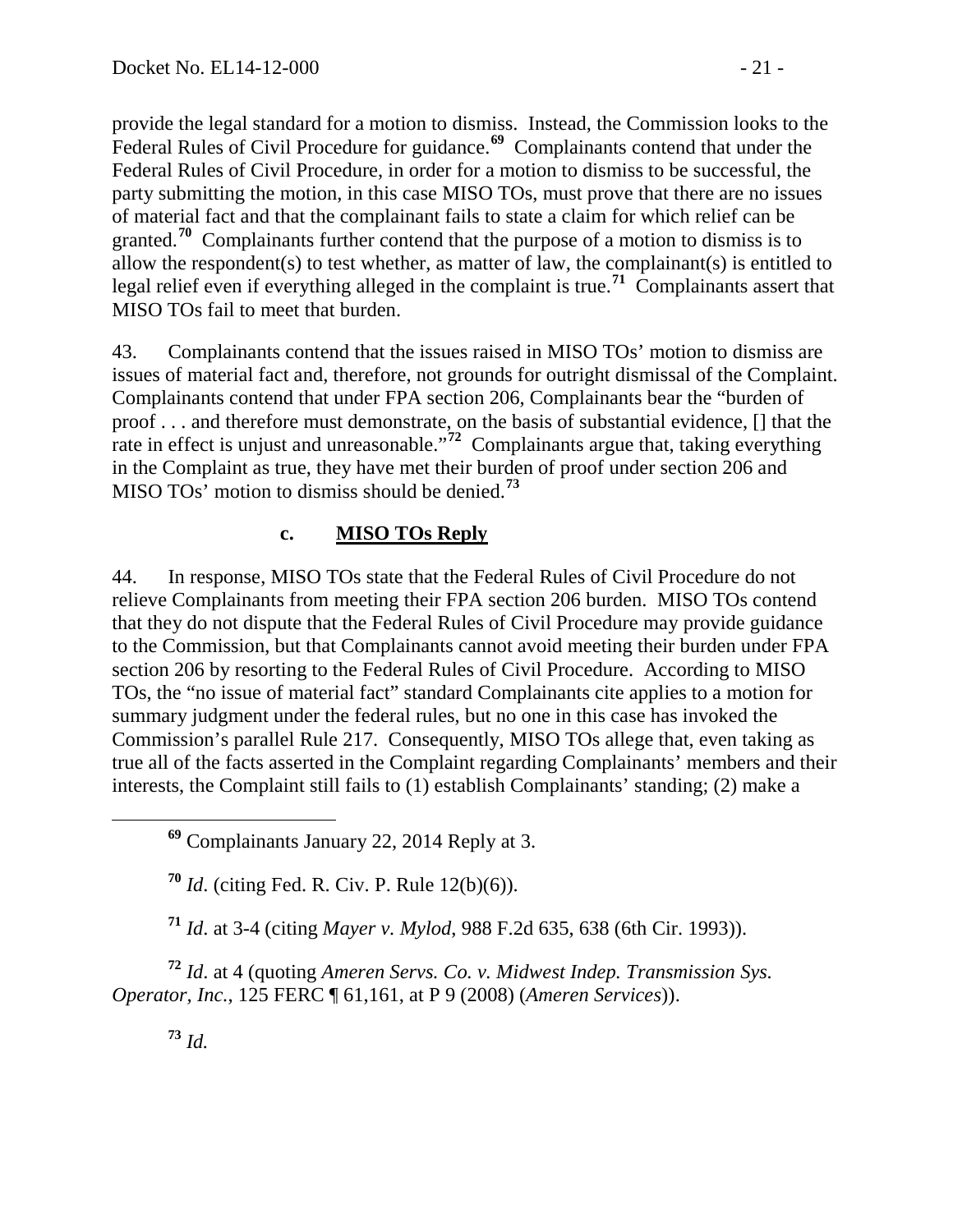provide the legal standard for a motion to dismiss. Instead, the Commission looks to the Federal Rules of Civil Procedure for guidance.[69] Complainants contend that under the Federal Rules of Civil Procedure, in order for a motion to dismiss to be successful, the party submitting the motion, in this case MISO TOs, must prove that there are no issues of material fact and that the complainant fails to state a claim for which relief can be granted.[70] Complainants further contend that the purpose of a motion to dismiss is to allow the respondent(s) to test whether, as matter of law, the complainant(s) is entitled to legal relief even if everything alleged in the complaint is true.[71] Complainants assert that MISO TOs fail to meet that burden.

43. Complainants contend that the issues raised in MISO TOs' motion to dismiss are issues of material fact and, therefore, not grounds for outright dismissal of the Complaint. Complainants contend that under FPA section 206, Complainants bear the "burden of proof . . . and therefore must demonstrate, on the basis of substantial evidence, [] that the rate in effect is unjust and unreasonable."[72] Complainants argue that, taking everything in the Complaint as true, they have met their burden of proof under section 206 and MISO TOs' motion to dismiss should be denied.[73]

### c. MISO TOs Reply

44. In response, MISO TOs state that the Federal Rules of Civil Procedure do not relieve Complainants from meeting their FPA section 206 burden. MISO TOs contend that they do not dispute that the Federal Rules of Civil Procedure may provide guidance to the Commission, but that Complainants cannot avoid meeting their burden under FPA section 206 by resorting to the Federal Rules of Civil Procedure. According to MISO TOs, the "no issue of material fact" standard Complainants cite applies to a motion for summary judgment under the federal rules, but no one in this case has invoked the Commission's parallel Rule 217. Consequently, MISO TOs allege that, even taking as true all of the facts asserted in the Complaint regarding Complainants' members and their interests, the Complaint still fails to (1) establish Complainants' standing; (2) make a

---

[69] Complainants January 22, 2014 Reply at 3.

[70] *Id*. (citing Fed. R. Civ. P. Rule 12(b)(6)).

[71] *Id*. at 3-4 (citing *Mayer v. Mylod*, 988 F.2d 635, 638 (6th Cir. 1993)).

[72] *Id*. at 4 (quoting *Ameren Servs. Co. v. Midwest Indep. Transmission Sys. Operator, Inc.*, 125 FERC ¶ 61,161, at P 9 (2008) (*Ameren Services*)).

[73] *Id.*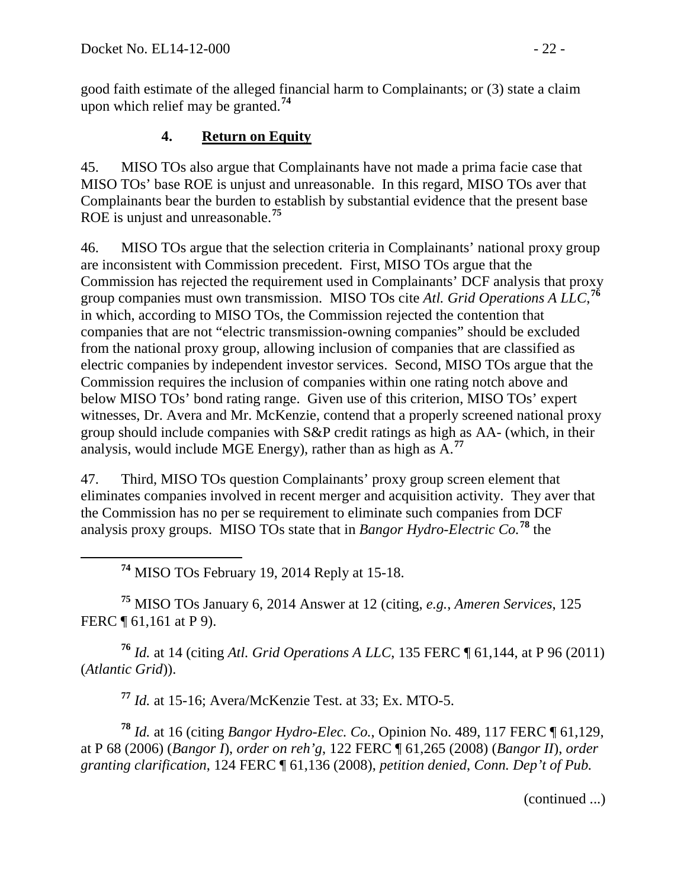good faith estimate of the alleged financial harm to Complainants; or (3) state a claim upon which relief may be granted.[74]

### 4. **Return on Equity**

45. MISO TOs also argue that Complainants have not made a prima facie case that MISO TOs' base ROE is unjust and unreasonable. In this regard, MISO TOs aver that Complainants bear the burden to establish by substantial evidence that the present base ROE is unjust and unreasonable.[75]

46. MISO TOs argue that the selection criteria in Complainants' national proxy group are inconsistent with Commission precedent. First, MISO TOs argue that the Commission has rejected the requirement used in Complainants' DCF analysis that proxy group companies must own transmission. MISO TOs cite *Atl. Grid Operations A LLC*,[76] in which, according to MISO TOs, the Commission rejected the contention that companies that are not "electric transmission-owning companies" should be excluded from the national proxy group, allowing inclusion of companies that are classified as electric companies by independent investor services. Second, MISO TOs argue that the Commission requires the inclusion of companies within one rating notch above and below MISO TOs' bond rating range. Given use of this criterion, MISO TOs' expert witnesses, Dr. Avera and Mr. McKenzie, contend that a properly screened national proxy group should include companies with S&P credit ratings as high as AA- (which, in their analysis, would include MGE Energy), rather than as high as A.[77]

47. Third, MISO TOs question Complainants' proxy group screen element that eliminates companies involved in recent merger and acquisition activity. They aver that the Commission has no per se requirement to eliminate such companies from DCF analysis proxy groups. MISO TOs state that in *Bangor Hydro-Electric Co.*[78] the

---

[74] MISO TOs February 19, 2014 Reply at 15-18.

[75] MISO TOs January 6, 2014 Answer at 12 (citing, *e.g.*, *Ameren Services*, 125 FERC ¶ 61,161 at P 9).

[76] *Id.* at 14 (citing *Atl. Grid Operations A LLC*, 135 FERC ¶ 61,144, at P 96 (2011) (*Atlantic Grid*)).

[77] *Id.* at 15-16; Avera/McKenzie Test. at 33; Ex. MTO-5.

[78] *Id.* at 16 (citing *Bangor Hydro-Elec. Co.*, Opinion No. 489, 117 FERC ¶ 61,129, at P 68 (2006) (*Bangor I*), *order on reh'g*, 122 FERC ¶ 61,265 (2008) (*Bangor II*), *order granting clarification*, 124 FERC ¶ 61,136 (2008), *petition denied*, *Conn. Dep't of Pub.*

(continued ...)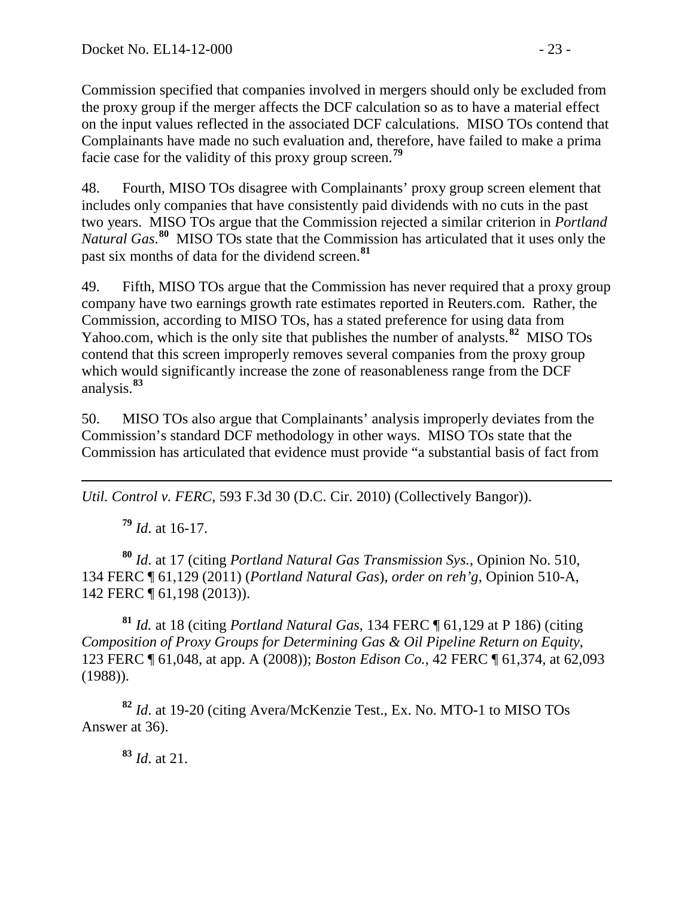Commission specified that companies involved in mergers should only be excluded from the proxy group if the merger affects the DCF calculation so as to have a material effect on the input values reflected in the associated DCF calculations. MISO TOs contend that Complainants have made no such evaluation and, therefore, have failed to make a prima facie case for the validity of this proxy group screen.[79]

48. Fourth, MISO TOs disagree with Complainants' proxy group screen element that includes only companies that have consistently paid dividends with no cuts in the past two years. MISO TOs argue that the Commission rejected a similar criterion in *Portland Natural Gas*.[80] MISO TOs state that the Commission has articulated that it uses only the past six months of data for the dividend screen.[81]

49. Fifth, MISO TOs argue that the Commission has never required that a proxy group company have two earnings growth rate estimates reported in Reuters.com. Rather, the Commission, according to MISO TOs, has a stated preference for using data from Yahoo.com, which is the only site that publishes the number of analysts.[82] MISO TOs contend that this screen improperly removes several companies from the proxy group which would significantly increase the zone of reasonableness range from the DCF analysis.[83]

50. MISO TOs also argue that Complainants' analysis improperly deviates from the Commission's standard DCF methodology in other ways. MISO TOs state that the Commission has articulated that evidence must provide "a substantial basis of fact from

---

*Util. Control v. FERC*, 593 F.3d 30 (D.C. Cir. 2010) (Collectively Bangor)).

[79] *Id*. at 16-17.

[80] *Id*. at 17 (citing *Portland Natural Gas Transmission Sys.*, Opinion No. 510, 134 FERC ¶ 61,129 (2011) (*Portland Natural Gas*), *order on reh'g*, Opinion 510-A, 142 FERC ¶ 61,198 (2013)).

[81] *Id.* at 18 (citing *Portland Natural Gas*, 134 FERC ¶ 61,129 at P 186) (citing *Composition of Proxy Groups for Determining Gas & Oil Pipeline Return on Equity*, 123 FERC ¶ 61,048, at app. A (2008)); *Boston Edison Co.*, 42 FERC ¶ 61,374, at 62,093 (1988)).

[82] *Id*. at 19-20 (citing Avera/McKenzie Test., Ex. No. MTO-1 to MISO TOs Answer at 36).

[83] *Id*. at 21.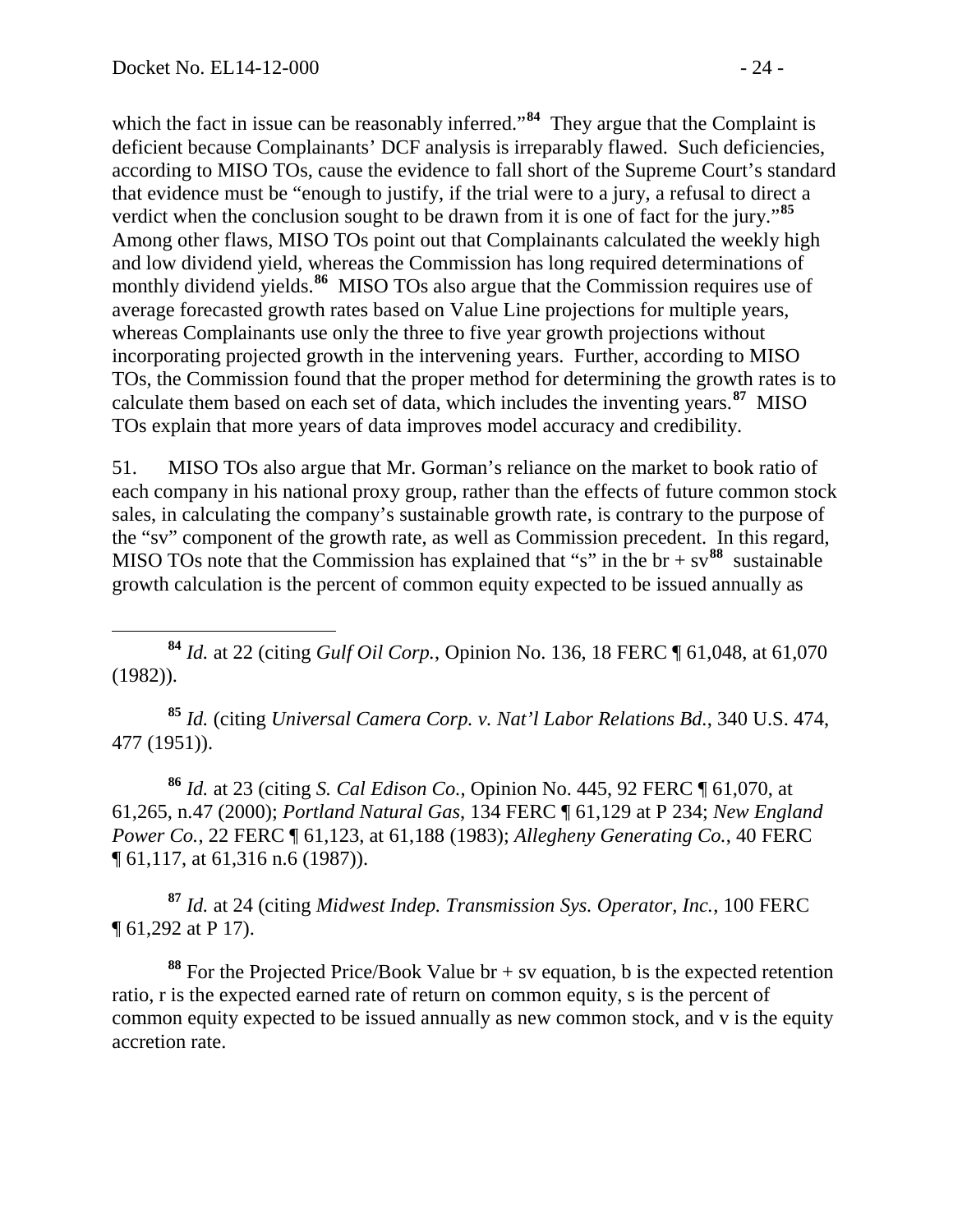which the fact in issue can be reasonably inferred."[84] They argue that the Complaint is deficient because Complainants' DCF analysis is irreparably flawed. Such deficiencies, according to MISO TOs, cause the evidence to fall short of the Supreme Court's standard that evidence must be "enough to justify, if the trial were to a jury, a refusal to direct a verdict when the conclusion sought to be drawn from it is one of fact for the jury."[85] Among other flaws, MISO TOs point out that Complainants calculated the weekly high and low dividend yield, whereas the Commission has long required determinations of monthly dividend yields.[86] MISO TOs also argue that the Commission requires use of average forecasted growth rates based on Value Line projections for multiple years, whereas Complainants use only the three to five year growth projections without incorporating projected growth in the intervening years. Further, according to MISO TOs, the Commission found that the proper method for determining the growth rates is to calculate them based on each set of data, which includes the inventing years.[87] MISO TOs explain that more years of data improves model accuracy and credibility.

51. MISO TOs also argue that Mr. Gorman's reliance on the market to book ratio of each company in his national proxy group, rather than the effects of future common stock sales, in calculating the company's sustainable growth rate, is contrary to the purpose of the "sv" component of the growth rate, as well as Commission precedent. In this regard, MISO TOs note that the Commission has explained that "s" in the br + sv[88] sustainable growth calculation is the percent of common equity expected to be issued annually as

---

[84] *Id.* at 22 (citing *Gulf Oil Corp.*, Opinion No. 136, 18 FERC ¶ 61,048, at 61,070 (1982)).

[85] *Id.* (citing *Universal Camera Corp. v. Nat'l Labor Relations Bd.*, 340 U.S. 474, 477 (1951)).

[86] *Id.* at 23 (citing *S. Cal Edison Co.*, Opinion No. 445, 92 FERC ¶ 61,070, at 61,265, n.47 (2000); *Portland Natural Gas*, 134 FERC ¶ 61,129 at P 234; *New England Power Co.*, 22 FERC ¶ 61,123, at 61,188 (1983); *Allegheny Generating Co.*, 40 FERC ¶ 61,117, at 61,316 n.6 (1987)).

[87] *Id.* at 24 (citing *Midwest Indep. Transmission Sys. Operator, Inc.*, 100 FERC ¶ 61,292 at P 17).

[88] For the Projected Price/Book Value br + sv equation, b is the expected retention ratio, r is the expected earned rate of return on common equity, s is the percent of common equity expected to be issued annually as new common stock, and v is the equity accretion rate.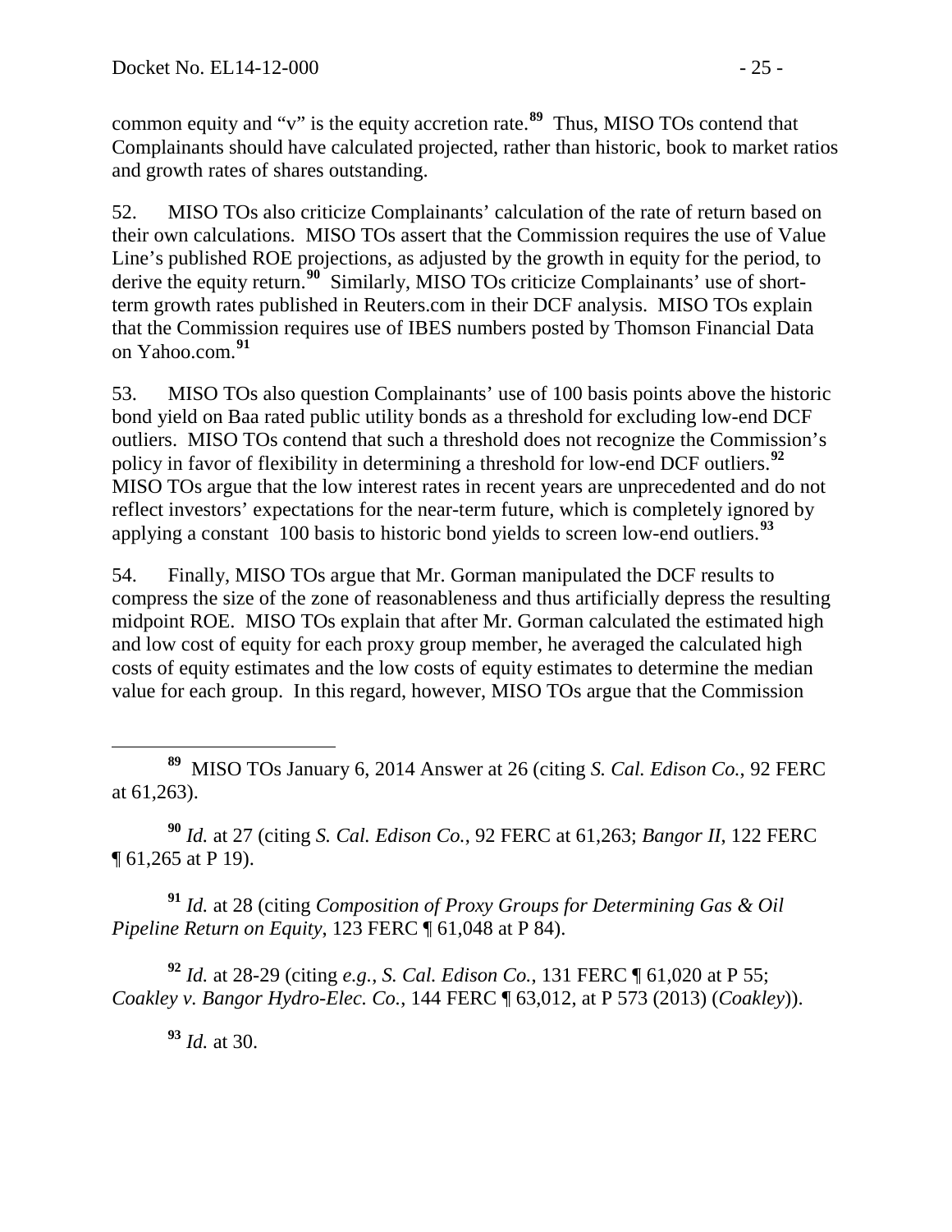common equity and "v" is the equity accretion rate.[89] Thus, MISO TOs contend that Complainants should have calculated projected, rather than historic, book to market ratios and growth rates of shares outstanding.

52. MISO TOs also criticize Complainants' calculation of the rate of return based on their own calculations. MISO TOs assert that the Commission requires the use of Value Line's published ROE projections, as adjusted by the growth in equity for the period, to derive the equity return.[90] Similarly, MISO TOs criticize Complainants' use of short-term growth rates published in Reuters.com in their DCF analysis. MISO TOs explain that the Commission requires use of IBES numbers posted by Thomson Financial Data on Yahoo.com.[91]

53. MISO TOs also question Complainants' use of 100 basis points above the historic bond yield on Baa rated public utility bonds as a threshold for excluding low-end DCF outliers. MISO TOs contend that such a threshold does not recognize the Commission's policy in favor of flexibility in determining a threshold for low-end DCF outliers.[92] MISO TOs argue that the low interest rates in recent years are unprecedented and do not reflect investors' expectations for the near-term future, which is completely ignored by applying a constant 100 basis to historic bond yields to screen low-end outliers.[93]

54. Finally, MISO TOs argue that Mr. Gorman manipulated the DCF results to compress the size of the zone of reasonableness and thus artificially depress the resulting midpoint ROE. MISO TOs explain that after Mr. Gorman calculated the estimated high and low cost of equity for each proxy group member, he averaged the calculated high costs of equity estimates and the low costs of equity estimates to determine the median value for each group. In this regard, however, MISO TOs argue that the Commission

---

[89] MISO TOs January 6, 2014 Answer at 26 (citing *S. Cal. Edison Co.*, 92 FERC at 61,263).

[90] *Id.* at 27 (citing *S. Cal. Edison Co.*, 92 FERC at 61,263; *Bangor II*, 122 FERC ¶ 61,265 at P 19).

[91] *Id.* at 28 (citing *Composition of Proxy Groups for Determining Gas & Oil Pipeline Return on Equity*, 123 FERC ¶ 61,048 at P 84).

[92] *Id.* at 28-29 (citing *e.g.*, *S. Cal. Edison Co.*, 131 FERC ¶ 61,020 at P 55; *Coakley v. Bangor Hydro-Elec. Co.*, 144 FERC ¶ 63,012, at P 573 (2013) (*Coakley*)).

[93] *Id.* at 30.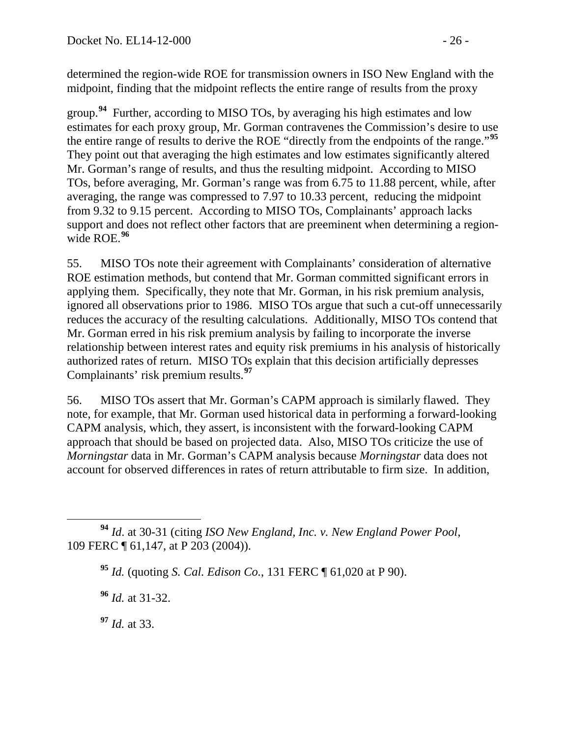determined the region-wide ROE for transmission owners in ISO New England with the midpoint, finding that the midpoint reflects the entire range of results from the proxy group.[94] Further, according to MISO TOs, by averaging his high estimates and low estimates for each proxy group, Mr. Gorman contravenes the Commission's desire to use the entire range of results to derive the ROE "directly from the endpoints of the range."[95] They point out that averaging the high estimates and low estimates significantly altered Mr. Gorman's range of results, and thus the resulting midpoint. According to MISO TOs, before averaging, Mr. Gorman's range was from 6.75 to 11.88 percent, while, after averaging, the range was compressed to 7.97 to 10.33 percent, reducing the midpoint from 9.32 to 9.15 percent. According to MISO TOs, Complainants' approach lacks support and does not reflect other factors that are preeminent when determining a region-wide ROE.[96]

55. MISO TOs note their agreement with Complainants' consideration of alternative ROE estimation methods, but contend that Mr. Gorman committed significant errors in applying them. Specifically, they note that Mr. Gorman, in his risk premium analysis, ignored all observations prior to 1986. MISO TOs argue that such a cut-off unnecessarily reduces the accuracy of the resulting calculations. Additionally, MISO TOs contend that Mr. Gorman erred in his risk premium analysis by failing to incorporate the inverse relationship between interest rates and equity risk premiums in his analysis of historically authorized rates of return. MISO TOs explain that this decision artificially depresses Complainants' risk premium results.[97]

56. MISO TOs assert that Mr. Gorman's CAPM approach is similarly flawed. They note, for example, that Mr. Gorman used historical data in performing a forward-looking CAPM analysis, which, they assert, is inconsistent with the forward-looking CAPM approach that should be based on projected data. Also, MISO TOs criticize the use of *Morningstar* data in Mr. Gorman's CAPM analysis because *Morningstar* data does not account for observed differences in rates of return attributable to firm size. In addition,

---

[94] *Id*. at 30-31 (citing *ISO New England, Inc. v. New England Power Pool*, 109 FERC ¶ 61,147, at P 203 (2004)).

[95] *Id.* (quoting *S. Cal. Edison Co.*, 131 FERC ¶ 61,020 at P 90).

[96] *Id.* at 31-32.

[97] *Id.* at 33.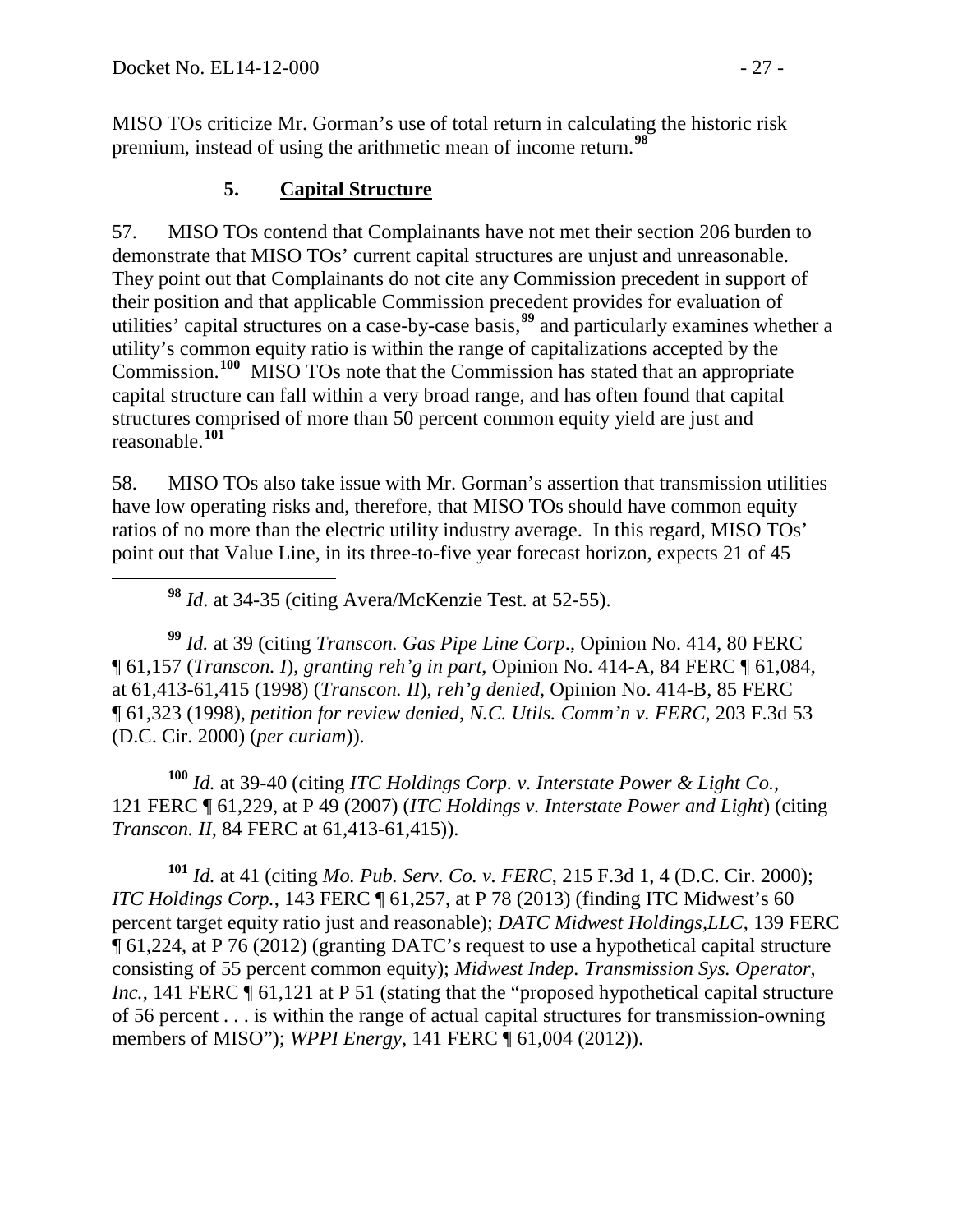MISO TOs criticize Mr. Gorman's use of total return in calculating the historic risk premium, instead of using the arithmetic mean of income return.[98]

### 5. **Capital Structure**

57. MISO TOs contend that Complainants have not met their section 206 burden to demonstrate that MISO TOs' current capital structures are unjust and unreasonable. They point out that Complainants do not cite any Commission precedent in support of their position and that applicable Commission precedent provides for evaluation of utilities' capital structures on a case-by-case basis,[99] and particularly examines whether a utility's common equity ratio is within the range of capitalizations accepted by the Commission.[100] MISO TOs note that the Commission has stated that an appropriate capital structure can fall within a very broad range, and has often found that capital structures comprised of more than 50 percent common equity yield are just and reasonable.[101]

58. MISO TOs also take issue with Mr. Gorman's assertion that transmission utilities have low operating risks and, therefore, that MISO TOs should have common equity ratios of no more than the electric utility industry average. In this regard, MISO TOs' point out that Value Line, in its three-to-five year forecast horizon, expects 21 of 45

---

[98] *Id*. at 34-35 (citing Avera/McKenzie Test. at 52-55).

[99] *Id.* at 39 (citing *Transcon. Gas Pipe Line Corp*., Opinion No. 414, 80 FERC ¶ 61,157 (*Transcon. I*), *granting reh'g in part*, Opinion No. 414-A, 84 FERC ¶ 61,084, at 61,413-61,415 (1998) (*Transcon. II*), *reh'g denied*, Opinion No. 414-B, 85 FERC ¶ 61,323 (1998), *petition for review denied*, *N.C. Utils. Comm'n v. FERC*, 203 F.3d 53 (D.C. Cir. 2000) (*per curiam*)).

[100] *Id.* at 39-40 (citing *ITC Holdings Corp. v. Interstate Power & Light Co.*, 121 FERC ¶ 61,229, at P 49 (2007) (*ITC Holdings v. Interstate Power and Light*) (citing *Transcon. II*, 84 FERC at 61,413-61,415)).

[101] *Id.* at 41 (citing *Mo. Pub. Serv. Co. v. FERC*, 215 F.3d 1, 4 (D.C. Cir. 2000); *ITC Holdings Corp.*, 143 FERC ¶ 61,257, at P 78 (2013) (finding ITC Midwest's 60 percent target equity ratio just and reasonable); *DATC Midwest Holdings,LLC*, 139 FERC ¶ 61,224, at P 76 (2012) (granting DATC's request to use a hypothetical capital structure consisting of 55 percent common equity); *Midwest Indep. Transmission Sys. Operator, Inc.*, 141 FERC ¶ 61,121 at P 51 (stating that the "proposed hypothetical capital structure of 56 percent . . . is within the range of actual capital structures for transmission-owning members of MISO"); *WPPI Energy*, 141 FERC ¶ 61,004 (2012)).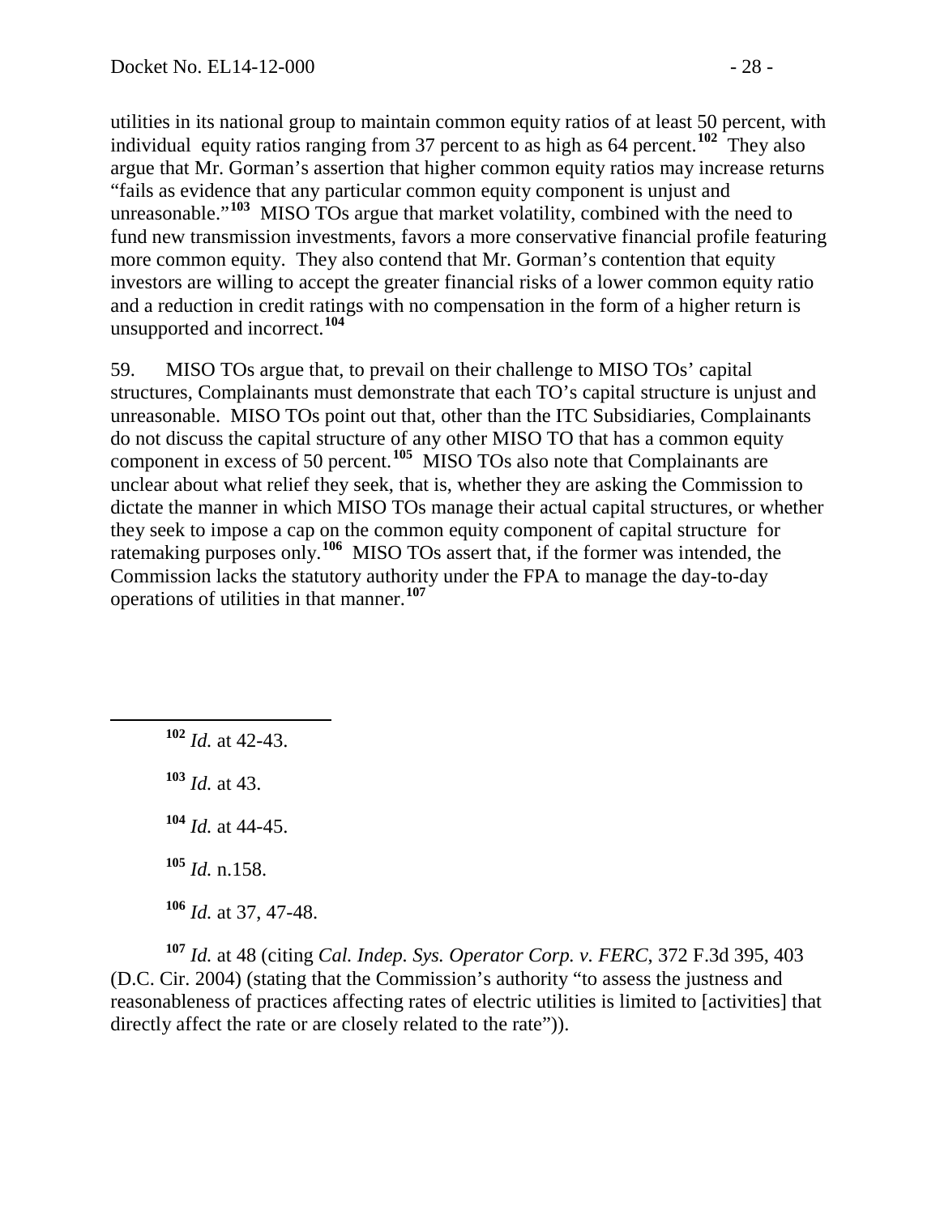utilities in its national group to maintain common equity ratios of at least 50 percent, with individual equity ratios ranging from 37 percent to as high as 64 percent.[102] They also argue that Mr. Gorman's assertion that higher common equity ratios may increase returns "fails as evidence that any particular common equity component is unjust and unreasonable."[103] MISO TOs argue that market volatility, combined with the need to fund new transmission investments, favors a more conservative financial profile featuring more common equity. They also contend that Mr. Gorman's contention that equity investors are willing to accept the greater financial risks of a lower common equity ratio and a reduction in credit ratings with no compensation in the form of a higher return is unsupported and incorrect.[104]

59. MISO TOs argue that, to prevail on their challenge to MISO TOs' capital structures, Complainants must demonstrate that each TO's capital structure is unjust and unreasonable. MISO TOs point out that, other than the ITC Subsidiaries, Complainants do not discuss the capital structure of any other MISO TO that has a common equity component in excess of 50 percent.[105] MISO TOs also note that Complainants are unclear about what relief they seek, that is, whether they are asking the Commission to dictate the manner in which MISO TOs manage their actual capital structures, or whether they seek to impose a cap on the common equity component of capital structure for ratemaking purposes only.[106] MISO TOs assert that, if the former was intended, the Commission lacks the statutory authority under the FPA to manage the day-to-day operations of utilities in that manner.[107]

---

[102] *Id.* at 42-43.

[103] *Id.* at 43.

[104] *Id.* at 44-45.

[105] *Id.* n.158.

[106] *Id.* at 37, 47-48.

[107] *Id.* at 48 (citing *Cal. Indep. Sys. Operator Corp. v. FERC*, 372 F.3d 395, 403 (D.C. Cir. 2004) (stating that the Commission's authority "to assess the justness and reasonableness of practices affecting rates of electric utilities is limited to [activities] that directly affect the rate or are closely related to the rate")).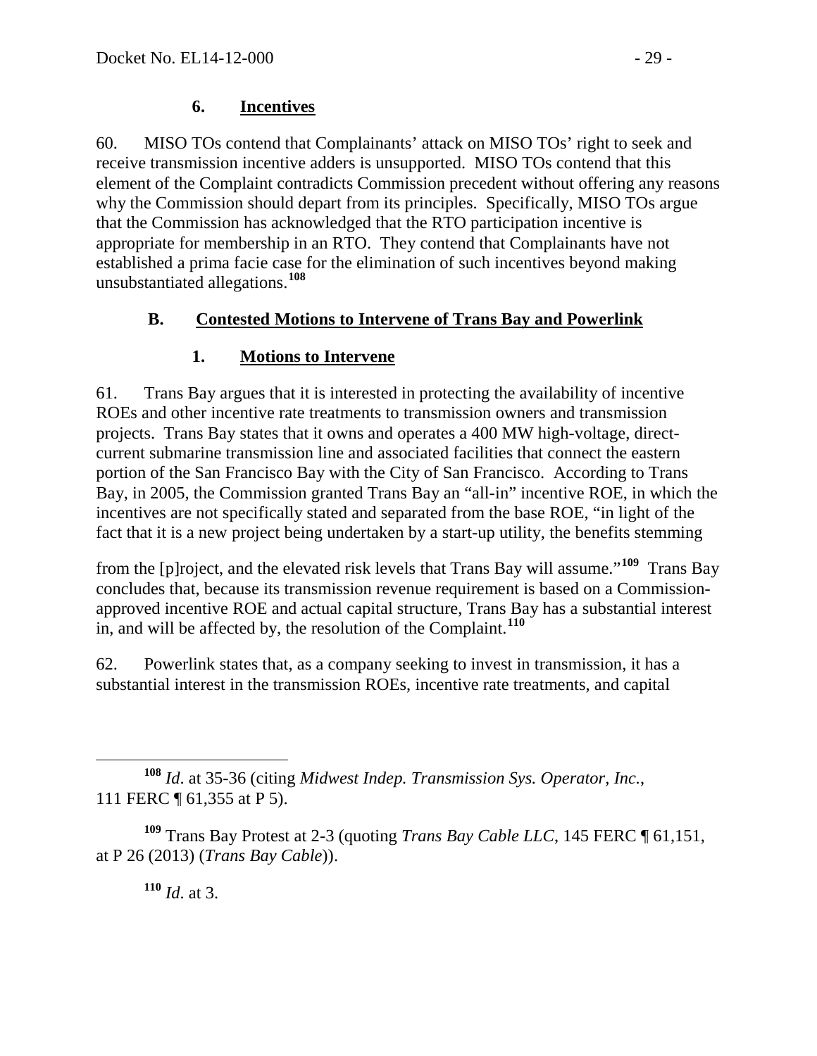### 6. Incentives

60. MISO TOs contend that Complainants' attack on MISO TOs' right to seek and receive transmission incentive adders is unsupported. MISO TOs contend that this element of the Complaint contradicts Commission precedent without offering any reasons why the Commission should depart from its principles. Specifically, MISO TOs argue that the Commission has acknowledged that the RTO participation incentive is appropriate for membership in an RTO. They contend that Complainants have not established a prima facie case for the elimination of such incentives beyond making unsubstantiated allegations.[108]

## B. Contested Motions to Intervene of Trans Bay and Powerlink

### 1. Motions to Intervene

61. Trans Bay argues that it is interested in protecting the availability of incentive ROEs and other incentive rate treatments to transmission owners and transmission projects. Trans Bay states that it owns and operates a 400 MW high-voltage, direct-current submarine transmission line and associated facilities that connect the eastern portion of the San Francisco Bay with the City of San Francisco. According to Trans Bay, in 2005, the Commission granted Trans Bay an "all-in" incentive ROE, in which the incentives are not specifically stated and separated from the base ROE, "in light of the fact that it is a new project being undertaken by a start-up utility, the benefits stemming from the [p]roject, and the elevated risk levels that Trans Bay will assume."[109] Trans Bay concludes that, because its transmission revenue requirement is based on a Commission-approved incentive ROE and actual capital structure, Trans Bay has a substantial interest in, and will be affected by, the resolution of the Complaint.[110]

62. Powerlink states that, as a company seeking to invest in transmission, it has a substantial interest in the transmission ROEs, incentive rate treatments, and capital

---

[108] *Id*. at 35-36 (citing *Midwest Indep. Transmission Sys. Operator, Inc.*, 111 FERC ¶ 61,355 at P 5).

[109] Trans Bay Protest at 2-3 (quoting *Trans Bay Cable LLC*, 145 FERC ¶ 61,151, at P 26 (2013) (*Trans Bay Cable*)).

[110] *Id*. at 3.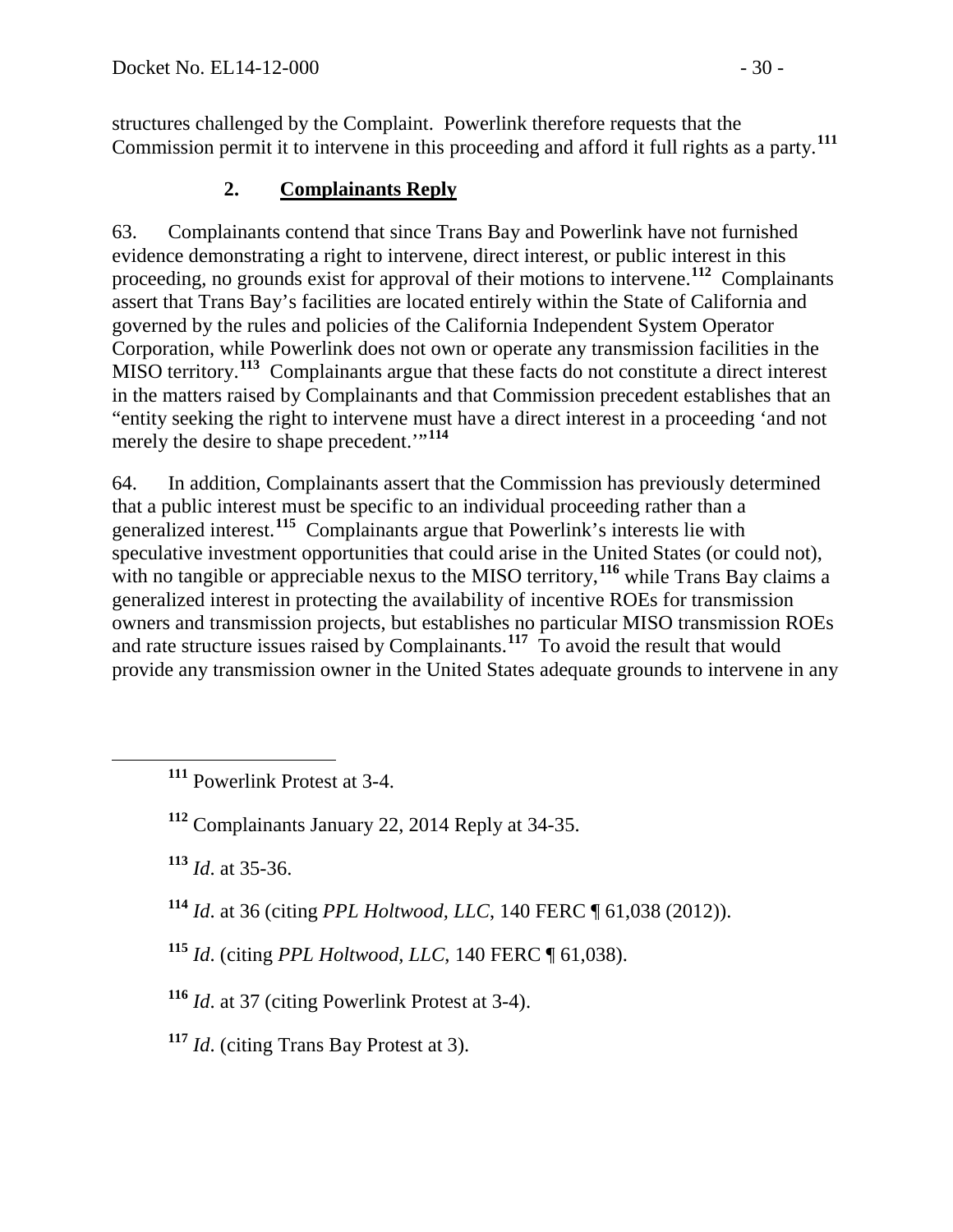structures challenged by the Complaint. Powerlink therefore requests that the Commission permit it to intervene in this proceeding and afford it full rights as a party.[111]

### 2. Complainants Reply

63. Complainants contend that since Trans Bay and Powerlink have not furnished evidence demonstrating a right to intervene, direct interest, or public interest in this proceeding, no grounds exist for approval of their motions to intervene.[112] Complainants assert that Trans Bay's facilities are located entirely within the State of California and governed by the rules and policies of the California Independent System Operator Corporation, while Powerlink does not own or operate any transmission facilities in the MISO territory.[113] Complainants argue that these facts do not constitute a direct interest in the matters raised by Complainants and that Commission precedent establishes that an "entity seeking the right to intervene must have a direct interest in a proceeding 'and not merely the desire to shape precedent.'"[114]

64. In addition, Complainants assert that the Commission has previously determined that a public interest must be specific to an individual proceeding rather than a generalized interest.[115] Complainants argue that Powerlink's interests lie with speculative investment opportunities that could arise in the United States (or could not), with no tangible or appreciable nexus to the MISO territory,[116] while Trans Bay claims a generalized interest in protecting the availability of incentive ROEs for transmission owners and transmission projects, but establishes no particular MISO transmission ROEs and rate structure issues raised by Complainants.[117] To avoid the result that would provide any transmission owner in the United States adequate grounds to intervene in any

---

[111] Powerlink Protest at 3-4.

[112] Complainants January 22, 2014 Reply at 34-35.

[113] *Id*. at 35-36.

[114] *Id*. at 36 (citing *PPL Holtwood, LLC*, 140 FERC ¶ 61,038 (2012)).

[115] *Id*. (citing *PPL Holtwood, LLC*, 140 FERC ¶ 61,038).

[116] *Id*. at 37 (citing Powerlink Protest at 3-4).

[117] *Id*. (citing Trans Bay Protest at 3).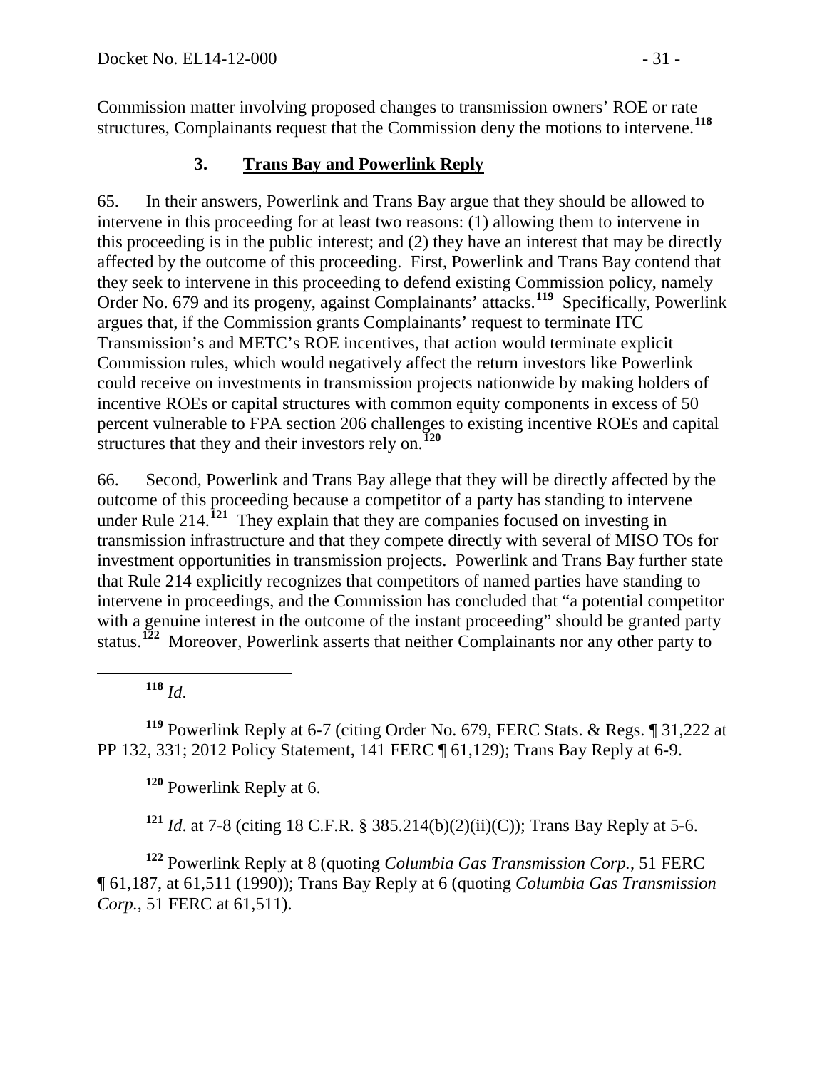Commission matter involving proposed changes to transmission owners' ROE or rate structures, Complainants request that the Commission deny the motions to intervene.[118]

### 3. Trans Bay and Powerlink Reply

65. In their answers, Powerlink and Trans Bay argue that they should be allowed to intervene in this proceeding for at least two reasons: (1) allowing them to intervene in this proceeding is in the public interest; and (2) they have an interest that may be directly affected by the outcome of this proceeding. First, Powerlink and Trans Bay contend that they seek to intervene in this proceeding to defend existing Commission policy, namely Order No. 679 and its progeny, against Complainants' attacks.[119] Specifically, Powerlink argues that, if the Commission grants Complainants' request to terminate ITC Transmission's and METC's ROE incentives, that action would terminate explicit Commission rules, which would negatively affect the return investors like Powerlink could receive on investments in transmission projects nationwide by making holders of incentive ROEs or capital structures with common equity components in excess of 50 percent vulnerable to FPA section 206 challenges to existing incentive ROEs and capital structures that they and their investors rely on.[120]

66. Second, Powerlink and Trans Bay allege that they will be directly affected by the outcome of this proceeding because a competitor of a party has standing to intervene under Rule 214.[121] They explain that they are companies focused on investing in transmission infrastructure and that they compete directly with several of MISO TOs for investment opportunities in transmission projects. Powerlink and Trans Bay further state that Rule 214 explicitly recognizes that competitors of named parties have standing to intervene in proceedings, and the Commission has concluded that "a potential competitor with a genuine interest in the outcome of the instant proceeding" should be granted party status.[122] Moreover, Powerlink asserts that neither Complainants nor any other party to

---

[118] *Id.*

[119] Powerlink Reply at 6-7 (citing Order No. 679, FERC Stats. & Regs. ¶ 31,222 at PP 132, 331; 2012 Policy Statement, 141 FERC ¶ 61,129); Trans Bay Reply at 6-9.

[120] Powerlink Reply at 6.

[121] *Id.* at 7-8 (citing 18 C.F.R. § 385.214(b)(2)(ii)(C)); Trans Bay Reply at 5-6.

[122] Powerlink Reply at 8 (quoting *Columbia Gas Transmission Corp.*, 51 FERC ¶ 61,187, at 61,511 (1990)); Trans Bay Reply at 6 (quoting *Columbia Gas Transmission Corp.*, 51 FERC at 61,511).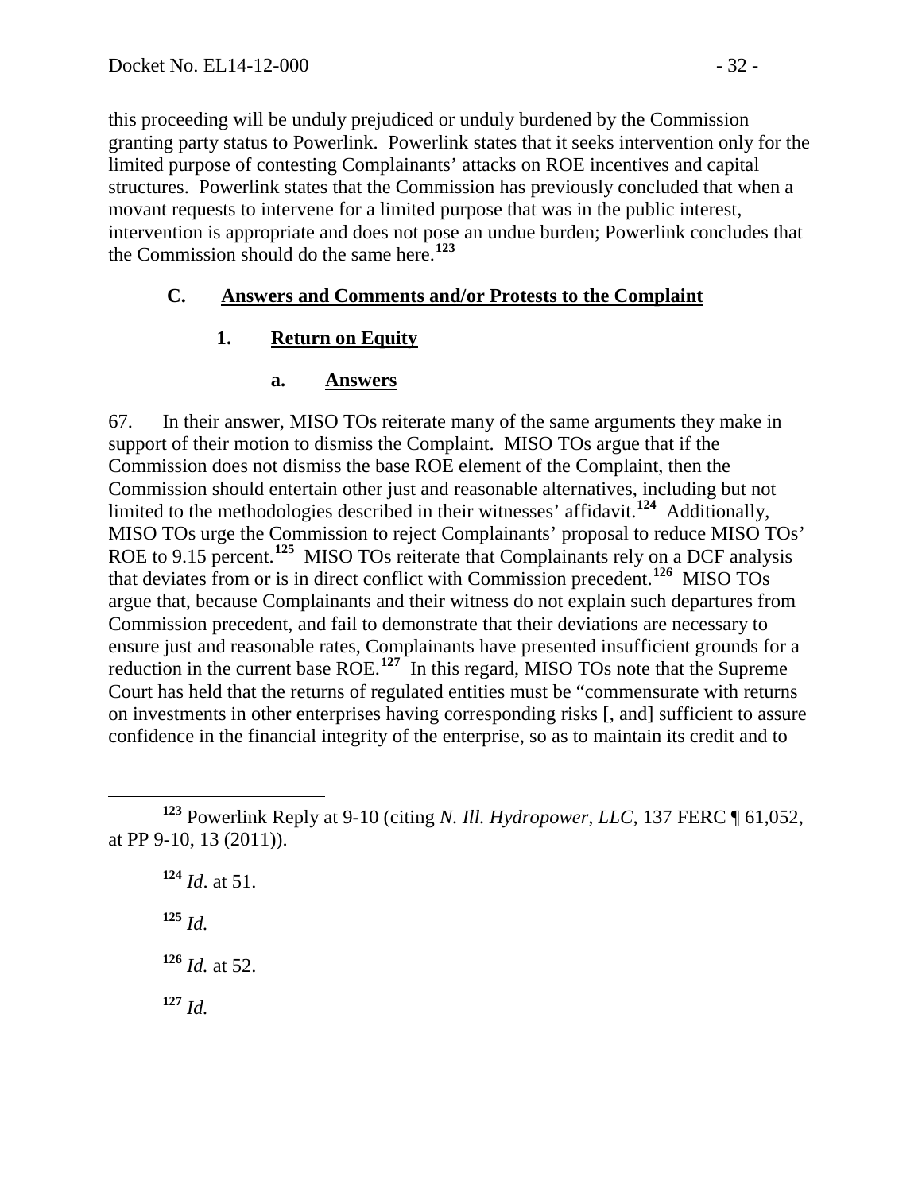this proceeding will be unduly prejudiced or unduly burdened by the Commission granting party status to Powerlink. Powerlink states that it seeks intervention only for the limited purpose of contesting Complainants' attacks on ROE incentives and capital structures. Powerlink states that the Commission has previously concluded that when a movant requests to intervene for a limited purpose that was in the public interest, intervention is appropriate and does not pose an undue burden; Powerlink concludes that the Commission should do the same here.[123]

## C. Answers and Comments and/or Protests to the Complaint

### 1. Return on Equity

#### a. Answers

67. In their answer, MISO TOs reiterate many of the same arguments they make in support of their motion to dismiss the Complaint. MISO TOs argue that if the Commission does not dismiss the base ROE element of the Complaint, then the Commission should entertain other just and reasonable alternatives, including but not limited to the methodologies described in their witnesses' affidavit.[124] Additionally, MISO TOs urge the Commission to reject Complainants' proposal to reduce MISO TOs' ROE to 9.15 percent.[125] MISO TOs reiterate that Complainants rely on a DCF analysis that deviates from or is in direct conflict with Commission precedent.[126] MISO TOs argue that, because Complainants and their witness do not explain such departures from Commission precedent, and fail to demonstrate that their deviations are necessary to ensure just and reasonable rates, Complainants have presented insufficient grounds for a reduction in the current base ROE.[127] In this regard, MISO TOs note that the Supreme Court has held that the returns of regulated entities must be "commensurate with returns on investments in other enterprises having corresponding risks [, and] sufficient to assure confidence in the financial integrity of the enterprise, so as to maintain its credit and to

---

[123] Powerlink Reply at 9-10 (citing *N. Ill. Hydropower, LLC*, 137 FERC ¶ 61,052, at PP 9-10, 13 (2011)).

[124] *Id*. at 51.

[125] *Id.*

[126] *Id.* at 52.

[127] *Id.*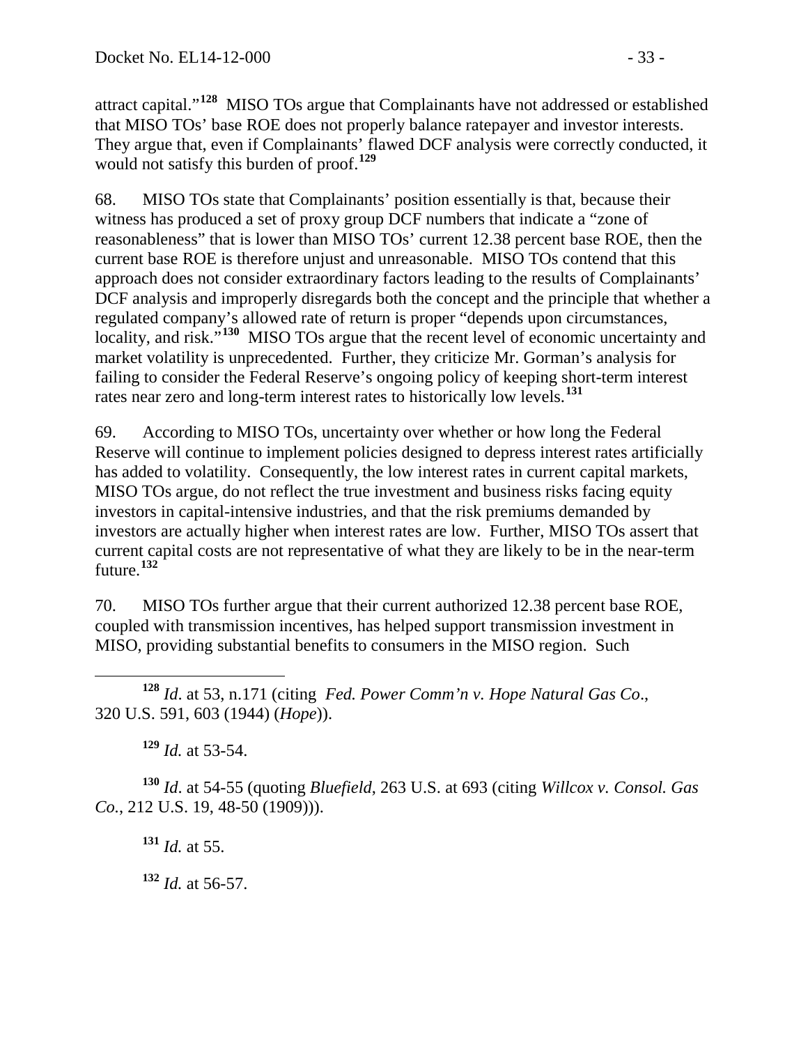attract capital."[128] MISO TOs argue that Complainants have not addressed or established that MISO TOs' base ROE does not properly balance ratepayer and investor interests. They argue that, even if Complainants' flawed DCF analysis were correctly conducted, it would not satisfy this burden of proof.[129]

68. MISO TOs state that Complainants' position essentially is that, because their witness has produced a set of proxy group DCF numbers that indicate a "zone of reasonableness" that is lower than MISO TOs' current 12.38 percent base ROE, then the current base ROE is therefore unjust and unreasonable. MISO TOs contend that this approach does not consider extraordinary factors leading to the results of Complainants' DCF analysis and improperly disregards both the concept and the principle that whether a regulated company's allowed rate of return is proper "depends upon circumstances, locality, and risk."[130] MISO TOs argue that the recent level of economic uncertainty and market volatility is unprecedented. Further, they criticize Mr. Gorman's analysis for failing to consider the Federal Reserve's ongoing policy of keeping short-term interest rates near zero and long-term interest rates to historically low levels.[131]

69. According to MISO TOs, uncertainty over whether or how long the Federal Reserve will continue to implement policies designed to depress interest rates artificially has added to volatility. Consequently, the low interest rates in current capital markets, MISO TOs argue, do not reflect the true investment and business risks facing equity investors in capital-intensive industries, and that the risk premiums demanded by investors are actually higher when interest rates are low. Further, MISO TOs assert that current capital costs are not representative of what they are likely to be in the near-term future.[132]

70. MISO TOs further argue that their current authorized 12.38 percent base ROE, coupled with transmission incentives, has helped support transmission investment in MISO, providing substantial benefits to consumers in the MISO region. Such

---

[128] *Id*. at 53, n.171 (citing *Fed. Power Comm'n v. Hope Natural Gas Co*., 320 U.S. 591, 603 (1944) (*Hope*)).

[129] *Id.* at 53-54.

[130] *Id*. at 54-55 (quoting *Bluefield*, 263 U.S. at 693 (citing *Willcox v. Consol. Gas Co.*, 212 U.S. 19, 48-50 (1909))).

[131] *Id.* at 55.

[132] *Id.* at 56-57.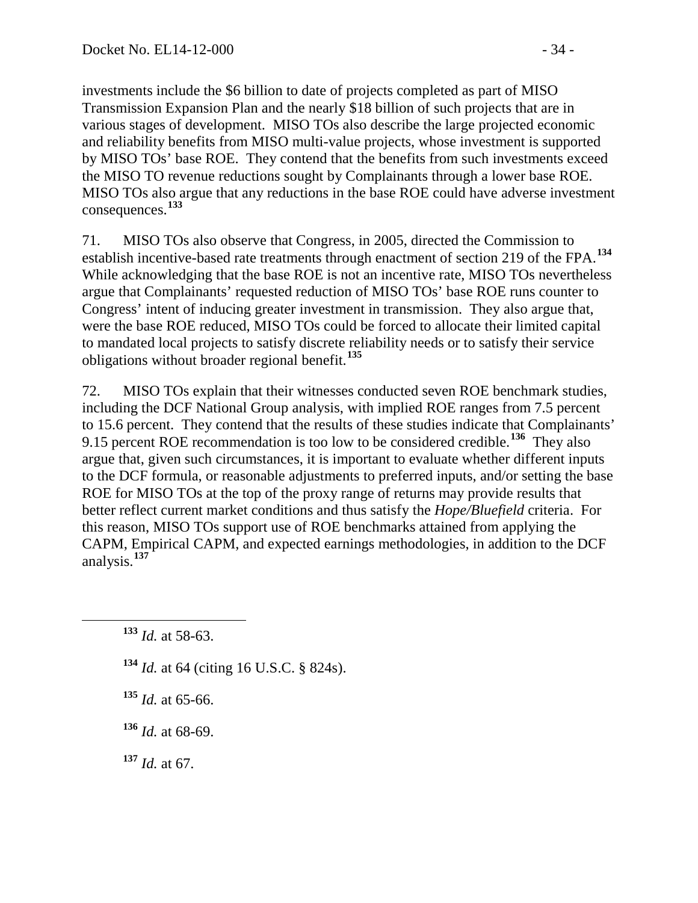investments include the \$6 billion to date of projects completed as part of MISO Transmission Expansion Plan and the nearly \$18 billion of such projects that are in various stages of development. MISO TOs also describe the large projected economic and reliability benefits from MISO multi-value projects, whose investment is supported by MISO TOs' base ROE. They contend that the benefits from such investments exceed the MISO TO revenue reductions sought by Complainants through a lower base ROE. MISO TOs also argue that any reductions in the base ROE could have adverse investment consequences.[133]

71. MISO TOs also observe that Congress, in 2005, directed the Commission to establish incentive-based rate treatments through enactment of section 219 of the FPA.[134] While acknowledging that the base ROE is not an incentive rate, MISO TOs nevertheless argue that Complainants' requested reduction of MISO TOs' base ROE runs counter to Congress' intent of inducing greater investment in transmission. They also argue that, were the base ROE reduced, MISO TOs could be forced to allocate their limited capital to mandated local projects to satisfy discrete reliability needs or to satisfy their service obligations without broader regional benefit.[135]

72. MISO TOs explain that their witnesses conducted seven ROE benchmark studies, including the DCF National Group analysis, with implied ROE ranges from 7.5 percent to 15.6 percent. They contend that the results of these studies indicate that Complainants' 9.15 percent ROE recommendation is too low to be considered credible.[136] They also argue that, given such circumstances, it is important to evaluate whether different inputs to the DCF formula, or reasonable adjustments to preferred inputs, and/or setting the base ROE for MISO TOs at the top of the proxy range of returns may provide results that better reflect current market conditions and thus satisfy the *Hope/Bluefield* criteria. For this reason, MISO TOs support use of ROE benchmarks attained from applying the CAPM, Empirical CAPM, and expected earnings methodologies, in addition to the DCF analysis.[137]

---

[133] *Id.* at 58-63.

[134] *Id.* at 64 (citing 16 U.S.C. § 824s).

[135] *Id.* at 65-66.

[136] *Id.* at 68-69.

[137] *Id.* at 67.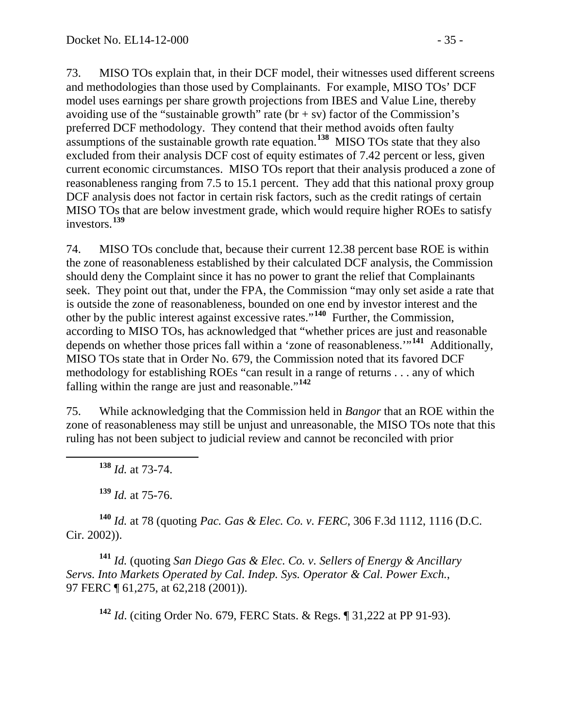73. MISO TOs explain that, in their DCF model, their witnesses used different screens and methodologies than those used by Complainants. For example, MISO TOs' DCF model uses earnings per share growth projections from IBES and Value Line, thereby avoiding use of the "sustainable growth" rate (br + sv) factor of the Commission's preferred DCF methodology. They contend that their method avoids often faulty assumptions of the sustainable growth rate equation.[138] MISO TOs state that they also excluded from their analysis DCF cost of equity estimates of 7.42 percent or less, given current economic circumstances. MISO TOs report that their analysis produced a zone of reasonableness ranging from 7.5 to 15.1 percent. They add that this national proxy group DCF analysis does not factor in certain risk factors, such as the credit ratings of certain MISO TOs that are below investment grade, which would require higher ROEs to satisfy investors.[139]

74. MISO TOs conclude that, because their current 12.38 percent base ROE is within the zone of reasonableness established by their calculated DCF analysis, the Commission should deny the Complaint since it has no power to grant the relief that Complainants seek. They point out that, under the FPA, the Commission "may only set aside a rate that is outside the zone of reasonableness, bounded on one end by investor interest and the other by the public interest against excessive rates."[140] Further, the Commission, according to MISO TOs, has acknowledged that "whether prices are just and reasonable depends on whether those prices fall within a 'zone of reasonableness.'"[141] Additionally, MISO TOs state that in Order No. 679, the Commission noted that its favored DCF methodology for establishing ROEs "can result in a range of returns . . . any of which falling within the range are just and reasonable."[142]

75. While acknowledging that the Commission held in *Bangor* that an ROE within the zone of reasonableness may still be unjust and unreasonable, the MISO TOs note that this ruling has not been subject to judicial review and cannot be reconciled with prior

---

[138] *Id.* at 73-74.

[139] *Id.* at 75-76.

[140] *Id.* at 78 (quoting *Pac. Gas & Elec. Co. v. FERC*, 306 F.3d 1112, 1116 (D.C. Cir. 2002)).

[141] *Id.* (quoting *San Diego Gas & Elec. Co. v. Sellers of Energy & Ancillary Servs. Into Markets Operated by Cal. Indep. Sys. Operator & Cal. Power Exch.*, 97 FERC ¶ 61,275, at 62,218 (2001)).

[142] *Id*. (citing Order No. 679, FERC Stats. & Regs. ¶ 31,222 at PP 91-93).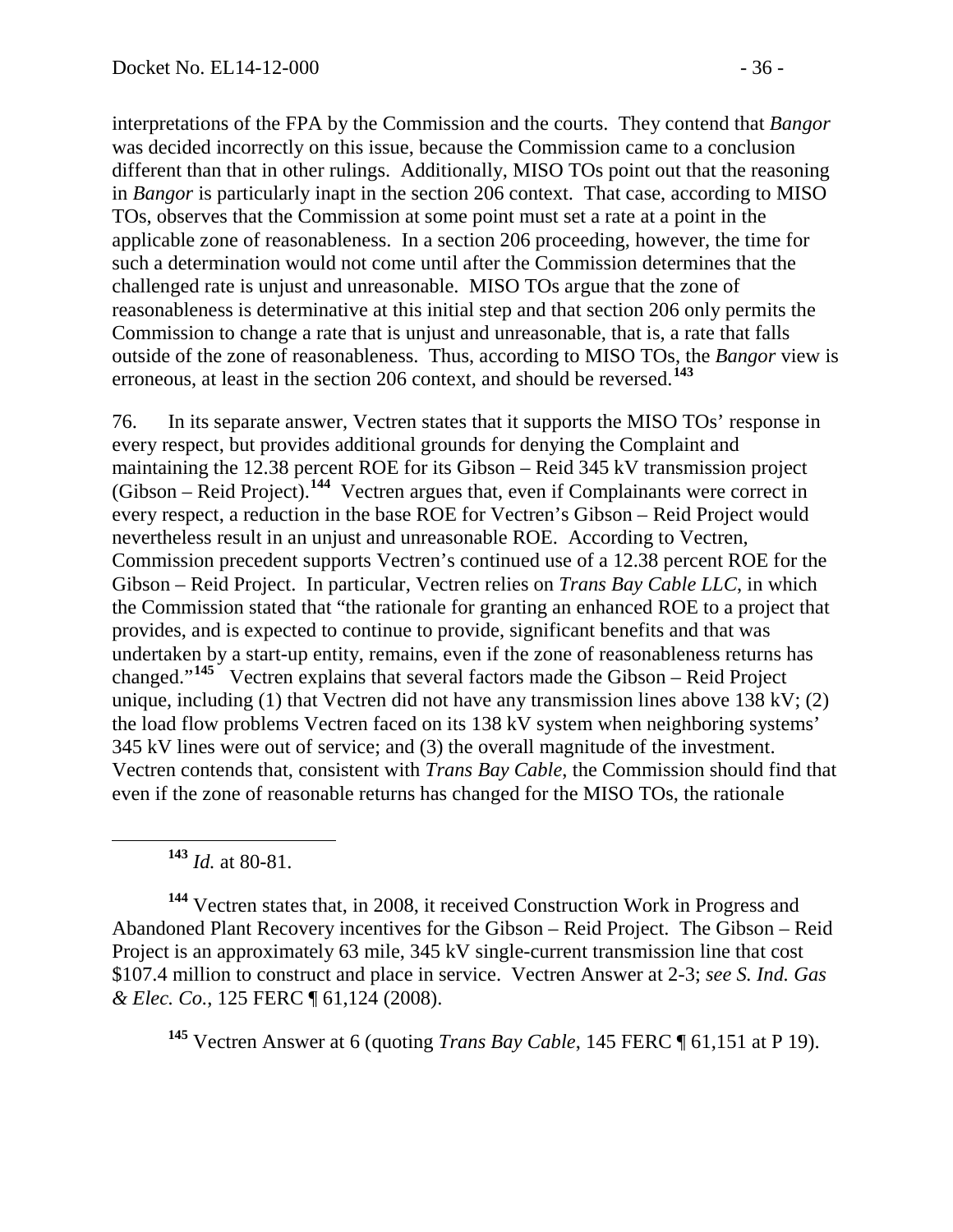interpretations of the FPA by the Commission and the courts. They contend that *Bangor* was decided incorrectly on this issue, because the Commission came to a conclusion different than that in other rulings. Additionally, MISO TOs point out that the reasoning in *Bangor* is particularly inapt in the section 206 context. That case, according to MISO TOs, observes that the Commission at some point must set a rate at a point in the applicable zone of reasonableness. In a section 206 proceeding, however, the time for such a determination would not come until after the Commission determines that the challenged rate is unjust and unreasonable. MISO TOs argue that the zone of reasonableness is determinative at this initial step and that section 206 only permits the Commission to change a rate that is unjust and unreasonable, that is, a rate that falls outside of the zone of reasonableness. Thus, according to MISO TOs, the *Bangor* view is erroneous, at least in the section 206 context, and should be reversed.[143]

76. In its separate answer, Vectren states that it supports the MISO TOs' response in every respect, but provides additional grounds for denying the Complaint and maintaining the 12.38 percent ROE for its Gibson – Reid 345 kV transmission project (Gibson – Reid Project).[144] Vectren argues that, even if Complainants were correct in every respect, a reduction in the base ROE for Vectren's Gibson – Reid Project would nevertheless result in an unjust and unreasonable ROE. According to Vectren, Commission precedent supports Vectren's continued use of a 12.38 percent ROE for the Gibson – Reid Project. In particular, Vectren relies on *Trans Bay Cable LLC*, in which the Commission stated that "the rationale for granting an enhanced ROE to a project that provides, and is expected to continue to provide, significant benefits and that was undertaken by a start-up entity, remains, even if the zone of reasonableness returns has changed."[145] Vectren explains that several factors made the Gibson – Reid Project unique, including (1) that Vectren did not have any transmission lines above 138 kV; (2) the load flow problems Vectren faced on its 138 kV system when neighboring systems' 345 kV lines were out of service; and (3) the overall magnitude of the investment. Vectren contends that, consistent with *Trans Bay Cable*, the Commission should find that even if the zone of reasonable returns has changed for the MISO TOs, the rationale

---

[143] *Id.* at 80-81.

[144] Vectren states that, in 2008, it received Construction Work in Progress and Abandoned Plant Recovery incentives for the Gibson – Reid Project. The Gibson – Reid Project is an approximately 63 mile, 345 kV single-current transmission line that cost \$107.4 million to construct and place in service. Vectren Answer at 2-3; *see S. Ind. Gas & Elec. Co.*, 125 FERC ¶ 61,124 (2008).

[145] Vectren Answer at 6 (quoting *Trans Bay Cable*, 145 FERC ¶ 61,151 at P 19).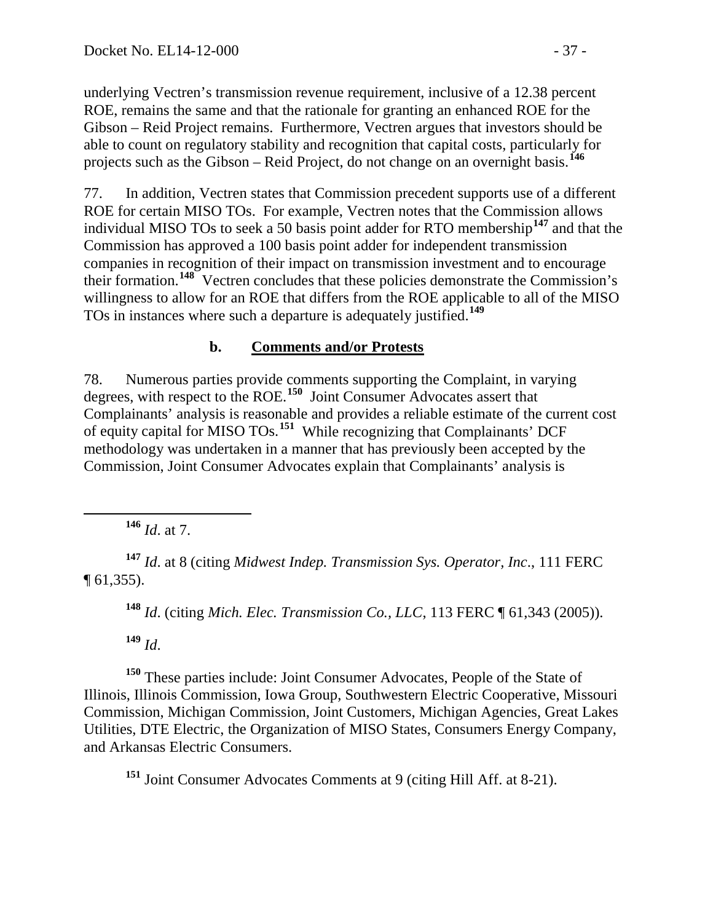underlying Vectren's transmission revenue requirement, inclusive of a 12.38 percent ROE, remains the same and that the rationale for granting an enhanced ROE for the Gibson – Reid Project remains. Furthermore, Vectren argues that investors should be able to count on regulatory stability and recognition that capital costs, particularly for projects such as the Gibson – Reid Project, do not change on an overnight basis.[146]

77. In addition, Vectren states that Commission precedent supports use of a different ROE for certain MISO TOs. For example, Vectren notes that the Commission allows individual MISO TOs to seek a 50 basis point adder for RTO membership[147] and that the Commission has approved a 100 basis point adder for independent transmission companies in recognition of their impact on transmission investment and to encourage their formation.[148] Vectren concludes that these policies demonstrate the Commission's willingness to allow for an ROE that differs from the ROE applicable to all of the MISO TOs in instances where such a departure is adequately justified.[149]

### b. Comments and/or Protests

78. Numerous parties provide comments supporting the Complaint, in varying degrees, with respect to the ROE.[150] Joint Consumer Advocates assert that Complainants' analysis is reasonable and provides a reliable estimate of the current cost of equity capital for MISO TOs.[151] While recognizing that Complainants' DCF methodology was undertaken in a manner that has previously been accepted by the Commission, Joint Consumer Advocates explain that Complainants' analysis is

---

[146] *Id*. at 7.

[147] *Id*. at 8 (citing *Midwest Indep. Transmission Sys. Operator, Inc*., 111 FERC ¶ 61,355).

[148] *Id*. (citing *Mich. Elec. Transmission Co., LLC*, 113 FERC ¶ 61,343 (2005)).

[149] *Id*.

[150] These parties include: Joint Consumer Advocates, People of the State of Illinois, Illinois Commission, Iowa Group, Southwestern Electric Cooperative, Missouri Commission, Michigan Commission, Joint Customers, Michigan Agencies, Great Lakes Utilities, DTE Electric, the Organization of MISO States, Consumers Energy Company, and Arkansas Electric Consumers.

[151] Joint Consumer Advocates Comments at 9 (citing Hill Aff. at 8-21).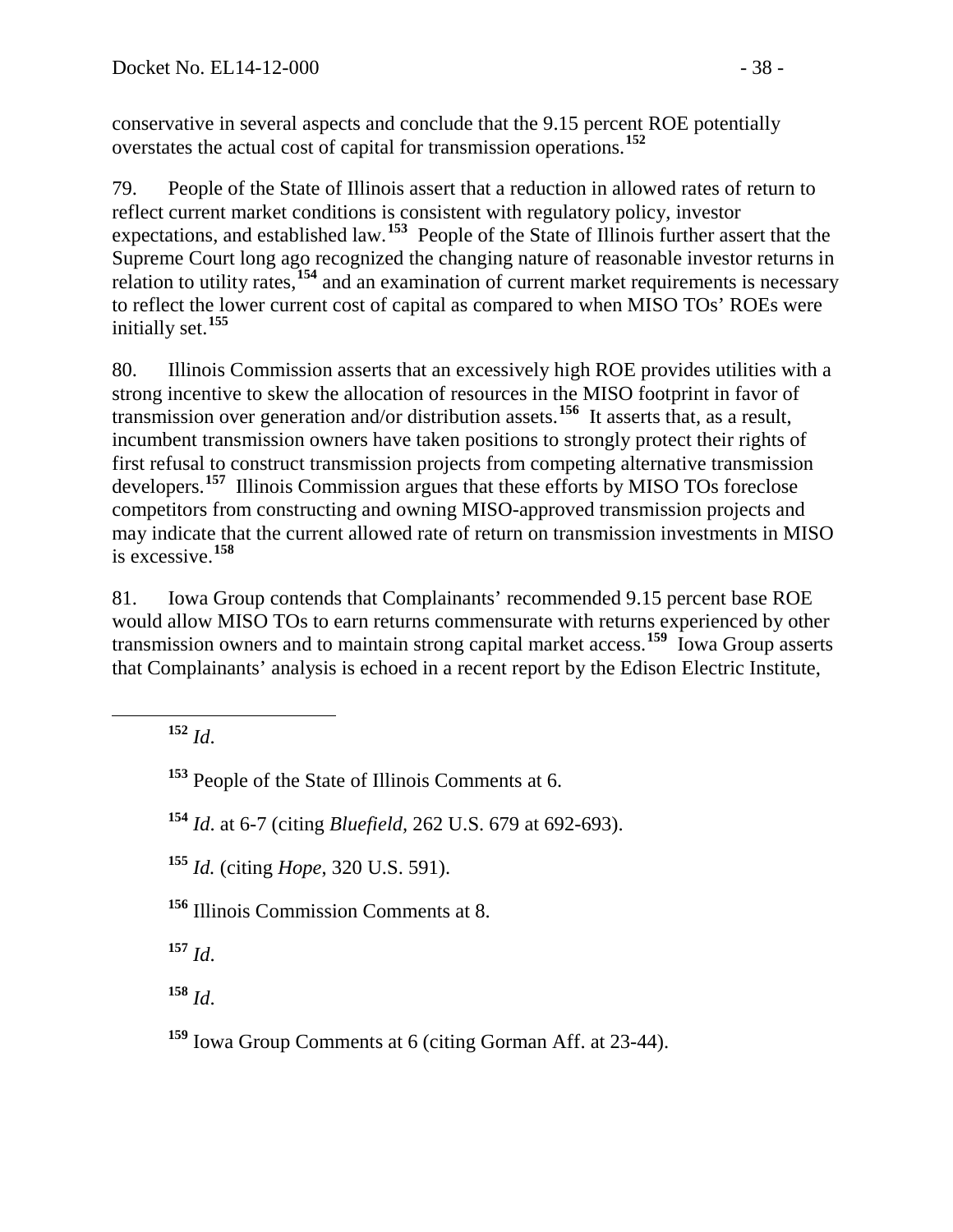conservative in several aspects and conclude that the 9.15 percent ROE potentially overstates the actual cost of capital for transmission operations.[152]

79. People of the State of Illinois assert that a reduction in allowed rates of return to reflect current market conditions is consistent with regulatory policy, investor expectations, and established law.[153] People of the State of Illinois further assert that the Supreme Court long ago recognized the changing nature of reasonable investor returns in relation to utility rates,[154] and an examination of current market requirements is necessary to reflect the lower current cost of capital as compared to when MISO TOs' ROEs were initially set.[155]

80. Illinois Commission asserts that an excessively high ROE provides utilities with a strong incentive to skew the allocation of resources in the MISO footprint in favor of transmission over generation and/or distribution assets.[156] It asserts that, as a result, incumbent transmission owners have taken positions to strongly protect their rights of first refusal to construct transmission projects from competing alternative transmission developers.[157] Illinois Commission argues that these efforts by MISO TOs foreclose competitors from constructing and owning MISO-approved transmission projects and may indicate that the current allowed rate of return on transmission investments in MISO is excessive.[158]

81. Iowa Group contends that Complainants' recommended 9.15 percent base ROE would allow MISO TOs to earn returns commensurate with returns experienced by other transmission owners and to maintain strong capital market access.[159] Iowa Group asserts that Complainants' analysis is echoed in a recent report by the Edison Electric Institute,

---

[152] *Id*.

[153] People of the State of Illinois Comments at 6.

[154] *Id*. at 6-7 (citing *Bluefield*, 262 U.S. 679 at 692-693).

[155] *Id.* (citing *Hope*, 320 U.S. 591).

[156] Illinois Commission Comments at 8.

[157] *Id*.

[158] *Id*.

[159] Iowa Group Comments at 6 (citing Gorman Aff. at 23-44).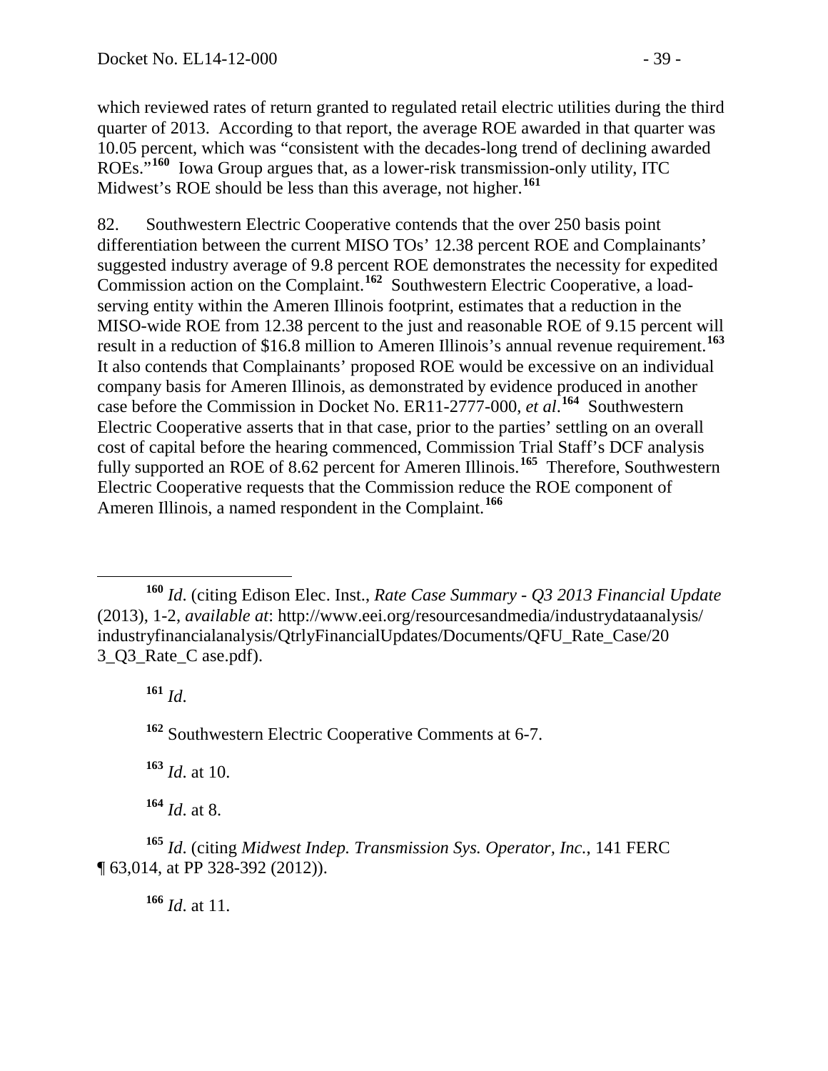which reviewed rates of return granted to regulated retail electric utilities during the third quarter of 2013. According to that report, the average ROE awarded in that quarter was 10.05 percent, which was "consistent with the decades-long trend of declining awarded ROEs."[160] Iowa Group argues that, as a lower-risk transmission-only utility, ITC Midwest's ROE should be less than this average, not higher.[161]

82. Southwestern Electric Cooperative contends that the over 250 basis point differentiation between the current MISO TOs' 12.38 percent ROE and Complainants' suggested industry average of 9.8 percent ROE demonstrates the necessity for expedited Commission action on the Complaint.[162] Southwestern Electric Cooperative, a load-serving entity within the Ameren Illinois footprint, estimates that a reduction in the MISO-wide ROE from 12.38 percent to the just and reasonable ROE of 9.15 percent will result in a reduction of $16.8 million to Ameren Illinois's annual revenue requirement.[163] It also contends that Complainants' proposed ROE would be excessive on an individual company basis for Ameren Illinois, as demonstrated by evidence produced in another case before the Commission in Docket No. ER11-2777-000, *et al*.[164] Southwestern Electric Cooperative asserts that in that case, prior to the parties' settling on an overall cost of capital before the hearing commenced, Commission Trial Staff's DCF analysis fully supported an ROE of 8.62 percent for Ameren Illinois.[165] Therefore, Southwestern Electric Cooperative requests that the Commission reduce the ROE component of Ameren Illinois, a named respondent in the Complaint.[166]

---

[160] *Id*. (citing Edison Elec. Inst., *Rate Case Summary - Q3 2013 Financial Update* (2013), 1-2, *available at*: http://www.eei.org/resourcesandmedia/industrydataanalysis/industryfinancialanalysis/QtrlyFinancialUpdates/Documents/QFU_Rate_Case/20 3_Q3_Rate_C ase.pdf).

[161] *Id*.

[162] Southwestern Electric Cooperative Comments at 6-7.

[163] *Id*. at 10.

[164] *Id*. at 8.

[165] *Id*. (citing *Midwest Indep. Transmission Sys. Operator, Inc.*, 141 FERC ¶ 63,014, at PP 328-392 (2012)).

[166] *Id*. at 11.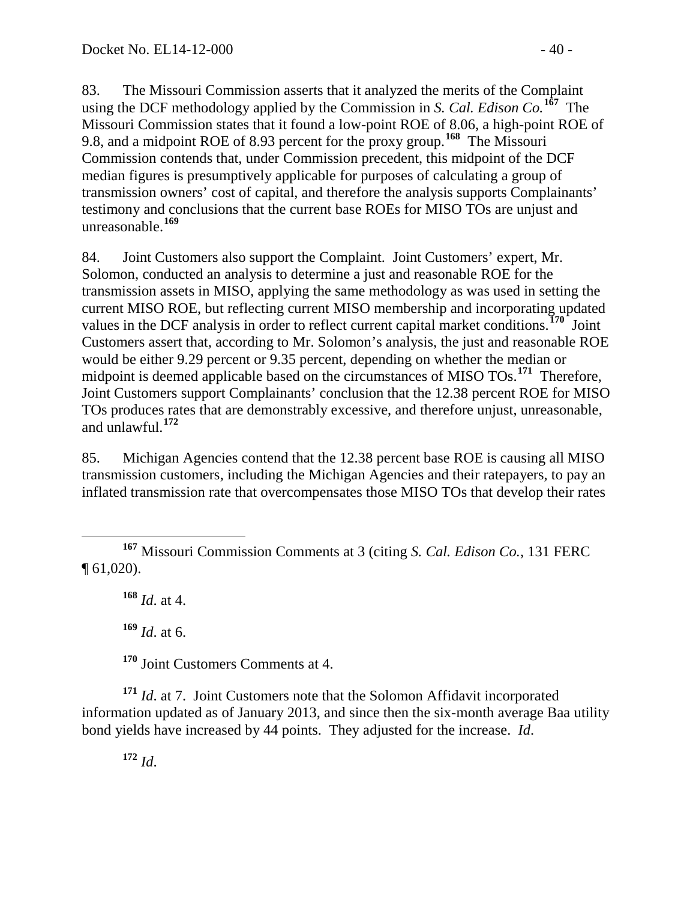83. The Missouri Commission asserts that it analyzed the merits of the Complaint using the DCF methodology applied by the Commission in *S. Cal. Edison Co.*[167] The Missouri Commission states that it found a low-point ROE of 8.06, a high-point ROE of 9.8, and a midpoint ROE of 8.93 percent for the proxy group.[168] The Missouri Commission contends that, under Commission precedent, this midpoint of the DCF median figures is presumptively applicable for purposes of calculating a group of transmission owners' cost of capital, and therefore the analysis supports Complainants' testimony and conclusions that the current base ROEs for MISO TOs are unjust and unreasonable.[169]

84. Joint Customers also support the Complaint. Joint Customers' expert, Mr. Solomon, conducted an analysis to determine a just and reasonable ROE for the transmission assets in MISO, applying the same methodology as was used in setting the current MISO ROE, but reflecting current MISO membership and incorporating updated values in the DCF analysis in order to reflect current capital market conditions.[170] Joint Customers assert that, according to Mr. Solomon's analysis, the just and reasonable ROE would be either 9.29 percent or 9.35 percent, depending on whether the median or midpoint is deemed applicable based on the circumstances of MISO TOs.[171] Therefore, Joint Customers support Complainants' conclusion that the 12.38 percent ROE for MISO TOs produces rates that are demonstrably excessive, and therefore unjust, unreasonable, and unlawful.[172]

85. Michigan Agencies contend that the 12.38 percent base ROE is causing all MISO transmission customers, including the Michigan Agencies and their ratepayers, to pay an inflated transmission rate that overcompensates those MISO TOs that develop their rates

---

[167] Missouri Commission Comments at 3 (citing *S. Cal. Edison Co.*, 131 FERC ¶ 61,020).

[168] *Id*. at 4.

[169] *Id*. at 6.

[170] Joint Customers Comments at 4.

[171] *Id*. at 7. Joint Customers note that the Solomon Affidavit incorporated information updated as of January 2013, and since then the six-month average Baa utility bond yields have increased by 44 points. They adjusted for the increase. *Id*.

[172] *Id*.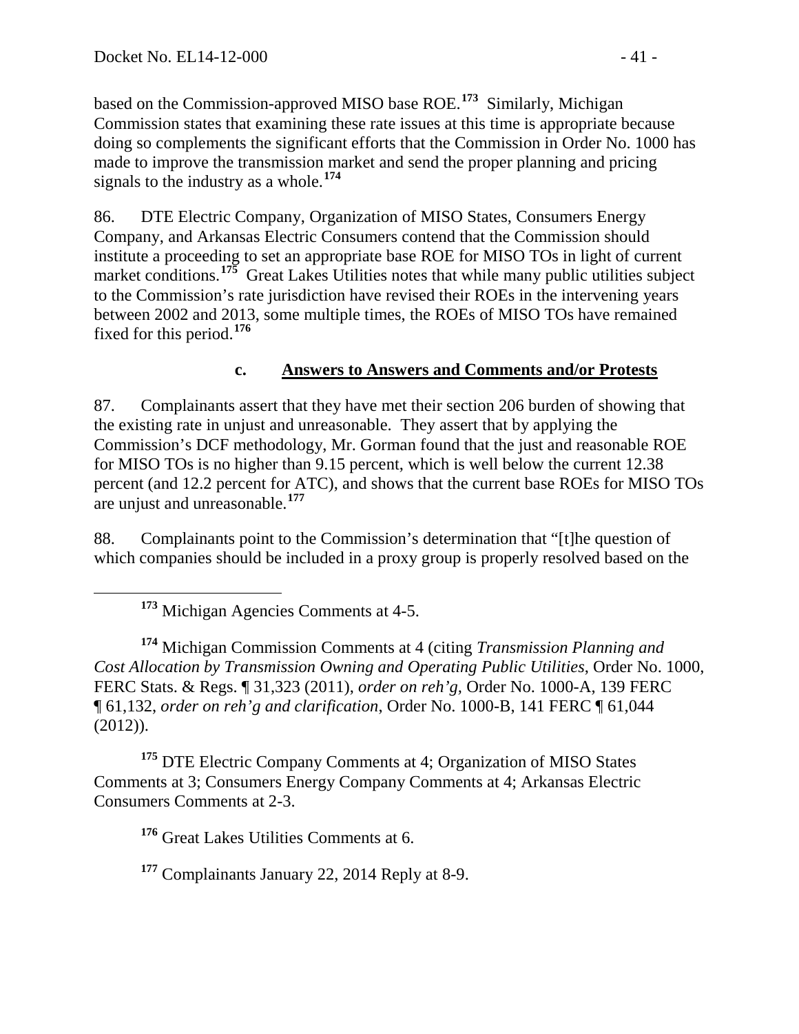based on the Commission-approved MISO base ROE.[173] Similarly, Michigan Commission states that examining these rate issues at this time is appropriate because doing so complements the significant efforts that the Commission in Order No. 1000 has made to improve the transmission market and send the proper planning and pricing signals to the industry as a whole.[174]

86. DTE Electric Company, Organization of MISO States, Consumers Energy Company, and Arkansas Electric Consumers contend that the Commission should institute a proceeding to set an appropriate base ROE for MISO TOs in light of current market conditions.[175] Great Lakes Utilities notes that while many public utilities subject to the Commission's rate jurisdiction have revised their ROEs in the intervening years between 2002 and 2013, some multiple times, the ROEs of MISO TOs have remained fixed for this period.[176]

### c. Answers to Answers and Comments and/or Protests

87. Complainants assert that they have met their section 206 burden of showing that the existing rate in unjust and unreasonable. They assert that by applying the Commission's DCF methodology, Mr. Gorman found that the just and reasonable ROE for MISO TOs is no higher than 9.15 percent, which is well below the current 12.38 percent (and 12.2 percent for ATC), and shows that the current base ROEs for MISO TOs are unjust and unreasonable.[177]

88. Complainants point to the Commission's determination that "[t]he question of which companies should be included in a proxy group is properly resolved based on the

---

[173] Michigan Agencies Comments at 4-5.

[174] Michigan Commission Comments at 4 (citing *Transmission Planning and Cost Allocation by Transmission Owning and Operating Public Utilities*, Order No. 1000, FERC Stats. & Regs. ¶ 31,323 (2011), *order on reh'g,* Order No. 1000-A, 139 FERC ¶ 61,132, *order on reh'g and clarification*, Order No. 1000-B, 141 FERC ¶ 61,044 (2012)).

[175] DTE Electric Company Comments at 4; Organization of MISO States Comments at 3; Consumers Energy Company Comments at 4; Arkansas Electric Consumers Comments at 2-3.

[176] Great Lakes Utilities Comments at 6.

[177] Complainants January 22, 2014 Reply at 8-9.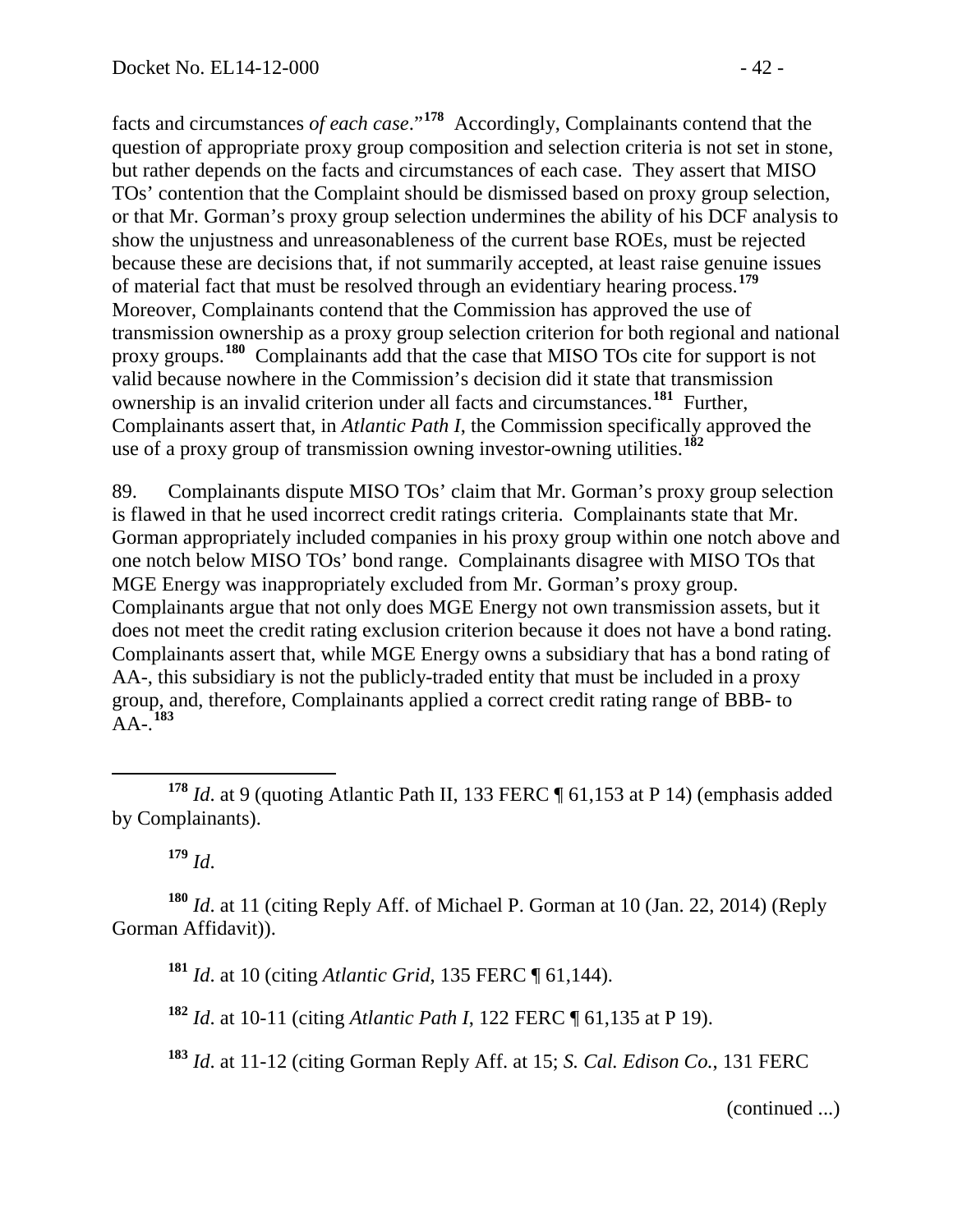facts and circumstances *of each case*."[178] Accordingly, Complainants contend that the question of appropriate proxy group composition and selection criteria is not set in stone, but rather depends on the facts and circumstances of each case. They assert that MISO TOs' contention that the Complaint should be dismissed based on proxy group selection, or that Mr. Gorman's proxy group selection undermines the ability of his DCF analysis to show the unjustness and unreasonableness of the current base ROEs, must be rejected because these are decisions that, if not summarily accepted, at least raise genuine issues of material fact that must be resolved through an evidentiary hearing process.[179] Moreover, Complainants contend that the Commission has approved the use of transmission ownership as a proxy group selection criterion for both regional and national proxy groups.[180] Complainants add that the case that MISO TOs cite for support is not valid because nowhere in the Commission's decision did it state that transmission ownership is an invalid criterion under all facts and circumstances.[181] Further, Complainants assert that, in *Atlantic Path I*, the Commission specifically approved the use of a proxy group of transmission owning investor-owning utilities.[182]

89. Complainants dispute MISO TOs' claim that Mr. Gorman's proxy group selection is flawed in that he used incorrect credit ratings criteria. Complainants state that Mr. Gorman appropriately included companies in his proxy group within one notch above and one notch below MISO TOs' bond range. Complainants disagree with MISO TOs that MGE Energy was inappropriately excluded from Mr. Gorman's proxy group. Complainants argue that not only does MGE Energy not own transmission assets, but it does not meet the credit rating exclusion criterion because it does not have a bond rating. Complainants assert that, while MGE Energy owns a subsidiary that has a bond rating of AA-, this subsidiary is not the publicly-traded entity that must be included in a proxy group, and, therefore, Complainants applied a correct credit rating range of BBB- to AA-.[183]

---

[178] *Id*. at 9 (quoting Atlantic Path II, 133 FERC ¶ 61,153 at P 14) (emphasis added by Complainants).

[179] *Id*.

[180] *Id*. at 11 (citing Reply Aff. of Michael P. Gorman at 10 (Jan. 22, 2014) (Reply Gorman Affidavit)).

[181] *Id*. at 10 (citing *Atlantic Grid*, 135 FERC ¶ 61,144).

[182] *Id*. at 10-11 (citing *Atlantic Path I*, 122 FERC ¶ 61,135 at P 19).

[183] *Id*. at 11-12 (citing Gorman Reply Aff. at 15; *S. Cal. Edison Co.*, 131 FERC

(continued ...)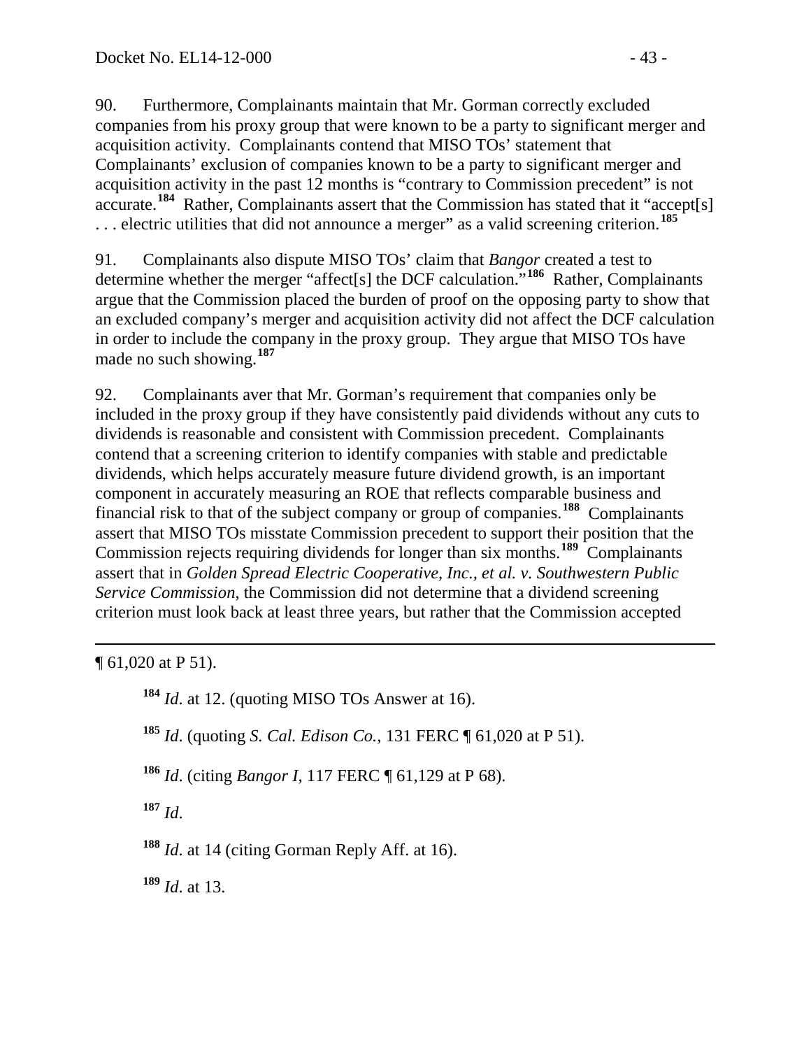90. Furthermore, Complainants maintain that Mr. Gorman correctly excluded companies from his proxy group that were known to be a party to significant merger and acquisition activity. Complainants contend that MISO TOs' statement that Complainants' exclusion of companies known to be a party to significant merger and acquisition activity in the past 12 months is "contrary to Commission precedent" is not accurate.[184] Rather, Complainants assert that the Commission has stated that it "accept[s] . . . electric utilities that did not announce a merger" as a valid screening criterion.[185]

91. Complainants also dispute MISO TOs' claim that *Bangor* created a test to determine whether the merger "affect[s] the DCF calculation."[186] Rather, Complainants argue that the Commission placed the burden of proof on the opposing party to show that an excluded company's merger and acquisition activity did not affect the DCF calculation in order to include the company in the proxy group. They argue that MISO TOs have made no such showing.[187]

92. Complainants aver that Mr. Gorman's requirement that companies only be included in the proxy group if they have consistently paid dividends without any cuts to dividends is reasonable and consistent with Commission precedent. Complainants contend that a screening criterion to identify companies with stable and predictable dividends, which helps accurately measure future dividend growth, is an important component in accurately measuring an ROE that reflects comparable business and financial risk to that of the subject company or group of companies.[188] Complainants assert that MISO TOs misstate Commission precedent to support their position that the Commission rejects requiring dividends for longer than six months.[189] Complainants assert that in *Golden Spread Electric Cooperative, Inc., et al. v. Southwestern Public Service Commission*, the Commission did not determine that a dividend screening criterion must look back at least three years, but rather that the Commission accepted

---

¶ 61,020 at P 51).

[184] *Id*. at 12. (quoting MISO TOs Answer at 16).

[185] *Id*. (quoting *S. Cal. Edison Co.*, 131 FERC ¶ 61,020 at P 51).

[186] *Id*. (citing *Bangor I*, 117 FERC ¶ 61,129 at P 68).

[187] *Id*.

[188] *Id*. at 14 (citing Gorman Reply Aff. at 16).

[189] *Id*. at 13.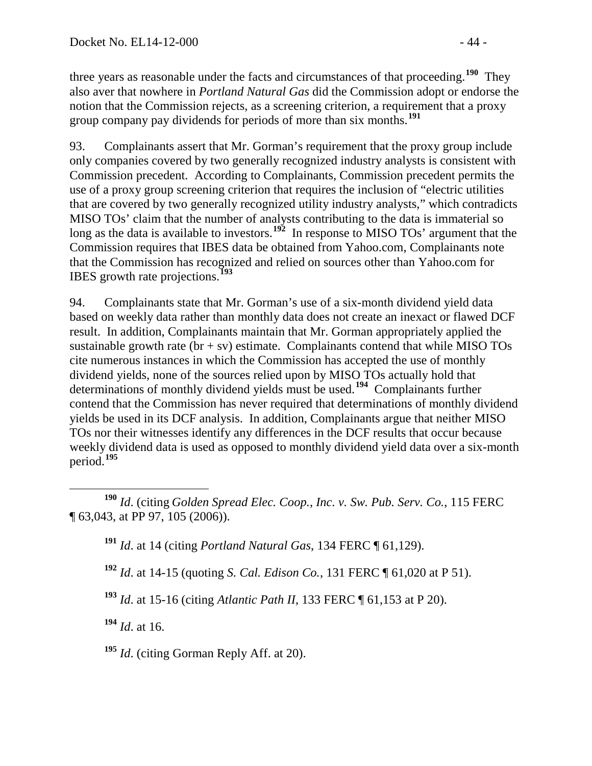three years as reasonable under the facts and circumstances of that proceeding.[190] They also aver that nowhere in *Portland Natural Gas* did the Commission adopt or endorse the notion that the Commission rejects, as a screening criterion, a requirement that a proxy group company pay dividends for periods of more than six months.[191]

93. Complainants assert that Mr. Gorman's requirement that the proxy group include only companies covered by two generally recognized industry analysts is consistent with Commission precedent. According to Complainants, Commission precedent permits the use of a proxy group screening criterion that requires the inclusion of "electric utilities that are covered by two generally recognized utility industry analysts," which contradicts MISO TOs' claim that the number of analysts contributing to the data is immaterial so long as the data is available to investors.[192] In response to MISO TOs' argument that the Commission requires that IBES data be obtained from Yahoo.com, Complainants note that the Commission has recognized and relied on sources other than Yahoo.com for IBES growth rate projections.[193]

94. Complainants state that Mr. Gorman's use of a six-month dividend yield data based on weekly data rather than monthly data does not create an inexact or flawed DCF result. In addition, Complainants maintain that Mr. Gorman appropriately applied the sustainable growth rate (br + sv) estimate. Complainants contend that while MISO TOs cite numerous instances in which the Commission has accepted the use of monthly dividend yields, none of the sources relied upon by MISO TOs actually hold that determinations of monthly dividend yields must be used.[194] Complainants further contend that the Commission has never required that determinations of monthly dividend yields be used in its DCF analysis. In addition, Complainants argue that neither MISO TOs nor their witnesses identify any differences in the DCF results that occur because weekly dividend data is used as opposed to monthly dividend yield data over a six-month period.[195]

---

[190] *Id*. (citing *Golden Spread Elec. Coop., Inc. v. Sw. Pub. Serv. Co.*, 115 FERC ¶ 63,043, at PP 97, 105 (2006)).

[191] *Id.* at 14 (citing *Portland Natural Gas*, 134 FERC ¶ 61,129).

[192] *Id*. at 14-15 (quoting *S. Cal. Edison Co.*, 131 FERC ¶ 61,020 at P 51).

[193] *Id*. at 15-16 (citing *Atlantic Path II*, 133 FERC ¶ 61,153 at P 20).

[194] *Id*. at 16.

[195] *Id*. (citing Gorman Reply Aff. at 20).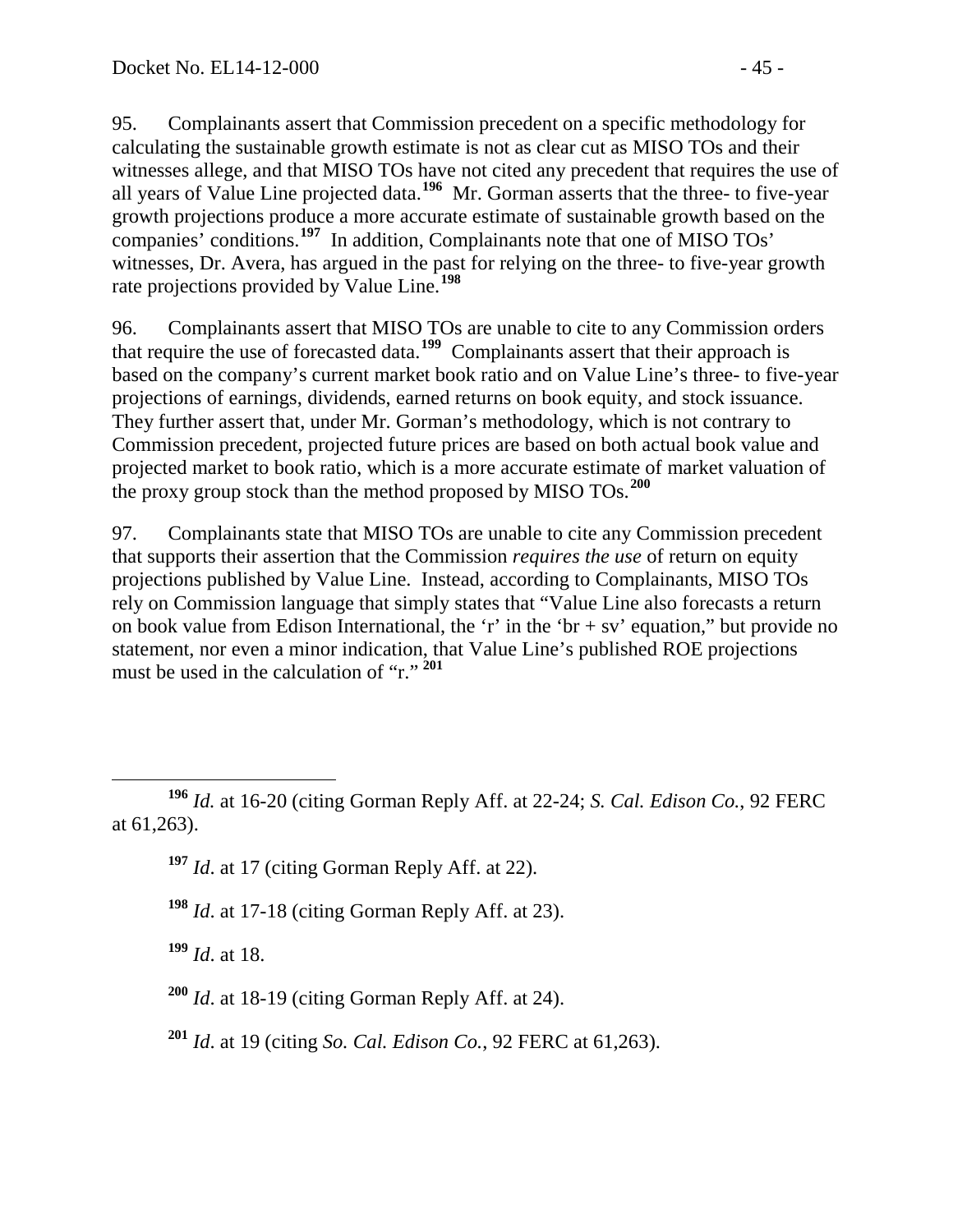95. Complainants assert that Commission precedent on a specific methodology for calculating the sustainable growth estimate is not as clear cut as MISO TOs and their witnesses allege, and that MISO TOs have not cited any precedent that requires the use of all years of Value Line projected data.[196] Mr. Gorman asserts that the three- to five-year growth projections produce a more accurate estimate of sustainable growth based on the companies' conditions.[197] In addition, Complainants note that one of MISO TOs' witnesses, Dr. Avera, has argued in the past for relying on the three- to five-year growth rate projections provided by Value Line.[198]

96. Complainants assert that MISO TOs are unable to cite to any Commission orders that require the use of forecasted data.[199] Complainants assert that their approach is based on the company's current market book ratio and on Value Line's three- to five-year projections of earnings, dividends, earned returns on book equity, and stock issuance. They further assert that, under Mr. Gorman's methodology, which is not contrary to Commission precedent, projected future prices are based on both actual book value and projected market to book ratio, which is a more accurate estimate of market valuation of the proxy group stock than the method proposed by MISO TOs.[200]

97. Complainants state that MISO TOs are unable to cite any Commission precedent that supports their assertion that the Commission *requires the use* of return on equity projections published by Value Line. Instead, according to Complainants, MISO TOs rely on Commission language that simply states that "Value Line also forecasts a return on book value from Edison International, the 'r' in the 'br + sv' equation," but provide no statement, nor even a minor indication, that Value Line's published ROE projections must be used in the calculation of "r."[201]

---

[196] *Id.* at 16-20 (citing Gorman Reply Aff. at 22-24; *S. Cal. Edison Co.*, 92 FERC at 61,263).

[197] *Id*. at 17 (citing Gorman Reply Aff. at 22).

[198] *Id*. at 17-18 (citing Gorman Reply Aff. at 23).

[199] *Id*. at 18.

[200] *Id*. at 18-19 (citing Gorman Reply Aff. at 24).

[201] *Id*. at 19 (citing *So. Cal. Edison Co.*, 92 FERC at 61,263).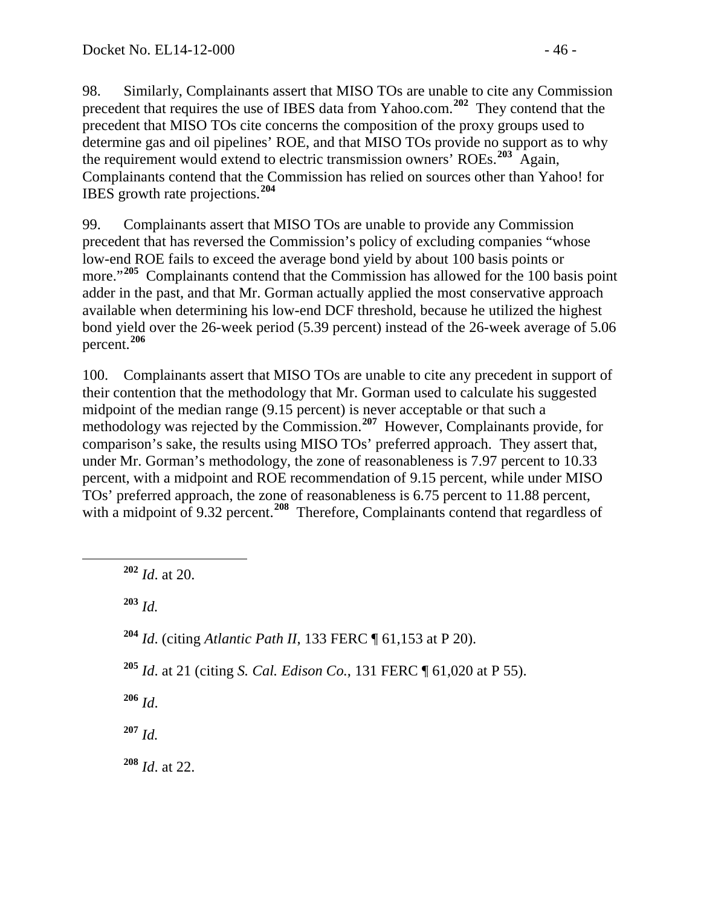98. Similarly, Complainants assert that MISO TOs are unable to cite any Commission precedent that requires the use of IBES data from Yahoo.com.[202] They contend that the precedent that MISO TOs cite concerns the composition of the proxy groups used to determine gas and oil pipelines' ROE, and that MISO TOs provide no support as to why the requirement would extend to electric transmission owners' ROEs.[203] Again, Complainants contend that the Commission has relied on sources other than Yahoo! for IBES growth rate projections.[204]

99. Complainants assert that MISO TOs are unable to provide any Commission precedent that has reversed the Commission's policy of excluding companies "whose low-end ROE fails to exceed the average bond yield by about 100 basis points or more."[205] Complainants contend that the Commission has allowed for the 100 basis point adder in the past, and that Mr. Gorman actually applied the most conservative approach available when determining his low-end DCF threshold, because he utilized the highest bond yield over the 26-week period (5.39 percent) instead of the 26-week average of 5.06 percent.[206]

100. Complainants assert that MISO TOs are unable to cite any precedent in support of their contention that the methodology that Mr. Gorman used to calculate his suggested midpoint of the median range (9.15 percent) is never acceptable or that such a methodology was rejected by the Commission.[207] However, Complainants provide, for comparison's sake, the results using MISO TOs' preferred approach. They assert that, under Mr. Gorman's methodology, the zone of reasonableness is 7.97 percent to 10.33 percent, with a midpoint and ROE recommendation of 9.15 percent, while under MISO TOs' preferred approach, the zone of reasonableness is 6.75 percent to 11.88 percent, with a midpoint of 9.32 percent.[208] Therefore, Complainants contend that regardless of

---

[202] *Id*. at 20.

[203] *Id.*

[204] *Id*. (citing *Atlantic Path II*, 133 FERC ¶ 61,153 at P 20).

[205] *Id*. at 21 (citing *S. Cal. Edison Co.*, 131 FERC ¶ 61,020 at P 55).

[206] *Id*.

[207] *Id.*

[208] *Id*. at 22.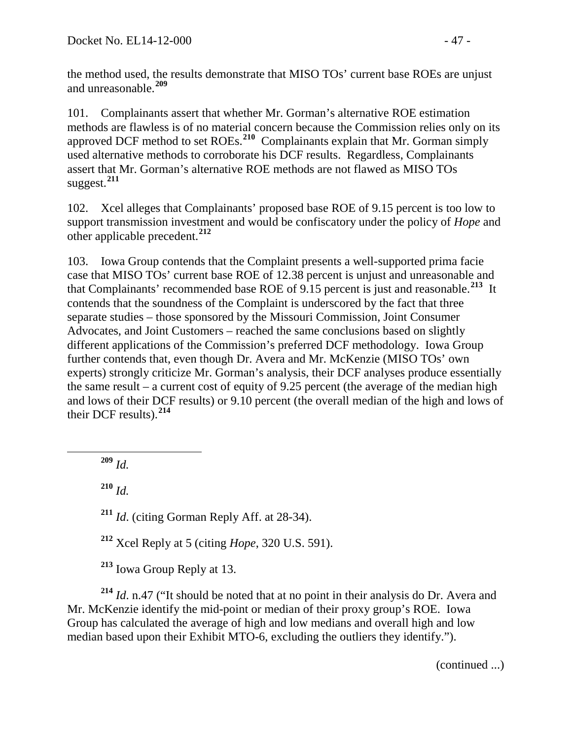the method used, the results demonstrate that MISO TOs' current base ROEs are unjust and unreasonable.[209]

101. Complainants assert that whether Mr. Gorman's alternative ROE estimation methods are flawless is of no material concern because the Commission relies only on its approved DCF method to set ROEs.[210] Complainants explain that Mr. Gorman simply used alternative methods to corroborate his DCF results. Regardless, Complainants assert that Mr. Gorman's alternative ROE methods are not flawed as MISO TOs suggest.[211]

102. Xcel alleges that Complainants' proposed base ROE of 9.15 percent is too low to support transmission investment and would be confiscatory under the policy of *Hope* and other applicable precedent.[212]

103. Iowa Group contends that the Complaint presents a well-supported prima facie case that MISO TOs' current base ROE of 12.38 percent is unjust and unreasonable and that Complainants' recommended base ROE of 9.15 percent is just and reasonable.[213] It contends that the soundness of the Complaint is underscored by the fact that three separate studies – those sponsored by the Missouri Commission, Joint Consumer Advocates, and Joint Customers – reached the same conclusions based on slightly different applications of the Commission's preferred DCF methodology. Iowa Group further contends that, even though Dr. Avera and Mr. McKenzie (MISO TOs' own experts) strongly criticize Mr. Gorman's analysis, their DCF analyses produce essentially the same result – a current cost of equity of 9.25 percent (the average of the median high and lows of their DCF results) or 9.10 percent (the overall median of the high and lows of their DCF results).[214]

---

[209] *Id.*

[210] *Id.*

[211] *Id*. (citing Gorman Reply Aff. at 28-34).

[212] Xcel Reply at 5 (citing *Hope*, 320 U.S. 591).

[213] Iowa Group Reply at 13.

[214] *Id*. n.47 ("It should be noted that at no point in their analysis do Dr. Avera and Mr. McKenzie identify the mid-point or median of their proxy group's ROE. Iowa Group has calculated the average of high and low medians and overall high and low median based upon their Exhibit MTO-6, excluding the outliers they identify.").

(continued ...)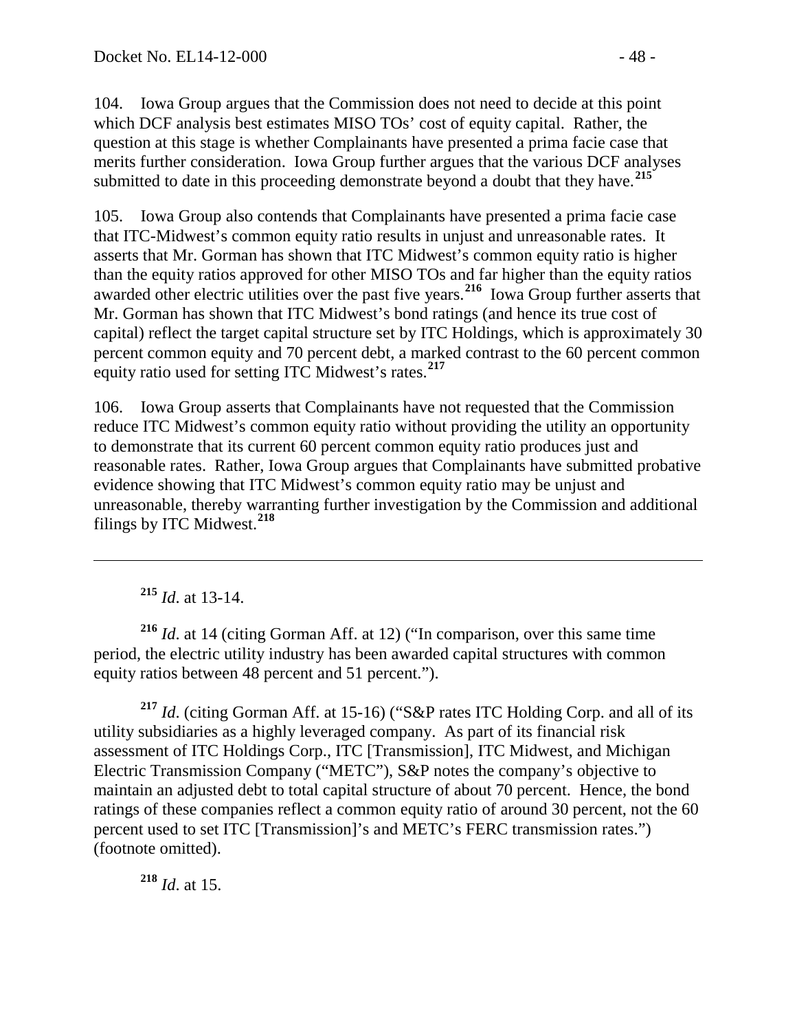104. Iowa Group argues that the Commission does not need to decide at this point which DCF analysis best estimates MISO TOs' cost of equity capital. Rather, the question at this stage is whether Complainants have presented a prima facie case that merits further consideration. Iowa Group further argues that the various DCF analyses submitted to date in this proceeding demonstrate beyond a doubt that they have.[215]

105. Iowa Group also contends that Complainants have presented a prima facie case that ITC-Midwest's common equity ratio results in unjust and unreasonable rates. It asserts that Mr. Gorman has shown that ITC Midwest's common equity ratio is higher than the equity ratios approved for other MISO TOs and far higher than the equity ratios awarded other electric utilities over the past five years.[216] Iowa Group further asserts that Mr. Gorman has shown that ITC Midwest's bond ratings (and hence its true cost of capital) reflect the target capital structure set by ITC Holdings, which is approximately 30 percent common equity and 70 percent debt, a marked contrast to the 60 percent common equity ratio used for setting ITC Midwest's rates.[217]

106. Iowa Group asserts that Complainants have not requested that the Commission reduce ITC Midwest's common equity ratio without providing the utility an opportunity to demonstrate that its current 60 percent common equity ratio produces just and reasonable rates. Rather, Iowa Group argues that Complainants have submitted probative evidence showing that ITC Midwest's common equity ratio may be unjust and unreasonable, thereby warranting further investigation by the Commission and additional filings by ITC Midwest.[218]

---

[215] *Id*. at 13-14.

[216] *Id*. at 14 (citing Gorman Aff. at 12) ("In comparison, over this same time period, the electric utility industry has been awarded capital structures with common equity ratios between 48 percent and 51 percent.").

[217] *Id*. (citing Gorman Aff. at 15-16) ("S&P rates ITC Holding Corp. and all of its utility subsidiaries as a highly leveraged company. As part of its financial risk assessment of ITC Holdings Corp., ITC [Transmission], ITC Midwest, and Michigan Electric Transmission Company ("METC"), S&P notes the company's objective to maintain an adjusted debt to total capital structure of about 70 percent. Hence, the bond ratings of these companies reflect a common equity ratio of around 30 percent, not the 60 percent used to set ITC [Transmission]'s and METC's FERC transmission rates.") (footnote omitted).

[218] *Id*. at 15.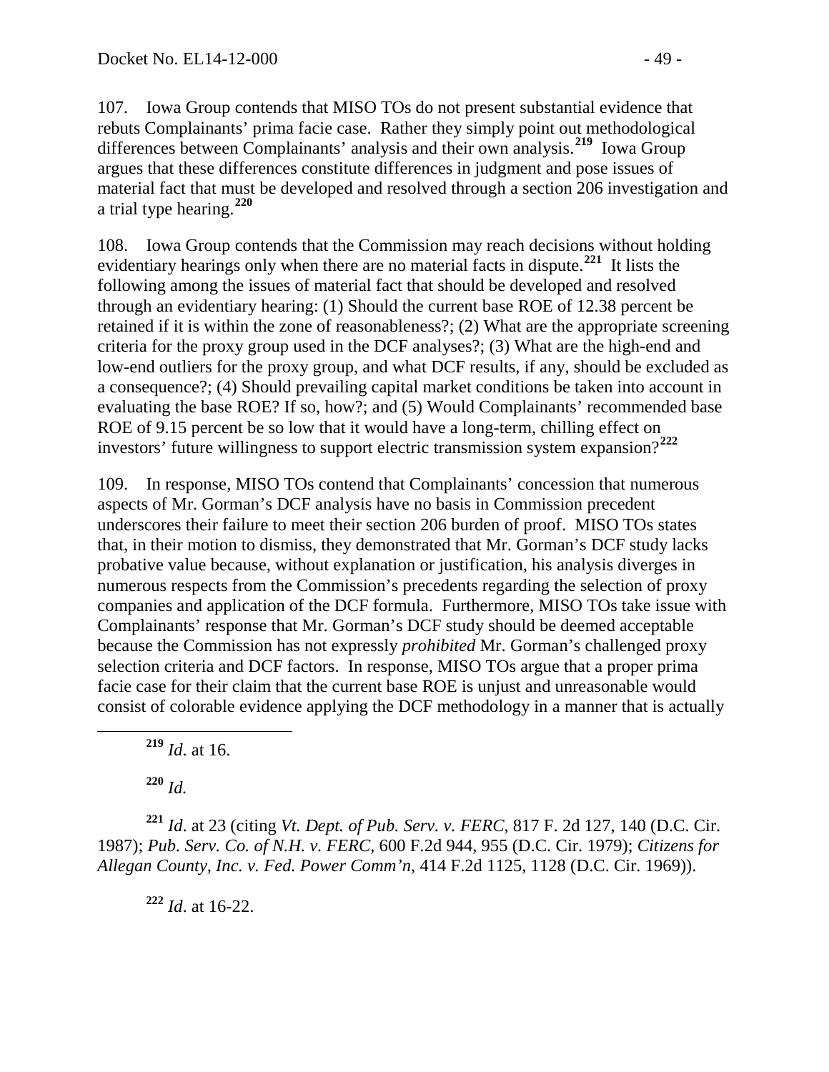107. Iowa Group contends that MISO TOs do not present substantial evidence that rebuts Complainants' prima facie case. Rather they simply point out methodological differences between Complainants' analysis and their own analysis.[219] Iowa Group argues that these differences constitute differences in judgment and pose issues of material fact that must be developed and resolved through a section 206 investigation and a trial type hearing.[220]

108. Iowa Group contends that the Commission may reach decisions without holding evidentiary hearings only when there are no material facts in dispute.[221] It lists the following among the issues of material fact that should be developed and resolved through an evidentiary hearing: (1) Should the current base ROE of 12.38 percent be retained if it is within the zone of reasonableness?; (2) What are the appropriate screening criteria for the proxy group used in the DCF analyses?; (3) What are the high-end and low-end outliers for the proxy group, and what DCF results, if any, should be excluded as a consequence?; (4) Should prevailing capital market conditions be taken into account in evaluating the base ROE? If so, how?; and (5) Would Complainants' recommended base ROE of 9.15 percent be so low that it would have a long-term, chilling effect on investors' future willingness to support electric transmission system expansion?[222]

109. In response, MISO TOs contend that Complainants' concession that numerous aspects of Mr. Gorman's DCF analysis have no basis in Commission precedent underscores their failure to meet their section 206 burden of proof. MISO TOs states that, in their motion to dismiss, they demonstrated that Mr. Gorman's DCF study lacks probative value because, without explanation or justification, his analysis diverges in numerous respects from the Commission's precedents regarding the selection of proxy companies and application of the DCF formula. Furthermore, MISO TOs take issue with Complainants' response that Mr. Gorman's DCF study should be deemed acceptable because the Commission has not expressly *prohibited* Mr. Gorman's challenged proxy selection criteria and DCF factors. In response, MISO TOs argue that a proper prima facie case for their claim that the current base ROE is unjust and unreasonable would consist of colorable evidence applying the DCF methodology in a manner that is actually

---

[219] *Id*. at 16.

[220] *Id.*

[221] *Id*. at 23 (citing *Vt. Dept. of Pub. Serv. v. FERC*, 817 F. 2d 127, 140 (D.C. Cir. 1987); *Pub. Serv. Co. of N.H. v. FERC*, 600 F.2d 944, 955 (D.C. Cir. 1979); *Citizens for Allegan County, Inc. v. Fed. Power Comm'n*, 414 F.2d 1125, 1128 (D.C. Cir. 1969)).

[222] *Id*. at 16-22.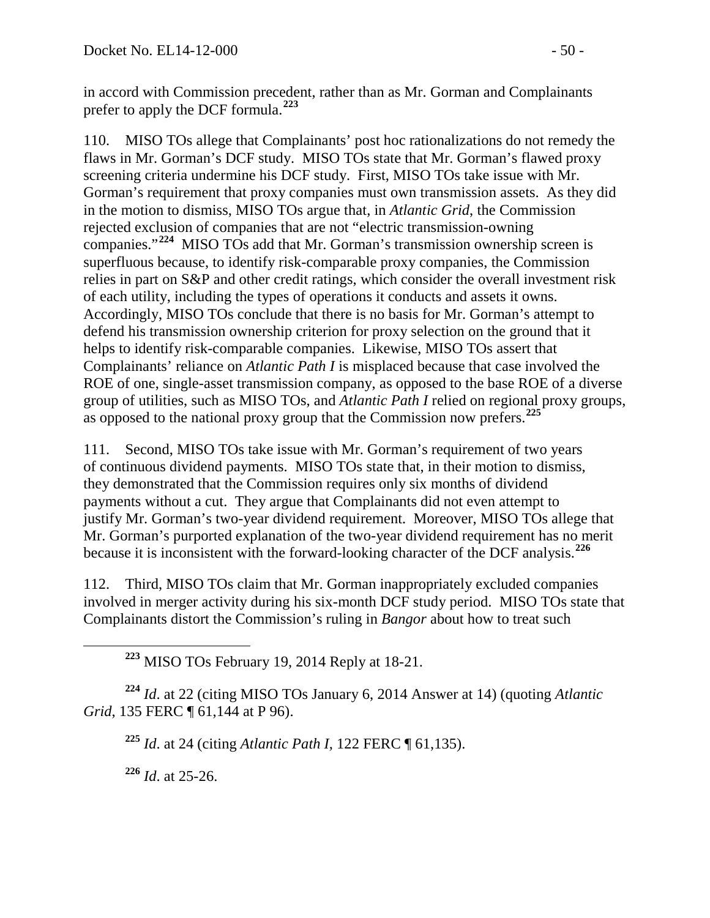in accord with Commission precedent, rather than as Mr. Gorman and Complainants prefer to apply the DCF formula.[223]

110. MISO TOs allege that Complainants' post hoc rationalizations do not remedy the flaws in Mr. Gorman's DCF study. MISO TOs state that Mr. Gorman's flawed proxy screening criteria undermine his DCF study. First, MISO TOs take issue with Mr. Gorman's requirement that proxy companies must own transmission assets. As they did in the motion to dismiss, MISO TOs argue that, in *Atlantic Grid*, the Commission rejected exclusion of companies that are not "electric transmission-owning companies."[224] MISO TOs add that Mr. Gorman's transmission ownership screen is superfluous because, to identify risk-comparable proxy companies, the Commission relies in part on S&P and other credit ratings, which consider the overall investment risk of each utility, including the types of operations it conducts and assets it owns. Accordingly, MISO TOs conclude that there is no basis for Mr. Gorman's attempt to defend his transmission ownership criterion for proxy selection on the ground that it helps to identify risk-comparable companies. Likewise, MISO TOs assert that Complainants' reliance on *Atlantic Path I* is misplaced because that case involved the ROE of one, single-asset transmission company, as opposed to the base ROE of a diverse group of utilities, such as MISO TOs, and *Atlantic Path I* relied on regional proxy groups, as opposed to the national proxy group that the Commission now prefers.[225]

111. Second, MISO TOs take issue with Mr. Gorman's requirement of two years of continuous dividend payments. MISO TOs state that, in their motion to dismiss, they demonstrated that the Commission requires only six months of dividend payments without a cut. They argue that Complainants did not even attempt to justify Mr. Gorman's two-year dividend requirement. Moreover, MISO TOs allege that Mr. Gorman's purported explanation of the two-year dividend requirement has no merit because it is inconsistent with the forward-looking character of the DCF analysis.[226]

112. Third, MISO TOs claim that Mr. Gorman inappropriately excluded companies involved in merger activity during his six-month DCF study period. MISO TOs state that Complainants distort the Commission's ruling in *Bangor* about how to treat such

[223] MISO TOs February 19, 2014 Reply at 18-21.

[224] *Id*. at 22 (citing MISO TOs January 6, 2014 Answer at 14) (quoting *Atlantic Grid*, 135 FERC ¶ 61,144 at P 96).

[225] *Id*. at 24 (citing *Atlantic Path I*, 122 FERC ¶ 61,135).

[226] *Id*. at 25-26.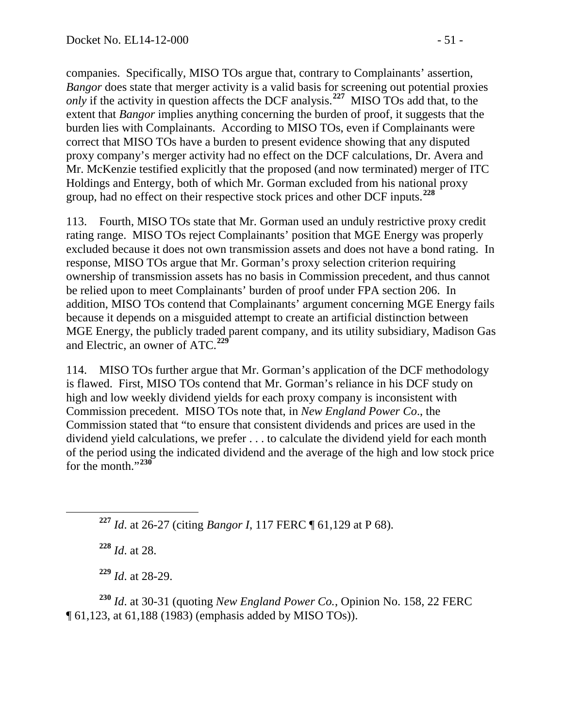companies. Specifically, MISO TOs argue that, contrary to Complainants' assertion, *Bangor* does state that merger activity is a valid basis for screening out potential proxies *only* if the activity in question affects the DCF analysis.[227] MISO TOs add that, to the extent that *Bangor* implies anything concerning the burden of proof, it suggests that the burden lies with Complainants. According to MISO TOs, even if Complainants were correct that MISO TOs have a burden to present evidence showing that any disputed proxy company's merger activity had no effect on the DCF calculations, Dr. Avera and Mr. McKenzie testified explicitly that the proposed (and now terminated) merger of ITC Holdings and Entergy, both of which Mr. Gorman excluded from his national proxy group, had no effect on their respective stock prices and other DCF inputs.[228]

113. Fourth, MISO TOs state that Mr. Gorman used an unduly restrictive proxy credit rating range. MISO TOs reject Complainants' position that MGE Energy was properly excluded because it does not own transmission assets and does not have a bond rating. In response, MISO TOs argue that Mr. Gorman's proxy selection criterion requiring ownership of transmission assets has no basis in Commission precedent, and thus cannot be relied upon to meet Complainants' burden of proof under FPA section 206. In addition, MISO TOs contend that Complainants' argument concerning MGE Energy fails because it depends on a misguided attempt to create an artificial distinction between MGE Energy, the publicly traded parent company, and its utility subsidiary, Madison Gas and Electric, an owner of ATC.[229]

114. MISO TOs further argue that Mr. Gorman's application of the DCF methodology is flawed. First, MISO TOs contend that Mr. Gorman's reliance in his DCF study on high and low weekly dividend yields for each proxy company is inconsistent with Commission precedent. MISO TOs note that, in *New England Power Co*., the Commission stated that "to ensure that consistent dividends and prices are used in the dividend yield calculations, we prefer . . . to calculate the dividend yield for each month of the period using the indicated dividend and the average of the high and low stock price for the month."[230]

---

[227] *Id*. at 26-27 (citing *Bangor I*, 117 FERC ¶ 61,129 at P 68).

[228] *Id*. at 28.

[229] *Id*. at 28-29.

[230] *Id*. at 30-31 (quoting *New England Power Co.*, Opinion No. 158, 22 FERC ¶ 61,123, at 61,188 (1983) (emphasis added by MISO TOs)).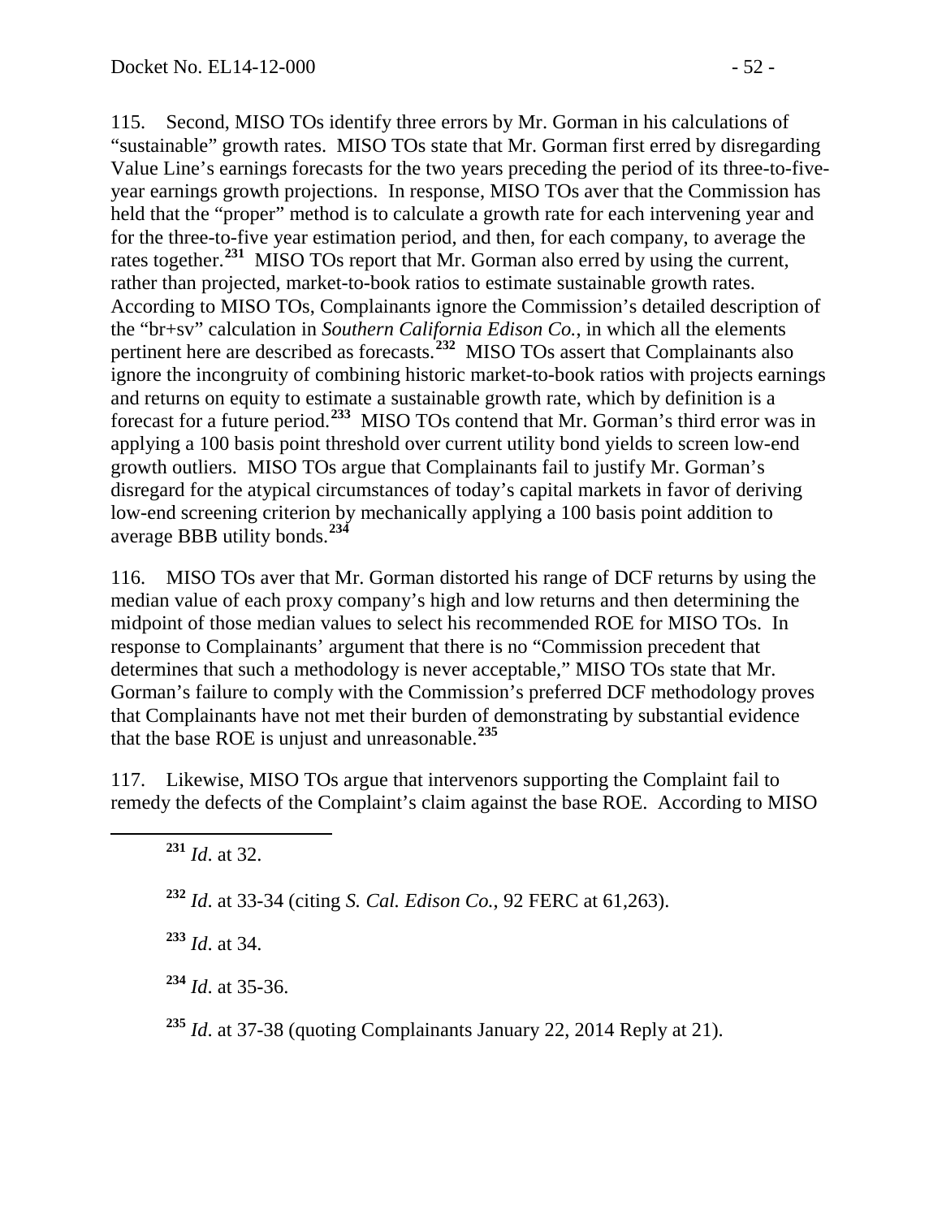115. Second, MISO TOs identify three errors by Mr. Gorman in his calculations of "sustainable" growth rates. MISO TOs state that Mr. Gorman first erred by disregarding Value Line's earnings forecasts for the two years preceding the period of its three-to-five-year earnings growth projections. In response, MISO TOs aver that the Commission has held that the "proper" method is to calculate a growth rate for each intervening year and for the three-to-five year estimation period, and then, for each company, to average the rates together.[231] MISO TOs report that Mr. Gorman also erred by using the current, rather than projected, market-to-book ratios to estimate sustainable growth rates. According to MISO TOs, Complainants ignore the Commission's detailed description of the "br+sv" calculation in *Southern California Edison Co.*, in which all the elements pertinent here are described as forecasts.[232] MISO TOs assert that Complainants also ignore the incongruity of combining historic market-to-book ratios with projects earnings and returns on equity to estimate a sustainable growth rate, which by definition is a forecast for a future period.[233] MISO TOs contend that Mr. Gorman's third error was in applying a 100 basis point threshold over current utility bond yields to screen low-end growth outliers. MISO TOs argue that Complainants fail to justify Mr. Gorman's disregard for the atypical circumstances of today's capital markets in favor of deriving low-end screening criterion by mechanically applying a 100 basis point addition to average BBB utility bonds.[234]

116. MISO TOs aver that Mr. Gorman distorted his range of DCF returns by using the median value of each proxy company's high and low returns and then determining the midpoint of those median values to select his recommended ROE for MISO TOs. In response to Complainants' argument that there is no "Commission precedent that determines that such a methodology is never acceptable," MISO TOs state that Mr. Gorman's failure to comply with the Commission's preferred DCF methodology proves that Complainants have not met their burden of demonstrating by substantial evidence that the base ROE is unjust and unreasonable.[235]

117. Likewise, MISO TOs argue that intervenors supporting the Complaint fail to remedy the defects of the Complaint's claim against the base ROE. According to MISO

[231] *Id*. at 32.

[232] *Id*. at 33-34 (citing *S. Cal. Edison Co.*, 92 FERC at 61,263).

[233] *Id*. at 34.

[234] *Id*. at 35-36.

[235] *Id*. at 37-38 (quoting Complainants January 22, 2014 Reply at 21).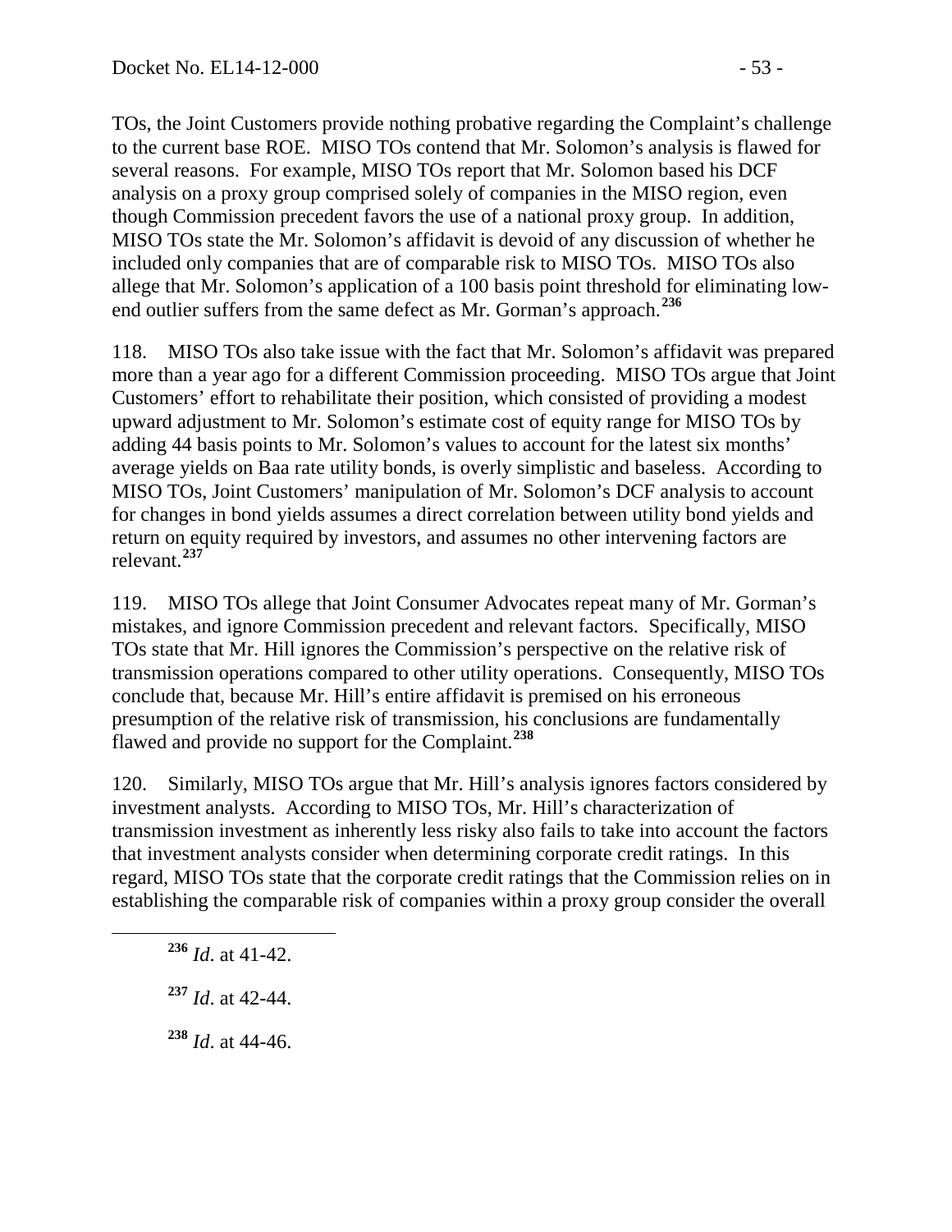TOs, the Joint Customers provide nothing probative regarding the Complaint's challenge to the current base ROE. MISO TOs contend that Mr. Solomon's analysis is flawed for several reasons. For example, MISO TOs report that Mr. Solomon based his DCF analysis on a proxy group comprised solely of companies in the MISO region, even though Commission precedent favors the use of a national proxy group. In addition, MISO TOs state the Mr. Solomon's affidavit is devoid of any discussion of whether he included only companies that are of comparable risk to MISO TOs. MISO TOs also allege that Mr. Solomon's application of a 100 basis point threshold for eliminating low-end outlier suffers from the same defect as Mr. Gorman's approach.[236]

118. MISO TOs also take issue with the fact that Mr. Solomon's affidavit was prepared more than a year ago for a different Commission proceeding. MISO TOs argue that Joint Customers' effort to rehabilitate their position, which consisted of providing a modest upward adjustment to Mr. Solomon's estimate cost of equity range for MISO TOs by adding 44 basis points to Mr. Solomon's values to account for the latest six months' average yields on Baa rate utility bonds, is overly simplistic and baseless. According to MISO TOs, Joint Customers' manipulation of Mr. Solomon's DCF analysis to account for changes in bond yields assumes a direct correlation between utility bond yields and return on equity required by investors, and assumes no other intervening factors are relevant.[237]

119. MISO TOs allege that Joint Consumer Advocates repeat many of Mr. Gorman's mistakes, and ignore Commission precedent and relevant factors. Specifically, MISO TOs state that Mr. Hill ignores the Commission's perspective on the relative risk of transmission operations compared to other utility operations. Consequently, MISO TOs conclude that, because Mr. Hill's entire affidavit is premised on his erroneous presumption of the relative risk of transmission, his conclusions are fundamentally flawed and provide no support for the Complaint.[238]

120. Similarly, MISO TOs argue that Mr. Hill's analysis ignores factors considered by investment analysts. According to MISO TOs, Mr. Hill's characterization of transmission investment as inherently less risky also fails to take into account the factors that investment analysts consider when determining corporate credit ratings. In this regard, MISO TOs state that the corporate credit ratings that the Commission relies on in establishing the comparable risk of companies within a proxy group consider the overall

[236] *Id*. at 41-42.

[237] *Id*. at 42-44.

[238] *Id*. at 44-46.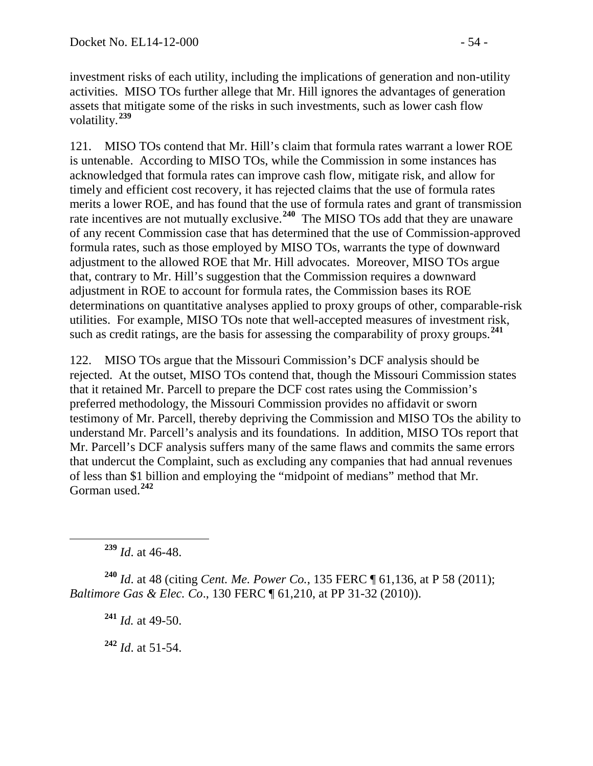investment risks of each utility, including the implications of generation and non-utility activities. MISO TOs further allege that Mr. Hill ignores the advantages of generation assets that mitigate some of the risks in such investments, such as lower cash flow volatility.[239]

121. MISO TOs contend that Mr. Hill's claim that formula rates warrant a lower ROE is untenable. According to MISO TOs, while the Commission in some instances has acknowledged that formula rates can improve cash flow, mitigate risk, and allow for timely and efficient cost recovery, it has rejected claims that the use of formula rates merits a lower ROE, and has found that the use of formula rates and grant of transmission rate incentives are not mutually exclusive.[240] The MISO TOs add that they are unaware of any recent Commission case that has determined that the use of Commission-approved formula rates, such as those employed by MISO TOs, warrants the type of downward adjustment to the allowed ROE that Mr. Hill advocates. Moreover, MISO TOs argue that, contrary to Mr. Hill's suggestion that the Commission requires a downward adjustment in ROE to account for formula rates, the Commission bases its ROE determinations on quantitative analyses applied to proxy groups of other, comparable-risk utilities. For example, MISO TOs note that well-accepted measures of investment risk, such as credit ratings, are the basis for assessing the comparability of proxy groups.[241]

122. MISO TOs argue that the Missouri Commission's DCF analysis should be rejected. At the outset, MISO TOs contend that, though the Missouri Commission states that it retained Mr. Parcell to prepare the DCF cost rates using the Commission's preferred methodology, the Missouri Commission provides no affidavit or sworn testimony of Mr. Parcell, thereby depriving the Commission and MISO TOs the ability to understand Mr. Parcell's analysis and its foundations. In addition, MISO TOs report that Mr. Parcell's DCF analysis suffers many of the same flaws and commits the same errors that undercut the Complaint, such as excluding any companies that had annual revenues of less than \$1 billion and employing the "midpoint of medians" method that Mr. Gorman used.[242]

[239] *Id*. at 46-48.

[240] *Id*. at 48 (citing *Cent. Me. Power Co.*, 135 FERC ¶ 61,136, at P 58 (2011); *Baltimore Gas & Elec. Co*., 130 FERC ¶ 61,210, at PP 31-32 (2010)).

[241] *Id.* at 49-50.

[242] *Id*. at 51-54.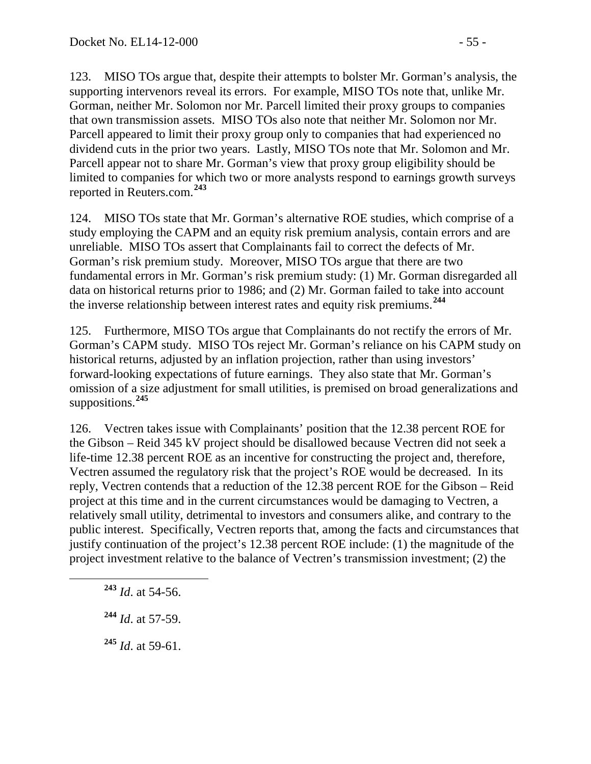123. MISO TOs argue that, despite their attempts to bolster Mr. Gorman's analysis, the supporting intervenors reveal its errors. For example, MISO TOs note that, unlike Mr. Gorman, neither Mr. Solomon nor Mr. Parcell limited their proxy groups to companies that own transmission assets. MISO TOs also note that neither Mr. Solomon nor Mr. Parcell appeared to limit their proxy group only to companies that had experienced no dividend cuts in the prior two years. Lastly, MISO TOs note that Mr. Solomon and Mr. Parcell appear not to share Mr. Gorman's view that proxy group eligibility should be limited to companies for which two or more analysts respond to earnings growth surveys reported in Reuters.com.[243]

124. MISO TOs state that Mr. Gorman's alternative ROE studies, which comprise of a study employing the CAPM and an equity risk premium analysis, contain errors and are unreliable. MISO TOs assert that Complainants fail to correct the defects of Mr. Gorman's risk premium study. Moreover, MISO TOs argue that there are two fundamental errors in Mr. Gorman's risk premium study: (1) Mr. Gorman disregarded all data on historical returns prior to 1986; and (2) Mr. Gorman failed to take into account the inverse relationship between interest rates and equity risk premiums.[244]

125. Furthermore, MISO TOs argue that Complainants do not rectify the errors of Mr. Gorman's CAPM study. MISO TOs reject Mr. Gorman's reliance on his CAPM study on historical returns, adjusted by an inflation projection, rather than using investors' forward-looking expectations of future earnings. They also state that Mr. Gorman's omission of a size adjustment for small utilities, is premised on broad generalizations and suppositions.[245]

126. Vectren takes issue with Complainants' position that the 12.38 percent ROE for the Gibson – Reid 345 kV project should be disallowed because Vectren did not seek a life-time 12.38 percent ROE as an incentive for constructing the project and, therefore, Vectren assumed the regulatory risk that the project's ROE would be decreased. In its reply, Vectren contends that a reduction of the 12.38 percent ROE for the Gibson – Reid project at this time and in the current circumstances would be damaging to Vectren, a relatively small utility, detrimental to investors and consumers alike, and contrary to the public interest. Specifically, Vectren reports that, among the facts and circumstances that justify continuation of the project's 12.38 percent ROE include: (1) the magnitude of the project investment relative to the balance of Vectren's transmission investment; (2) the

---

[243] *Id*. at 54-56.

[244] *Id*. at 57-59.

[245] *Id*. at 59-61.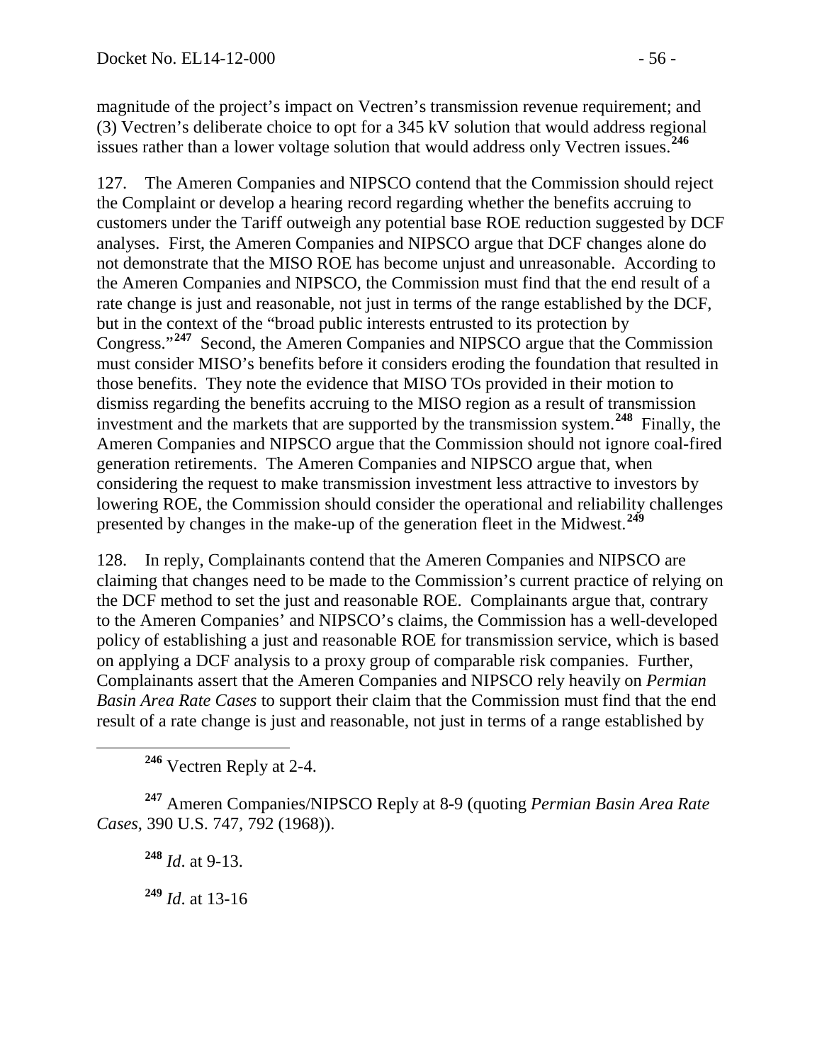magnitude of the project's impact on Vectren's transmission revenue requirement; and (3) Vectren's deliberate choice to opt for a 345 kV solution that would address regional issues rather than a lower voltage solution that would address only Vectren issues.[246]

127. The Ameren Companies and NIPSCO contend that the Commission should reject the Complaint or develop a hearing record regarding whether the benefits accruing to customers under the Tariff outweigh any potential base ROE reduction suggested by DCF analyses. First, the Ameren Companies and NIPSCO argue that DCF changes alone do not demonstrate that the MISO ROE has become unjust and unreasonable. According to the Ameren Companies and NIPSCO, the Commission must find that the end result of a rate change is just and reasonable, not just in terms of the range established by the DCF, but in the context of the "broad public interests entrusted to its protection by Congress."[247] Second, the Ameren Companies and NIPSCO argue that the Commission must consider MISO's benefits before it considers eroding the foundation that resulted in those benefits. They note the evidence that MISO TOs provided in their motion to dismiss regarding the benefits accruing to the MISO region as a result of transmission investment and the markets that are supported by the transmission system.[248] Finally, the Ameren Companies and NIPSCO argue that the Commission should not ignore coal-fired generation retirements. The Ameren Companies and NIPSCO argue that, when considering the request to make transmission investment less attractive to investors by lowering ROE, the Commission should consider the operational and reliability challenges presented by changes in the make-up of the generation fleet in the Midwest.[249]

128. In reply, Complainants contend that the Ameren Companies and NIPSCO are claiming that changes need to be made to the Commission's current practice of relying on the DCF method to set the just and reasonable ROE. Complainants argue that, contrary to the Ameren Companies' and NIPSCO's claims, the Commission has a well-developed policy of establishing a just and reasonable ROE for transmission service, which is based on applying a DCF analysis to a proxy group of comparable risk companies. Further, Complainants assert that the Ameren Companies and NIPSCO rely heavily on *Permian Basin Area Rate Cases* to support their claim that the Commission must find that the end result of a rate change is just and reasonable, not just in terms of a range established by

---

[246] Vectren Reply at 2-4.

[247] Ameren Companies/NIPSCO Reply at 8-9 (quoting *Permian Basin Area Rate Cases*, 390 U.S. 747, 792 (1968)).

[248] *Id*. at 9-13.

[249] *Id*. at 13-16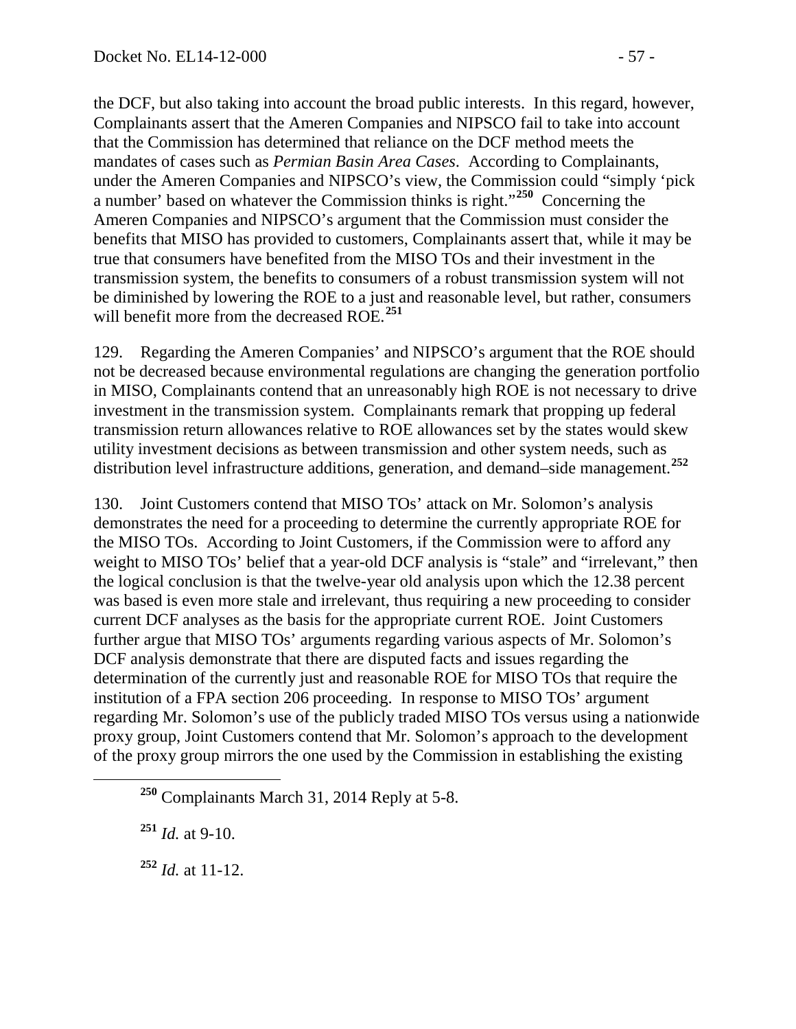the DCF, but also taking into account the broad public interests. In this regard, however, Complainants assert that the Ameren Companies and NIPSCO fail to take into account that the Commission has determined that reliance on the DCF method meets the mandates of cases such as *Permian Basin Area Cases*. According to Complainants, under the Ameren Companies and NIPSCO's view, the Commission could "simply 'pick a number' based on whatever the Commission thinks is right."[250] Concerning the Ameren Companies and NIPSCO's argument that the Commission must consider the benefits that MISO has provided to customers, Complainants assert that, while it may be true that consumers have benefited from the MISO TOs and their investment in the transmission system, the benefits to consumers of a robust transmission system will not be diminished by lowering the ROE to a just and reasonable level, but rather, consumers will benefit more from the decreased ROE.[251]

129. Regarding the Ameren Companies' and NIPSCO's argument that the ROE should not be decreased because environmental regulations are changing the generation portfolio in MISO, Complainants contend that an unreasonably high ROE is not necessary to drive investment in the transmission system. Complainants remark that propping up federal transmission return allowances relative to ROE allowances set by the states would skew utility investment decisions as between transmission and other system needs, such as distribution level infrastructure additions, generation, and demand–side management.[252]

130. Joint Customers contend that MISO TOs' attack on Mr. Solomon's analysis demonstrates the need for a proceeding to determine the currently appropriate ROE for the MISO TOs. According to Joint Customers, if the Commission were to afford any weight to MISO TOs' belief that a year-old DCF analysis is "stale" and "irrelevant," then the logical conclusion is that the twelve-year old analysis upon which the 12.38 percent was based is even more stale and irrelevant, thus requiring a new proceeding to consider current DCF analyses as the basis for the appropriate current ROE. Joint Customers further argue that MISO TOs' arguments regarding various aspects of Mr. Solomon's DCF analysis demonstrate that there are disputed facts and issues regarding the determination of the currently just and reasonable ROE for MISO TOs that require the institution of a FPA section 206 proceeding. In response to MISO TOs' argument regarding Mr. Solomon's use of the publicly traded MISO TOs versus using a nationwide proxy group, Joint Customers contend that Mr. Solomon's approach to the development of the proxy group mirrors the one used by the Commission in establishing the existing

---

[250] Complainants March 31, 2014 Reply at 5-8.

[251] *Id.* at 9-10.

[252] *Id.* at 11-12.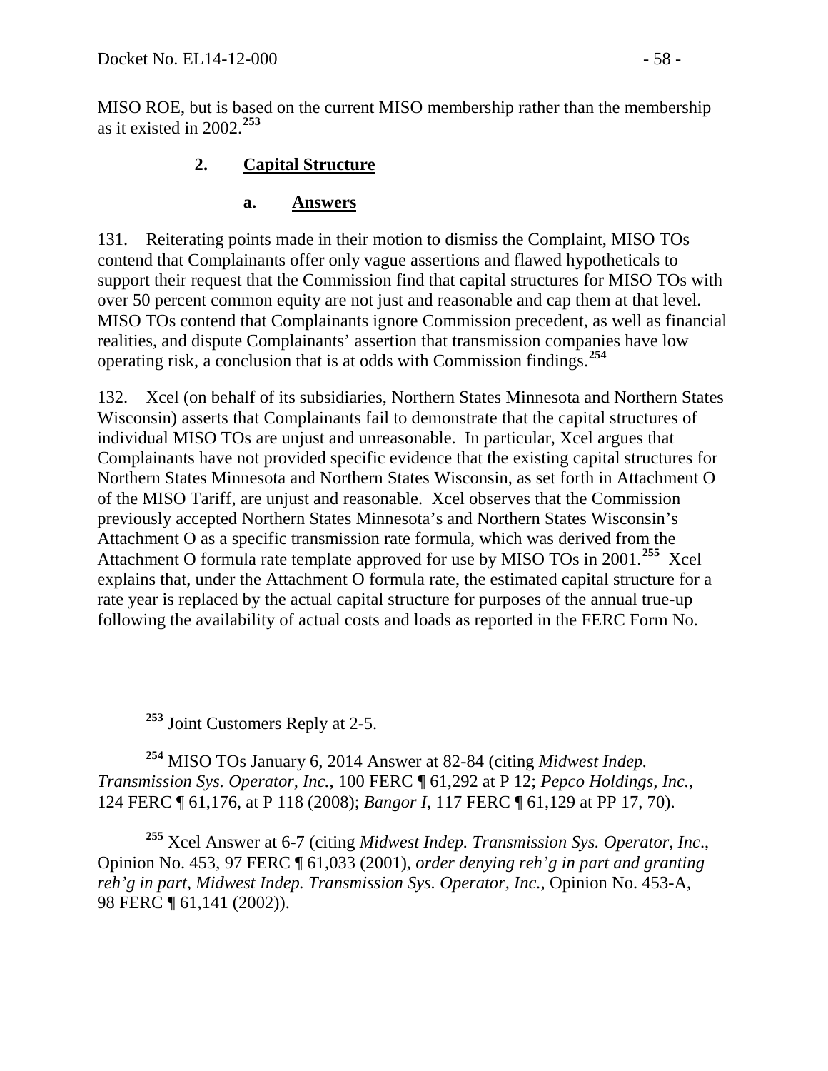MISO ROE, but is based on the current MISO membership rather than the membership as it existed in 2002.[253]

## 2. Capital Structure

### a. Answers

131. Reiterating points made in their motion to dismiss the Complaint, MISO TOs contend that Complainants offer only vague assertions and flawed hypotheticals to support their request that the Commission find that capital structures for MISO TOs with over 50 percent common equity are not just and reasonable and cap them at that level. MISO TOs contend that Complainants ignore Commission precedent, as well as financial realities, and dispute Complainants' assertion that transmission companies have low operating risk, a conclusion that is at odds with Commission findings.[254]

132. Xcel (on behalf of its subsidiaries, Northern States Minnesota and Northern States Wisconsin) asserts that Complainants fail to demonstrate that the capital structures of individual MISO TOs are unjust and unreasonable. In particular, Xcel argues that Complainants have not provided specific evidence that the existing capital structures for Northern States Minnesota and Northern States Wisconsin, as set forth in Attachment O of the MISO Tariff, are unjust and reasonable. Xcel observes that the Commission previously accepted Northern States Minnesota's and Northern States Wisconsin's Attachment O as a specific transmission rate formula, which was derived from the Attachment O formula rate template approved for use by MISO TOs in 2001.[255] Xcel explains that, under the Attachment O formula rate, the estimated capital structure for a rate year is replaced by the actual capital structure for purposes of the annual true-up following the availability of actual costs and loads as reported in the FERC Form No.

---

[253] Joint Customers Reply at 2-5.

[254] MISO TOs January 6, 2014 Answer at 82-84 (citing *Midwest Indep. Transmission Sys. Operator, Inc.*, 100 FERC ¶ 61,292 at P 12; *Pepco Holdings, Inc.*, 124 FERC ¶ 61,176, at P 118 (2008); *Bangor I*, 117 FERC ¶ 61,129 at PP 17, 70).

[255] Xcel Answer at 6-7 (citing *Midwest Indep. Transmission Sys. Operator, Inc*., Opinion No. 453, 97 FERC ¶ 61,033 (2001), *order denying reh'g in part and granting reh'g in part*, *Midwest Indep. Transmission Sys. Operator, Inc.*, Opinion No. 453-A, 98 FERC ¶ 61,141 (2002)).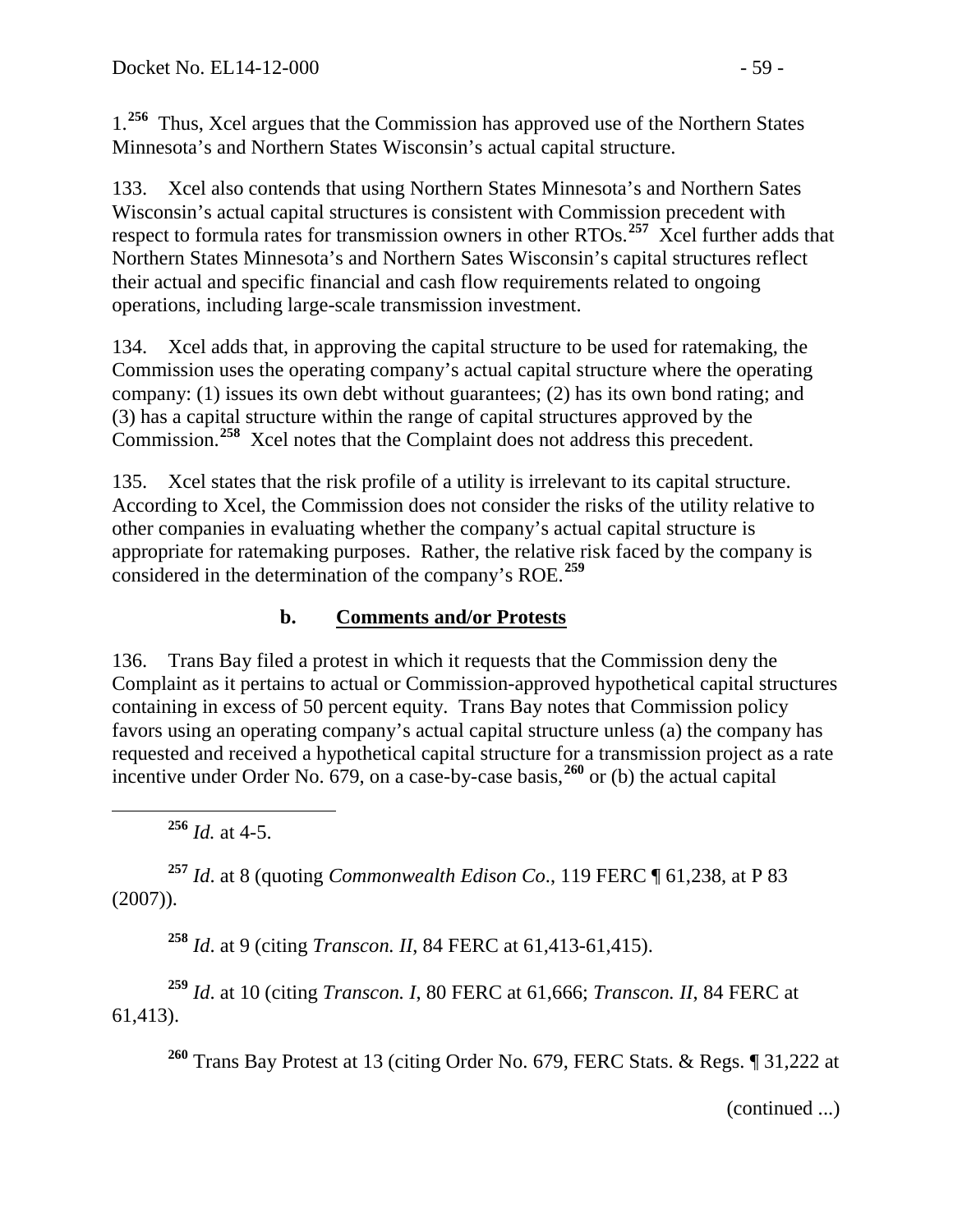1.[256] Thus, Xcel argues that the Commission has approved use of the Northern States Minnesota's and Northern States Wisconsin's actual capital structure.

133. Xcel also contends that using Northern States Minnesota's and Northern Sates Wisconsin's actual capital structures is consistent with Commission precedent with respect to formula rates for transmission owners in other RTOs.[257] Xcel further adds that Northern States Minnesota's and Northern Sates Wisconsin's capital structures reflect their actual and specific financial and cash flow requirements related to ongoing operations, including large-scale transmission investment.

134. Xcel adds that, in approving the capital structure to be used for ratemaking, the Commission uses the operating company's actual capital structure where the operating company: (1) issues its own debt without guarantees; (2) has its own bond rating; and (3) has a capital structure within the range of capital structures approved by the Commission.[258] Xcel notes that the Complaint does not address this precedent.

135. Xcel states that the risk profile of a utility is irrelevant to its capital structure. According to Xcel, the Commission does not consider the risks of the utility relative to other companies in evaluating whether the company's actual capital structure is appropriate for ratemaking purposes. Rather, the relative risk faced by the company is considered in the determination of the company's ROE.[259]

### b. Comments and/or Protests

136. Trans Bay filed a protest in which it requests that the Commission deny the Complaint as it pertains to actual or Commission-approved hypothetical capital structures containing in excess of 50 percent equity. Trans Bay notes that Commission policy favors using an operating company's actual capital structure unless (a) the company has requested and received a hypothetical capital structure for a transmission project as a rate incentive under Order No. 679, on a case-by-case basis,[260] or (b) the actual capital

---

[256] *Id.* at 4-5.

[257] *Id*. at 8 (quoting *Commonwealth Edison Co*., 119 FERC ¶ 61,238, at P 83 (2007)).

[258] *Id*. at 9 (citing *Transcon. II*, 84 FERC at 61,413-61,415).

[259] *Id*. at 10 (citing *Transcon. I*, 80 FERC at 61,666; *Transcon. II*, 84 FERC at 61,413).

[260] Trans Bay Protest at 13 (citing Order No. 679, FERC Stats. & Regs. ¶ 31,222 at

(continued ...)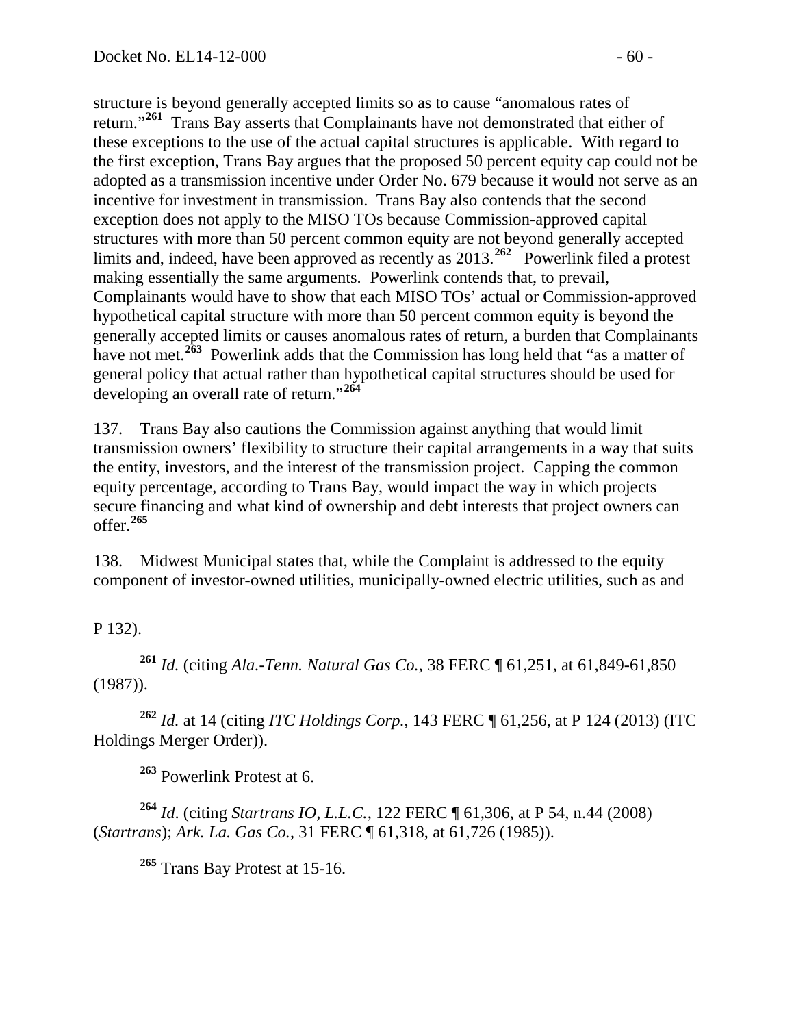structure is beyond generally accepted limits so as to cause "anomalous rates of return."[261] Trans Bay asserts that Complainants have not demonstrated that either of these exceptions to the use of the actual capital structures is applicable. With regard to the first exception, Trans Bay argues that the proposed 50 percent equity cap could not be adopted as a transmission incentive under Order No. 679 because it would not serve as an incentive for investment in transmission. Trans Bay also contends that the second exception does not apply to the MISO TOs because Commission-approved capital structures with more than 50 percent common equity are not beyond generally accepted limits and, indeed, have been approved as recently as 2013.[262] Powerlink filed a protest making essentially the same arguments. Powerlink contends that, to prevail, Complainants would have to show that each MISO TOs' actual or Commission-approved hypothetical capital structure with more than 50 percent common equity is beyond the generally accepted limits or causes anomalous rates of return, a burden that Complainants have not met.[263] Powerlink adds that the Commission has long held that "as a matter of general policy that actual rather than hypothetical capital structures should be used for developing an overall rate of return."[264]

137. Trans Bay also cautions the Commission against anything that would limit transmission owners' flexibility to structure their capital arrangements in a way that suits the entity, investors, and the interest of the transmission project. Capping the common equity percentage, according to Trans Bay, would impact the way in which projects secure financing and what kind of ownership and debt interests that project owners can offer.[265]

138. Midwest Municipal states that, while the Complaint is addressed to the equity component of investor-owned utilities, municipally-owned electric utilities, such as and

---

P 132).

[261] *Id.* (citing *Ala.-Tenn. Natural Gas Co.*, 38 FERC ¶ 61,251, at 61,849-61,850 (1987)).

[262] *Id.* at 14 (citing *ITC Holdings Corp.*, 143 FERC ¶ 61,256, at P 124 (2013) (ITC Holdings Merger Order)).

[263] Powerlink Protest at 6.

[264] *Id*. (citing *Startrans IO, L.L.C.*, 122 FERC ¶ 61,306, at P 54, n.44 (2008) (*Startrans*); *Ark. La. Gas Co.*, 31 FERC ¶ 61,318, at 61,726 (1985)).

[265] Trans Bay Protest at 15-16.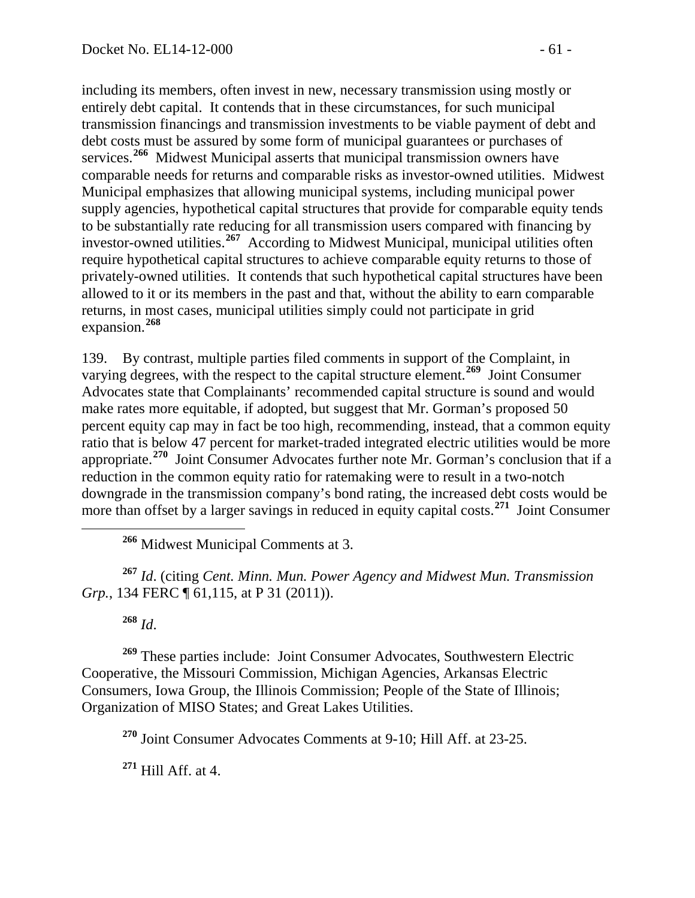including its members, often invest in new, necessary transmission using mostly or entirely debt capital. It contends that in these circumstances, for such municipal transmission financings and transmission investments to be viable payment of debt and debt costs must be assured by some form of municipal guarantees or purchases of services.[266] Midwest Municipal asserts that municipal transmission owners have comparable needs for returns and comparable risks as investor-owned utilities. Midwest Municipal emphasizes that allowing municipal systems, including municipal power supply agencies, hypothetical capital structures that provide for comparable equity tends to be substantially rate reducing for all transmission users compared with financing by investor-owned utilities.[267] According to Midwest Municipal, municipal utilities often require hypothetical capital structures to achieve comparable equity returns to those of privately-owned utilities. It contends that such hypothetical capital structures have been allowed to it or its members in the past and that, without the ability to earn comparable returns, in most cases, municipal utilities simply could not participate in grid expansion.[268]

139. By contrast, multiple parties filed comments in support of the Complaint, in varying degrees, with the respect to the capital structure element.[269] Joint Consumer Advocates state that Complainants' recommended capital structure is sound and would make rates more equitable, if adopted, but suggest that Mr. Gorman's proposed 50 percent equity cap may in fact be too high, recommending, instead, that a common equity ratio that is below 47 percent for market-traded integrated electric utilities would be more appropriate.[270] Joint Consumer Advocates further note Mr. Gorman's conclusion that if a reduction in the common equity ratio for ratemaking were to result in a two-notch downgrade in the transmission company's bond rating, the increased debt costs would be more than offset by a larger savings in reduced in equity capital costs.[271] Joint Consumer

[266] Midwest Municipal Comments at 3.

[267] *Id*. (citing *Cent. Minn. Mun. Power Agency and Midwest Mun. Transmission Grp.*, 134 FERC ¶ 61,115, at P 31 (2011)).

[268] *Id*.

[269] These parties include: Joint Consumer Advocates, Southwestern Electric Cooperative, the Missouri Commission, Michigan Agencies, Arkansas Electric Consumers, Iowa Group, the Illinois Commission; People of the State of Illinois; Organization of MISO States; and Great Lakes Utilities.

[270] Joint Consumer Advocates Comments at 9-10; Hill Aff. at 23-25.

[271] Hill Aff. at 4.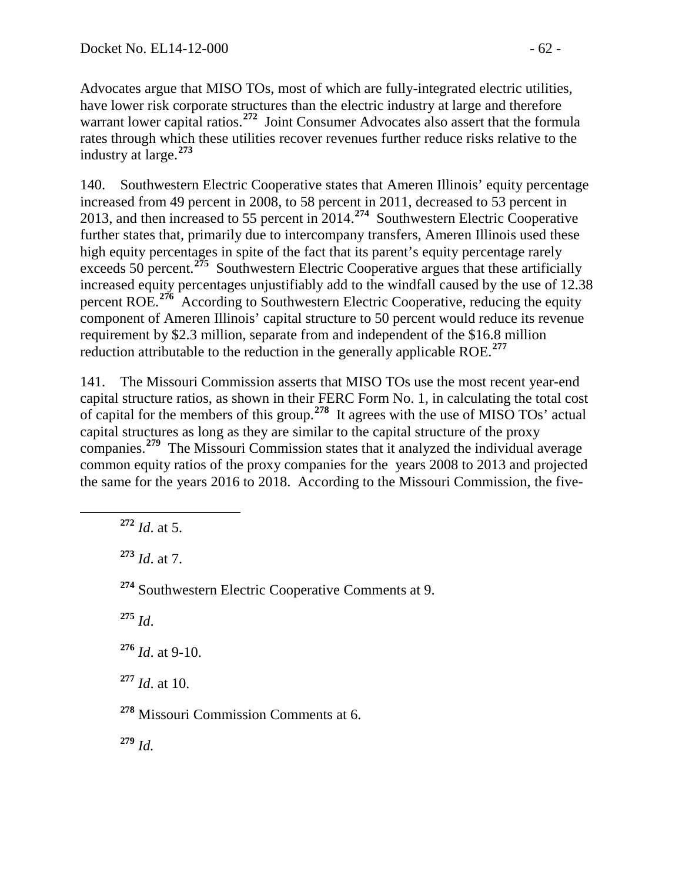Advocates argue that MISO TOs, most of which are fully-integrated electric utilities, have lower risk corporate structures than the electric industry at large and therefore warrant lower capital ratios.[272] Joint Consumer Advocates also assert that the formula rates through which these utilities recover revenues further reduce risks relative to the industry at large.[273]

140. Southwestern Electric Cooperative states that Ameren Illinois' equity percentage increased from 49 percent in 2008, to 58 percent in 2011, decreased to 53 percent in 2013, and then increased to 55 percent in 2014.[274] Southwestern Electric Cooperative further states that, primarily due to intercompany transfers, Ameren Illinois used these high equity percentages in spite of the fact that its parent's equity percentage rarely exceeds 50 percent.[275] Southwestern Electric Cooperative argues that these artificially increased equity percentages unjustifiably add to the windfall caused by the use of 12.38 percent ROE.[276] According to Southwestern Electric Cooperative, reducing the equity component of Ameren Illinois' capital structure to 50 percent would reduce its revenue requirement by $2.3 million, separate from and independent of the $16.8 million reduction attributable to the reduction in the generally applicable ROE.[277]

141. The Missouri Commission asserts that MISO TOs use the most recent year-end capital structure ratios, as shown in their FERC Form No. 1, in calculating the total cost of capital for the members of this group.[278] It agrees with the use of MISO TOs' actual capital structures as long as they are similar to the capital structure of the proxy companies.[279] The Missouri Commission states that it analyzed the individual average common equity ratios of the proxy companies for the years 2008 to 2013 and projected the same for the years 2016 to 2018. According to the Missouri Commission, the five-

---

[272] *Id*. at 5.

[273] *Id*. at 7.

[274] Southwestern Electric Cooperative Comments at 9.

[275] *Id.*

[276] *Id*. at 9-10.

[277] *Id*. at 10.

[278] Missouri Commission Comments at 6.

[279] *Id.*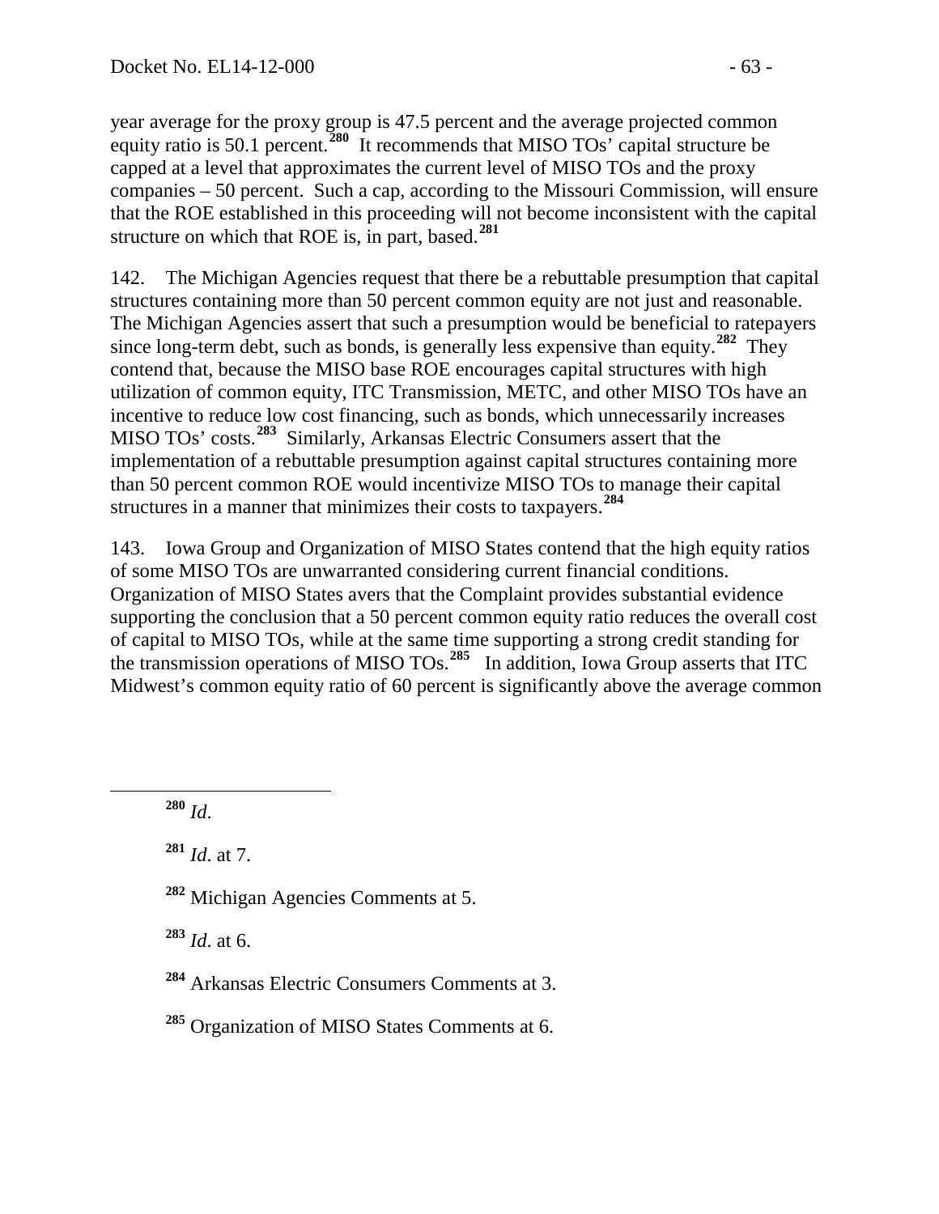year average for the proxy group is 47.5 percent and the average projected common equity ratio is 50.1 percent.[280] It recommends that MISO TOs' capital structure be capped at a level that approximates the current level of MISO TOs and the proxy companies – 50 percent. Such a cap, according to the Missouri Commission, will ensure that the ROE established in this proceeding will not become inconsistent with the capital structure on which that ROE is, in part, based.[281]

142. The Michigan Agencies request that there be a rebuttable presumption that capital structures containing more than 50 percent common equity are not just and reasonable. The Michigan Agencies assert that such a presumption would be beneficial to ratepayers since long-term debt, such as bonds, is generally less expensive than equity.[282] They contend that, because the MISO base ROE encourages capital structures with high utilization of common equity, ITC Transmission, METC, and other MISO TOs have an incentive to reduce low cost financing, such as bonds, which unnecessarily increases MISO TOs' costs.[283] Similarly, Arkansas Electric Consumers assert that the implementation of a rebuttable presumption against capital structures containing more than 50 percent common ROE would incentivize MISO TOs to manage their capital structures in a manner that minimizes their costs to taxpayers.[284]

143. Iowa Group and Organization of MISO States contend that the high equity ratios of some MISO TOs are unwarranted considering current financial conditions. Organization of MISO States avers that the Complaint provides substantial evidence supporting the conclusion that a 50 percent common equity ratio reduces the overall cost of capital to MISO TOs, while at the same time supporting a strong credit standing for the transmission operations of MISO TOs.[285] In addition, Iowa Group asserts that ITC Midwest's common equity ratio of 60 percent is significantly above the average common

---

[280] *Id*.

[281] *Id*. at 7.

[282] Michigan Agencies Comments at 5.

[283] *Id*. at 6.

[284] Arkansas Electric Consumers Comments at 3.

[285] Organization of MISO States Comments at 6.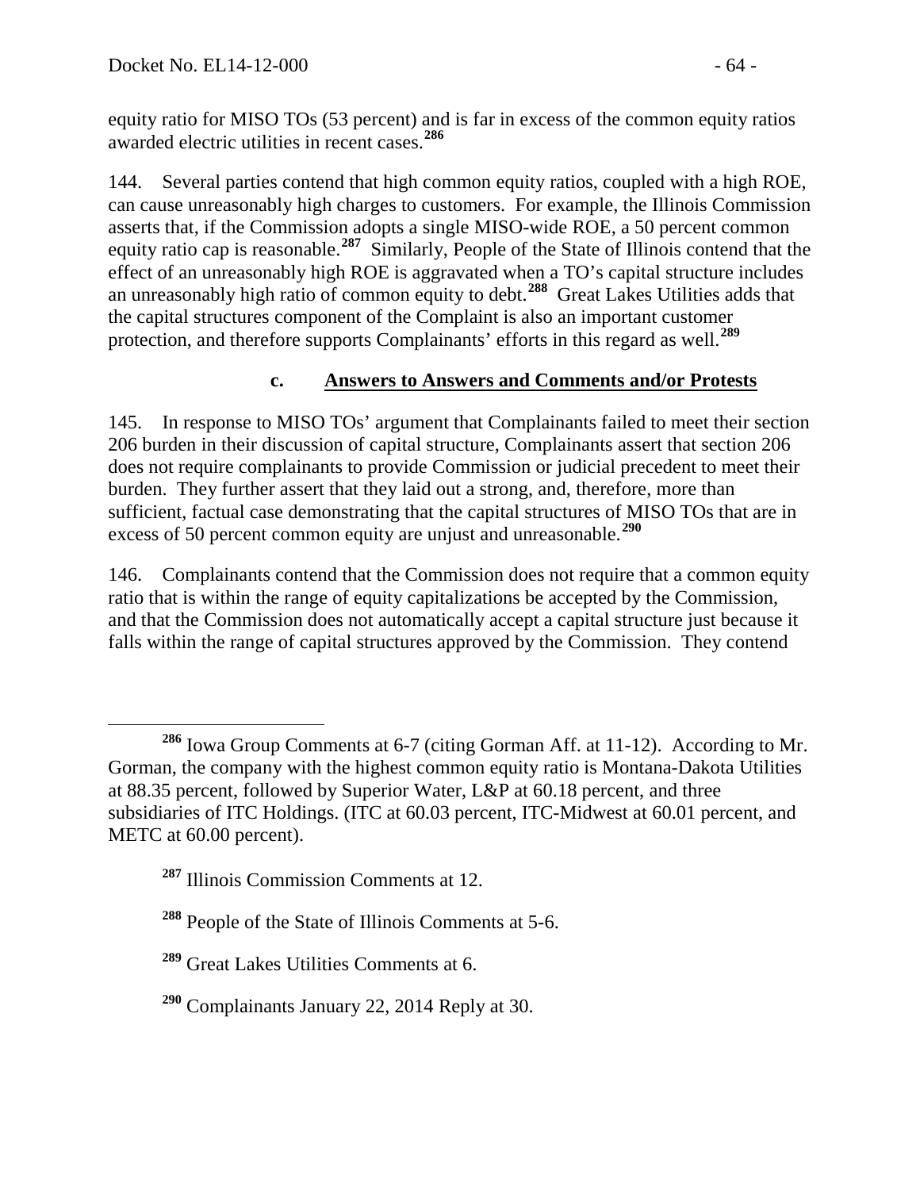equity ratio for MISO TOs (53 percent) and is far in excess of the common equity ratios awarded electric utilities in recent cases.[286]

144. Several parties contend that high common equity ratios, coupled with a high ROE, can cause unreasonably high charges to customers. For example, the Illinois Commission asserts that, if the Commission adopts a single MISO-wide ROE, a 50 percent common equity ratio cap is reasonable.[287] Similarly, People of the State of Illinois contend that the effect of an unreasonably high ROE is aggravated when a TO's capital structure includes an unreasonably high ratio of common equity to debt.[288] Great Lakes Utilities adds that the capital structures component of the Complaint is also an important customer protection, and therefore supports Complainants' efforts in this regard as well.[289]

### c. Answers to Answers and Comments and/or Protests

145. In response to MISO TOs' argument that Complainants failed to meet their section 206 burden in their discussion of capital structure, Complainants assert that section 206 does not require complainants to provide Commission or judicial precedent to meet their burden. They further assert that they laid out a strong, and, therefore, more than sufficient, factual case demonstrating that the capital structures of MISO TOs that are in excess of 50 percent common equity are unjust and unreasonable.[290]

146. Complainants contend that the Commission does not require that a common equity ratio that is within the range of equity capitalizations be accepted by the Commission, and that the Commission does not automatically accept a capital structure just because it falls within the range of capital structures approved by the Commission. They contend

---

[286] Iowa Group Comments at 6-7 (citing Gorman Aff. at 11-12). According to Mr. Gorman, the company with the highest common equity ratio is Montana-Dakota Utilities at 88.35 percent, followed by Superior Water, L&P at 60.18 percent, and three subsidiaries of ITC Holdings. (ITC at 60.03 percent, ITC-Midwest at 60.01 percent, and METC at 60.00 percent).

[287] Illinois Commission Comments at 12.

[288] People of the State of Illinois Comments at 5-6.

[289] Great Lakes Utilities Comments at 6.

[290] Complainants January 22, 2014 Reply at 30.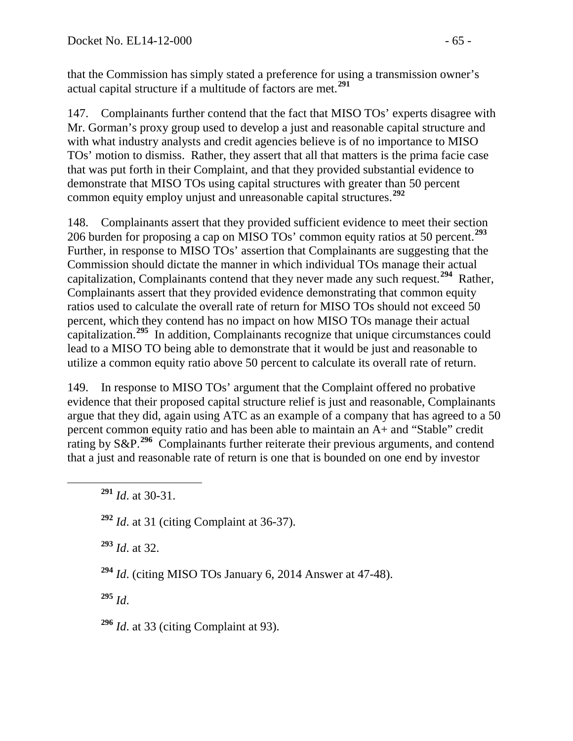that the Commission has simply stated a preference for using a transmission owner's actual capital structure if a multitude of factors are met.[291]

147. Complainants further contend that the fact that MISO TOs' experts disagree with Mr. Gorman's proxy group used to develop a just and reasonable capital structure and with what industry analysts and credit agencies believe is of no importance to MISO TOs' motion to dismiss. Rather, they assert that all that matters is the prima facie case that was put forth in their Complaint, and that they provided substantial evidence to demonstrate that MISO TOs using capital structures with greater than 50 percent common equity employ unjust and unreasonable capital structures.[292]

148. Complainants assert that they provided sufficient evidence to meet their section 206 burden for proposing a cap on MISO TOs' common equity ratios at 50 percent.[293] Further, in response to MISO TOs' assertion that Complainants are suggesting that the Commission should dictate the manner in which individual TOs manage their actual capitalization, Complainants contend that they never made any such request.[294] Rather, Complainants assert that they provided evidence demonstrating that common equity ratios used to calculate the overall rate of return for MISO TOs should not exceed 50 percent, which they contend has no impact on how MISO TOs manage their actual capitalization.[295] In addition, Complainants recognize that unique circumstances could lead to a MISO TO being able to demonstrate that it would be just and reasonable to utilize a common equity ratio above 50 percent to calculate its overall rate of return.

149. In response to MISO TOs' argument that the Complaint offered no probative evidence that their proposed capital structure relief is just and reasonable, Complainants argue that they did, again using ATC as an example of a company that has agreed to a 50 percent common equity ratio and has been able to maintain an A+ and "Stable" credit rating by S&P.[296] Complainants further reiterate their previous arguments, and contend that a just and reasonable rate of return is one that is bounded on one end by investor

---

[291] *Id*. at 30-31.

[292] *Id*. at 31 (citing Complaint at 36-37).

[293] *Id*. at 32.

[294] *Id*. (citing MISO TOs January 6, 2014 Answer at 47-48).

[295] *Id*.

[296] *Id*. at 33 (citing Complaint at 93).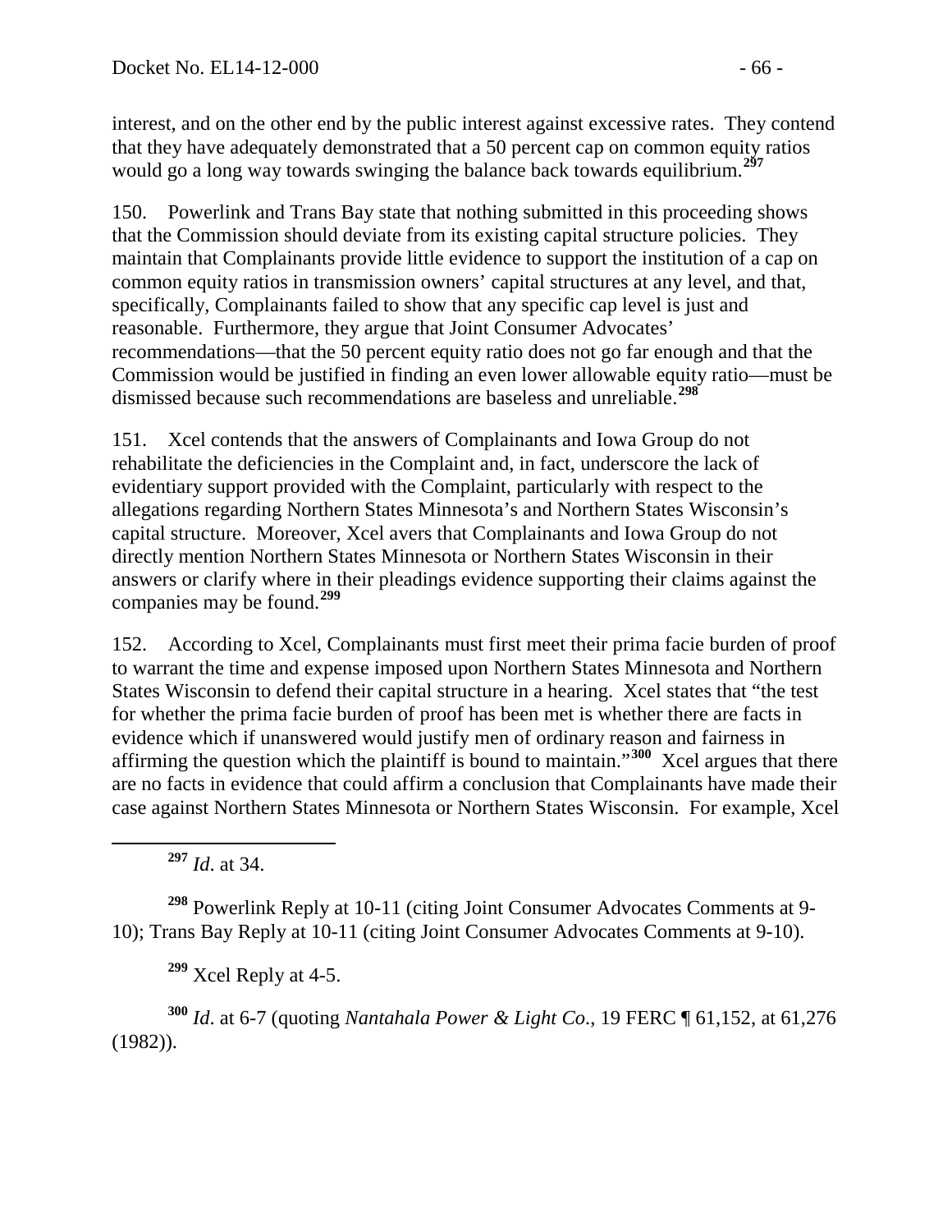interest, and on the other end by the public interest against excessive rates. They contend that they have adequately demonstrated that a 50 percent cap on common equity ratios would go a long way towards swinging the balance back towards equilibrium.[297]

150. Powerlink and Trans Bay state that nothing submitted in this proceeding shows that the Commission should deviate from its existing capital structure policies. They maintain that Complainants provide little evidence to support the institution of a cap on common equity ratios in transmission owners' capital structures at any level, and that, specifically, Complainants failed to show that any specific cap level is just and reasonable. Furthermore, they argue that Joint Consumer Advocates' recommendations—that the 50 percent equity ratio does not go far enough and that the Commission would be justified in finding an even lower allowable equity ratio—must be dismissed because such recommendations are baseless and unreliable.[298]

151. Xcel contends that the answers of Complainants and Iowa Group do not rehabilitate the deficiencies in the Complaint and, in fact, underscore the lack of evidentiary support provided with the Complaint, particularly with respect to the allegations regarding Northern States Minnesota's and Northern States Wisconsin's capital structure. Moreover, Xcel avers that Complainants and Iowa Group do not directly mention Northern States Minnesota or Northern States Wisconsin in their answers or clarify where in their pleadings evidence supporting their claims against the companies may be found.[299]

152. According to Xcel, Complainants must first meet their prima facie burden of proof to warrant the time and expense imposed upon Northern States Minnesota and Northern States Wisconsin to defend their capital structure in a hearing. Xcel states that "the test for whether the prima facie burden of proof has been met is whether there are facts in evidence which if unanswered would justify men of ordinary reason and fairness in affirming the question which the plaintiff is bound to maintain."[300] Xcel argues that there are no facts in evidence that could affirm a conclusion that Complainants have made their case against Northern States Minnesota or Northern States Wisconsin. For example, Xcel

---

[297] *Id*. at 34.

[298] Powerlink Reply at 10-11 (citing Joint Consumer Advocates Comments at 9-10); Trans Bay Reply at 10-11 (citing Joint Consumer Advocates Comments at 9-10).

[299] Xcel Reply at 4-5.

[300] *Id*. at 6-7 (quoting *Nantahala Power & Light Co*., 19 FERC ¶ 61,152, at 61,276 (1982)).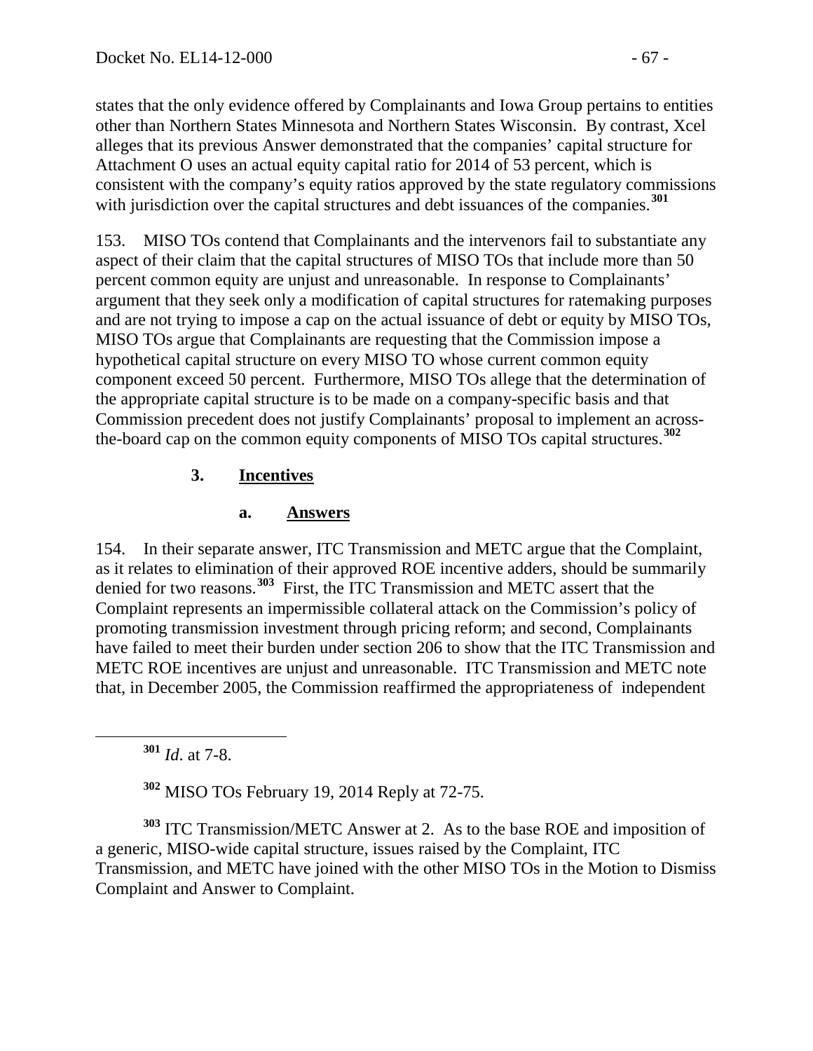states that the only evidence offered by Complainants and Iowa Group pertains to entities other than Northern States Minnesota and Northern States Wisconsin. By contrast, Xcel alleges that its previous Answer demonstrated that the companies' capital structure for Attachment O uses an actual equity capital ratio for 2014 of 53 percent, which is consistent with the company's equity ratios approved by the state regulatory commissions with jurisdiction over the capital structures and debt issuances of the companies.[301]

153. MISO TOs contend that Complainants and the intervenors fail to substantiate any aspect of their claim that the capital structures of MISO TOs that include more than 50 percent common equity are unjust and unreasonable. In response to Complainants' argument that they seek only a modification of capital structures for ratemaking purposes and are not trying to impose a cap on the actual issuance of debt or equity by MISO TOs, MISO TOs argue that Complainants are requesting that the Commission impose a hypothetical capital structure on every MISO TO whose current common equity component exceed 50 percent. Furthermore, MISO TOs allege that the determination of the appropriate capital structure is to be made on a company-specific basis and that Commission precedent does not justify Complainants' proposal to implement an across-the-board cap on the common equity components of MISO TOs capital structures.[302]

### 3. Incentives

#### a. Answers

154. In their separate answer, ITC Transmission and METC argue that the Complaint, as it relates to elimination of their approved ROE incentive adders, should be summarily denied for two reasons.[303] First, the ITC Transmission and METC assert that the Complaint represents an impermissible collateral attack on the Commission's policy of promoting transmission investment through pricing reform; and second, Complainants have failed to meet their burden under section 206 to show that the ITC Transmission and METC ROE incentives are unjust and unreasonable. ITC Transmission and METC note that, in December 2005, the Commission reaffirmed the appropriateness of independent

---

[301] *Id*. at 7-8.

[302] MISO TOs February 19, 2014 Reply at 72-75.

[303] ITC Transmission/METC Answer at 2. As to the base ROE and imposition of a generic, MISO-wide capital structure, issues raised by the Complaint, ITC Transmission, and METC have joined with the other MISO TOs in the Motion to Dismiss Complaint and Answer to Complaint.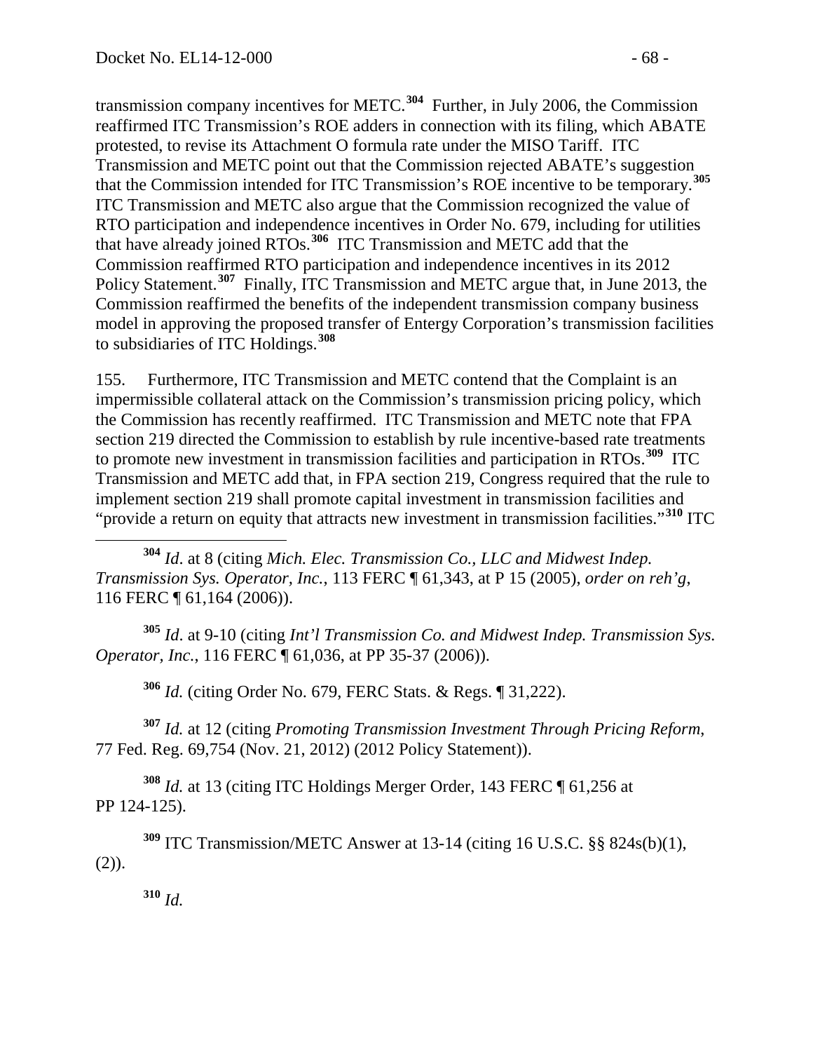transmission company incentives for METC.[304] Further, in July 2006, the Commission reaffirmed ITC Transmission's ROE adders in connection with its filing, which ABATE protested, to revise its Attachment O formula rate under the MISO Tariff. ITC Transmission and METC point out that the Commission rejected ABATE's suggestion that the Commission intended for ITC Transmission's ROE incentive to be temporary.[305] ITC Transmission and METC also argue that the Commission recognized the value of RTO participation and independence incentives in Order No. 679, including for utilities that have already joined RTOs.[306] ITC Transmission and METC add that the Commission reaffirmed RTO participation and independence incentives in its 2012 Policy Statement.[307] Finally, ITC Transmission and METC argue that, in June 2013, the Commission reaffirmed the benefits of the independent transmission company business model in approving the proposed transfer of Entergy Corporation's transmission facilities to subsidiaries of ITC Holdings.[308]

155. Furthermore, ITC Transmission and METC contend that the Complaint is an impermissible collateral attack on the Commission's transmission pricing policy, which the Commission has recently reaffirmed. ITC Transmission and METC note that FPA section 219 directed the Commission to establish by rule incentive-based rate treatments to promote new investment in transmission facilities and participation in RTOs.[309] ITC Transmission and METC add that, in FPA section 219, Congress required that the rule to implement section 219 shall promote capital investment in transmission facilities and "provide a return on equity that attracts new investment in transmission facilities."[310] ITC

[304] *Id*. at 8 (citing *Mich. Elec. Transmission Co., LLC and Midwest Indep. Transmission Sys. Operator, Inc.*, 113 FERC ¶ 61,343, at P 15 (2005), *order on reh'g*, 116 FERC ¶ 61,164 (2006)).

[305] *Id*. at 9-10 (citing *Int'l Transmission Co. and Midwest Indep. Transmission Sys. Operator, Inc.*, 116 FERC ¶ 61,036, at PP 35-37 (2006)).

[306] *Id.* (citing Order No. 679, FERC Stats. & Regs. ¶ 31,222).

[307] *Id.* at 12 (citing *Promoting Transmission Investment Through Pricing Reform*, 77 Fed. Reg. 69,754 (Nov. 21, 2012) (2012 Policy Statement)).

[308] *Id.* at 13 (citing ITC Holdings Merger Order, 143 FERC ¶ 61,256 at PP 124-125).

[309] ITC Transmission/METC Answer at 13-14 (citing 16 U.S.C. §§ 824s(b)(1), (2)).

[310] *Id.*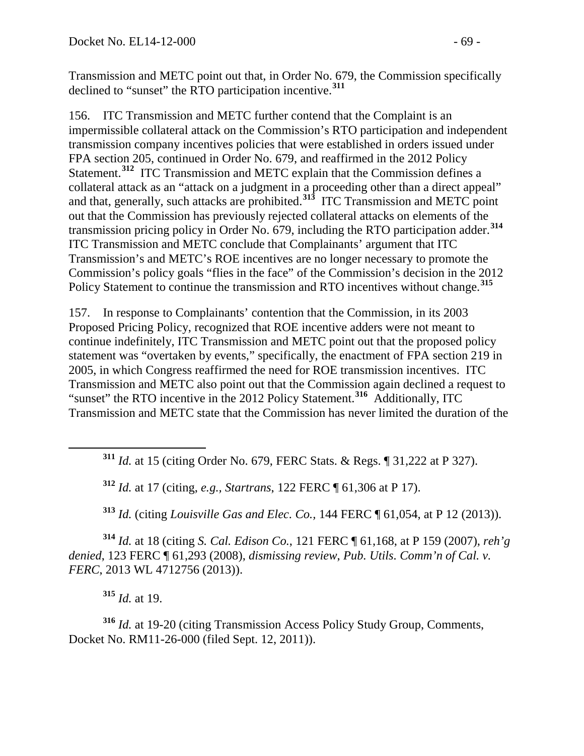Transmission and METC point out that, in Order No. 679, the Commission specifically declined to "sunset" the RTO participation incentive.[311]

156. ITC Transmission and METC further contend that the Complaint is an impermissible collateral attack on the Commission's RTO participation and independent transmission company incentives policies that were established in orders issued under FPA section 205, continued in Order No. 679, and reaffirmed in the 2012 Policy Statement.[312] ITC Transmission and METC explain that the Commission defines a collateral attack as an "attack on a judgment in a proceeding other than a direct appeal" and that, generally, such attacks are prohibited.[313] ITC Transmission and METC point out that the Commission has previously rejected collateral attacks on elements of the transmission pricing policy in Order No. 679, including the RTO participation adder.[314] ITC Transmission and METC conclude that Complainants' argument that ITC Transmission's and METC's ROE incentives are no longer necessary to promote the Commission's policy goals "flies in the face" of the Commission's decision in the 2012 Policy Statement to continue the transmission and RTO incentives without change.[315]

157. In response to Complainants' contention that the Commission, in its 2003 Proposed Pricing Policy, recognized that ROE incentive adders were not meant to continue indefinitely, ITC Transmission and METC point out that the proposed policy statement was "overtaken by events," specifically, the enactment of FPA section 219 in 2005, in which Congress reaffirmed the need for ROE transmission incentives. ITC Transmission and METC also point out that the Commission again declined a request to "sunset" the RTO incentive in the 2012 Policy Statement.[316] Additionally, ITC Transmission and METC state that the Commission has never limited the duration of the

[311] *Id.* at 15 (citing Order No. 679, FERC Stats. & Regs. ¶ 31,222 at P 327).

[312] *Id.* at 17 (citing, *e.g.*, *Startrans*, 122 FERC ¶ 61,306 at P 17).

[313] *Id.* (citing *Louisville Gas and Elec. Co.*, 144 FERC ¶ 61,054, at P 12 (2013)).

[314] *Id.* at 18 (citing *S. Cal. Edison Co.*, 121 FERC ¶ 61,168, at P 159 (2007), *reh'g denied*, 123 FERC ¶ 61,293 (2008), *dismissing review*, *Pub. Utils. Comm'n of Cal. v. FERC*, 2013 WL 4712756 (2013)).

[315] *Id.* at 19.

[316] *Id.* at 19-20 (citing Transmission Access Policy Study Group, Comments, Docket No. RM11-26-000 (filed Sept. 12, 2011)).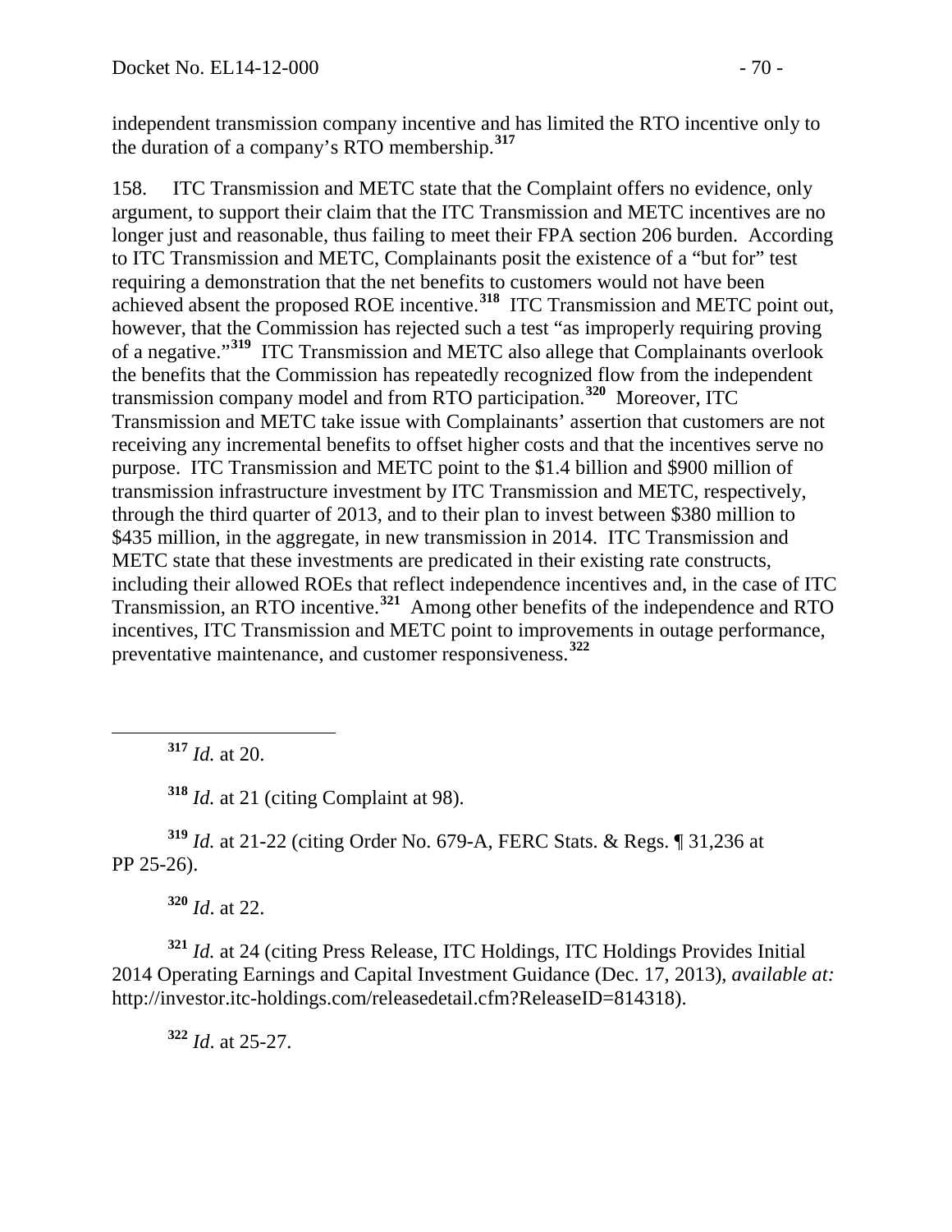independent transmission company incentive and has limited the RTO incentive only to the duration of a company's RTO membership.[317]

158. ITC Transmission and METC state that the Complaint offers no evidence, only argument, to support their claim that the ITC Transmission and METC incentives are no longer just and reasonable, thus failing to meet their FPA section 206 burden. According to ITC Transmission and METC, Complainants posit the existence of a "but for" test requiring a demonstration that the net benefits to customers would not have been achieved absent the proposed ROE incentive.[318] ITC Transmission and METC point out, however, that the Commission has rejected such a test "as improperly requiring proving of a negative."[319] ITC Transmission and METC also allege that Complainants overlook the benefits that the Commission has repeatedly recognized flow from the independent transmission company model and from RTO participation.[320] Moreover, ITC Transmission and METC take issue with Complainants' assertion that customers are not receiving any incremental benefits to offset higher costs and that the incentives serve no purpose. ITC Transmission and METC point to the \$1.4 billion and \$900 million of transmission infrastructure investment by ITC Transmission and METC, respectively, through the third quarter of 2013, and to their plan to invest between \$380 million to \$435 million, in the aggregate, in new transmission in 2014. ITC Transmission and METC state that these investments are predicated in their existing rate constructs, including their allowed ROEs that reflect independence incentives and, in the case of ITC Transmission, an RTO incentive.[321] Among other benefits of the independence and RTO incentives, ITC Transmission and METC point to improvements in outage performance, preventative maintenance, and customer responsiveness.[322]

---

[317] *Id.* at 20.

[318] *Id.* at 21 (citing Complaint at 98).

[319] *Id.* at 21-22 (citing Order No. 679-A, FERC Stats. & Regs. ¶ 31,236 at PP 25-26).

[320] *Id*. at 22.

[321] *Id.* at 24 (citing Press Release, ITC Holdings, ITC Holdings Provides Initial 2014 Operating Earnings and Capital Investment Guidance (Dec. 17, 2013), *available at:* http://investor.itc-holdings.com/releasedetail.cfm?ReleaseID=814318).

[322] *Id*. at 25-27.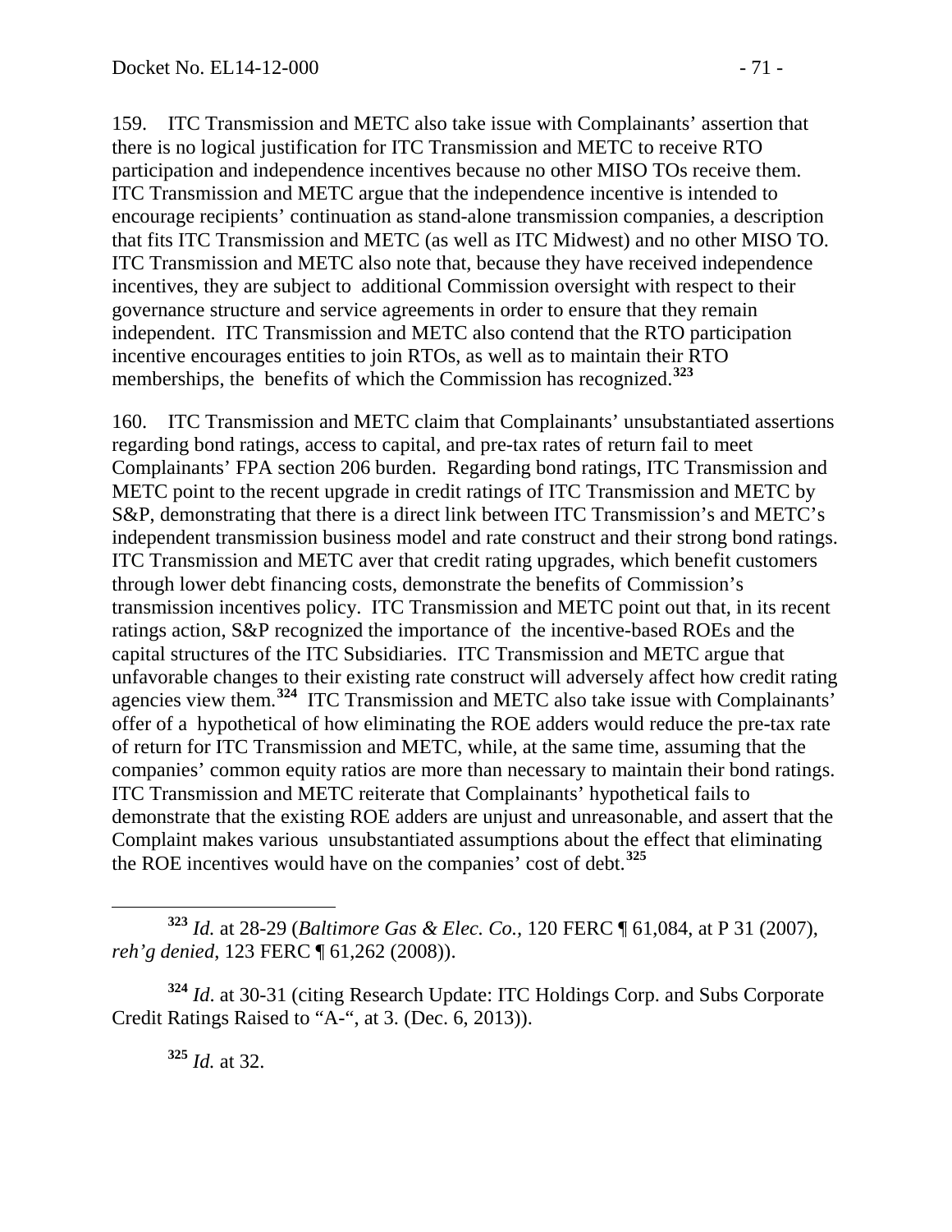159. ITC Transmission and METC also take issue with Complainants' assertion that there is no logical justification for ITC Transmission and METC to receive RTO participation and independence incentives because no other MISO TOs receive them. ITC Transmission and METC argue that the independence incentive is intended to encourage recipients' continuation as stand-alone transmission companies, a description that fits ITC Transmission and METC (as well as ITC Midwest) and no other MISO TO. ITC Transmission and METC also note that, because they have received independence incentives, they are subject to additional Commission oversight with respect to their governance structure and service agreements in order to ensure that they remain independent. ITC Transmission and METC also contend that the RTO participation incentive encourages entities to join RTOs, as well as to maintain their RTO memberships, the benefits of which the Commission has recognized.[323]

160. ITC Transmission and METC claim that Complainants' unsubstantiated assertions regarding bond ratings, access to capital, and pre-tax rates of return fail to meet Complainants' FPA section 206 burden. Regarding bond ratings, ITC Transmission and METC point to the recent upgrade in credit ratings of ITC Transmission and METC by S&P, demonstrating that there is a direct link between ITC Transmission's and METC's independent transmission business model and rate construct and their strong bond ratings. ITC Transmission and METC aver that credit rating upgrades, which benefit customers through lower debt financing costs, demonstrate the benefits of Commission's transmission incentives policy. ITC Transmission and METC point out that, in its recent ratings action, S&P recognized the importance of the incentive-based ROEs and the capital structures of the ITC Subsidiaries. ITC Transmission and METC argue that unfavorable changes to their existing rate construct will adversely affect how credit rating agencies view them.[324] ITC Transmission and METC also take issue with Complainants' offer of a hypothetical of how eliminating the ROE adders would reduce the pre-tax rate of return for ITC Transmission and METC, while, at the same time, assuming that the companies' common equity ratios are more than necessary to maintain their bond ratings. ITC Transmission and METC reiterate that Complainants' hypothetical fails to demonstrate that the existing ROE adders are unjust and unreasonable, and assert that the Complaint makes various unsubstantiated assumptions about the effect that eliminating the ROE incentives would have on the companies' cost of debt.[325]

[323] *Id.* at 28-29 (*Baltimore Gas & Elec. Co.*, 120 FERC ¶ 61,084, at P 31 (2007), *reh'g denied*, 123 FERC ¶ 61,262 (2008)).

[324] *Id*. at 30-31 (citing Research Update: ITC Holdings Corp. and Subs Corporate Credit Ratings Raised to "A-", at 3. (Dec. 6, 2013)).

[325] *Id.* at 32.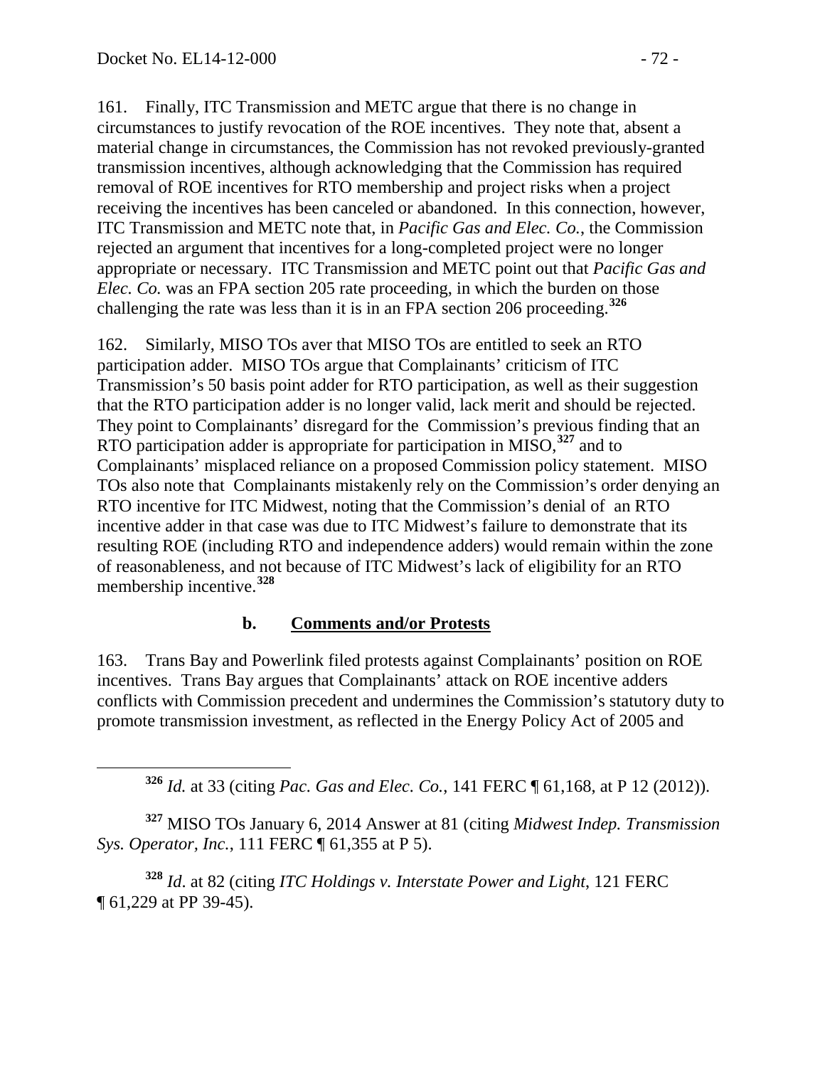161. Finally, ITC Transmission and METC argue that there is no change in circumstances to justify revocation of the ROE incentives. They note that, absent a material change in circumstances, the Commission has not revoked previously-granted transmission incentives, although acknowledging that the Commission has required removal of ROE incentives for RTO membership and project risks when a project receiving the incentives has been canceled or abandoned. In this connection, however, ITC Transmission and METC note that, in *Pacific Gas and Elec. Co.*, the Commission rejected an argument that incentives for a long-completed project were no longer appropriate or necessary. ITC Transmission and METC point out that *Pacific Gas and Elec. Co.* was an FPA section 205 rate proceeding, in which the burden on those challenging the rate was less than it is in an FPA section 206 proceeding.[326]

162. Similarly, MISO TOs aver that MISO TOs are entitled to seek an RTO participation adder. MISO TOs argue that Complainants' criticism of ITC Transmission's 50 basis point adder for RTO participation, as well as their suggestion that the RTO participation adder is no longer valid, lack merit and should be rejected. They point to Complainants' disregard for the Commission's previous finding that an RTO participation adder is appropriate for participation in MISO,[327] and to Complainants' misplaced reliance on a proposed Commission policy statement. MISO TOs also note that Complainants mistakenly rely on the Commission's order denying an RTO incentive for ITC Midwest, noting that the Commission's denial of an RTO incentive adder in that case was due to ITC Midwest's failure to demonstrate that its resulting ROE (including RTO and independence adders) would remain within the zone of reasonableness, and not because of ITC Midwest's lack of eligibility for an RTO membership incentive.[328]

### b. Comments and/or Protests

163. Trans Bay and Powerlink filed protests against Complainants' position on ROE incentives. Trans Bay argues that Complainants' attack on ROE incentive adders conflicts with Commission precedent and undermines the Commission's statutory duty to promote transmission investment, as reflected in the Energy Policy Act of 2005 and

---

[326] *Id.* at 33 (citing *Pac. Gas and Elec. Co.*, 141 FERC ¶ 61,168, at P 12 (2012)).

[327] MISO TOs January 6, 2014 Answer at 81 (citing *Midwest Indep. Transmission Sys. Operator, Inc.*, 111 FERC ¶ 61,355 at P 5).

[328] *Id*. at 82 (citing *ITC Holdings v. Interstate Power and Light*, 121 FERC ¶ 61,229 at PP 39-45).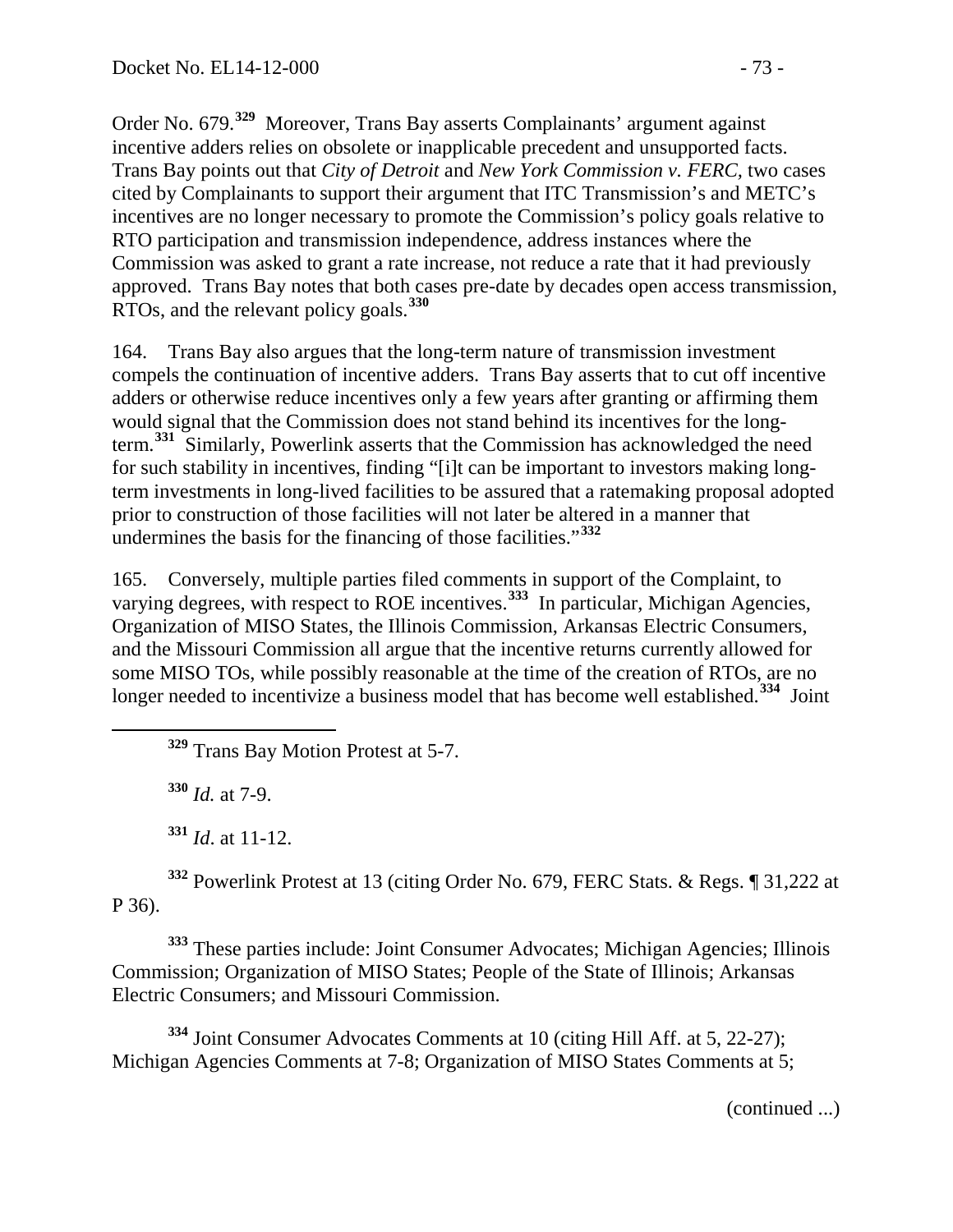Order No. 679.[329] Moreover, Trans Bay asserts Complainants' argument against incentive adders relies on obsolete or inapplicable precedent and unsupported facts. Trans Bay points out that *City of Detroit* and *New York Commission v. FERC*, two cases cited by Complainants to support their argument that ITC Transmission's and METC's incentives are no longer necessary to promote the Commission's policy goals relative to RTO participation and transmission independence, address instances where the Commission was asked to grant a rate increase, not reduce a rate that it had previously approved. Trans Bay notes that both cases pre-date by decades open access transmission, RTOs, and the relevant policy goals.[330]

164. Trans Bay also argues that the long-term nature of transmission investment compels the continuation of incentive adders. Trans Bay asserts that to cut off incentive adders or otherwise reduce incentives only a few years after granting or affirming them would signal that the Commission does not stand behind its incentives for the long-term.[331] Similarly, Powerlink asserts that the Commission has acknowledged the need for such stability in incentives, finding "[i]t can be important to investors making long-term investments in long-lived facilities to be assured that a ratemaking proposal adopted prior to construction of those facilities will not later be altered in a manner that undermines the basis for the financing of those facilities."[332]

165. Conversely, multiple parties filed comments in support of the Complaint, to varying degrees, with respect to ROE incentives.[333] In particular, Michigan Agencies, Organization of MISO States, the Illinois Commission, Arkansas Electric Consumers, and the Missouri Commission all argue that the incentive returns currently allowed for some MISO TOs, while possibly reasonable at the time of the creation of RTOs, are no longer needed to incentivize a business model that has become well established.[334] Joint

---

[329] Trans Bay Motion Protest at 5-7.

[330] *Id.* at 7-9.

[331] *Id*. at 11-12.

[332] Powerlink Protest at 13 (citing Order No. 679, FERC Stats. & Regs. ¶ 31,222 at P 36).

[333] These parties include: Joint Consumer Advocates; Michigan Agencies; Illinois Commission; Organization of MISO States; People of the State of Illinois; Arkansas Electric Consumers; and Missouri Commission.

[334] Joint Consumer Advocates Comments at 10 (citing Hill Aff. at 5, 22-27); Michigan Agencies Comments at 7-8; Organization of MISO States Comments at 5;

(continued ...)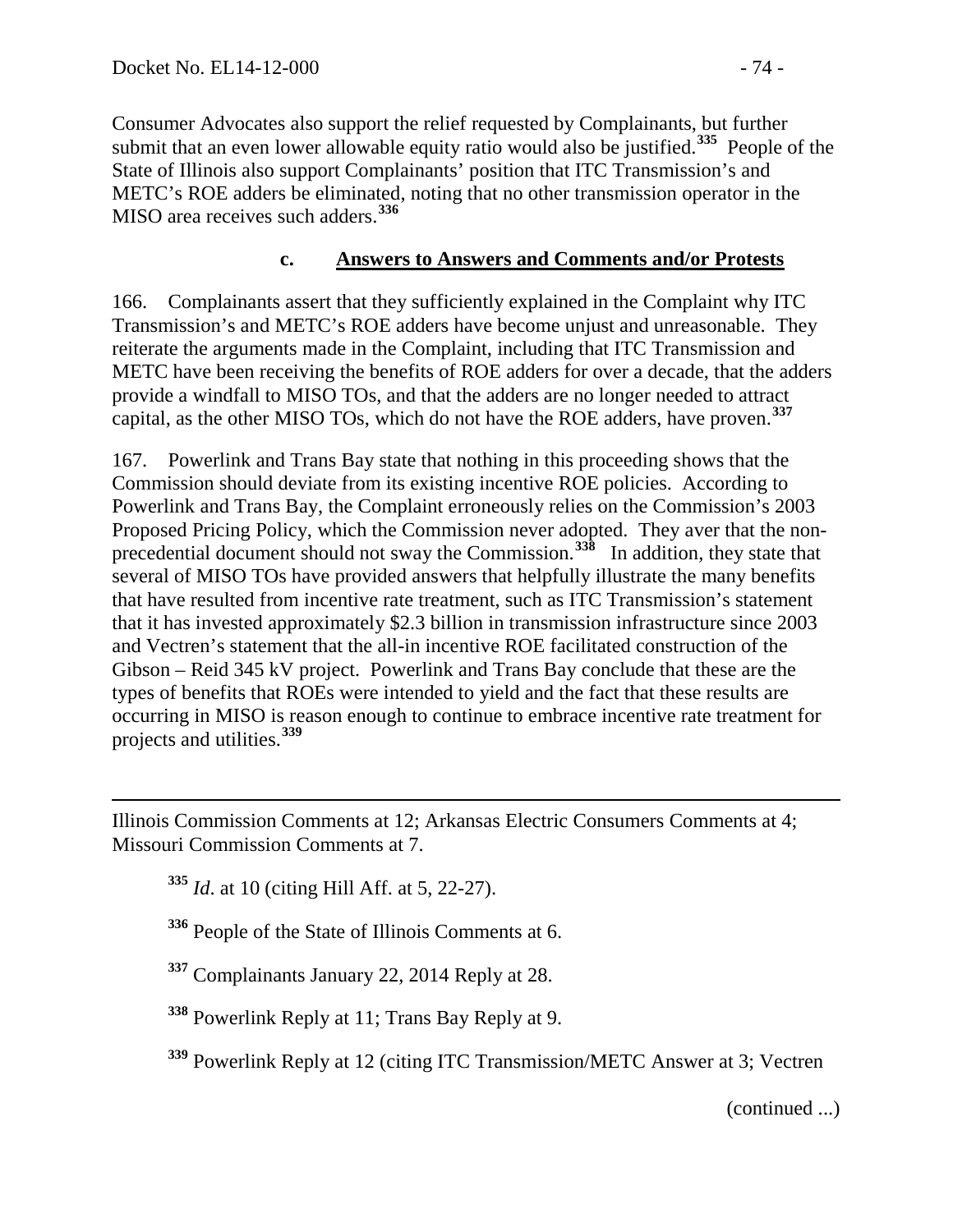Consumer Advocates also support the relief requested by Complainants, but further submit that an even lower allowable equity ratio would also be justified.[335] People of the State of Illinois also support Complainants' position that ITC Transmission's and METC's ROE adders be eliminated, noting that no other transmission operator in the MISO area receives such adders.[336]

### c. Answers to Answers and Comments and/or Protests

166. Complainants assert that they sufficiently explained in the Complaint why ITC Transmission's and METC's ROE adders have become unjust and unreasonable. They reiterate the arguments made in the Complaint, including that ITC Transmission and METC have been receiving the benefits of ROE adders for over a decade, that the adders provide a windfall to MISO TOs, and that the adders are no longer needed to attract capital, as the other MISO TOs, which do not have the ROE adders, have proven.[337]

167. Powerlink and Trans Bay state that nothing in this proceeding shows that the Commission should deviate from its existing incentive ROE policies. According to Powerlink and Trans Bay, the Complaint erroneously relies on the Commission's 2003 Proposed Pricing Policy, which the Commission never adopted. They aver that the non-precedential document should not sway the Commission.[338] In addition, they state that several of MISO TOs have provided answers that helpfully illustrate the many benefits that have resulted from incentive rate treatment, such as ITC Transmission's statement that it has invested approximately $2.3 billion in transmission infrastructure since 2003 and Vectren's statement that the all-in incentive ROE facilitated construction of the Gibson – Reid 345 kV project. Powerlink and Trans Bay conclude that these are the types of benefits that ROEs were intended to yield and the fact that these results are occurring in MISO is reason enough to continue to embrace incentive rate treatment for projects and utilities.[339]

---

Illinois Commission Comments at 12; Arkansas Electric Consumers Comments at 4; Missouri Commission Comments at 7.

[335] *Id*. at 10 (citing Hill Aff. at 5, 22-27).

[336] People of the State of Illinois Comments at 6.

[337] Complainants January 22, 2014 Reply at 28.

[338] Powerlink Reply at 11; Trans Bay Reply at 9.

[339] Powerlink Reply at 12 (citing ITC Transmission/METC Answer at 3; Vectren

(continued ...)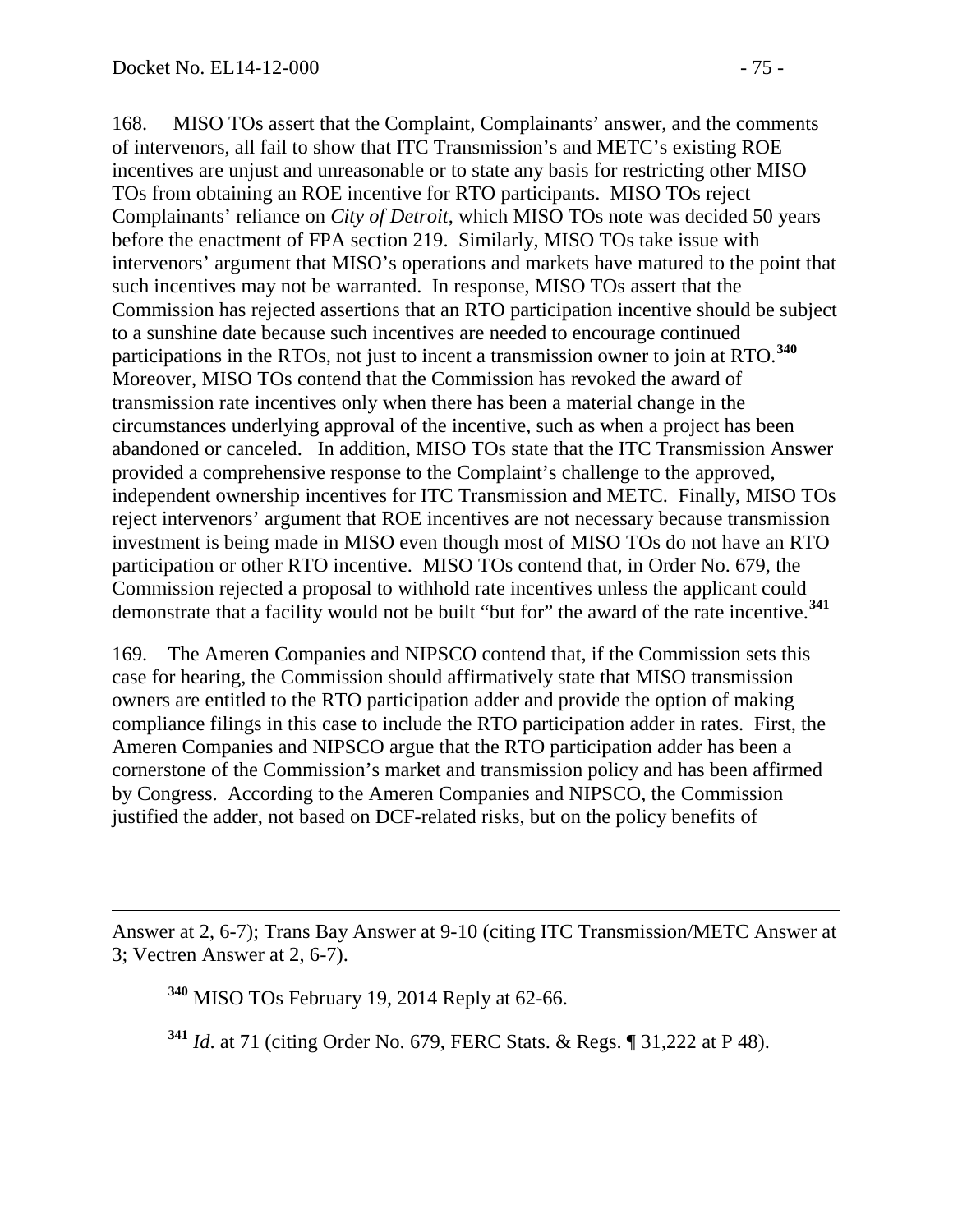168. MISO TOs assert that the Complaint, Complainants' answer, and the comments of intervenors, all fail to show that ITC Transmission's and METC's existing ROE incentives are unjust and unreasonable or to state any basis for restricting other MISO TOs from obtaining an ROE incentive for RTO participants. MISO TOs reject Complainants' reliance on *City of Detroit*, which MISO TOs note was decided 50 years before the enactment of FPA section 219. Similarly, MISO TOs take issue with intervenors' argument that MISO's operations and markets have matured to the point that such incentives may not be warranted. In response, MISO TOs assert that the Commission has rejected assertions that an RTO participation incentive should be subject to a sunshine date because such incentives are needed to encourage continued participations in the RTOs, not just to incent a transmission owner to join at RTO.[340] Moreover, MISO TOs contend that the Commission has revoked the award of transmission rate incentives only when there has been a material change in the circumstances underlying approval of the incentive, such as when a project has been abandoned or canceled. In addition, MISO TOs state that the ITC Transmission Answer provided a comprehensive response to the Complaint's challenge to the approved, independent ownership incentives for ITC Transmission and METC. Finally, MISO TOs reject intervenors' argument that ROE incentives are not necessary because transmission investment is being made in MISO even though most of MISO TOs do not have an RTO participation or other RTO incentive. MISO TOs contend that, in Order No. 679, the Commission rejected a proposal to withhold rate incentives unless the applicant could demonstrate that a facility would not be built "but for" the award of the rate incentive.[341]

169. The Ameren Companies and NIPSCO contend that, if the Commission sets this case for hearing, the Commission should affirmatively state that MISO transmission owners are entitled to the RTO participation adder and provide the option of making compliance filings in this case to include the RTO participation adder in rates. First, the Ameren Companies and NIPSCO argue that the RTO participation adder has been a cornerstone of the Commission's market and transmission policy and has been affirmed by Congress. According to the Ameren Companies and NIPSCO, the Commission justified the adder, not based on DCF-related risks, but on the policy benefits of

---

Answer at 2, 6-7); Trans Bay Answer at 9-10 (citing ITC Transmission/METC Answer at 3; Vectren Answer at 2, 6-7).

[340] MISO TOs February 19, 2014 Reply at 62-66.

[341] *Id*. at 71 (citing Order No. 679, FERC Stats. & Regs. ¶ 31,222 at P 48).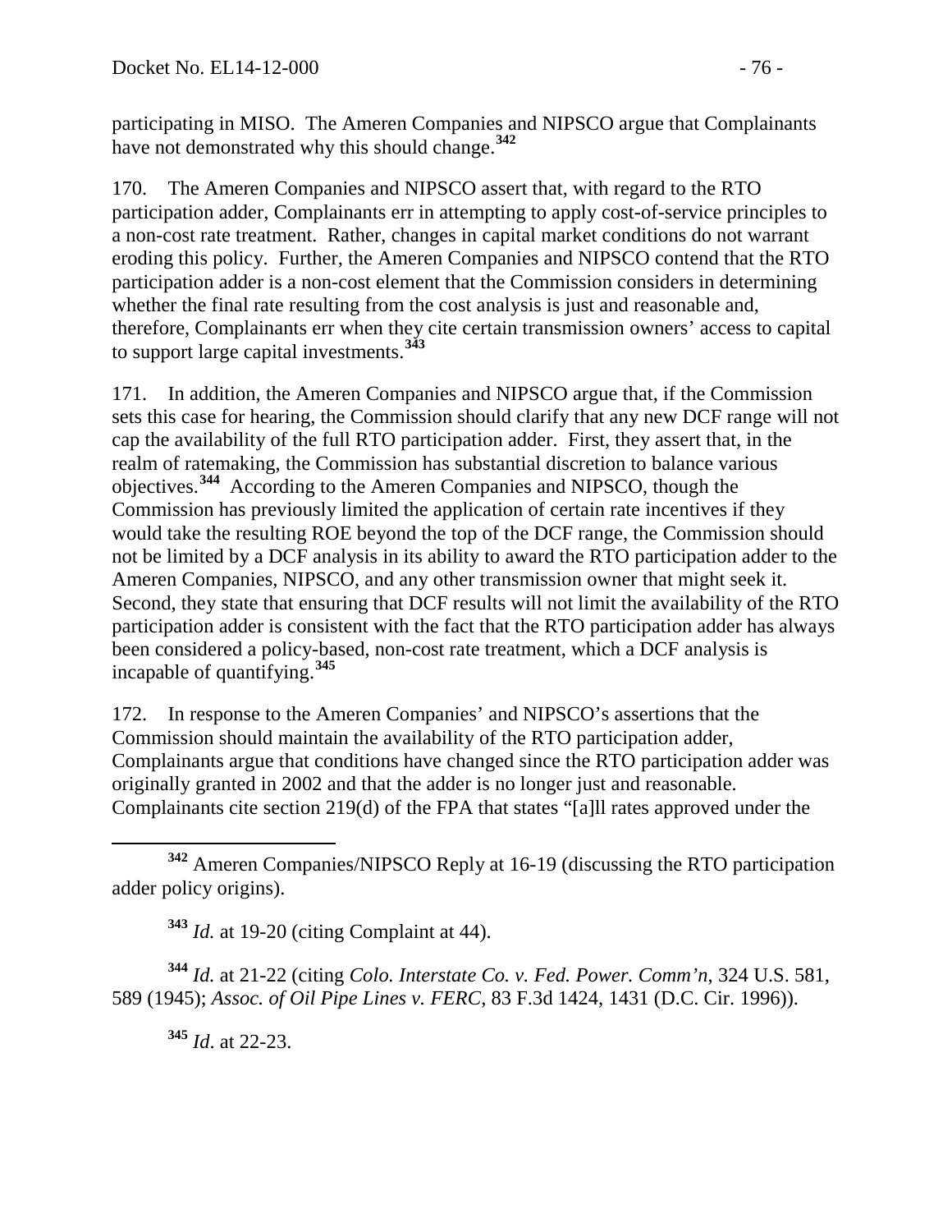participating in MISO. The Ameren Companies and NIPSCO argue that Complainants have not demonstrated why this should change.[342]

170. The Ameren Companies and NIPSCO assert that, with regard to the RTO participation adder, Complainants err in attempting to apply cost-of-service principles to a non-cost rate treatment. Rather, changes in capital market conditions do not warrant eroding this policy. Further, the Ameren Companies and NIPSCO contend that the RTO participation adder is a non-cost element that the Commission considers in determining whether the final rate resulting from the cost analysis is just and reasonable and, therefore, Complainants err when they cite certain transmission owners' access to capital to support large capital investments.[343]

171. In addition, the Ameren Companies and NIPSCO argue that, if the Commission sets this case for hearing, the Commission should clarify that any new DCF range will not cap the availability of the full RTO participation adder. First, they assert that, in the realm of ratemaking, the Commission has substantial discretion to balance various objectives.[344] According to the Ameren Companies and NIPSCO, though the Commission has previously limited the application of certain rate incentives if they would take the resulting ROE beyond the top of the DCF range, the Commission should not be limited by a DCF analysis in its ability to award the RTO participation adder to the Ameren Companies, NIPSCO, and any other transmission owner that might seek it. Second, they state that ensuring that DCF results will not limit the availability of the RTO participation adder is consistent with the fact that the RTO participation adder has always been considered a policy-based, non-cost rate treatment, which a DCF analysis is incapable of quantifying.[345]

172. In response to the Ameren Companies' and NIPSCO's assertions that the Commission should maintain the availability of the RTO participation adder, Complainants argue that conditions have changed since the RTO participation adder was originally granted in 2002 and that the adder is no longer just and reasonable. Complainants cite section 219(d) of the FPA that states "[a]ll rates approved under the

---

[342] Ameren Companies/NIPSCO Reply at 16-19 (discussing the RTO participation adder policy origins).

[343] *Id.* at 19-20 (citing Complaint at 44).

[344] *Id.* at 21-22 (citing *Colo. Interstate Co. v. Fed. Power. Comm'n*, 324 U.S. 581, 589 (1945); *Assoc. of Oil Pipe Lines v. FERC*, 83 F.3d 1424, 1431 (D.C. Cir. 1996)).

[345] *Id*. at 22-23.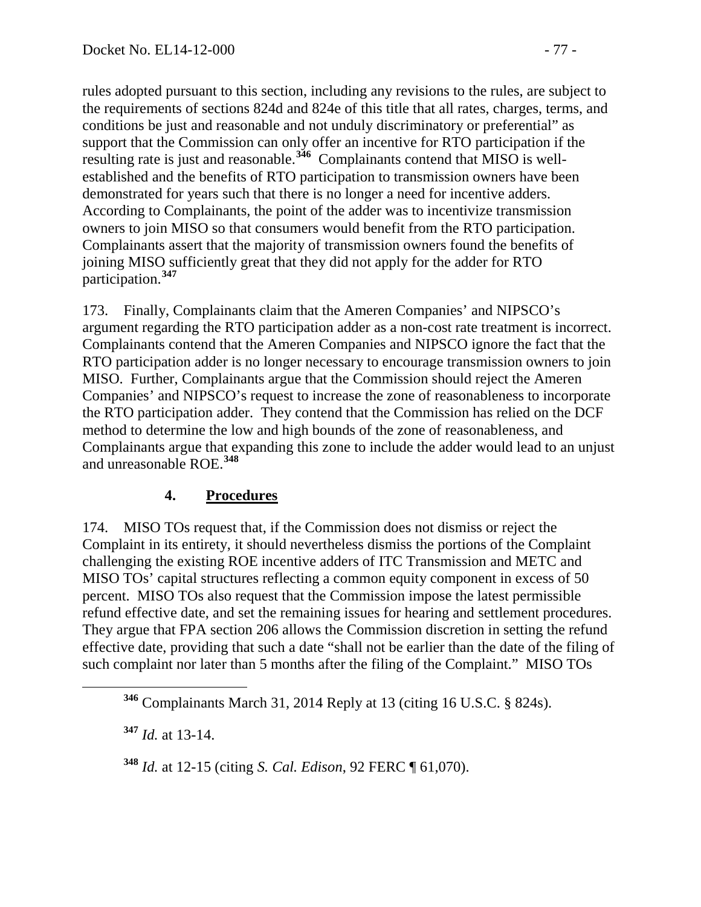rules adopted pursuant to this section, including any revisions to the rules, are subject to the requirements of sections 824d and 824e of this title that all rates, charges, terms, and conditions be just and reasonable and not unduly discriminatory or preferential" as support that the Commission can only offer an incentive for RTO participation if the resulting rate is just and reasonable.[346] Complainants contend that MISO is well-established and the benefits of RTO participation to transmission owners have been demonstrated for years such that there is no longer a need for incentive adders. According to Complainants, the point of the adder was to incentivize transmission owners to join MISO so that consumers would benefit from the RTO participation. Complainants assert that the majority of transmission owners found the benefits of joining MISO sufficiently great that they did not apply for the adder for RTO participation.[347]

173. Finally, Complainants claim that the Ameren Companies' and NIPSCO's argument regarding the RTO participation adder as a non-cost rate treatment is incorrect. Complainants contend that the Ameren Companies and NIPSCO ignore the fact that the RTO participation adder is no longer necessary to encourage transmission owners to join MISO. Further, Complainants argue that the Commission should reject the Ameren Companies' and NIPSCO's request to increase the zone of reasonableness to incorporate the RTO participation adder. They contend that the Commission has relied on the DCF method to determine the low and high bounds of the zone of reasonableness, and Complainants argue that expanding this zone to include the adder would lead to an unjust and unreasonable ROE.[348]

### 4. **Procedures**

174. MISO TOs request that, if the Commission does not dismiss or reject the Complaint in its entirety, it should nevertheless dismiss the portions of the Complaint challenging the existing ROE incentive adders of ITC Transmission and METC and MISO TOs' capital structures reflecting a common equity component in excess of 50 percent. MISO TOs also request that the Commission impose the latest permissible refund effective date, and set the remaining issues for hearing and settlement procedures. They argue that FPA section 206 allows the Commission discretion in setting the refund effective date, providing that such a date "shall not be earlier than the date of the filing of such complaint nor later than 5 months after the filing of the Complaint." MISO TOs

[346] Complainants March 31, 2014 Reply at 13 (citing 16 U.S.C. § 824s).

[347] *Id.* at 13-14.

[348] *Id.* at 12-15 (citing *S. Cal. Edison*, 92 FERC ¶ 61,070).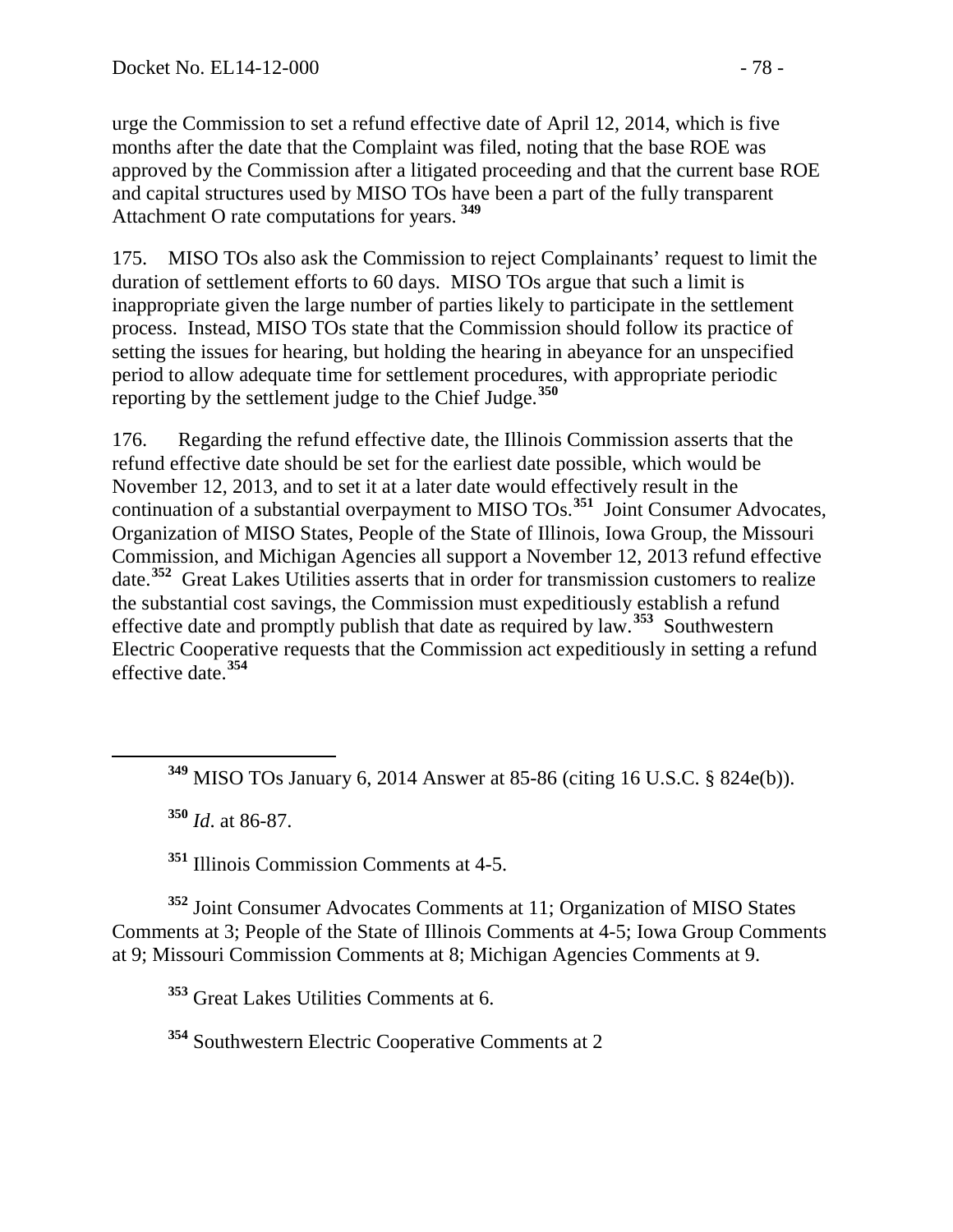urge the Commission to set a refund effective date of April 12, 2014, which is five months after the date that the Complaint was filed, noting that the base ROE was approved by the Commission after a litigated proceeding and that the current base ROE and capital structures used by MISO TOs have been a part of the fully transparent Attachment O rate computations for years.[349]

175. MISO TOs also ask the Commission to reject Complainants' request to limit the duration of settlement efforts to 60 days. MISO TOs argue that such a limit is inappropriate given the large number of parties likely to participate in the settlement process. Instead, MISO TOs state that the Commission should follow its practice of setting the issues for hearing, but holding the hearing in abeyance for an unspecified period to allow adequate time for settlement procedures, with appropriate periodic reporting by the settlement judge to the Chief Judge.[350]

176. Regarding the refund effective date, the Illinois Commission asserts that the refund effective date should be set for the earliest date possible, which would be November 12, 2013, and to set it at a later date would effectively result in the continuation of a substantial overpayment to MISO TOs.[351] Joint Consumer Advocates, Organization of MISO States, People of the State of Illinois, Iowa Group, the Missouri Commission, and Michigan Agencies all support a November 12, 2013 refund effective date.[352] Great Lakes Utilities asserts that in order for transmission customers to realize the substantial cost savings, the Commission must expeditiously establish a refund effective date and promptly publish that date as required by law.[353] Southwestern Electric Cooperative requests that the Commission act expeditiously in setting a refund effective date.[354]

[349] MISO TOs January 6, 2014 Answer at 85-86 (citing 16 U.S.C. § 824e(b)).

[350] *Id*. at 86-87.

[351] Illinois Commission Comments at 4-5.

[352] Joint Consumer Advocates Comments at 11; Organization of MISO States Comments at 3; People of the State of Illinois Comments at 4-5; Iowa Group Comments at 9; Missouri Commission Comments at 8; Michigan Agencies Comments at 9.

[353] Great Lakes Utilities Comments at 6.

[354] Southwestern Electric Cooperative Comments at 2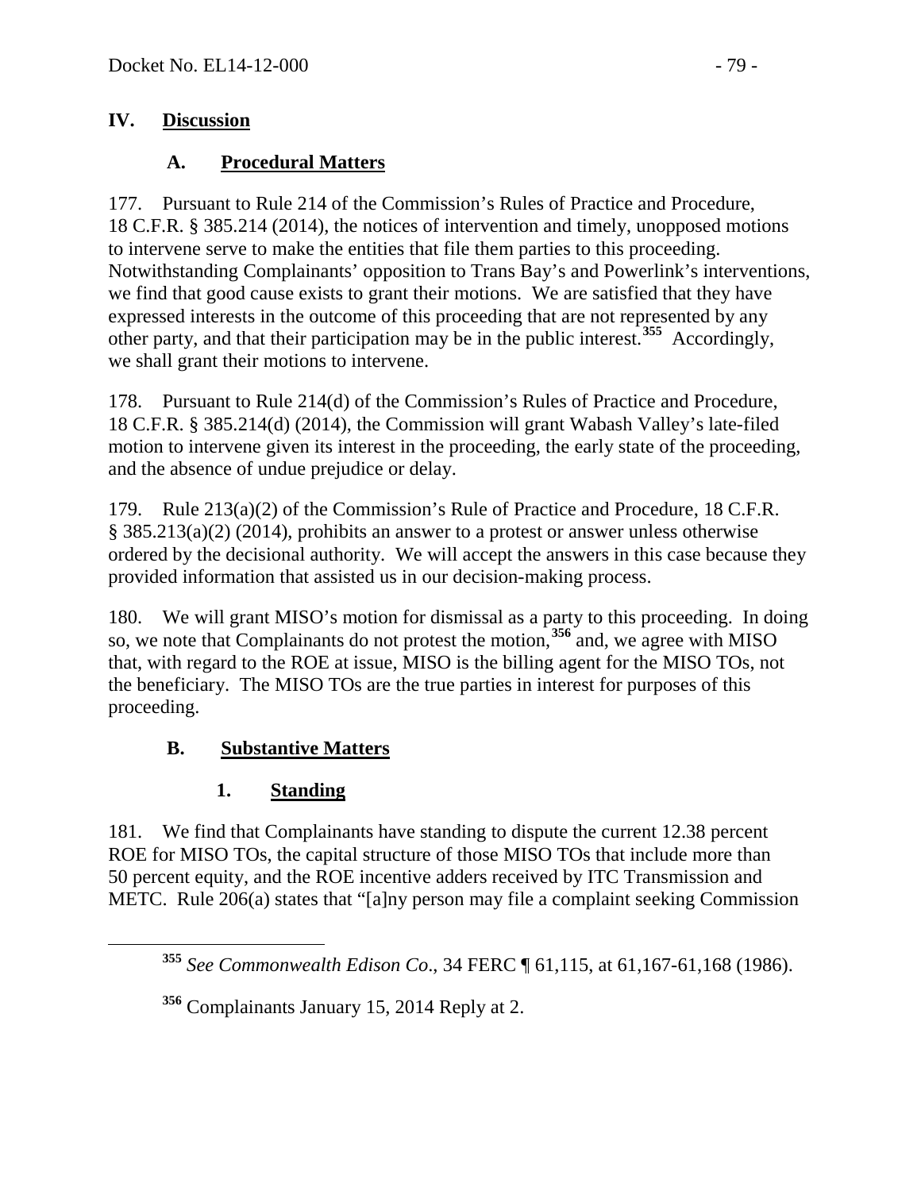## IV. Discussion

### A. Procedural Matters

177. Pursuant to Rule 214 of the Commission's Rules of Practice and Procedure, 18 C.F.R. § 385.214 (2014), the notices of intervention and timely, unopposed motions to intervene serve to make the entities that file them parties to this proceeding. Notwithstanding Complainants' opposition to Trans Bay's and Powerlink's interventions, we find that good cause exists to grant their motions. We are satisfied that they have expressed interests in the outcome of this proceeding that are not represented by any other party, and that their participation may be in the public interest.[355] Accordingly, we shall grant their motions to intervene.

178. Pursuant to Rule 214(d) of the Commission's Rules of Practice and Procedure, 18 C.F.R. § 385.214(d) (2014), the Commission will grant Wabash Valley's late-filed motion to intervene given its interest in the proceeding, the early state of the proceeding, and the absence of undue prejudice or delay.

179. Rule 213(a)(2) of the Commission's Rule of Practice and Procedure, 18 C.F.R. § 385.213(a)(2) (2014), prohibits an answer to a protest or answer unless otherwise ordered by the decisional authority. We will accept the answers in this case because they provided information that assisted us in our decision-making process.

180. We will grant MISO's motion for dismissal as a party to this proceeding. In doing so, we note that Complainants do not protest the motion,[356] and, we agree with MISO that, with regard to the ROE at issue, MISO is the billing agent for the MISO TOs, not the beneficiary. The MISO TOs are the true parties in interest for purposes of this proceeding.

### B. Substantive Matters

#### 1. Standing

181. We find that Complainants have standing to dispute the current 12.38 percent ROE for MISO TOs, the capital structure of those MISO TOs that include more than 50 percent equity, and the ROE incentive adders received by ITC Transmission and METC. Rule 206(a) states that "[a]ny person may file a complaint seeking Commission

[355] *See Commonwealth Edison Co*., 34 FERC ¶ 61,115, at 61,167-61,168 (1986).

[356] Complainants January 15, 2014 Reply at 2.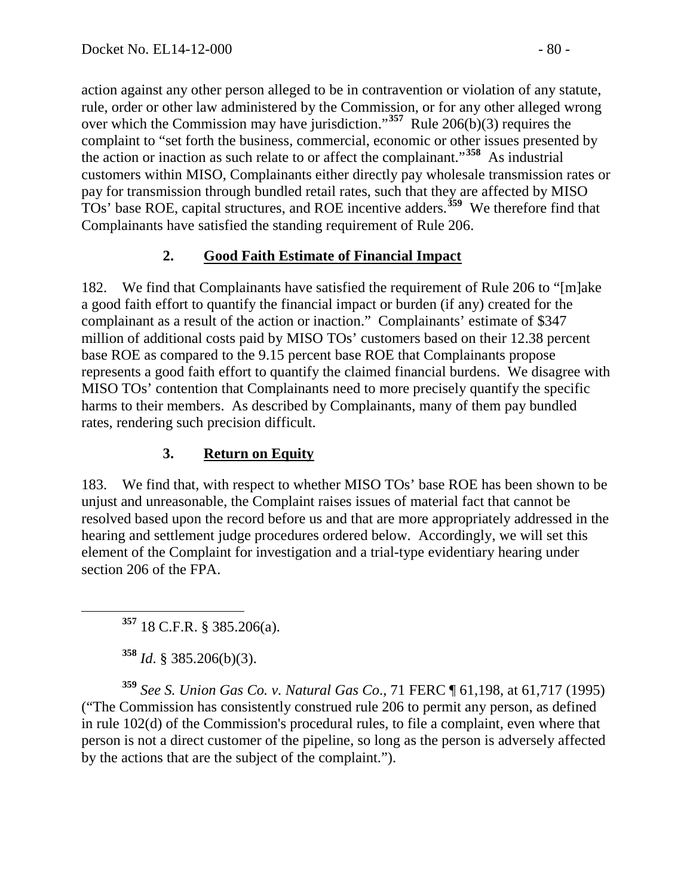action against any other person alleged to be in contravention or violation of any statute, rule, order or other law administered by the Commission, or for any other alleged wrong over which the Commission may have jurisdiction."[357] Rule 206(b)(3) requires the complaint to "set forth the business, commercial, economic or other issues presented by the action or inaction as such relate to or affect the complainant."[358] As industrial customers within MISO, Complainants either directly pay wholesale transmission rates or pay for transmission through bundled retail rates, such that they are affected by MISO TOs' base ROE, capital structures, and ROE incentive adders.[359] We therefore find that Complainants have satisfied the standing requirement of Rule 206.

### 2. Good Faith Estimate of Financial Impact

182. We find that Complainants have satisfied the requirement of Rule 206 to "[m]ake a good faith effort to quantify the financial impact or burden (if any) created for the complainant as a result of the action or inaction." Complainants' estimate of $347 million of additional costs paid by MISO TOs' customers based on their 12.38 percent base ROE as compared to the 9.15 percent base ROE that Complainants propose represents a good faith effort to quantify the claimed financial burdens. We disagree with MISO TOs' contention that Complainants need to more precisely quantify the specific harms to their members. As described by Complainants, many of them pay bundled rates, rendering such precision difficult.

### 3. Return on Equity

183. We find that, with respect to whether MISO TOs' base ROE has been shown to be unjust and unreasonable, the Complaint raises issues of material fact that cannot be resolved based upon the record before us and that are more appropriately addressed in the hearing and settlement judge procedures ordered below. Accordingly, we will set this element of the Complaint for investigation and a trial-type evidentiary hearing under section 206 of the FPA.

---

[357] 18 C.F.R. § 385.206(a).

[358] *Id*. § 385.206(b)(3).

[359] *See S. Union Gas Co. v. Natural Gas Co*., 71 FERC ¶ 61,198, at 61,717 (1995) ("The Commission has consistently construed rule 206 to permit any person, as defined in rule 102(d) of the Commission's procedural rules, to file a complaint, even where that person is not a direct customer of the pipeline, so long as the person is adversely affected by the actions that are the subject of the complaint.").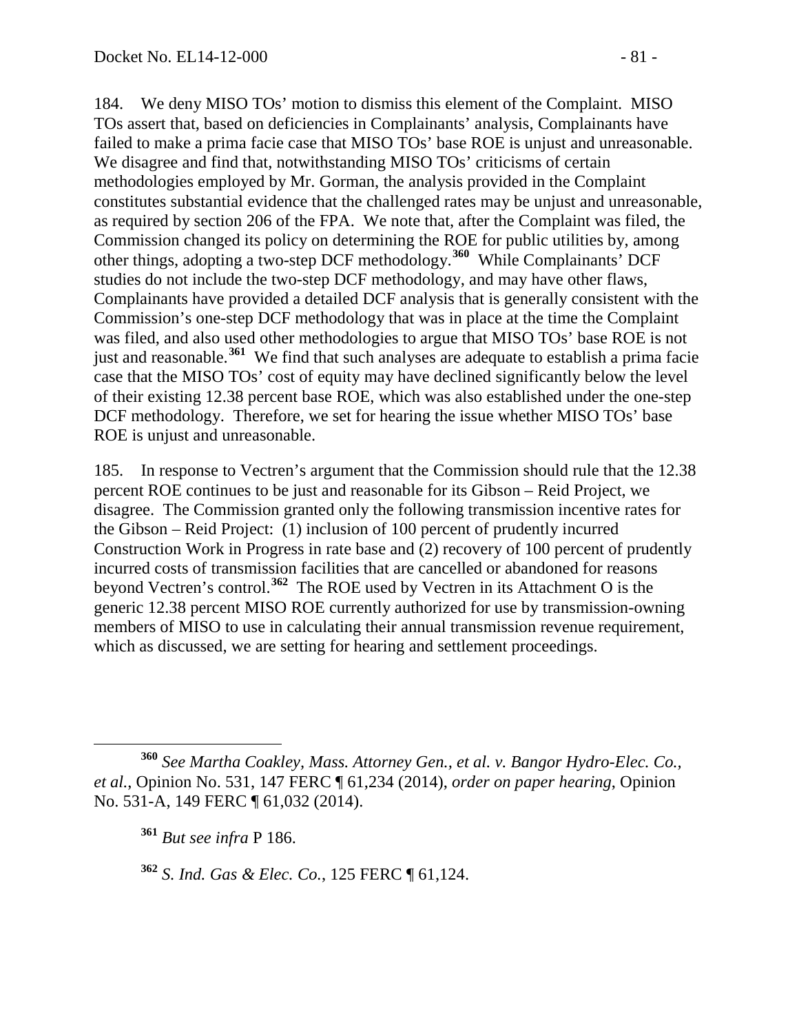184. We deny MISO TOs' motion to dismiss this element of the Complaint. MISO TOs assert that, based on deficiencies in Complainants' analysis, Complainants have failed to make a prima facie case that MISO TOs' base ROE is unjust and unreasonable. We disagree and find that, notwithstanding MISO TOs' criticisms of certain methodologies employed by Mr. Gorman, the analysis provided in the Complaint constitutes substantial evidence that the challenged rates may be unjust and unreasonable, as required by section 206 of the FPA. We note that, after the Complaint was filed, the Commission changed its policy on determining the ROE for public utilities by, among other things, adopting a two-step DCF methodology.[360] While Complainants' DCF studies do not include the two-step DCF methodology, and may have other flaws, Complainants have provided a detailed DCF analysis that is generally consistent with the Commission's one-step DCF methodology that was in place at the time the Complaint was filed, and also used other methodologies to argue that MISO TOs' base ROE is not just and reasonable.[361] We find that such analyses are adequate to establish a prima facie case that the MISO TOs' cost of equity may have declined significantly below the level of their existing 12.38 percent base ROE, which was also established under the one-step DCF methodology. Therefore, we set for hearing the issue whether MISO TOs' base ROE is unjust and unreasonable.

185. In response to Vectren's argument that the Commission should rule that the 12.38 percent ROE continues to be just and reasonable for its Gibson – Reid Project, we disagree. The Commission granted only the following transmission incentive rates for the Gibson – Reid Project: (1) inclusion of 100 percent of prudently incurred Construction Work in Progress in rate base and (2) recovery of 100 percent of prudently incurred costs of transmission facilities that are cancelled or abandoned for reasons beyond Vectren's control.[362] The ROE used by Vectren in its Attachment O is the generic 12.38 percent MISO ROE currently authorized for use by transmission-owning members of MISO to use in calculating their annual transmission revenue requirement, which as discussed, we are setting for hearing and settlement proceedings.

---

[360] *See Martha Coakley, Mass. Attorney Gen., et al. v. Bangor Hydro-Elec. Co., et al.*, Opinion No. 531, 147 FERC ¶ 61,234 (2014), *order on paper hearing*, Opinion No. 531-A, 149 FERC ¶ 61,032 (2014).

[361] *But see infra* P 186.

[362] *S. Ind. Gas & Elec. Co.*, 125 FERC ¶ 61,124.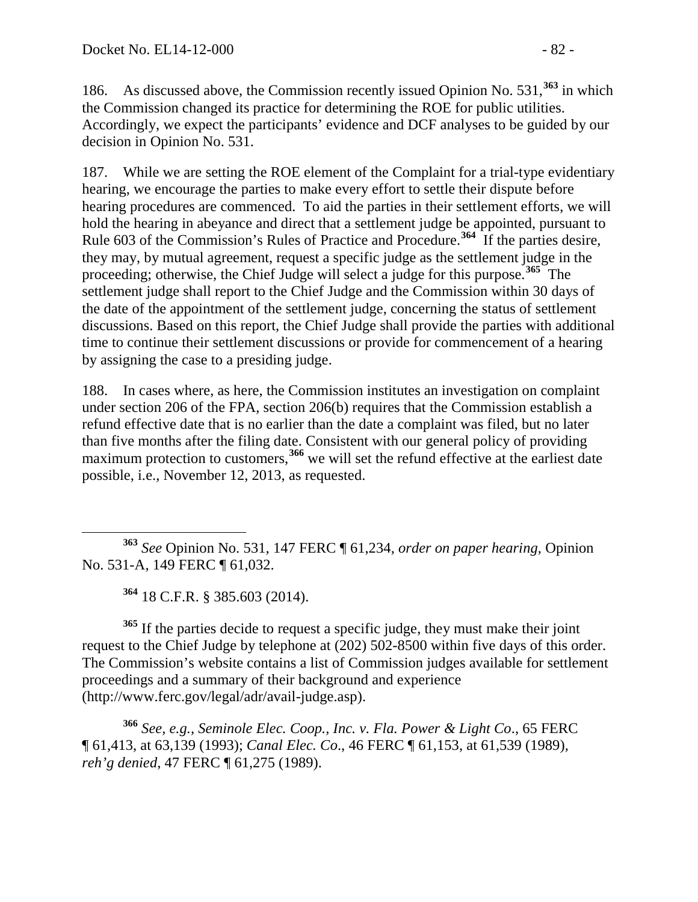186. As discussed above, the Commission recently issued Opinion No. 531,[363] in which the Commission changed its practice for determining the ROE for public utilities. Accordingly, we expect the participants' evidence and DCF analyses to be guided by our decision in Opinion No. 531.

187. While we are setting the ROE element of the Complaint for a trial-type evidentiary hearing, we encourage the parties to make every effort to settle their dispute before hearing procedures are commenced. To aid the parties in their settlement efforts, we will hold the hearing in abeyance and direct that a settlement judge be appointed, pursuant to Rule 603 of the Commission's Rules of Practice and Procedure.[364] If the parties desire, they may, by mutual agreement, request a specific judge as the settlement judge in the proceeding; otherwise, the Chief Judge will select a judge for this purpose.[365] The settlement judge shall report to the Chief Judge and the Commission within 30 days of the date of the appointment of the settlement judge, concerning the status of settlement discussions. Based on this report, the Chief Judge shall provide the parties with additional time to continue their settlement discussions or provide for commencement of a hearing by assigning the case to a presiding judge.

188. In cases where, as here, the Commission institutes an investigation on complaint under section 206 of the FPA, section 206(b) requires that the Commission establish a refund effective date that is no earlier than the date a complaint was filed, but no later than five months after the filing date. Consistent with our general policy of providing maximum protection to customers,[366] we will set the refund effective at the earliest date possible, i.e., November 12, 2013, as requested.

---

[363] *See* Opinion No. 531, 147 FERC ¶ 61,234, *order on paper hearing*, Opinion No. 531-A, 149 FERC ¶ 61,032.

[364] 18 C.F.R. § 385.603 (2014).

[365] If the parties decide to request a specific judge, they must make their joint request to the Chief Judge by telephone at (202) 502-8500 within five days of this order. The Commission's website contains a list of Commission judges available for settlement proceedings and a summary of their background and experience (http://www.ferc.gov/legal/adr/avail-judge.asp).

[366] *See, e.g.*, *Seminole Elec. Coop., Inc. v. Fla. Power & Light Co*., 65 FERC ¶ 61,413, at 63,139 (1993); *Canal Elec. Co*., 46 FERC ¶ 61,153, at 61,539 (1989), *reh'g denied*, 47 FERC ¶ 61,275 (1989).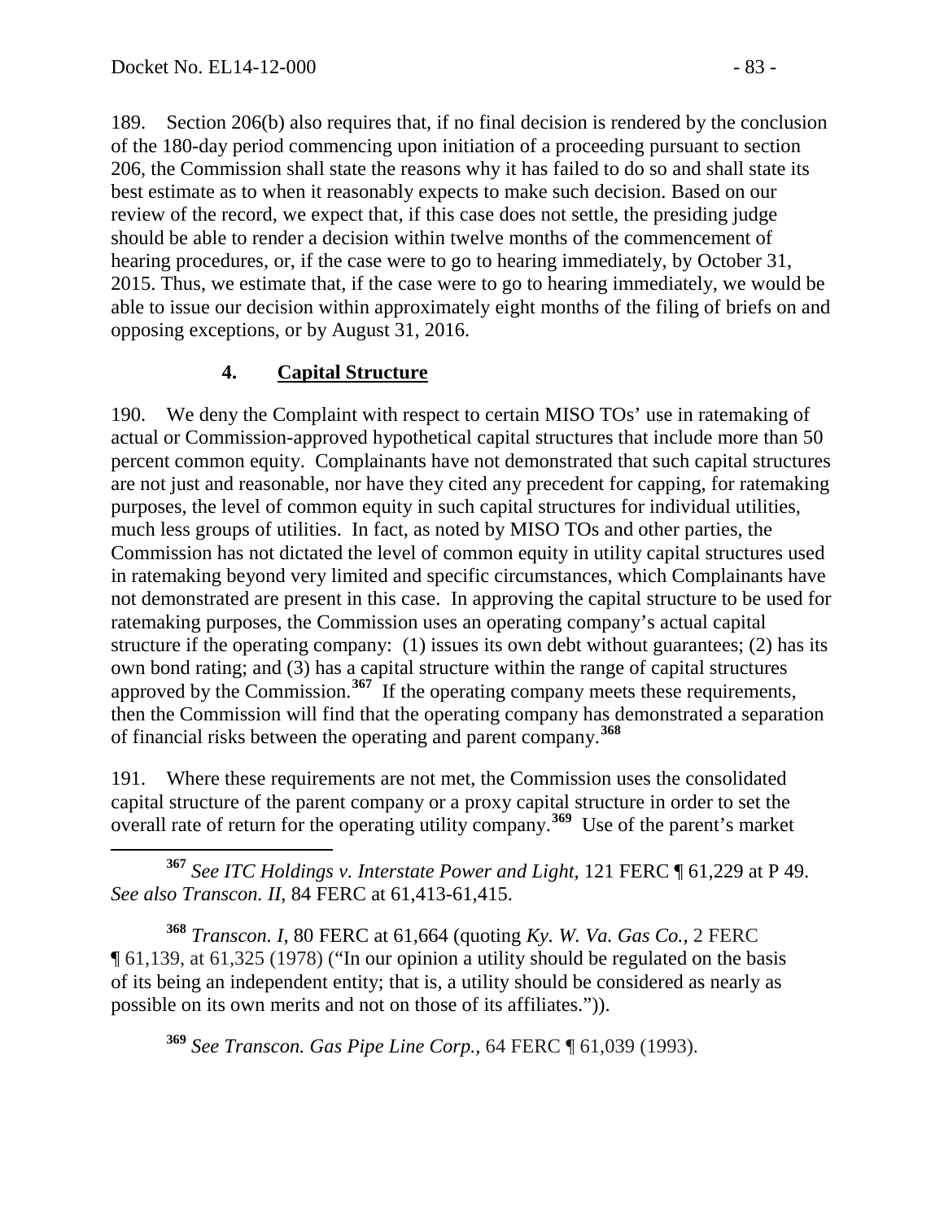189. Section 206(b) also requires that, if no final decision is rendered by the conclusion of the 180-day period commencing upon initiation of a proceeding pursuant to section 206, the Commission shall state the reasons why it has failed to do so and shall state its best estimate as to when it reasonably expects to make such decision. Based on our review of the record, we expect that, if this case does not settle, the presiding judge should be able to render a decision within twelve months of the commencement of hearing procedures, or, if the case were to go to hearing immediately, by October 31, 2015. Thus, we estimate that, if the case were to go to hearing immediately, we would be able to issue our decision within approximately eight months of the filing of briefs on and opposing exceptions, or by August 31, 2016.

### 4. **Capital Structure**

190. We deny the Complaint with respect to certain MISO TOs' use in ratemaking of actual or Commission-approved hypothetical capital structures that include more than 50 percent common equity. Complainants have not demonstrated that such capital structures are not just and reasonable, nor have they cited any precedent for capping, for ratemaking purposes, the level of common equity in such capital structures for individual utilities, much less groups of utilities. In fact, as noted by MISO TOs and other parties, the Commission has not dictated the level of common equity in utility capital structures used in ratemaking beyond very limited and specific circumstances, which Complainants have not demonstrated are present in this case. In approving the capital structure to be used for ratemaking purposes, the Commission uses an operating company's actual capital structure if the operating company: (1) issues its own debt without guarantees; (2) has its own bond rating; and (3) has a capital structure within the range of capital structures approved by the Commission.[367] If the operating company meets these requirements, then the Commission will find that the operating company has demonstrated a separation of financial risks between the operating and parent company.[368]

191. Where these requirements are not met, the Commission uses the consolidated capital structure of the parent company or a proxy capital structure in order to set the overall rate of return for the operating utility company.[369] Use of the parent's market

---

[367] *See ITC Holdings v. Interstate Power and Light,* 121 FERC ¶ 61,229 at P 49. *See also Transcon. II*, 84 FERC at 61,413-61,415.

[368] *Transcon. I*, 80 FERC at 61,664 (quoting *Ky. W. Va. Gas Co.*, 2 FERC ¶ 61,139, at 61,325 (1978) ("In our opinion a utility should be regulated on the basis of its being an independent entity; that is, a utility should be considered as nearly as possible on its own merits and not on those of its affiliates.")).

[369] *See Transcon. Gas Pipe Line Corp.*, 64 FERC ¶ 61,039 (1993).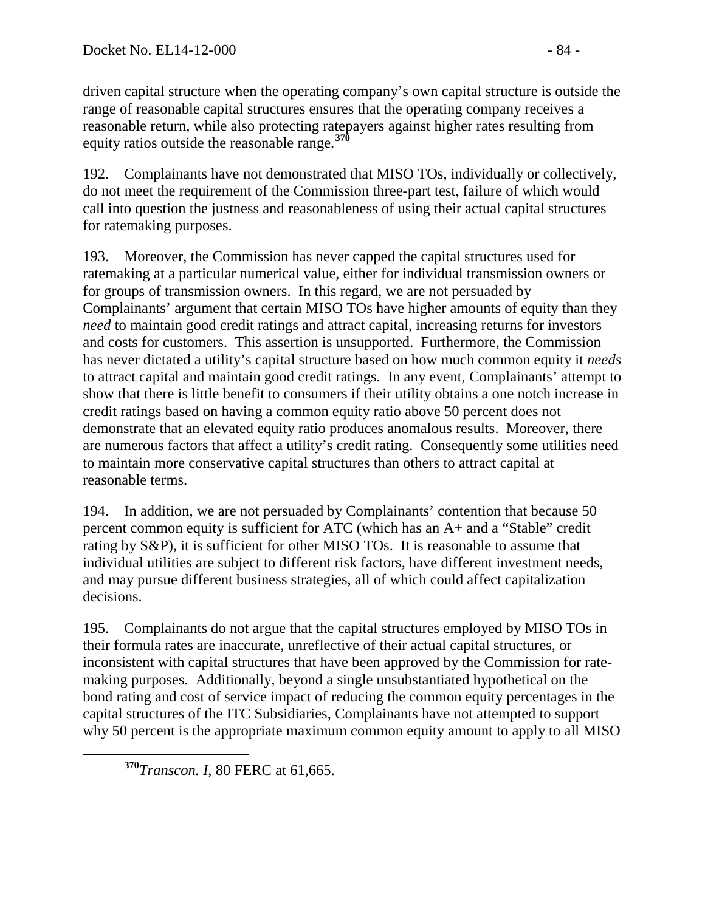driven capital structure when the operating company's own capital structure is outside the range of reasonable capital structures ensures that the operating company receives a reasonable return, while also protecting ratepayers against higher rates resulting from equity ratios outside the reasonable range.[370]

192. Complainants have not demonstrated that MISO TOs, individually or collectively, do not meet the requirement of the Commission three-part test, failure of which would call into question the justness and reasonableness of using their actual capital structures for ratemaking purposes.

193. Moreover, the Commission has never capped the capital structures used for ratemaking at a particular numerical value, either for individual transmission owners or for groups of transmission owners. In this regard, we are not persuaded by Complainants' argument that certain MISO TOs have higher amounts of equity than they *need* to maintain good credit ratings and attract capital, increasing returns for investors and costs for customers. This assertion is unsupported. Furthermore, the Commission has never dictated a utility's capital structure based on how much common equity it *needs* to attract capital and maintain good credit ratings. In any event, Complainants' attempt to show that there is little benefit to consumers if their utility obtains a one notch increase in credit ratings based on having a common equity ratio above 50 percent does not demonstrate that an elevated equity ratio produces anomalous results. Moreover, there are numerous factors that affect a utility's credit rating. Consequently some utilities need to maintain more conservative capital structures than others to attract capital at reasonable terms.

194. In addition, we are not persuaded by Complainants' contention that because 50 percent common equity is sufficient for ATC (which has an A+ and a "Stable" credit rating by S&P), it is sufficient for other MISO TOs. It is reasonable to assume that individual utilities are subject to different risk factors, have different investment needs, and may pursue different business strategies, all of which could affect capitalization decisions.

195. Complainants do not argue that the capital structures employed by MISO TOs in their formula rates are inaccurate, unreflective of their actual capital structures, or inconsistent with capital structures that have been approved by the Commission for rate-making purposes. Additionally, beyond a single unsubstantiated hypothetical on the bond rating and cost of service impact of reducing the common equity percentages in the capital structures of the ITC Subsidiaries, Complainants have not attempted to support why 50 percent is the appropriate maximum common equity amount to apply to all MISO

[370] *Transcon. I*, 80 FERC at 61,665.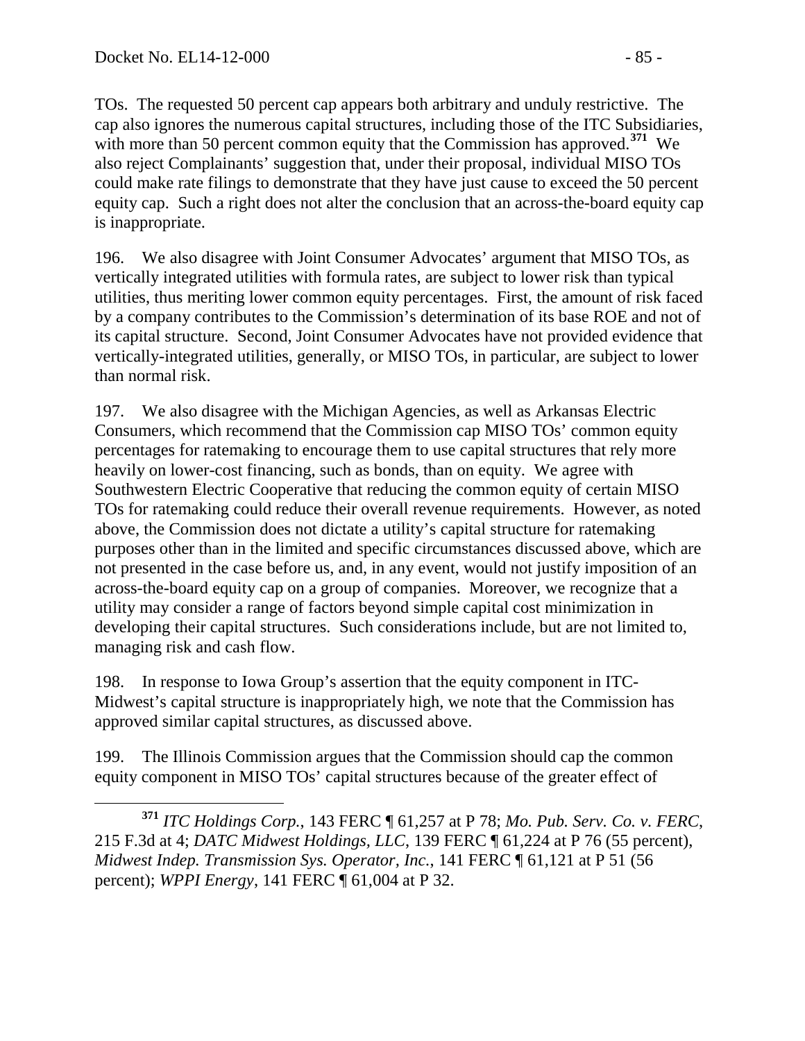TOs. The requested 50 percent cap appears both arbitrary and unduly restrictive. The cap also ignores the numerous capital structures, including those of the ITC Subsidiaries, with more than 50 percent common equity that the Commission has approved.[371] We also reject Complainants' suggestion that, under their proposal, individual MISO TOs could make rate filings to demonstrate that they have just cause to exceed the 50 percent equity cap. Such a right does not alter the conclusion that an across-the-board equity cap is inappropriate.

196. We also disagree with Joint Consumer Advocates' argument that MISO TOs, as vertically integrated utilities with formula rates, are subject to lower risk than typical utilities, thus meriting lower common equity percentages. First, the amount of risk faced by a company contributes to the Commission's determination of its base ROE and not of its capital structure. Second, Joint Consumer Advocates have not provided evidence that vertically-integrated utilities, generally, or MISO TOs, in particular, are subject to lower than normal risk.

197. We also disagree with the Michigan Agencies, as well as Arkansas Electric Consumers, which recommend that the Commission cap MISO TOs' common equity percentages for ratemaking to encourage them to use capital structures that rely more heavily on lower-cost financing, such as bonds, than on equity. We agree with Southwestern Electric Cooperative that reducing the common equity of certain MISO TOs for ratemaking could reduce their overall revenue requirements. However, as noted above, the Commission does not dictate a utility's capital structure for ratemaking purposes other than in the limited and specific circumstances discussed above, which are not presented in the case before us, and, in any event, would not justify imposition of an across-the-board equity cap on a group of companies. Moreover, we recognize that a utility may consider a range of factors beyond simple capital cost minimization in developing their capital structures. Such considerations include, but are not limited to, managing risk and cash flow.

198. In response to Iowa Group's assertion that the equity component in ITC-Midwest's capital structure is inappropriately high, we note that the Commission has approved similar capital structures, as discussed above.

199. The Illinois Commission argues that the Commission should cap the common equity component in MISO TOs' capital structures because of the greater effect of

---

[371] *ITC Holdings Corp.*, 143 FERC ¶ 61,257 at P 78; *Mo. Pub. Serv. Co. v. FERC*, 215 F.3d at 4; *DATC Midwest Holdings, LLC*, 139 FERC ¶ 61,224 at P 76 (55 percent), *Midwest Indep. Transmission Sys. Operator, Inc.*, 141 FERC ¶ 61,121 at P 51 (56 percent); *WPPI Energy*, 141 FERC ¶ 61,004 at P 32.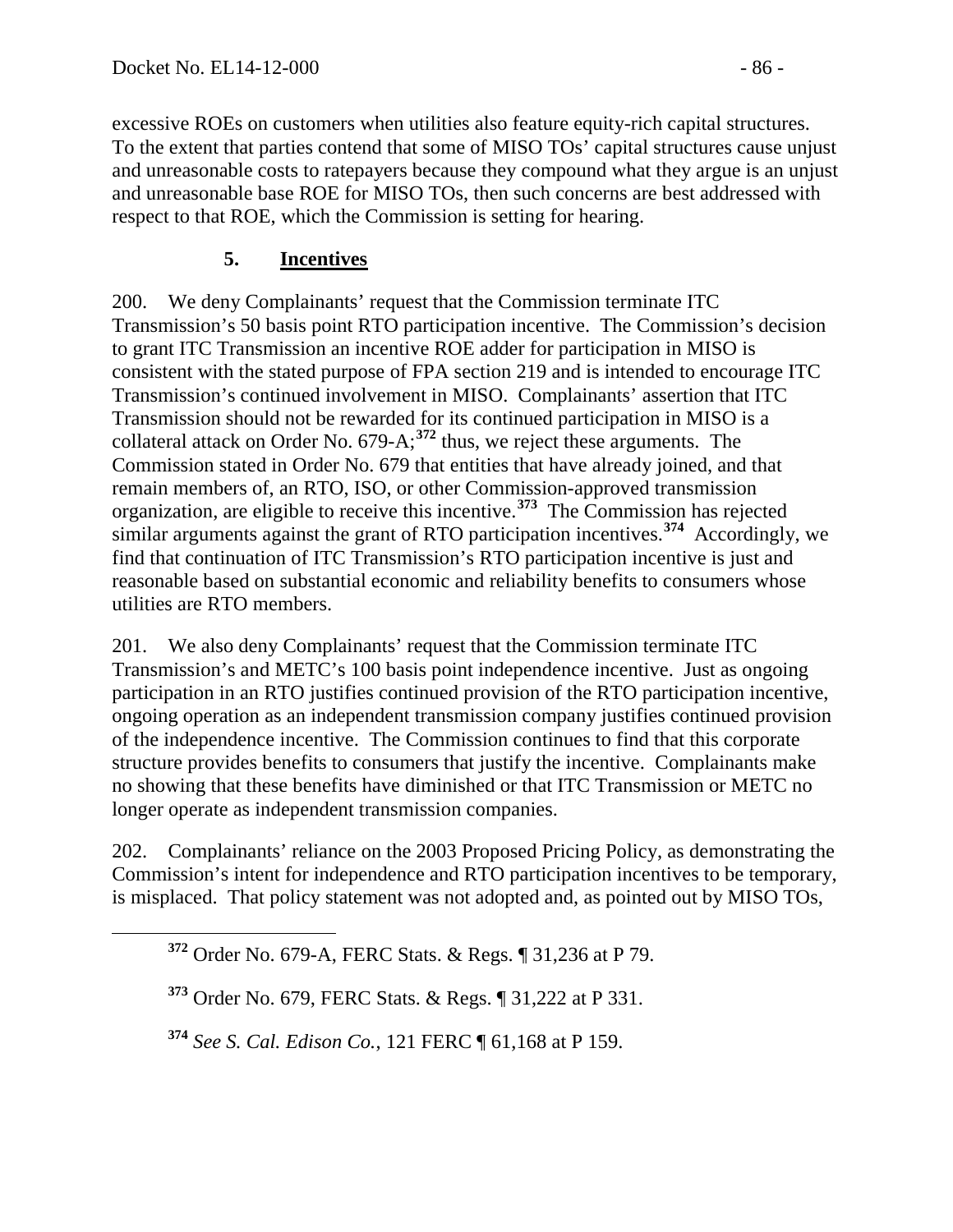excessive ROEs on customers when utilities also feature equity-rich capital structures. To the extent that parties contend that some of MISO TOs' capital structures cause unjust and unreasonable costs to ratepayers because they compound what they argue is an unjust and unreasonable base ROE for MISO TOs, then such concerns are best addressed with respect to that ROE, which the Commission is setting for hearing.

### 5. **Incentives**

200. We deny Complainants' request that the Commission terminate ITC Transmission's 50 basis point RTO participation incentive. The Commission's decision to grant ITC Transmission an incentive ROE adder for participation in MISO is consistent with the stated purpose of FPA section 219 and is intended to encourage ITC Transmission's continued involvement in MISO. Complainants' assertion that ITC Transmission should not be rewarded for its continued participation in MISO is a collateral attack on Order No. 679-A;[372] thus, we reject these arguments. The Commission stated in Order No. 679 that entities that have already joined, and that remain members of, an RTO, ISO, or other Commission-approved transmission organization, are eligible to receive this incentive.[373] The Commission has rejected similar arguments against the grant of RTO participation incentives.[374] Accordingly, we find that continuation of ITC Transmission's RTO participation incentive is just and reasonable based on substantial economic and reliability benefits to consumers whose utilities are RTO members.

201. We also deny Complainants' request that the Commission terminate ITC Transmission's and METC's 100 basis point independence incentive. Just as ongoing participation in an RTO justifies continued provision of the RTO participation incentive, ongoing operation as an independent transmission company justifies continued provision of the independence incentive. The Commission continues to find that this corporate structure provides benefits to consumers that justify the incentive. Complainants make no showing that these benefits have diminished or that ITC Transmission or METC no longer operate as independent transmission companies.

202. Complainants' reliance on the 2003 Proposed Pricing Policy, as demonstrating the Commission's intent for independence and RTO participation incentives to be temporary, is misplaced. That policy statement was not adopted and, as pointed out by MISO TOs,

---

[372] Order No. 679-A, FERC Stats. & Regs. ¶ 31,236 at P 79.

[373] Order No. 679, FERC Stats. & Regs. ¶ 31,222 at P 331.

[374] *See S. Cal. Edison Co.*, 121 FERC ¶ 61,168 at P 159.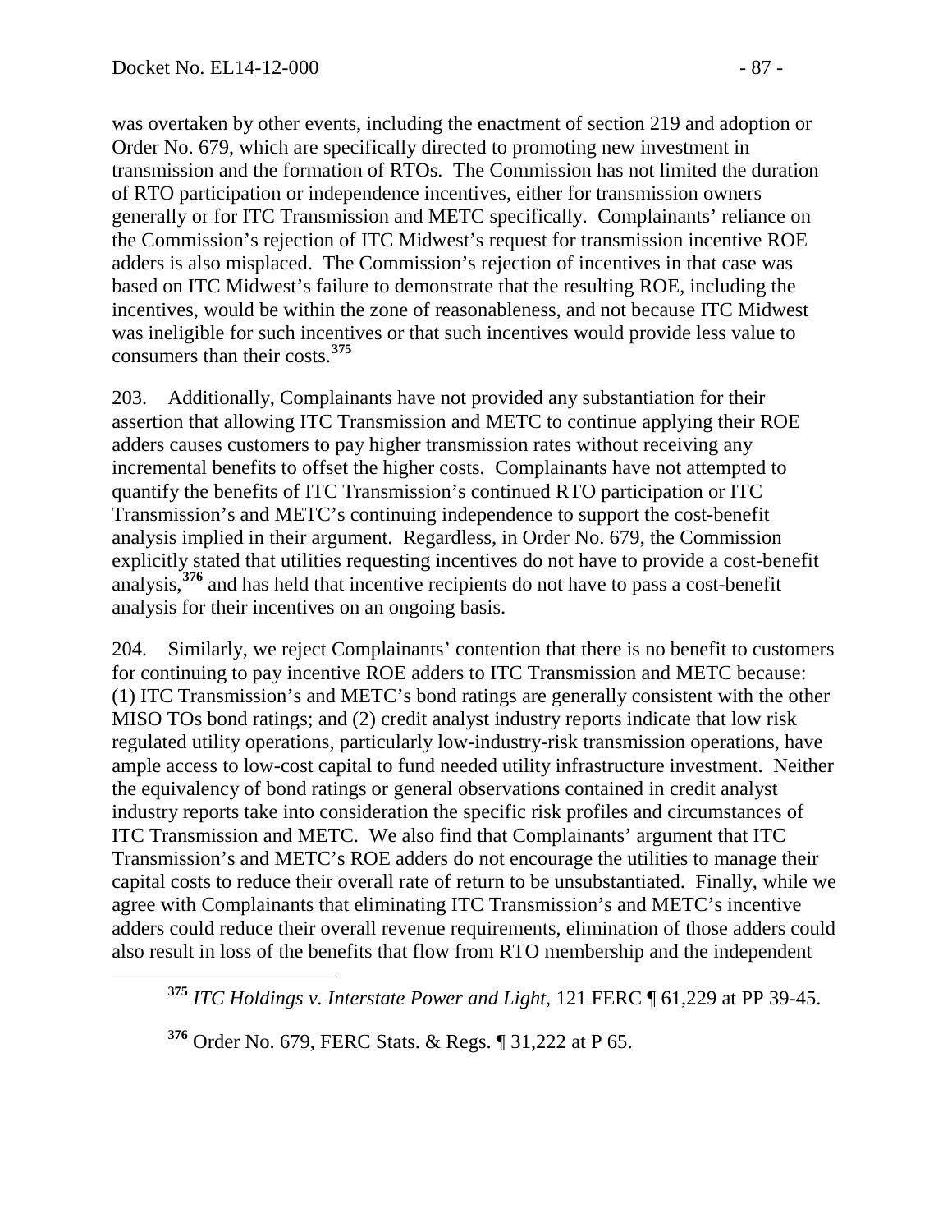was overtaken by other events, including the enactment of section 219 and adoption or Order No. 679, which are specifically directed to promoting new investment in transmission and the formation of RTOs. The Commission has not limited the duration of RTO participation or independence incentives, either for transmission owners generally or for ITC Transmission and METC specifically. Complainants' reliance on the Commission's rejection of ITC Midwest's request for transmission incentive ROE adders is also misplaced. The Commission's rejection of incentives in that case was based on ITC Midwest's failure to demonstrate that the resulting ROE, including the incentives, would be within the zone of reasonableness, and not because ITC Midwest was ineligible for such incentives or that such incentives would provide less value to consumers than their costs.[375]

203. Additionally, Complainants have not provided any substantiation for their assertion that allowing ITC Transmission and METC to continue applying their ROE adders causes customers to pay higher transmission rates without receiving any incremental benefits to offset the higher costs. Complainants have not attempted to quantify the benefits of ITC Transmission's continued RTO participation or ITC Transmission's and METC's continuing independence to support the cost-benefit analysis implied in their argument. Regardless, in Order No. 679, the Commission explicitly stated that utilities requesting incentives do not have to provide a cost-benefit analysis,[376] and has held that incentive recipients do not have to pass a cost-benefit analysis for their incentives on an ongoing basis.

204. Similarly, we reject Complainants' contention that there is no benefit to customers for continuing to pay incentive ROE adders to ITC Transmission and METC because: (1) ITC Transmission's and METC's bond ratings are generally consistent with the other MISO TOs bond ratings; and (2) credit analyst industry reports indicate that low risk regulated utility operations, particularly low-industry-risk transmission operations, have ample access to low-cost capital to fund needed utility infrastructure investment. Neither the equivalency of bond ratings or general observations contained in credit analyst industry reports take into consideration the specific risk profiles and circumstances of ITC Transmission and METC. We also find that Complainants' argument that ITC Transmission's and METC's ROE adders do not encourage the utilities to manage their capital costs to reduce their overall rate of return to be unsubstantiated. Finally, while we agree with Complainants that eliminating ITC Transmission's and METC's incentive adders could reduce their overall revenue requirements, elimination of those adders could also result in loss of the benefits that flow from RTO membership and the independent

[375] *ITC Holdings v. Interstate Power and Light*, 121 FERC ¶ 61,229 at PP 39-45.

[376] Order No. 679, FERC Stats. & Regs. ¶ 31,222 at P 65.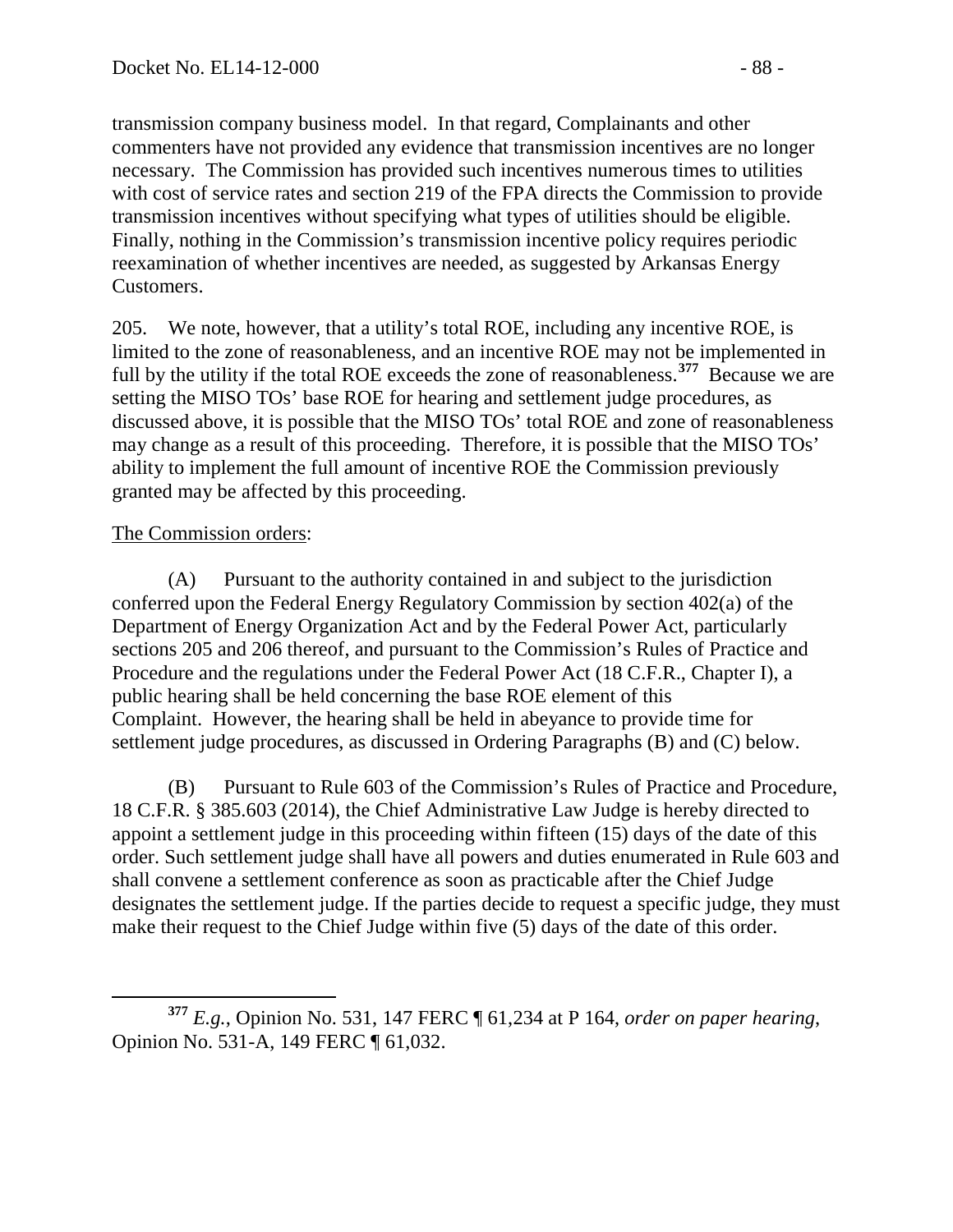transmission company business model. In that regard, Complainants and other commenters have not provided any evidence that transmission incentives are no longer necessary. The Commission has provided such incentives numerous times to utilities with cost of service rates and section 219 of the FPA directs the Commission to provide transmission incentives without specifying what types of utilities should be eligible. Finally, nothing in the Commission's transmission incentive policy requires periodic reexamination of whether incentives are needed, as suggested by Arkansas Energy Customers.

205. We note, however, that a utility's total ROE, including any incentive ROE, is limited to the zone of reasonableness, and an incentive ROE may not be implemented in full by the utility if the total ROE exceeds the zone of reasonableness.[377] Because we are setting the MISO TOs' base ROE for hearing and settlement judge procedures, as discussed above, it is possible that the MISO TOs' total ROE and zone of reasonableness may change as a result of this proceeding. Therefore, it is possible that the MISO TOs' ability to implement the full amount of incentive ROE the Commission previously granted may be affected by this proceeding.

The Commission orders:

(A) Pursuant to the authority contained in and subject to the jurisdiction conferred upon the Federal Energy Regulatory Commission by section 402(a) of the Department of Energy Organization Act and by the Federal Power Act, particularly sections 205 and 206 thereof, and pursuant to the Commission's Rules of Practice and Procedure and the regulations under the Federal Power Act (18 C.F.R., Chapter I), a public hearing shall be held concerning the base ROE element of this Complaint. However, the hearing shall be held in abeyance to provide time for settlement judge procedures, as discussed in Ordering Paragraphs (B) and (C) below.

(B) Pursuant to Rule 603 of the Commission's Rules of Practice and Procedure, 18 C.F.R. § 385.603 (2014), the Chief Administrative Law Judge is hereby directed to appoint a settlement judge in this proceeding within fifteen (15) days of the date of this order. Such settlement judge shall have all powers and duties enumerated in Rule 603 and shall convene a settlement conference as soon as practicable after the Chief Judge designates the settlement judge. If the parties decide to request a specific judge, they must make their request to the Chief Judge within five (5) days of the date of this order.

---

[377] *E.g.*, Opinion No. 531, 147 FERC ¶ 61,234 at P 164, *order on paper hearing*, Opinion No. 531-A, 149 FERC ¶ 61,032.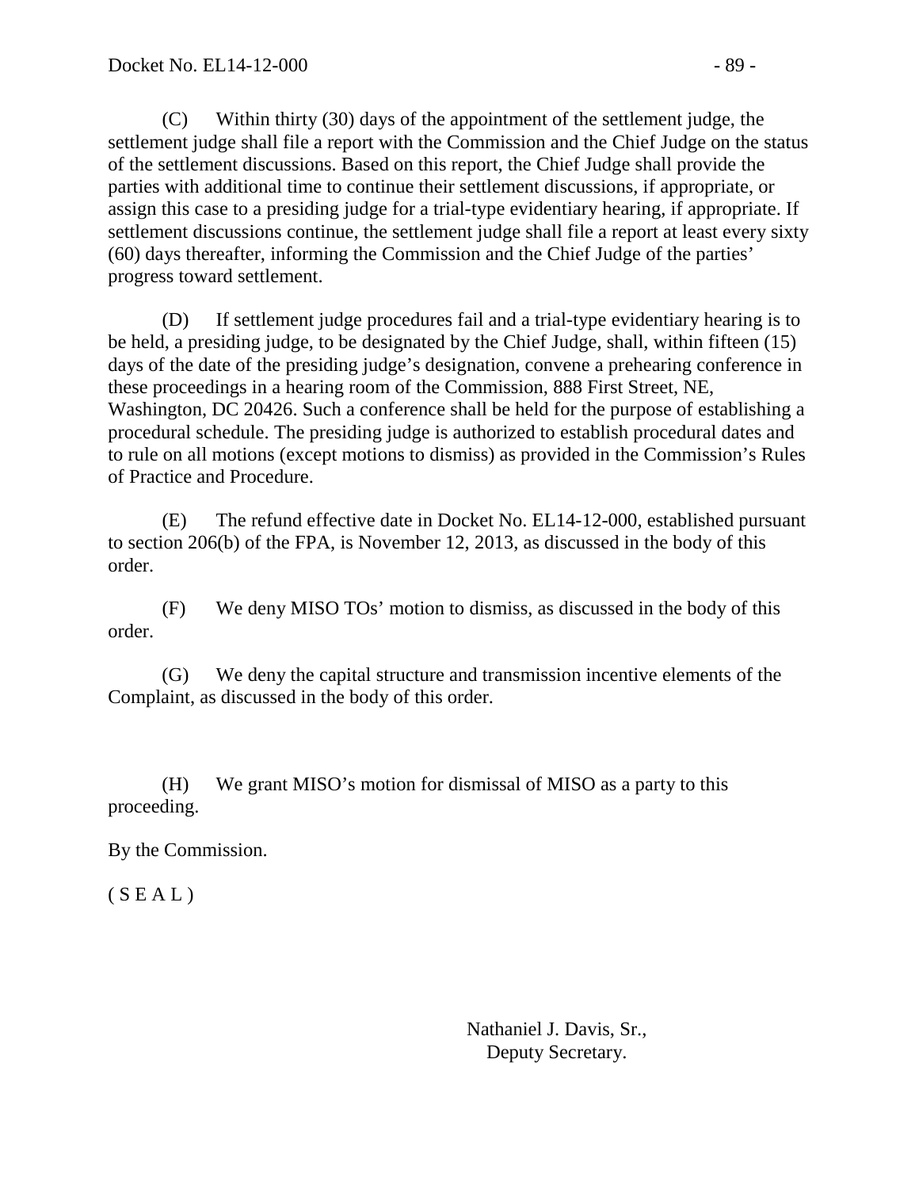(C) Within thirty (30) days of the appointment of the settlement judge, the settlement judge shall file a report with the Commission and the Chief Judge on the status of the settlement discussions. Based on this report, the Chief Judge shall provide the parties with additional time to continue their settlement discussions, if appropriate, or assign this case to a presiding judge for a trial-type evidentiary hearing, if appropriate. If settlement discussions continue, the settlement judge shall file a report at least every sixty (60) days thereafter, informing the Commission and the Chief Judge of the parties' progress toward settlement.

(D) If settlement judge procedures fail and a trial-type evidentiary hearing is to be held, a presiding judge, to be designated by the Chief Judge, shall, within fifteen (15) days of the date of the presiding judge's designation, convene a prehearing conference in these proceedings in a hearing room of the Commission, 888 First Street, NE, Washington, DC 20426. Such a conference shall be held for the purpose of establishing a procedural schedule. The presiding judge is authorized to establish procedural dates and to rule on all motions (except motions to dismiss) as provided in the Commission's Rules of Practice and Procedure.

(E) The refund effective date in Docket No. EL14-12-000, established pursuant to section 206(b) of the FPA, is November 12, 2013, as discussed in the body of this order.

(F) We deny MISO TOs' motion to dismiss, as discussed in the body of this order.

(G) We deny the capital structure and transmission incentive elements of the Complaint, as discussed in the body of this order.

(H) We grant MISO's motion for dismissal of MISO as a party to this proceeding.

By the Commission.

( S E A L )

Nathaniel J. Davis, Sr.,
Deputy Secretary.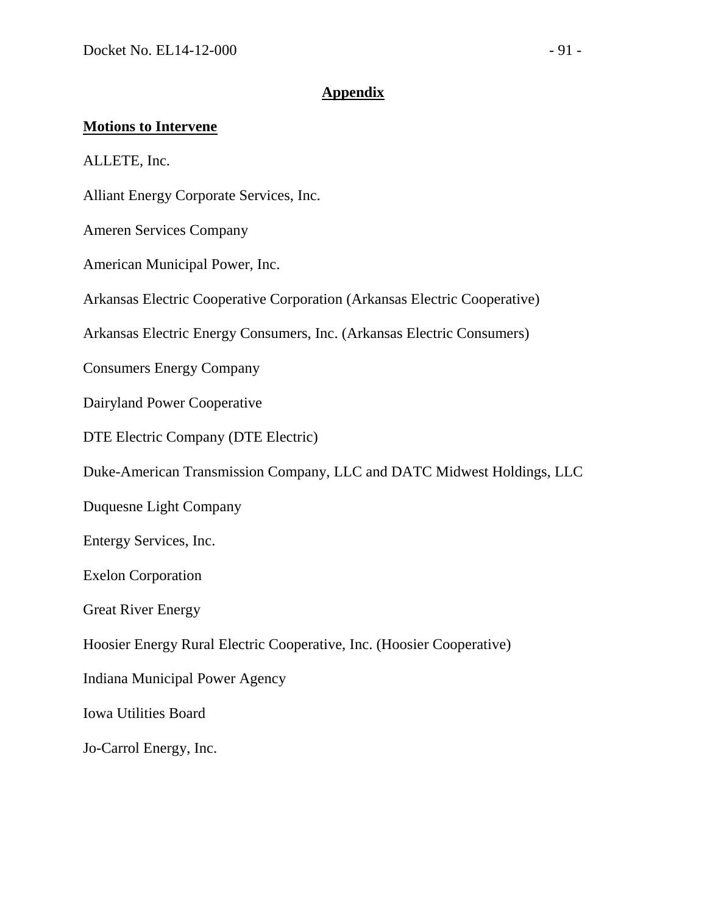# Appendix

## Motions to Intervene

ALLETE, Inc.

Alliant Energy Corporate Services, Inc.

Ameren Services Company

American Municipal Power, Inc.

Arkansas Electric Cooperative Corporation (Arkansas Electric Cooperative)

Arkansas Electric Energy Consumers, Inc. (Arkansas Electric Consumers)

Consumers Energy Company

Dairyland Power Cooperative

DTE Electric Company (DTE Electric)

Duke-American Transmission Company, LLC and DATC Midwest Holdings, LLC

Duquesne Light Company

Entergy Services, Inc.

Exelon Corporation

Great River Energy

Hoosier Energy Rural Electric Cooperative, Inc. (Hoosier Cooperative)

Indiana Municipal Power Agency

Iowa Utilities Board

Jo-Carrol Energy, Inc.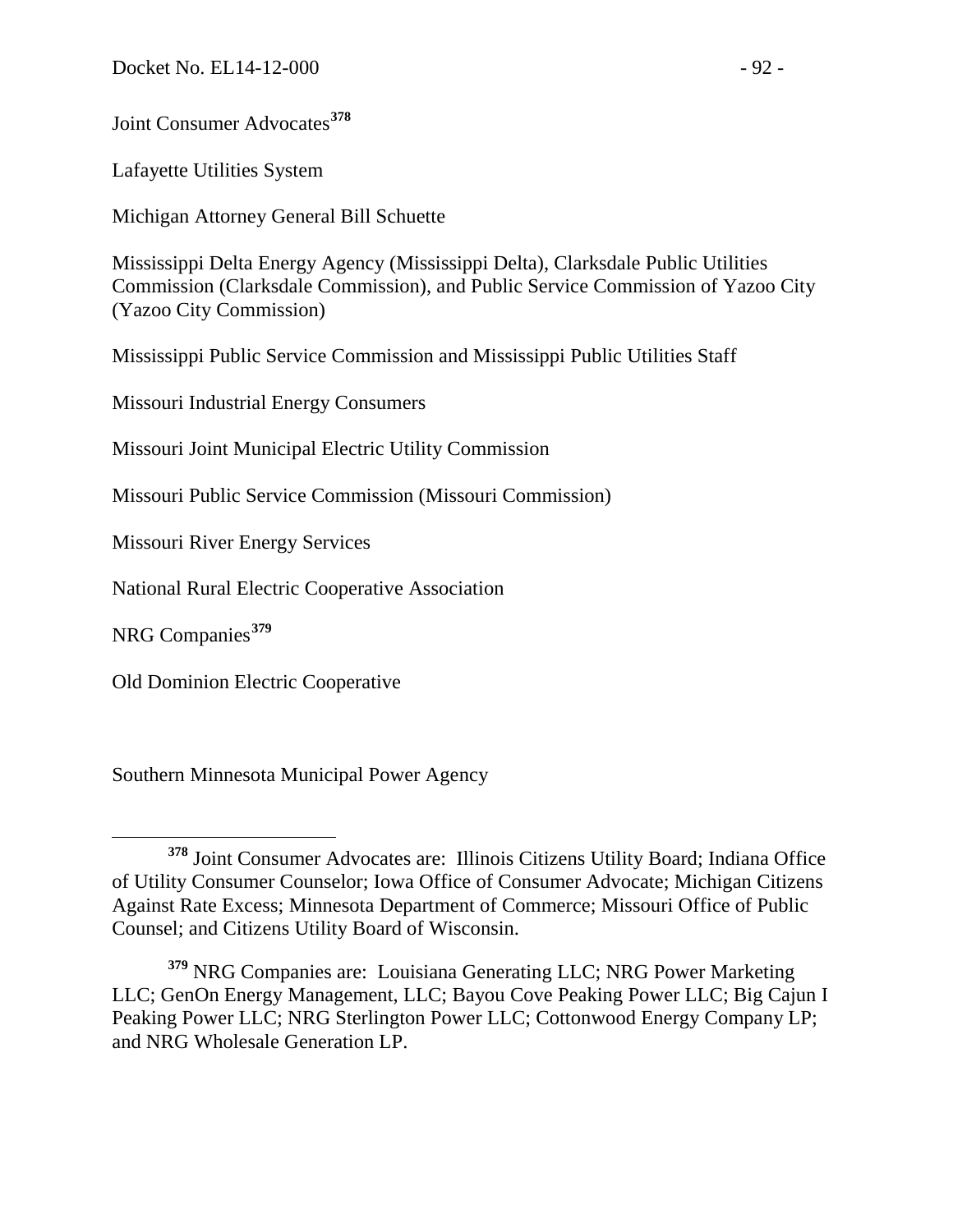Joint Consumer Advocates[378]

Lafayette Utilities System

Michigan Attorney General Bill Schuette

Mississippi Delta Energy Agency (Mississippi Delta), Clarksdale Public Utilities Commission (Clarksdale Commission), and Public Service Commission of Yazoo City (Yazoo City Commission)

Mississippi Public Service Commission and Mississippi Public Utilities Staff

Missouri Industrial Energy Consumers

Missouri Joint Municipal Electric Utility Commission

Missouri Public Service Commission (Missouri Commission)

Missouri River Energy Services

National Rural Electric Cooperative Association

NRG Companies[379]

Old Dominion Electric Cooperative

Southern Minnesota Municipal Power Agency

---

[378] Joint Consumer Advocates are: Illinois Citizens Utility Board; Indiana Office of Utility Consumer Counselor; Iowa Office of Consumer Advocate; Michigan Citizens Against Rate Excess; Minnesota Department of Commerce; Missouri Office of Public Counsel; and Citizens Utility Board of Wisconsin.

[379] NRG Companies are: Louisiana Generating LLC; NRG Power Marketing LLC; GenOn Energy Management, LLC; Bayou Cove Peaking Power LLC; Big Cajun I Peaking Power LLC; NRG Sterlington Power LLC; Cottonwood Energy Company LP; and NRG Wholesale Generation LP.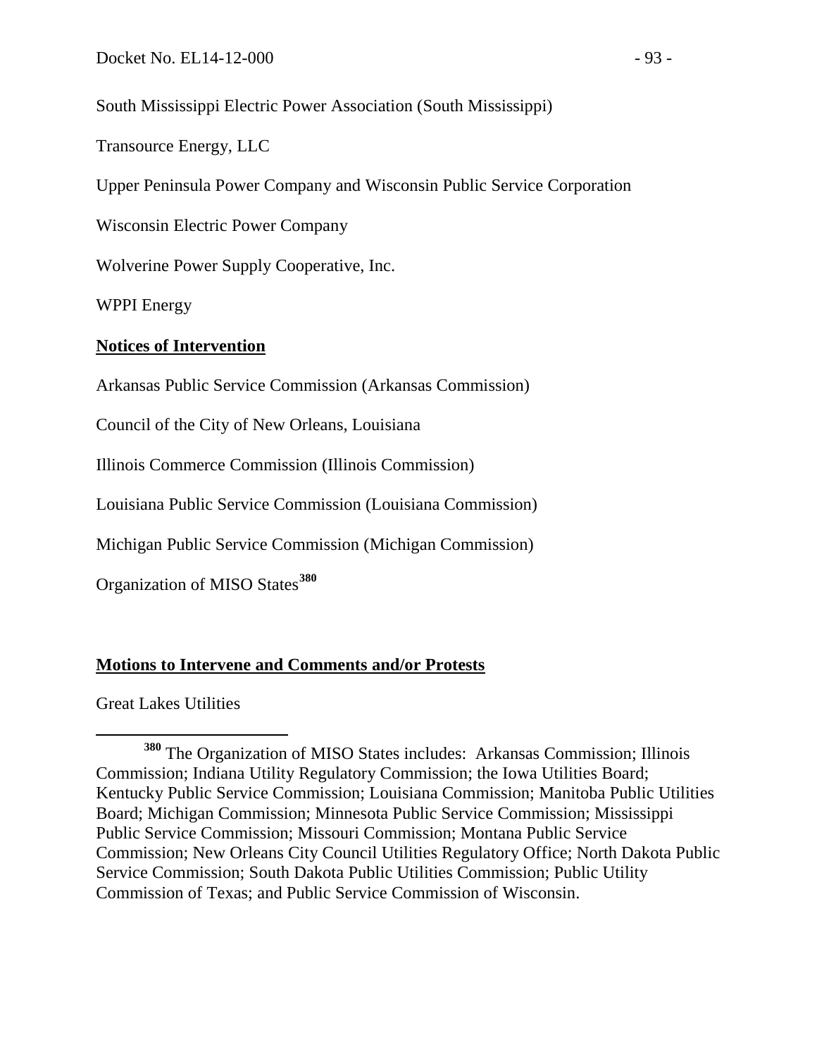South Mississippi Electric Power Association (South Mississippi)

Transource Energy, LLC

Upper Peninsula Power Company and Wisconsin Public Service Corporation

Wisconsin Electric Power Company

Wolverine Power Supply Cooperative, Inc.

WPPI Energy

**Notices of Intervention**

Arkansas Public Service Commission (Arkansas Commission)

Council of the City of New Orleans, Louisiana

Illinois Commerce Commission (Illinois Commission)

Louisiana Public Service Commission (Louisiana Commission)

Michigan Public Service Commission (Michigan Commission)

Organization of MISO States[380]

**Motions to Intervene and Comments and/or Protests**

Great Lakes Utilities

[380] The Organization of MISO States includes: Arkansas Commission; Illinois Commission; Indiana Utility Regulatory Commission; the Iowa Utilities Board; Kentucky Public Service Commission; Louisiana Commission; Manitoba Public Utilities Board; Michigan Commission; Minnesota Public Service Commission; Mississippi Public Service Commission; Missouri Commission; Montana Public Service Commission; New Orleans City Council Utilities Regulatory Office; North Dakota Public Service Commission; South Dakota Public Utilities Commission; Public Utility Commission of Texas; and Public Service Commission of Wisconsin.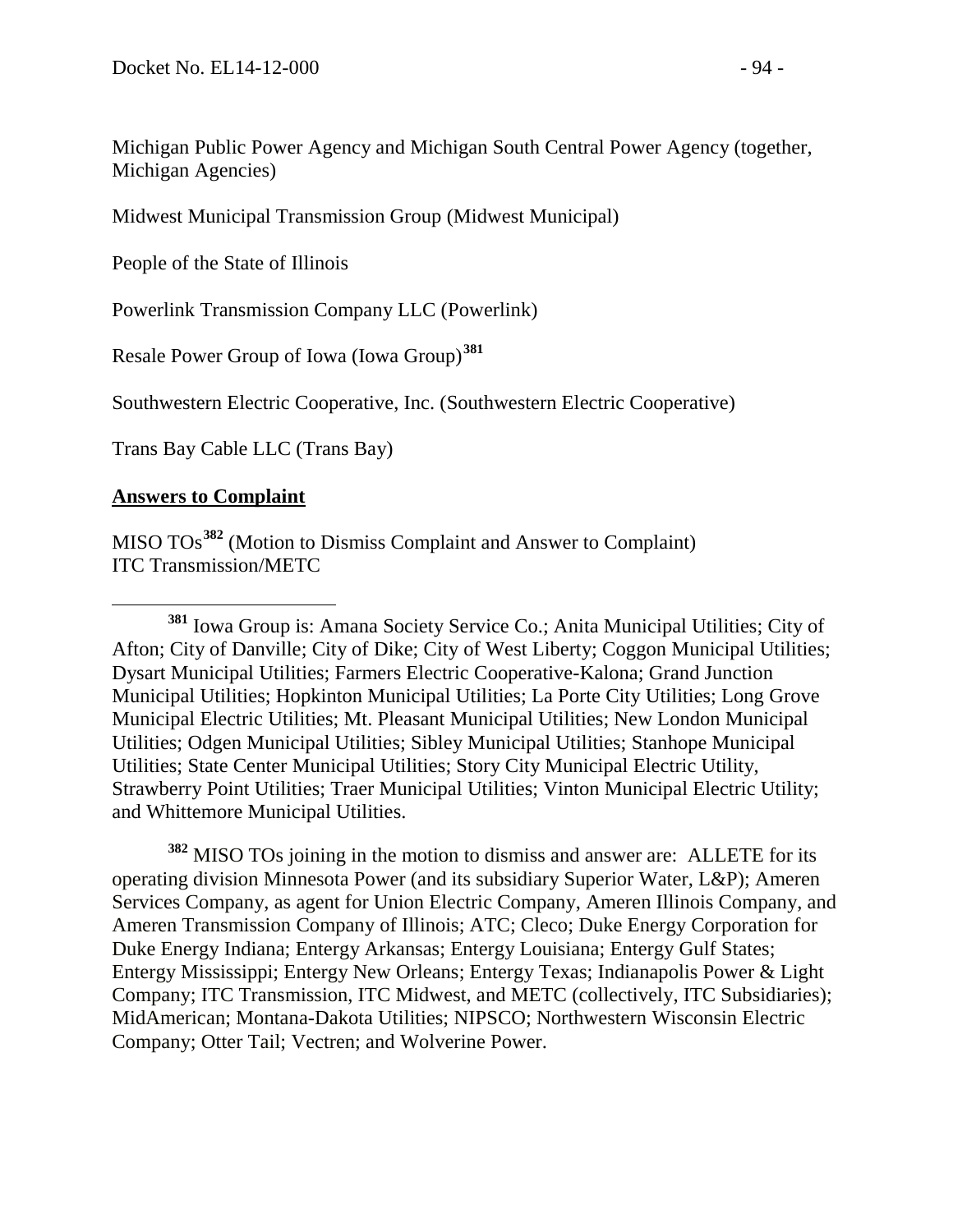Michigan Public Power Agency and Michigan South Central Power Agency (together, Michigan Agencies)

Midwest Municipal Transmission Group (Midwest Municipal)

People of the State of Illinois

Powerlink Transmission Company LLC (Powerlink)

Resale Power Group of Iowa (Iowa Group)[381]

Southwestern Electric Cooperative, Inc. (Southwestern Electric Cooperative)

Trans Bay Cable LLC (Trans Bay)

**Answers to Complaint**

MISO TOs[382] (Motion to Dismiss Complaint and Answer to Complaint)
ITC Transmission/METC

---

[381] Iowa Group is: Amana Society Service Co.; Anita Municipal Utilities; City of Afton; City of Danville; City of Dike; City of West Liberty; Coggon Municipal Utilities; Dysart Municipal Utilities; Farmers Electric Cooperative-Kalona; Grand Junction Municipal Utilities; Hopkinton Municipal Utilities; La Porte City Utilities; Long Grove Municipal Electric Utilities; Mt. Pleasant Municipal Utilities; New London Municipal Utilities; Odgen Municipal Utilities; Sibley Municipal Utilities; Stanhope Municipal Utilities; State Center Municipal Utilities; Story City Municipal Electric Utility, Strawberry Point Utilities; Traer Municipal Utilities; Vinton Municipal Electric Utility; and Whittemore Municipal Utilities.

[382] MISO TOs joining in the motion to dismiss and answer are: ALLETE for its operating division Minnesota Power (and its subsidiary Superior Water, L&P); Ameren Services Company, as agent for Union Electric Company, Ameren Illinois Company, and Ameren Transmission Company of Illinois; ATC; Cleco; Duke Energy Corporation for Duke Energy Indiana; Entergy Arkansas; Entergy Louisiana; Entergy Gulf States; Entergy Mississippi; Entergy New Orleans; Entergy Texas; Indianapolis Power & Light Company; ITC Transmission, ITC Midwest, and METC (collectively, ITC Subsidiaries); MidAmerican; Montana-Dakota Utilities; NIPSCO; Northwestern Wisconsin Electric Company; Otter Tail; Vectren; and Wolverine Power.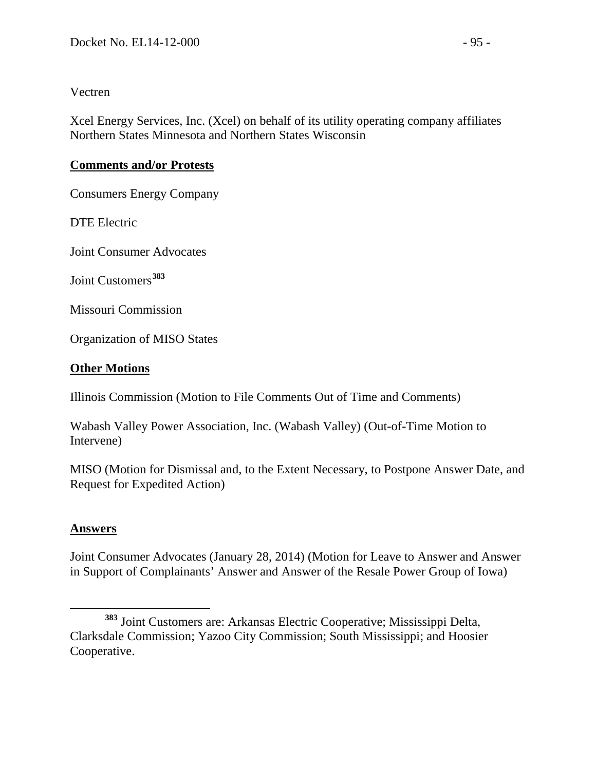Vectren

Xcel Energy Services, Inc. (Xcel) on behalf of its utility operating company affiliates Northern States Minnesota and Northern States Wisconsin

**Comments and/or Protests**

Consumers Energy Company

DTE Electric

Joint Consumer Advocates

Joint Customers[383]

Missouri Commission

Organization of MISO States

**Other Motions**

Illinois Commission (Motion to File Comments Out of Time and Comments)

Wabash Valley Power Association, Inc. (Wabash Valley) (Out-of-Time Motion to Intervene)

MISO (Motion for Dismissal and, to the Extent Necessary, to Postpone Answer Date, and Request for Expedited Action)

**Answers**

Joint Consumer Advocates (January 28, 2014) (Motion for Leave to Answer and Answer in Support of Complainants' Answer and Answer of the Resale Power Group of Iowa)

[383] Joint Customers are: Arkansas Electric Cooperative; Mississippi Delta, Clarksdale Commission; Yazoo City Commission; South Mississippi; and Hoosier Cooperative.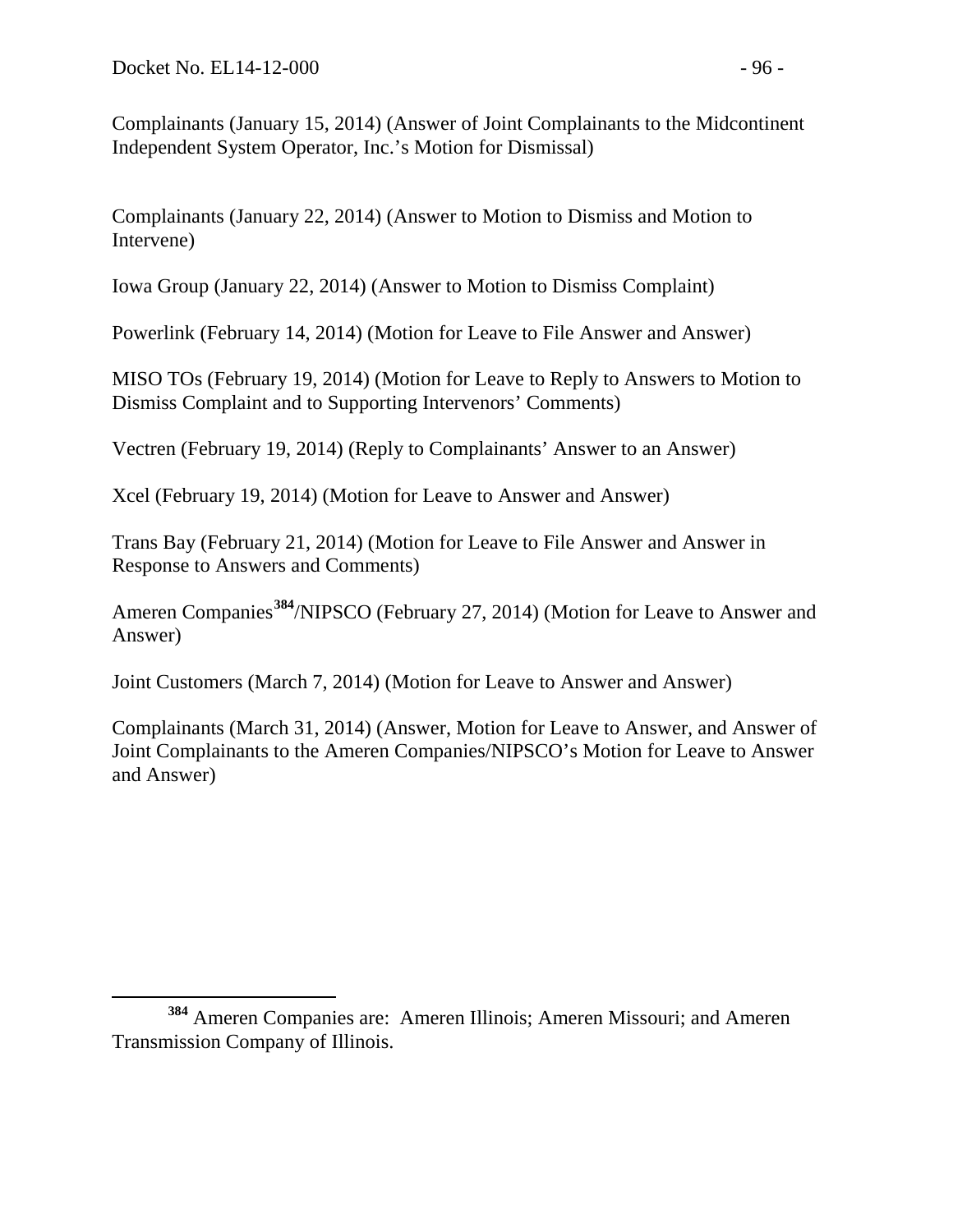Complainants (January 15, 2014) (Answer of Joint Complainants to the Midcontinent Independent System Operator, Inc.'s Motion for Dismissal)

Complainants (January 22, 2014) (Answer to Motion to Dismiss and Motion to Intervene)

Iowa Group (January 22, 2014) (Answer to Motion to Dismiss Complaint)

Powerlink (February 14, 2014) (Motion for Leave to File Answer and Answer)

MISO TOs (February 19, 2014) (Motion for Leave to Reply to Answers to Motion to Dismiss Complaint and to Supporting Intervenors' Comments)

Vectren (February 19, 2014) (Reply to Complainants' Answer to an Answer)

Xcel (February 19, 2014) (Motion for Leave to Answer and Answer)

Trans Bay (February 21, 2014) (Motion for Leave to File Answer and Answer in Response to Answers and Comments)

Ameren Companies[384]/NIPSCO (February 27, 2014) (Motion for Leave to Answer and Answer)

Joint Customers (March 7, 2014) (Motion for Leave to Answer and Answer)

Complainants (March 31, 2014) (Answer, Motion for Leave to Answer, and Answer of Joint Complainants to the Ameren Companies/NIPSCO's Motion for Leave to Answer and Answer)

[384] Ameren Companies are: Ameren Illinois; Ameren Missouri; and Ameren Transmission Company of Illinois.